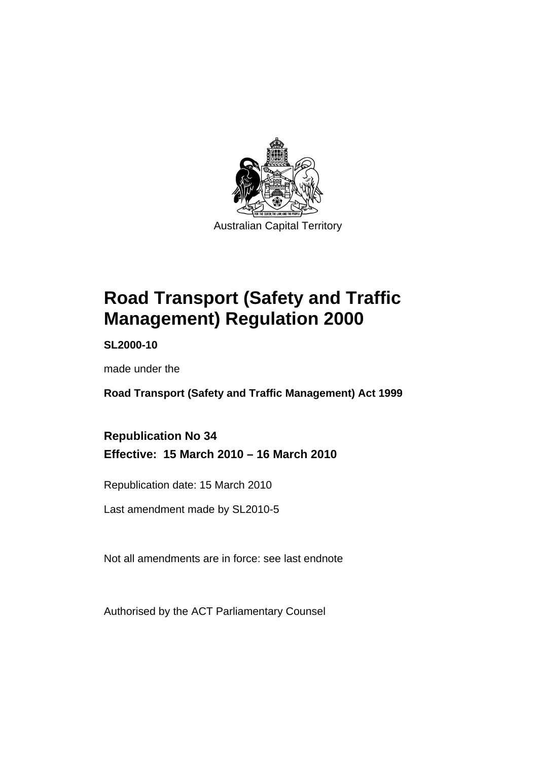Australian Capital Territory

# Road Transport (Safety and Traffic Management) Regulation 2000

**SL2000-10**

made under the

**Road Transport (Safety and Traffic Management) Act 1999**

## Republication No 34

**Effective: 15 March 2010 – 16 March 2010**

Republication date: 15 March 2010

Last amendment made by SL2010-5

Not all amendments are in force: see last endnote

Authorised by the ACT Parliamentary Counsel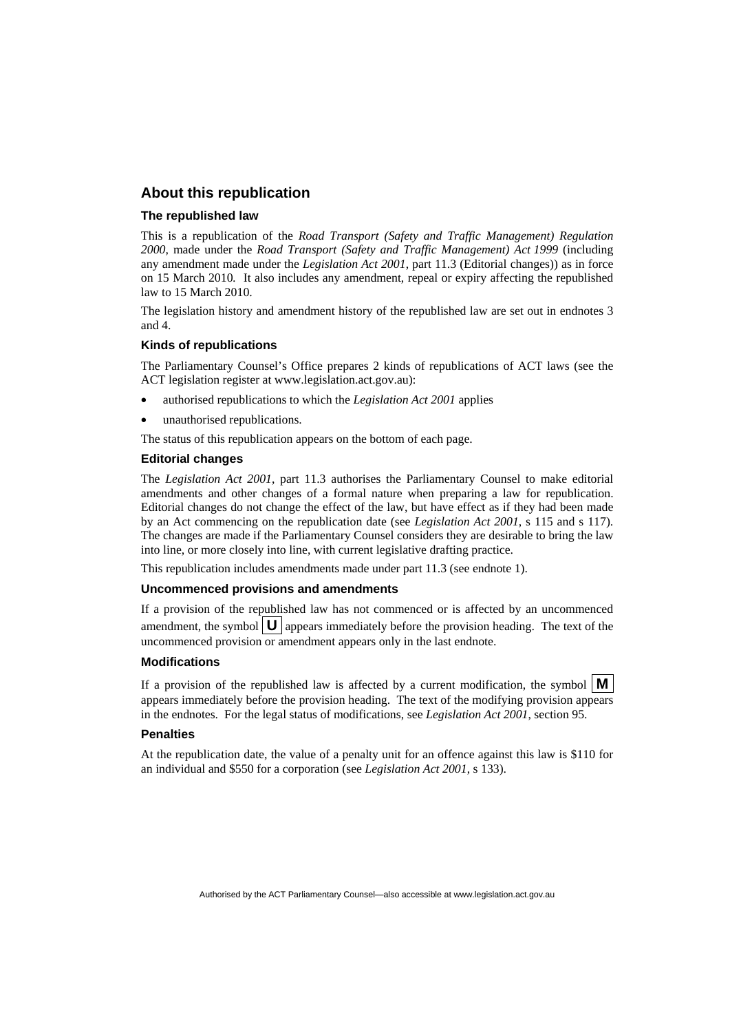## About this republication

### The republished law

This is a republication of the *Road Transport (Safety and Traffic Management) Regulation 2000*, made under the *Road Transport (Safety and Traffic Management) Act 1999* (including any amendment made under the *Legislation Act 2001*, part 11.3 (Editorial changes)) as in force on 15 March 2010*.* It also includes any amendment, repeal or expiry affecting the republished law to 15 March 2010.

The legislation history and amendment history of the republished law are set out in endnotes 3 and 4.

### Kinds of republications

The Parliamentary Counsel's Office prepares 2 kinds of republications of ACT laws (see the ACT legislation register at www.legislation.act.gov.au):

- authorised republications to which the *Legislation Act 2001* applies
- unauthorised republications.

The status of this republication appears on the bottom of each page.

### Editorial changes

The *Legislation Act 2001*, part 11.3 authorises the Parliamentary Counsel to make editorial amendments and other changes of a formal nature when preparing a law for republication. Editorial changes do not change the effect of the law, but have effect as if they had been made by an Act commencing on the republication date (see *Legislation Act 2001*, s 115 and s 117). The changes are made if the Parliamentary Counsel considers they are desirable to bring the law into line, or more closely into line, with current legislative drafting practice.

This republication includes amendments made under part 11.3 (see endnote 1).

### Uncommenced provisions and amendments

If a provision of the republished law has not commenced or is affected by an uncommenced amendment, the symbol **U** appears immediately before the provision heading. The text of the uncommenced provision or amendment appears only in the last endnote.

### Modifications

If a provision of the republished law is affected by a current modification, the symbol **M** appears immediately before the provision heading. The text of the modifying provision appears in the endnotes. For the legal status of modifications, see *Legislation Act 2001*, section 95.

### Penalties

At the republication date, the value of a penalty unit for an offence against this law is $110 for an individual and $550 for a corporation (see *Legislation Act 2001*, s 133).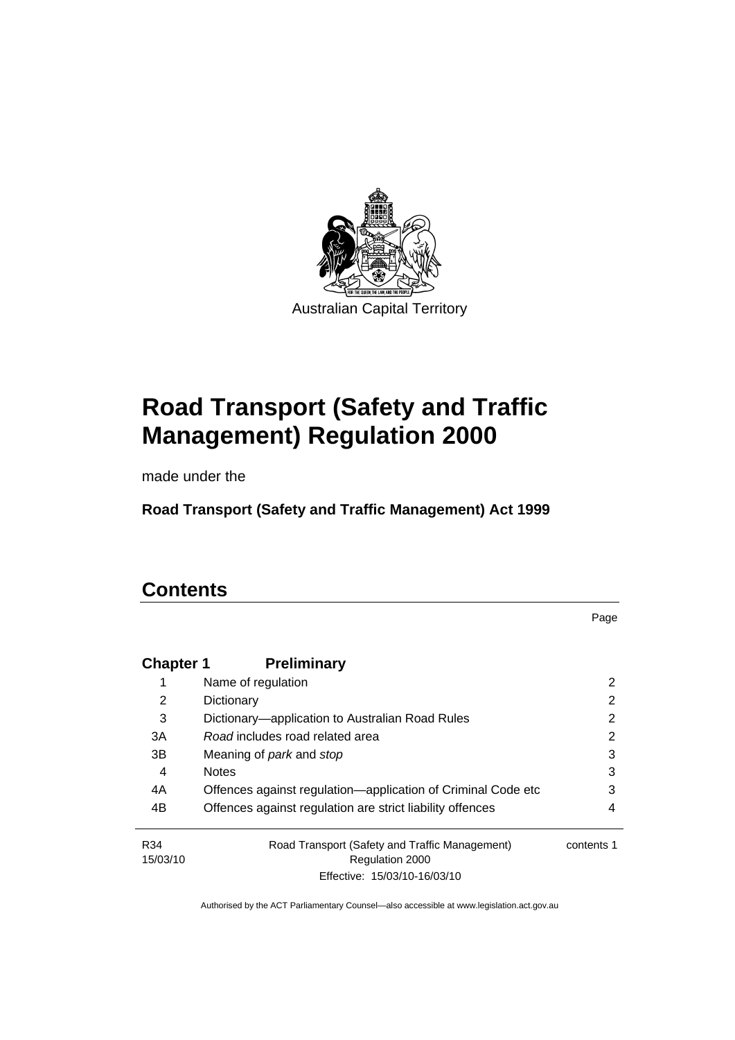Australian Capital Territory

# Road Transport (Safety and Traffic Management) Regulation 2000

made under the

**Road Transport (Safety and Traffic Management) Act 1999**

## Contents

Page

| | | |
|---|---|---|
| **Chapter 1** | **Preliminary** | |
| 1 | Name of regulation | 2 |
| 2 | Dictionary | 2 |
| 3 | Dictionary—application to Australian Road Rules | 2 |
| 3A | *Road* includes road related area | 2 |
| 3B | Meaning of *park* and *stop* | 3 |
| 4 | Notes | 3 |
| 4A | Offences against regulation—application of Criminal Code etc | 3 |
| 4B | Offences against regulation are strict liability offences | 4 |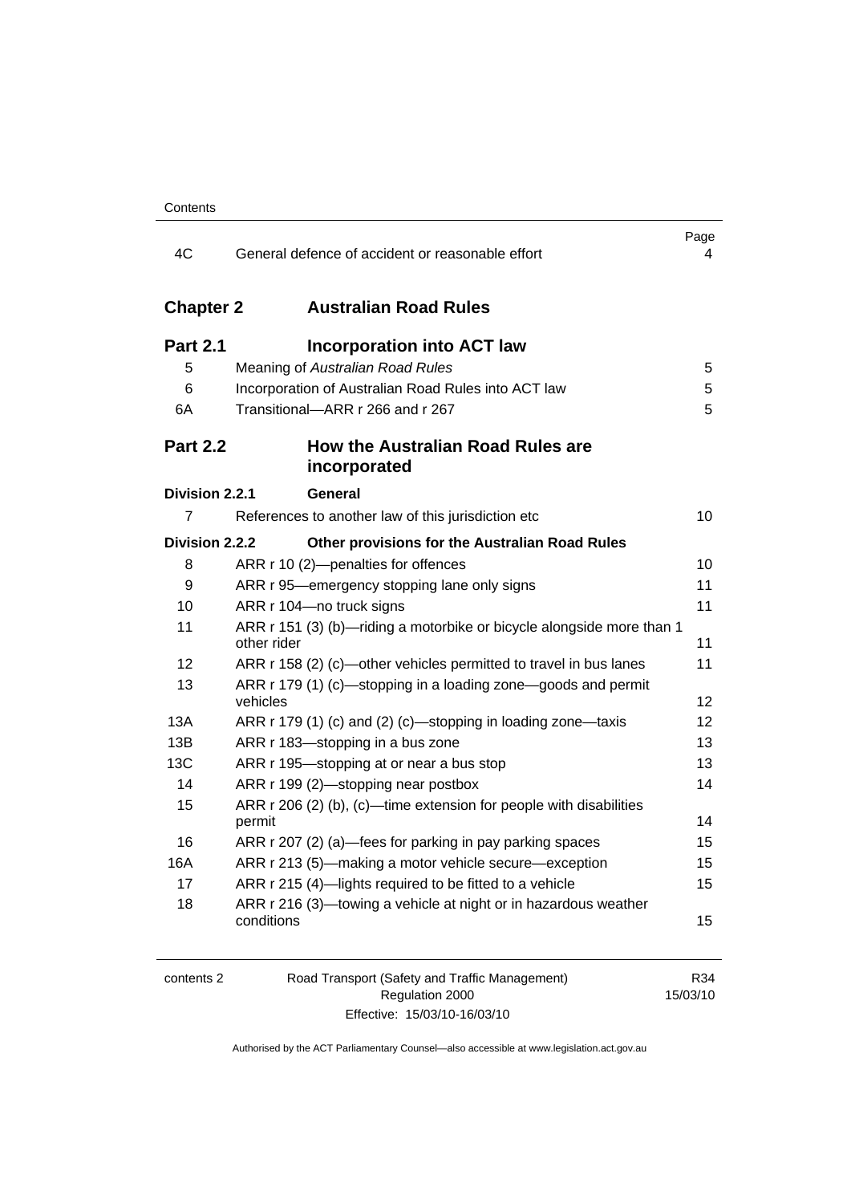| | | Page |
|---|---|---|
| 4C | General defence of accident or reasonable effort | 4 |

## Chapter 2 Australian Road Rules

### Part 2.1 Incorporation into ACT law

| | | |
|---|---|---|
| 5 | Meaning of *Australian Road Rules* | 5 |
| 6 | Incorporation of Australian Road Rules into ACT law | 5 |
| 6A | Transitional—ARR r 266 and r 267 | 5 |

### Part 2.2 How the Australian Road Rules are incorporated

#### Division 2.2.1 General

| | | |
|---|---|---|
| 7 | References to another law of this jurisdiction etc | 10 |

#### Division 2.2.2 Other provisions for the Australian Road Rules

| | | |
|---|---|---|
| 8 | ARR r 10 (2)—penalties for offences | 10 |
| 9 | ARR r 95—emergency stopping lane only signs | 11 |
| 10 | ARR r 104—no truck signs | 11 |
| 11 | ARR r 151 (3) (b)—riding a motorbike or bicycle alongside more than 1 other rider | 11 |
| 12 | ARR r 158 (2) (c)—other vehicles permitted to travel in bus lanes | 11 |
| 13 | ARR r 179 (1) (c)—stopping in a loading zone—goods and permit vehicles | 12 |
| 13A | ARR r 179 (1) (c) and (2) (c)—stopping in loading zone—taxis | 12 |
| 13B | ARR r 183—stopping in a bus zone | 13 |
| 13C | ARR r 195—stopping at or near a bus stop | 13 |
| 14 | ARR r 199 (2)—stopping near postbox | 14 |
| 15 | ARR r 206 (2) (b), (c)—time extension for people with disabilities permit | 14 |
| 16 | ARR r 207 (2) (a)—fees for parking in pay parking spaces | 15 |
| 16A | ARR r 213 (5)—making a motor vehicle secure—exception | 15 |
| 17 | ARR r 215 (4)—lights required to be fitted to a vehicle | 15 |
| 18 | ARR r 216 (3)—towing a vehicle at night or in hazardous weather conditions | 15 |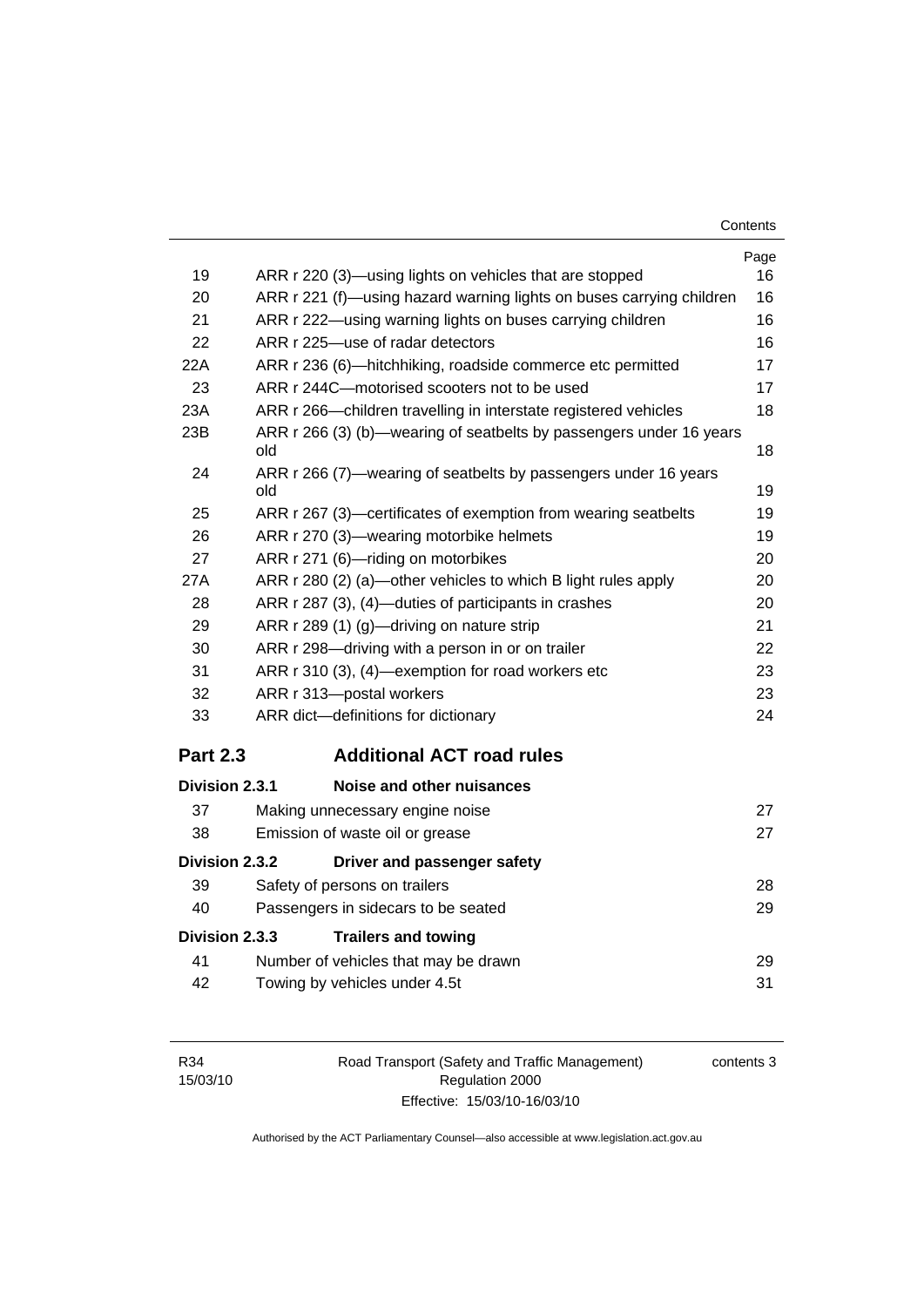| | | Page |
|---|---|---|
| 19 | ARR r 220 (3)—using lights on vehicles that are stopped | 16 |
| 20 | ARR r 221 (f)—using hazard warning lights on buses carrying children | 16 |
| 21 | ARR r 222—using warning lights on buses carrying children | 16 |
| 22 | ARR r 225—use of radar detectors | 16 |
| 22A | ARR r 236 (6)—hitchhiking, roadside commerce etc permitted | 17 |
| 23 | ARR r 244C—motorised scooters not to be used | 17 |
| 23A | ARR r 266—children travelling in interstate registered vehicles | 18 |
| 23B | ARR r 266 (3) (b)—wearing of seatbelts by passengers under 16 years old | 18 |
| 24 | ARR r 266 (7)—wearing of seatbelts by passengers under 16 years old | 19 |
| 25 | ARR r 267 (3)—certificates of exemption from wearing seatbelts | 19 |
| 26 | ARR r 270 (3)—wearing motorbike helmets | 19 |
| 27 | ARR r 271 (6)—riding on motorbikes | 20 |
| 27A | ARR r 280 (2) (a)—other vehicles to which B light rules apply | 20 |
| 28 | ARR r 287 (3), (4)—duties of participants in crashes | 20 |
| 29 | ARR r 289 (1) (g)—driving on nature strip | 21 |
| 30 | ARR r 298—driving with a person in or on trailer | 22 |
| 31 | ARR r 310 (3), (4)—exemption for road workers etc | 23 |
| 32 | ARR r 313—postal workers | 23 |
| 33 | ARR dict—definitions for dictionary | 24 |

## Part 2.3 Additional ACT road rules

### Division 2.3.1 Noise and other nuisances

| | | |
|---|---|---|
| 37 | Making unnecessary engine noise | 27 |
| 38 | Emission of waste oil or grease | 27 |

### Division 2.3.2 Driver and passenger safety

| | | |
|---|---|---|
| 39 | Safety of persons on trailers | 28 |
| 40 | Passengers in sidecars to be seated | 29 |

### Division 2.3.3 Trailers and towing

| | | |
|---|---|---|
| 41 | Number of vehicles that may be drawn | 29 |
| 42 | Towing by vehicles under 4.5t | 31 |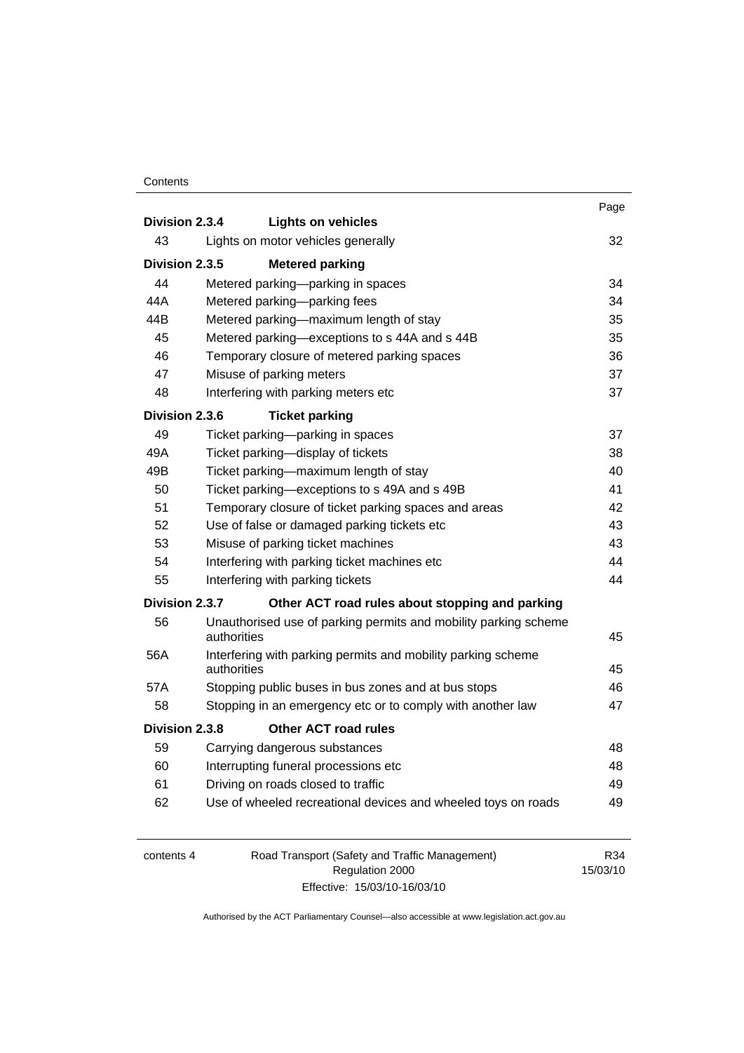| | | Page |
|---|---|---|
| **Division 2.3.4** | **Lights on vehicles** | |
| 43 | Lights on motor vehicles generally | 32 |
| **Division 2.3.5** | **Metered parking** | |
| 44 | Metered parking—parking in spaces | 34 |
| 44A | Metered parking—parking fees | 34 |
| 44B | Metered parking—maximum length of stay | 35 |
| 45 | Metered parking—exceptions to s 44A and s 44B | 35 |
| 46 | Temporary closure of metered parking spaces | 36 |
| 47 | Misuse of parking meters | 37 |
| 48 | Interfering with parking meters etc | 37 |
| **Division 2.3.6** | **Ticket parking** | |
| 49 | Ticket parking—parking in spaces | 37 |
| 49A | Ticket parking—display of tickets | 38 |
| 49B | Ticket parking—maximum length of stay | 40 |
| 50 | Ticket parking—exceptions to s 49A and s 49B | 41 |
| 51 | Temporary closure of ticket parking spaces and areas | 42 |
| 52 | Use of false or damaged parking tickets etc | 43 |
| 53 | Misuse of parking ticket machines | 43 |
| 54 | Interfering with parking ticket machines etc | 44 |
| 55 | Interfering with parking tickets | 44 |
| **Division 2.3.7** | **Other ACT road rules about stopping and parking** | |
| 56 | Unauthorised use of parking permits and mobility parking scheme authorities | 45 |
| 56A | Interfering with parking permits and mobility parking scheme authorities | 45 |
| 57A | Stopping public buses in bus zones and at bus stops | 46 |
| 58 | Stopping in an emergency etc or to comply with another law | 47 |
| **Division 2.3.8** | **Other ACT road rules** | |
| 59 | Carrying dangerous substances | 48 |
| 60 | Interrupting funeral processions etc | 48 |
| 61 | Driving on roads closed to traffic | 49 |
| 62 | Use of wheeled recreational devices and wheeled toys on roads | 49 |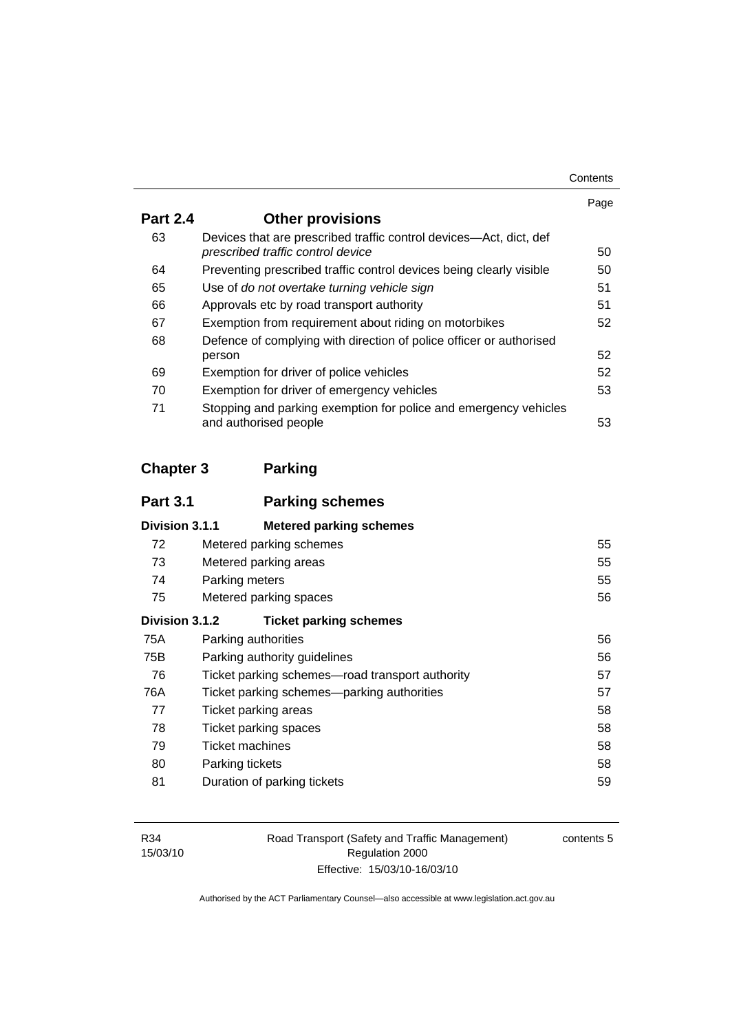| | | Page |
|---|---|---|
| **Part 2.4** | **Other provisions** | |
| 63 | Devices that are prescribed traffic control devices—Act, dict, def *prescribed traffic control device* | 50 |
| 64 | Preventing prescribed traffic control devices being clearly visible | 50 |
| 65 | Use of *do not overtake turning vehicle sign* | 51 |
| 66 | Approvals etc by road transport authority | 51 |
| 67 | Exemption from requirement about riding on motorbikes | 52 |
| 68 | Defence of complying with direction of police officer or authorised person | 52 |
| 69 | Exemption for driver of police vehicles | 52 |
| 70 | Exemption for driver of emergency vehicles | 53 |
| 71 | Stopping and parking exemption for police and emergency vehicles and authorised people | 53 |
| **Chapter 3** | **Parking** | |
| **Part 3.1** | **Parking schemes** | |
| **Division 3.1.1** | **Metered parking schemes** | |
| 72 | Metered parking schemes | 55 |
| 73 | Metered parking areas | 55 |
| 74 | Parking meters | 55 |
| 75 | Metered parking spaces | 56 |
| **Division 3.1.2** | **Ticket parking schemes** | |
| 75A | Parking authorities | 56 |
| 75B | Parking authority guidelines | 56 |
| 76 | Ticket parking schemes—road transport authority | 57 |
| 76A | Ticket parking schemes—parking authorities | 57 |
| 77 | Ticket parking areas | 58 |
| 78 | Ticket parking spaces | 58 |
| 79 | Ticket machines | 58 |
| 80 | Parking tickets | 58 |
| 81 | Duration of parking tickets | 59 |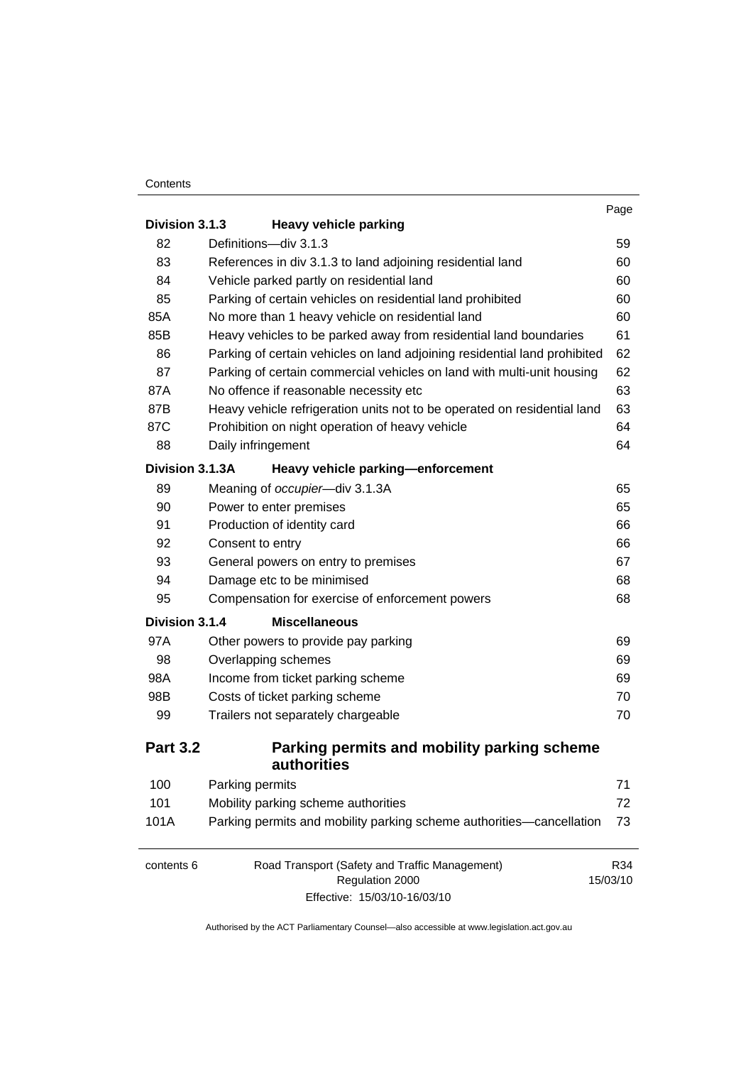| | | Page |
|---|---|---|
| **Division 3.1.3** | **Heavy vehicle parking** | |
| 82 | Definitions—div 3.1.3 | 59 |
| 83 | References in div 3.1.3 to land adjoining residential land | 60 |
| 84 | Vehicle parked partly on residential land | 60 |
| 85 | Parking of certain vehicles on residential land prohibited | 60 |
| 85A | No more than 1 heavy vehicle on residential land | 60 |
| 85B | Heavy vehicles to be parked away from residential land boundaries | 61 |
| 86 | Parking of certain vehicles on land adjoining residential land prohibited | 62 |
| 87 | Parking of certain commercial vehicles on land with multi-unit housing | 62 |
| 87A | No offence if reasonable necessity etc | 63 |
| 87B | Heavy vehicle refrigeration units not to be operated on residential land | 63 |
| 87C | Prohibition on night operation of heavy vehicle | 64 |
| 88 | Daily infringement | 64 |
| **Division 3.1.3A** | **Heavy vehicle parking—enforcement** | |
| 89 | Meaning of *occupier*—div 3.1.3A | 65 |
| 90 | Power to enter premises | 65 |
| 91 | Production of identity card | 66 |
| 92 | Consent to entry | 66 |
| 93 | General powers on entry to premises | 67 |
| 94 | Damage etc to be minimised | 68 |
| 95 | Compensation for exercise of enforcement powers | 68 |
| **Division 3.1.4** | **Miscellaneous** | |
| 97A | Other powers to provide pay parking | 69 |
| 98 | Overlapping schemes | 69 |
| 98A | Income from ticket parking scheme | 69 |
| 98B | Costs of ticket parking scheme | 70 |
| 99 | Trailers not separately chargeable | 70 |
| **Part 3.2** | **Parking permits and mobility parking scheme authorities** | |
| 100 | Parking permits | 71 |
| 101 | Mobility parking scheme authorities | 72 |
| 101A | Parking permits and mobility parking scheme authorities—cancellation | 73 |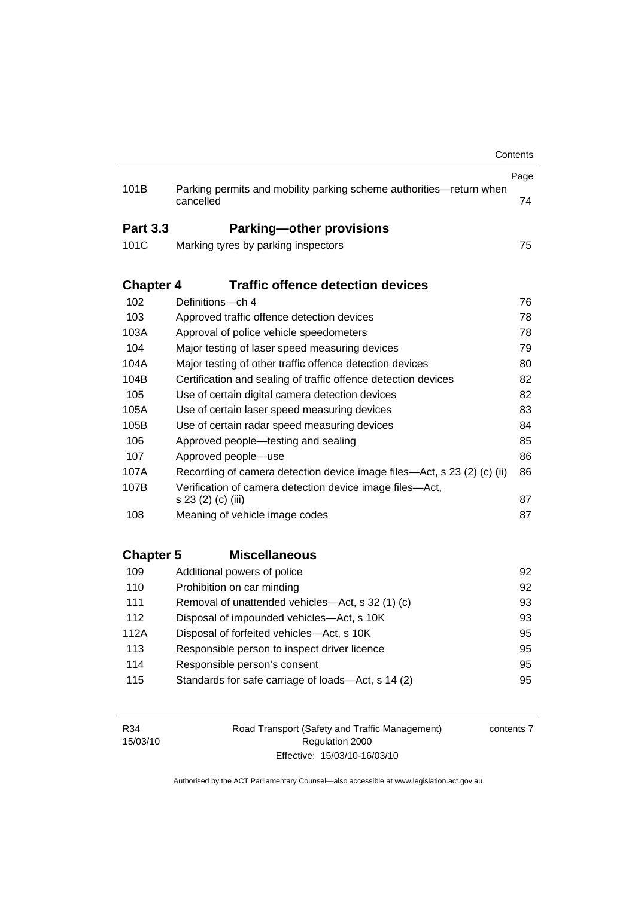| | | Page |
|---|---|---|
| 101B | Parking permits and mobility parking scheme authorities—return when cancelled | 74 |

## Part 3.3 Parking—other provisions

| | | |
|---|---|---|
| 101C | Marking tyres by parking inspectors | 75 |

## Chapter 4 Traffic offence detection devices

| | | |
|---|---|---|
| 102 | Definitions—ch 4 | 76 |
| 103 | Approved traffic offence detection devices | 78 |
| 103A | Approval of police vehicle speedometers | 78 |
| 104 | Major testing of laser speed measuring devices | 79 |
| 104A | Major testing of other traffic offence detection devices | 80 |
| 104B | Certification and sealing of traffic offence detection devices | 82 |
| 105 | Use of certain digital camera detection devices | 82 |
| 105A | Use of certain laser speed measuring devices | 83 |
| 105B | Use of certain radar speed measuring devices | 84 |
| 106 | Approved people—testing and sealing | 85 |
| 107 | Approved people—use | 86 |
| 107A | Recording of camera detection device image files—Act, s 23 (2) (c) (ii) | 86 |
| 107B | Verification of camera detection device image files—Act, s 23 (2) (c) (iii) | 87 |
| 108 | Meaning of vehicle image codes | 87 |

## Chapter 5 Miscellaneous

| | | |
|---|---|---|
| 109 | Additional powers of police | 92 |
| 110 | Prohibition on car minding | 92 |
| 111 | Removal of unattended vehicles—Act, s 32 (1) (c) | 93 |
| 112 | Disposal of impounded vehicles—Act, s 10K | 93 |
| 112A | Disposal of forfeited vehicles—Act, s 10K | 95 |
| 113 | Responsible person to inspect driver licence | 95 |
| 114 | Responsible person's consent | 95 |
| 115 | Standards for safe carriage of loads—Act, s 14 (2) | 95 |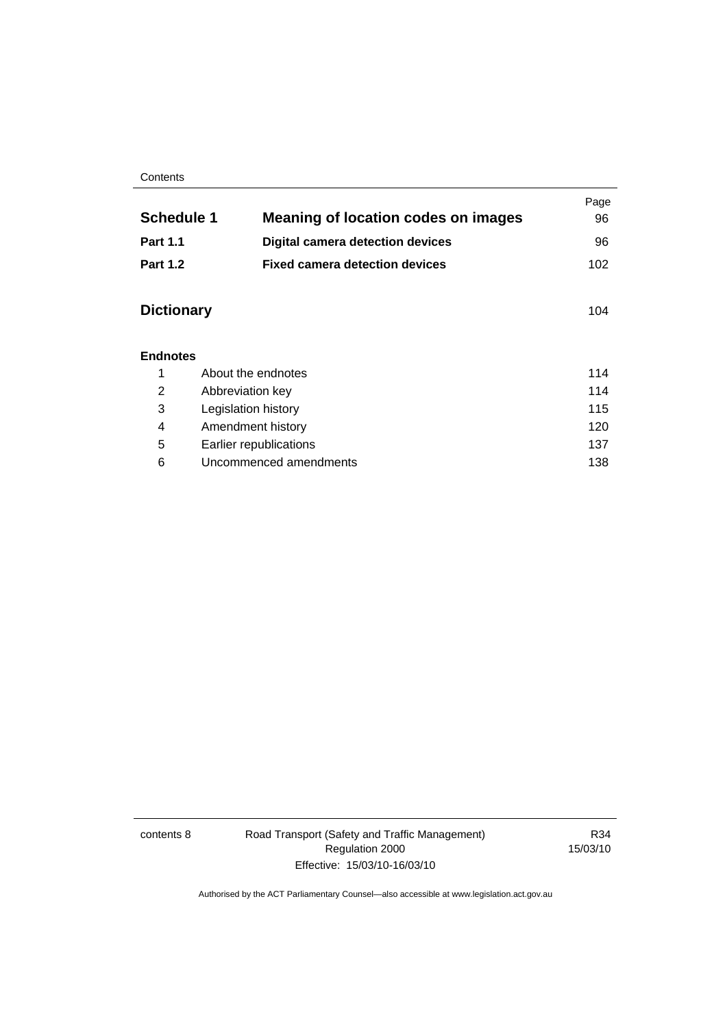| | | Page |
|---|---|---|
| **Schedule 1** | **Meaning of location codes on images** | 96 |
| **Part 1.1** | **Digital camera detection devices** | 96 |
| **Part 1.2** | **Fixed camera detection devices** | 102 |

| | Page |
|---|---|
| **Dictionary** | 104 |

**Endnotes**

| | | |
|---|---|---|
| 1 | About the endnotes | 114 |
| 2 | Abbreviation key | 114 |
| 3 | Legislation history | 115 |
| 4 | Amendment history | 120 |
| 5 | Earlier republications | 137 |
| 6 | Uncommenced amendments | 138 |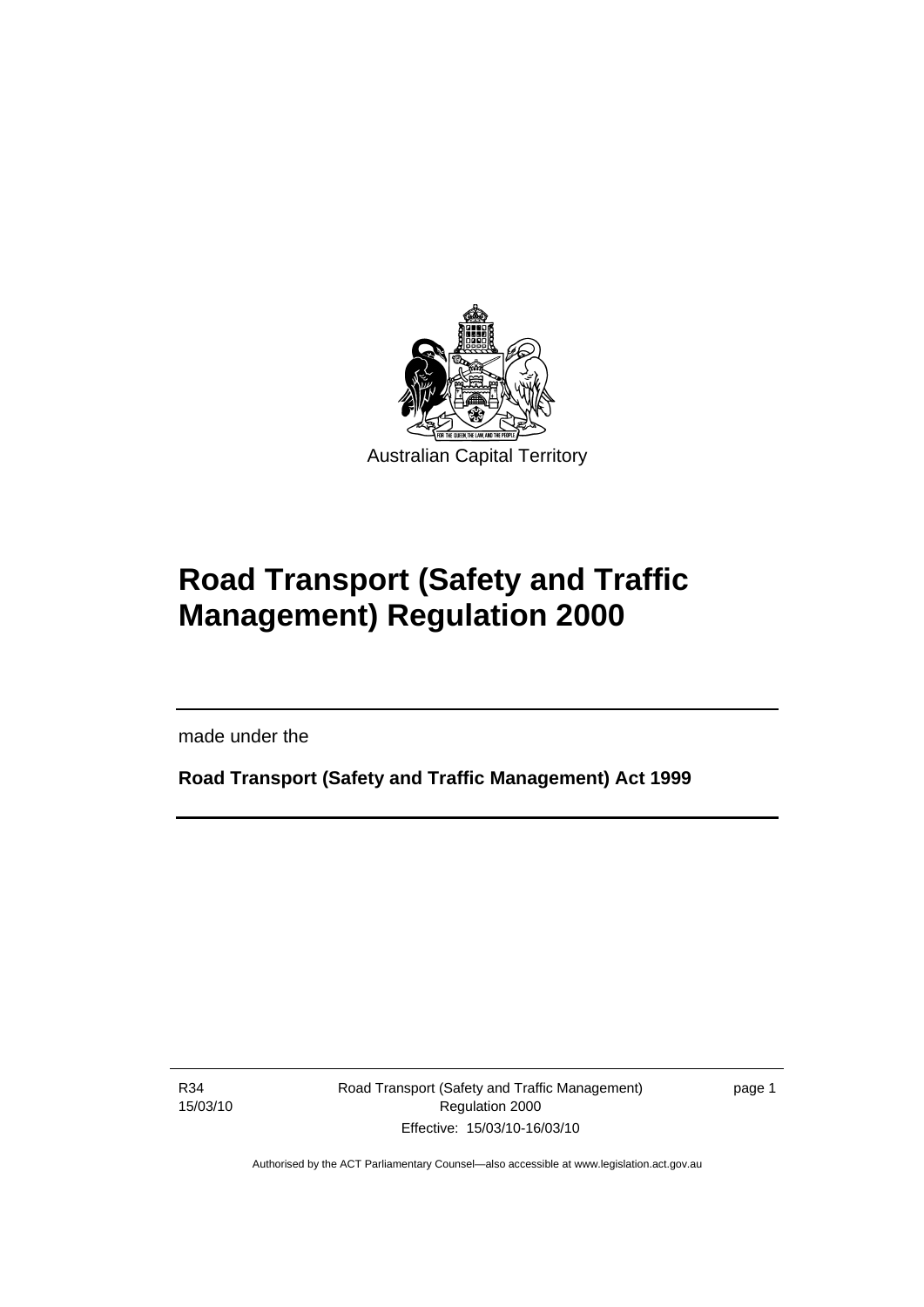Australian Capital Territory

# Road Transport (Safety and Traffic Management) Regulation 2000

made under the

**Road Transport (Safety and Traffic Management) Act 1999**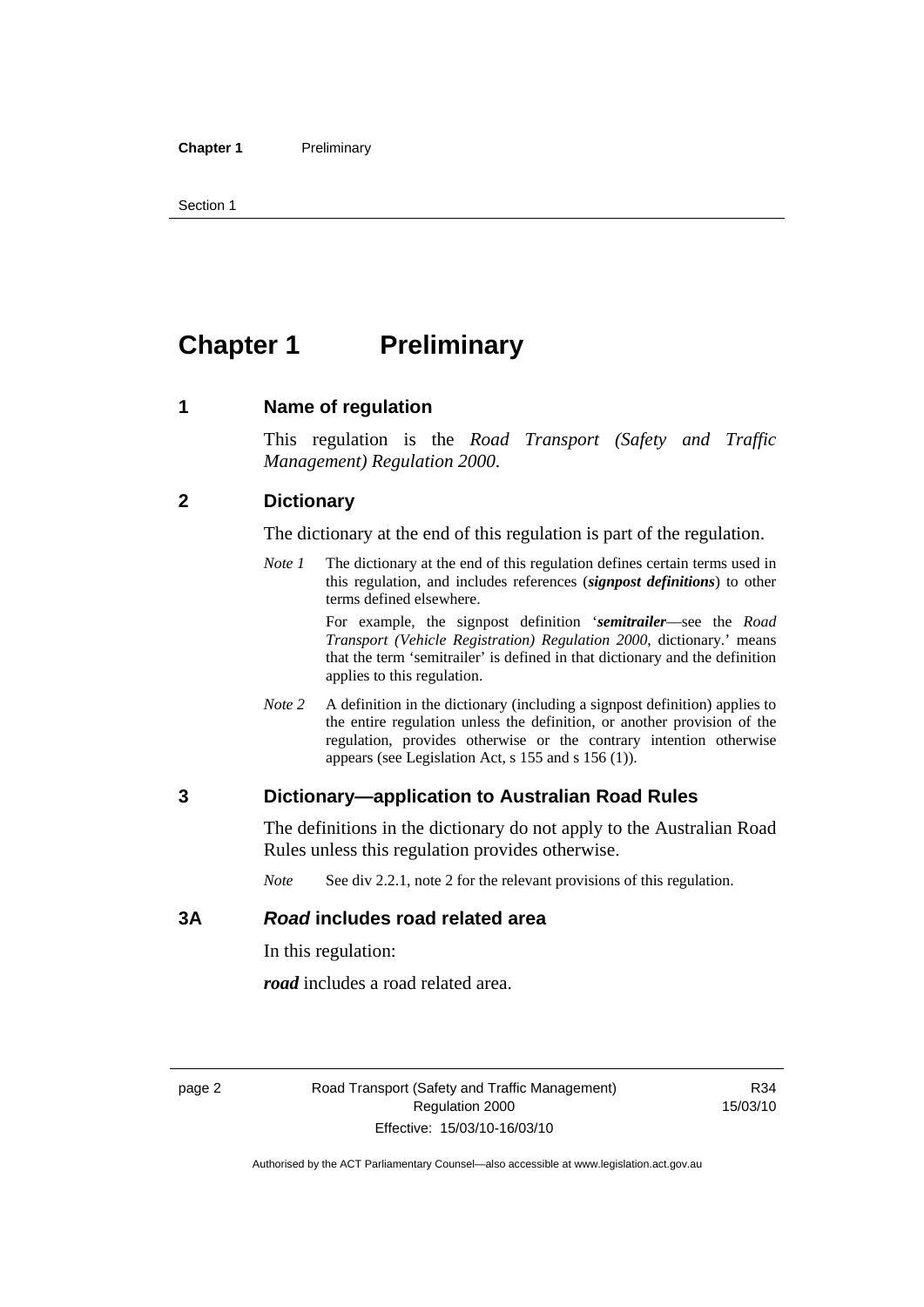# Chapter 1 Preliminary

## 1 Name of regulation

This regulation is the *Road Transport (Safety and Traffic Management) Regulation 2000*.

## 2 Dictionary

The dictionary at the end of this regulation is part of the regulation.

*Note 1* The dictionary at the end of this regulation defines certain terms used in this regulation, and includes references (***signpost definitions***) to other terms defined elsewhere.

For example, the signpost definition '***semitrailer***—see the *Road Transport (Vehicle Registration) Regulation 2000*, dictionary.' means that the term 'semitrailer' is defined in that dictionary and the definition applies to this regulation.

*Note 2* A definition in the dictionary (including a signpost definition) applies to the entire regulation unless the definition, or another provision of the regulation, provides otherwise or the contrary intention otherwise appears (see Legislation Act, s 155 and s 156 (1)).

## 3 Dictionary—application to Australian Road Rules

The definitions in the dictionary do not apply to the Australian Road Rules unless this regulation provides otherwise.

*Note* See div 2.2.1, note 2 for the relevant provisions of this regulation.

## 3A *Road* includes road related area

In this regulation:

***road*** includes a road related area.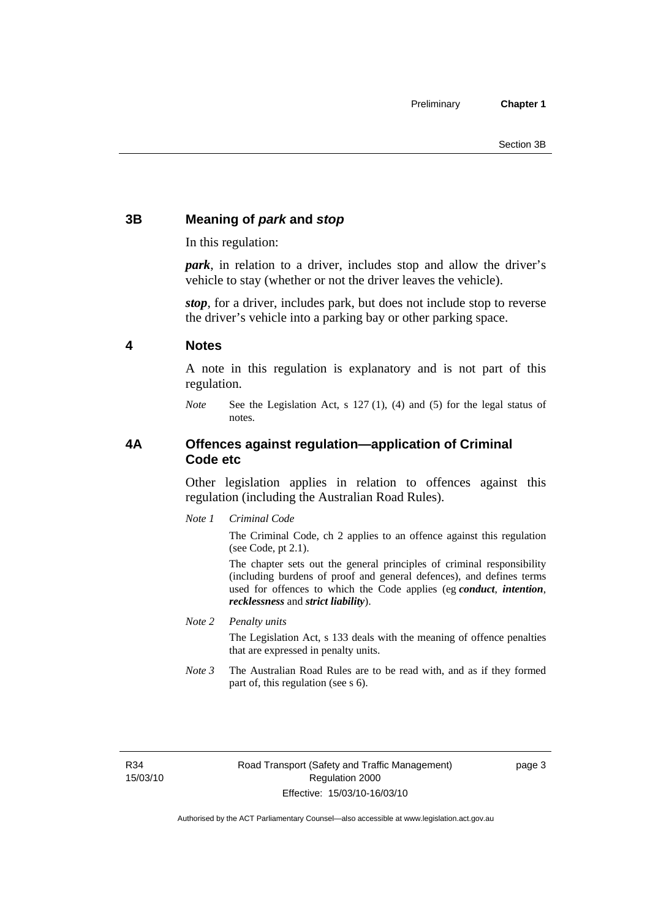## 3B Meaning of *park* and *stop*

In this regulation:

***park***, in relation to a driver, includes stop and allow the driver's vehicle to stay (whether or not the driver leaves the vehicle).

***stop***, for a driver, includes park, but does not include stop to reverse the driver's vehicle into a parking bay or other parking space.

## 4 Notes

A note in this regulation is explanatory and is not part of this regulation.

*Note* See the Legislation Act, s 127 (1), (4) and (5) for the legal status of notes.

## 4A Offences against regulation—application of Criminal Code etc

Other legislation applies in relation to offences against this regulation (including the Australian Road Rules).

*Note 1* *Criminal Code*

The Criminal Code, ch 2 applies to an offence against this regulation (see Code, pt 2.1).

The chapter sets out the general principles of criminal responsibility (including burdens of proof and general defences), and defines terms used for offences to which the Code applies (eg ***conduct***, ***intention***, ***recklessness*** and ***strict liability***).

*Note 2* *Penalty units*

The Legislation Act, s 133 deals with the meaning of offence penalties that are expressed in penalty units.

*Note 3* The Australian Road Rules are to be read with, and as if they formed part of, this regulation (see s 6).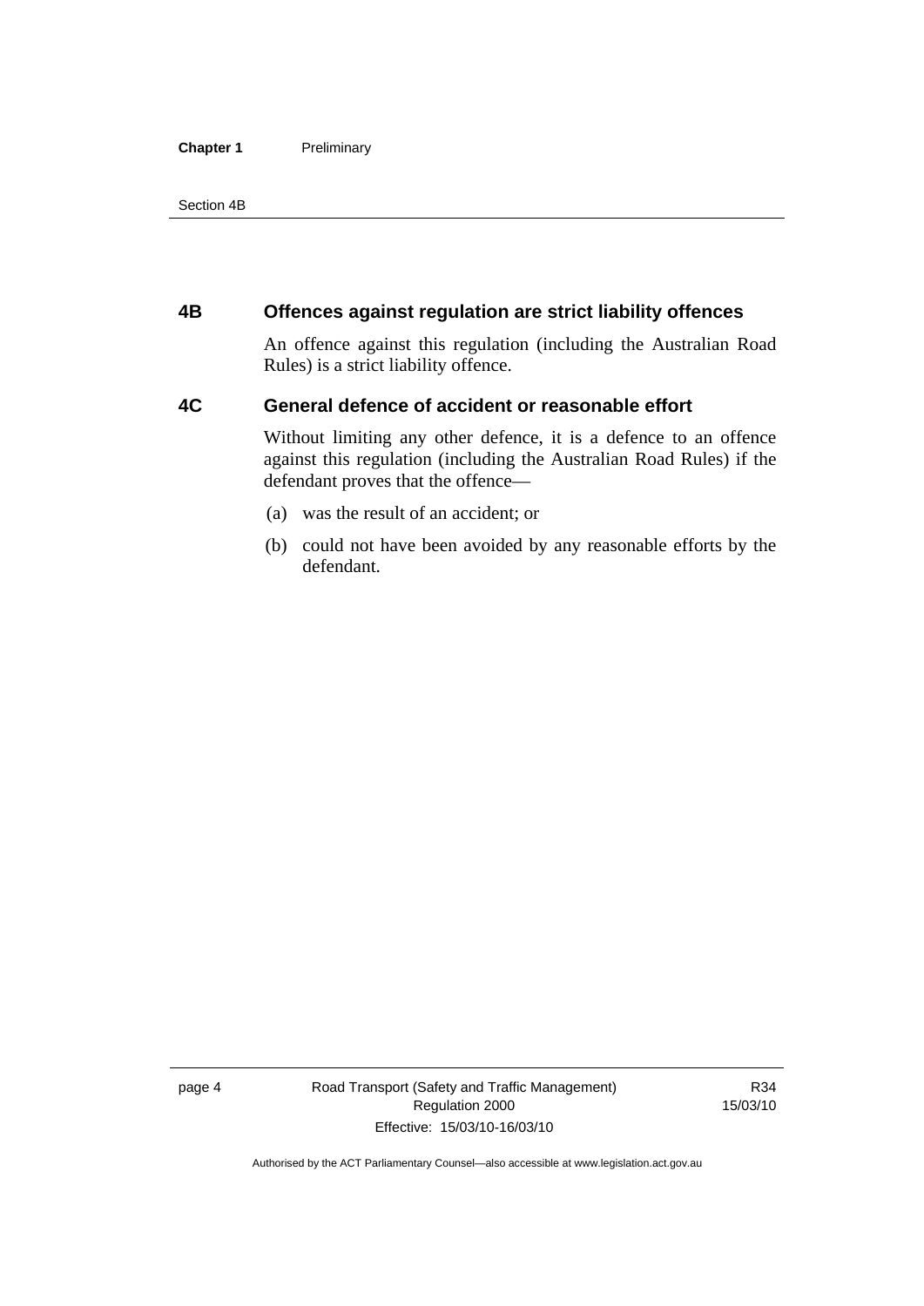## 4B Offences against regulation are strict liability offences

An offence against this regulation (including the Australian Road Rules) is a strict liability offence.

## 4C General defence of accident or reasonable effort

Without limiting any other defence, it is a defence to an offence against this regulation (including the Australian Road Rules) if the defendant proves that the offence—

(a) was the result of an accident; or

(b) could not have been avoided by any reasonable efforts by the defendant.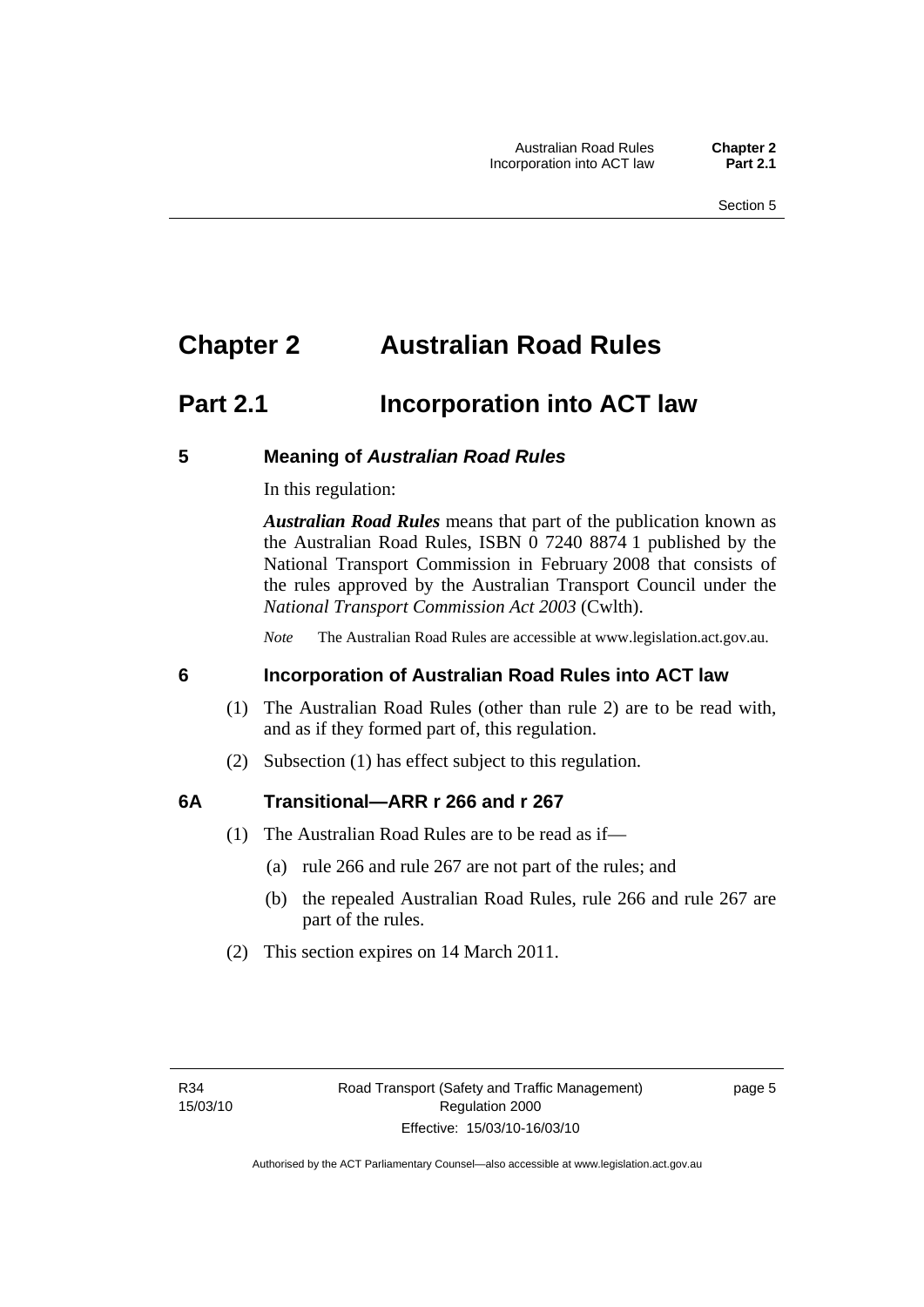# Chapter 2 Australian Road Rules

## Part 2.1 Incorporation into ACT law

### 5 Meaning of *Australian Road Rules*

In this regulation:

***Australian Road Rules*** means that part of the publication known as the Australian Road Rules, ISBN 0 7240 8874 1 published by the National Transport Commission in February 2008 that consists of the rules approved by the Australian Transport Council under the *National Transport Commission Act 2003* (Cwlth).

*Note* The Australian Road Rules are accessible at www.legislation.act.gov.au.

### 6 Incorporation of Australian Road Rules into ACT law

(1) The Australian Road Rules (other than rule 2) are to be read with, and as if they formed part of, this regulation.

(2) Subsection (1) has effect subject to this regulation.

### 6A Transitional—ARR r 266 and r 267

(1) The Australian Road Rules are to be read as if—

(a) rule 266 and rule 267 are not part of the rules; and

(b) the repealed Australian Road Rules, rule 266 and rule 267 are part of the rules.

(2) This section expires on 14 March 2011.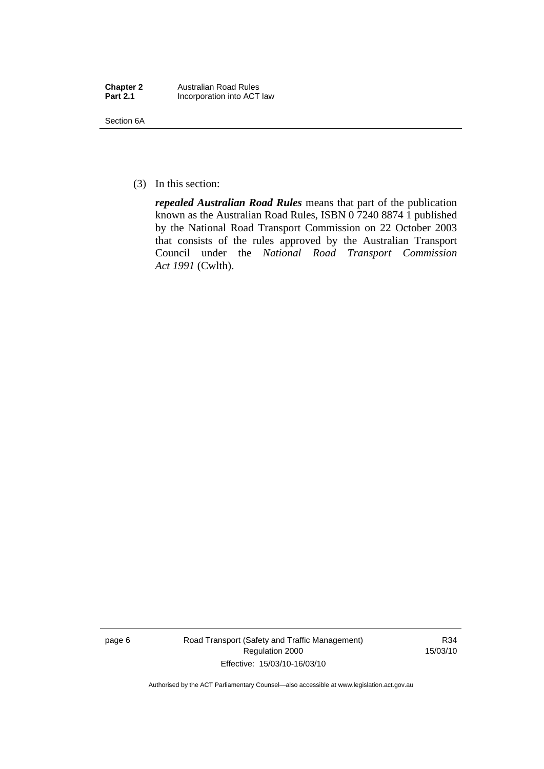(3) In this section:

***repealed Australian Road Rules*** means that part of the publication known as the Australian Road Rules, ISBN 0 7240 8874 1 published by the National Road Transport Commission on 22 October 2003 that consists of the rules approved by the Australian Transport Council under the *National Road Transport Commission Act 1991* (Cwlth).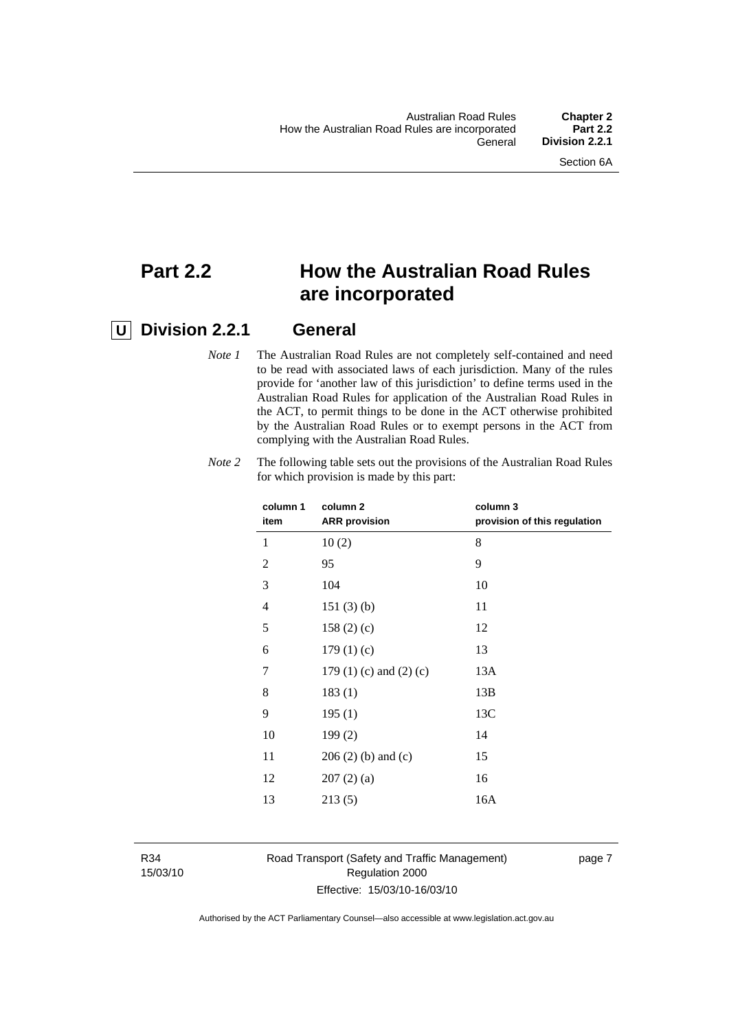# Part 2.2 How the Australian Road Rules are incorporated

## U Division 2.2.1 General

*Note 1* The Australian Road Rules are not completely self-contained and need to be read with associated laws of each jurisdiction. Many of the rules provide for 'another law of this jurisdiction' to define terms used in the Australian Road Rules for application of the Australian Road Rules in the ACT, to permit things to be done in the ACT otherwise prohibited by the Australian Road Rules or to exempt persons in the ACT from complying with the Australian Road Rules.

*Note 2* The following table sets out the provisions of the Australian Road Rules for which provision is made by this part:

| column 1 item | column 2 ARR provision | column 3 provision of this regulation |
|---|---|---|
| 1 | 10 (2) | 8 |
| 2 | 95 | 9 |
| 3 | 104 | 10 |
| 4 | 151 (3) (b) | 11 |
| 5 | 158 (2) (c) | 12 |
| 6 | 179 (1) (c) | 13 |
| 7 | 179 (1) (c) and (2) (c) | 13A |
| 8 | 183 (1) | 13B |
| 9 | 195 (1) | 13C |
| 10 | 199 (2) | 14 |
| 11 | 206 (2) (b) and (c) | 15 |
| 12 | 207 (2) (a) | 16 |
| 13 | 213 (5) | 16A |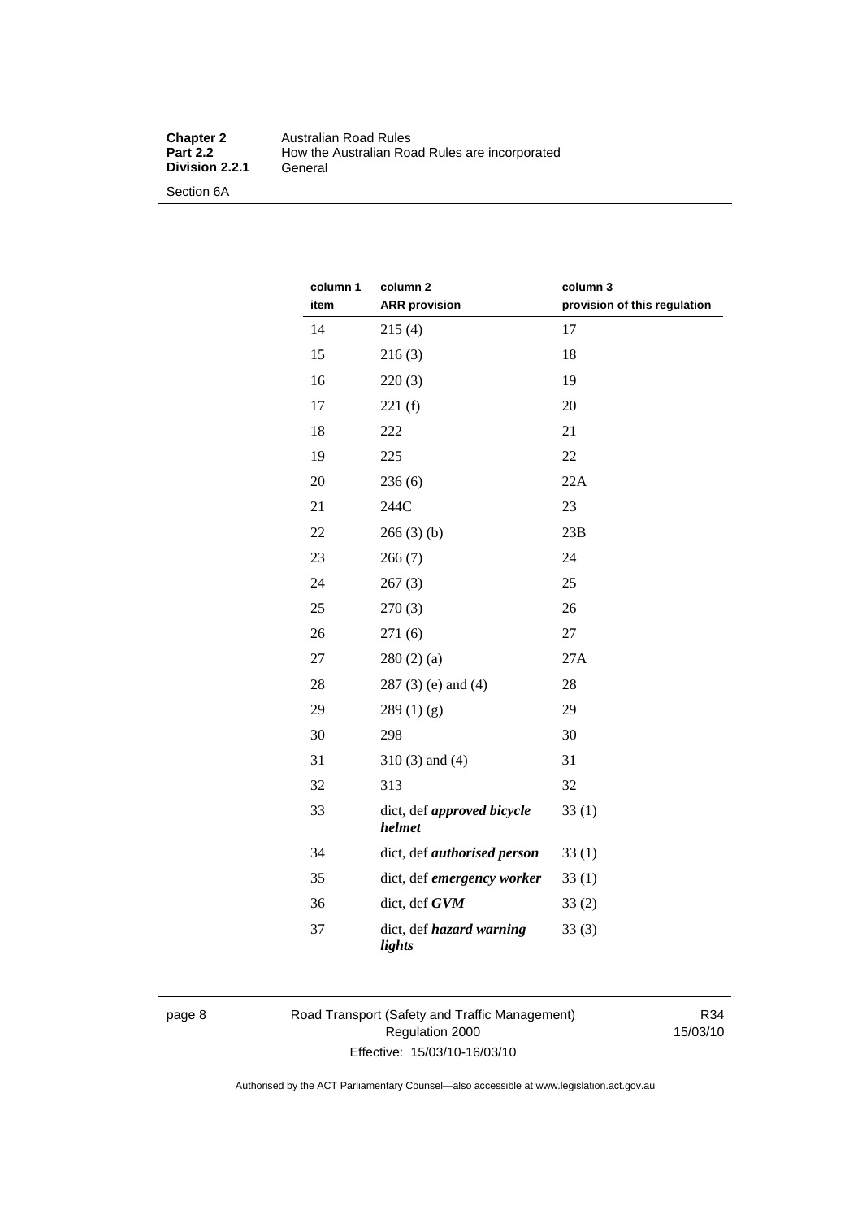| column 1 item | column 2 ARR provision | column 3 provision of this regulation |
|---|---|---|
| 14 | 215 (4) | 17 |
| 15 | 216 (3) | 18 |
| 16 | 220 (3) | 19 |
| 17 | 221 (f) | 20 |
| 18 | 222 | 21 |
| 19 | 225 | 22 |
| 20 | 236 (6) | 22A |
| 21 | 244C | 23 |
| 22 | 266 (3) (b) | 23B |
| 23 | 266 (7) | 24 |
| 24 | 267 (3) | 25 |
| 25 | 270 (3) | 26 |
| 26 | 271 (6) | 27 |
| 27 | 280 (2) (a) | 27A |
| 28 | 287 (3) (e) and (4) | 28 |
| 29 | 289 (1) (g) | 29 |
| 30 | 298 | 30 |
| 31 | 310 (3) and (4) | 31 |
| 32 | 313 | 32 |
| 33 | dict, def ***approved bicycle helmet*** | 33 (1) |
| 34 | dict, def ***authorised person*** | 33 (1) |
| 35 | dict, def ***emergency worker*** | 33 (1) |
| 36 | dict, def ***GVM*** | 33 (2) |
| 37 | dict, def ***hazard warning lights*** | 33 (3) |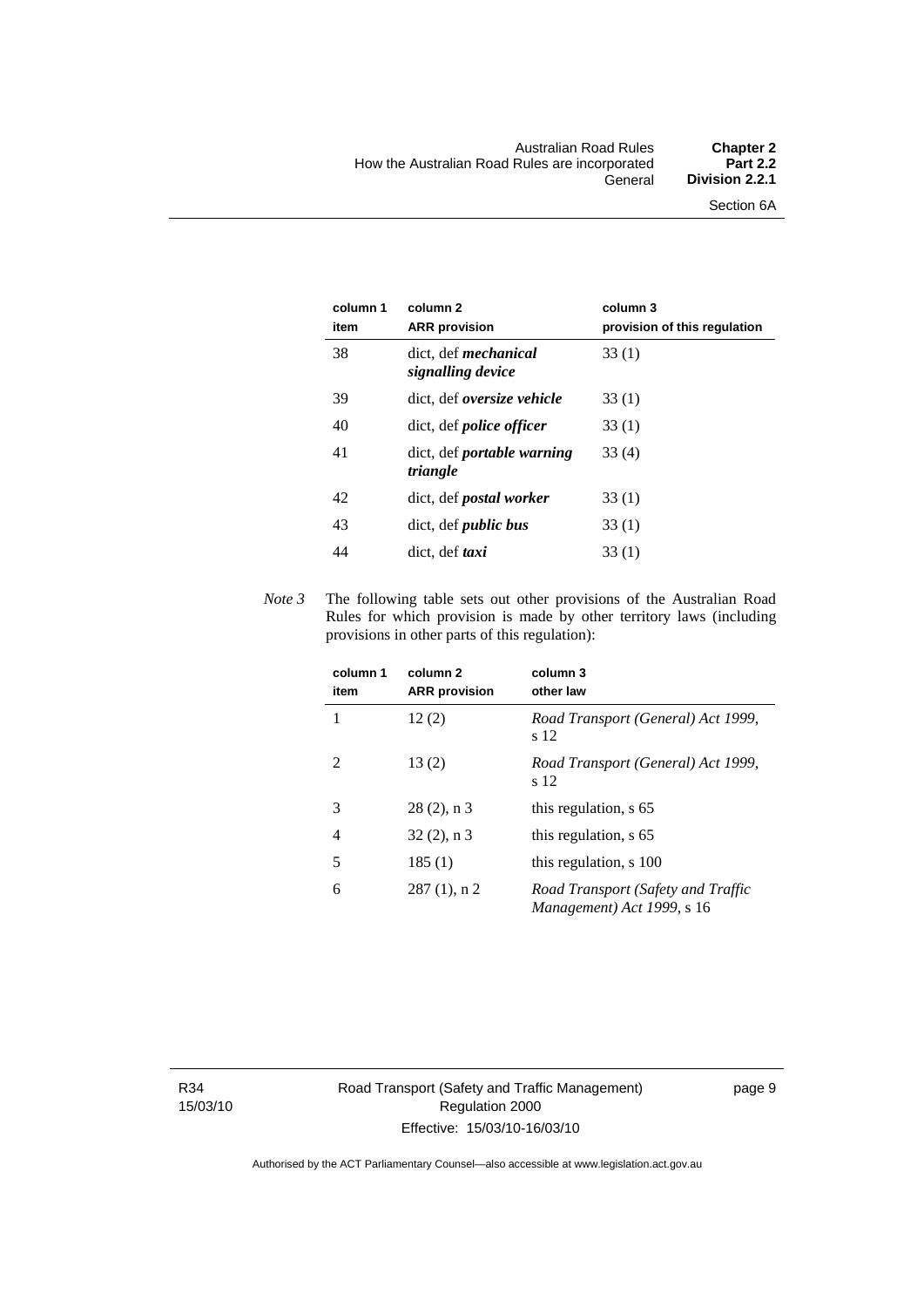| column 1 item | column 2 ARR provision | column 3 provision of this regulation |
| --- | --- | --- |
| 38 | dict, def ***mechanical signalling device*** | 33 (1) |
| 39 | dict, def ***oversize vehicle*** | 33 (1) |
| 40 | dict, def ***police officer*** | 33 (1) |
| 41 | dict, def ***portable warning triangle*** | 33 (4) |
| 42 | dict, def ***postal worker*** | 33 (1) |
| 43 | dict, def ***public bus*** | 33 (1) |
| 44 | dict, def ***taxi*** | 33 (1) |

*Note 3* The following table sets out other provisions of the Australian Road Rules for which provision is made by other territory laws (including provisions in other parts of this regulation):

| column 1 item | column 2 ARR provision | column 3 other law |
| --- | --- | --- |
| 1 | 12 (2) | *Road Transport (General) Act 1999*, s 12 |
| 2 | 13 (2) | *Road Transport (General) Act 1999*, s 12 |
| 3 | 28 (2), n 3 | this regulation, s 65 |
| 4 | 32 (2), n 3 | this regulation, s 65 |
| 5 | 185 (1) | this regulation, s 100 |
| 6 | 287 (1), n 2 | *Road Transport (Safety and Traffic Management) Act 1999*, s 16 |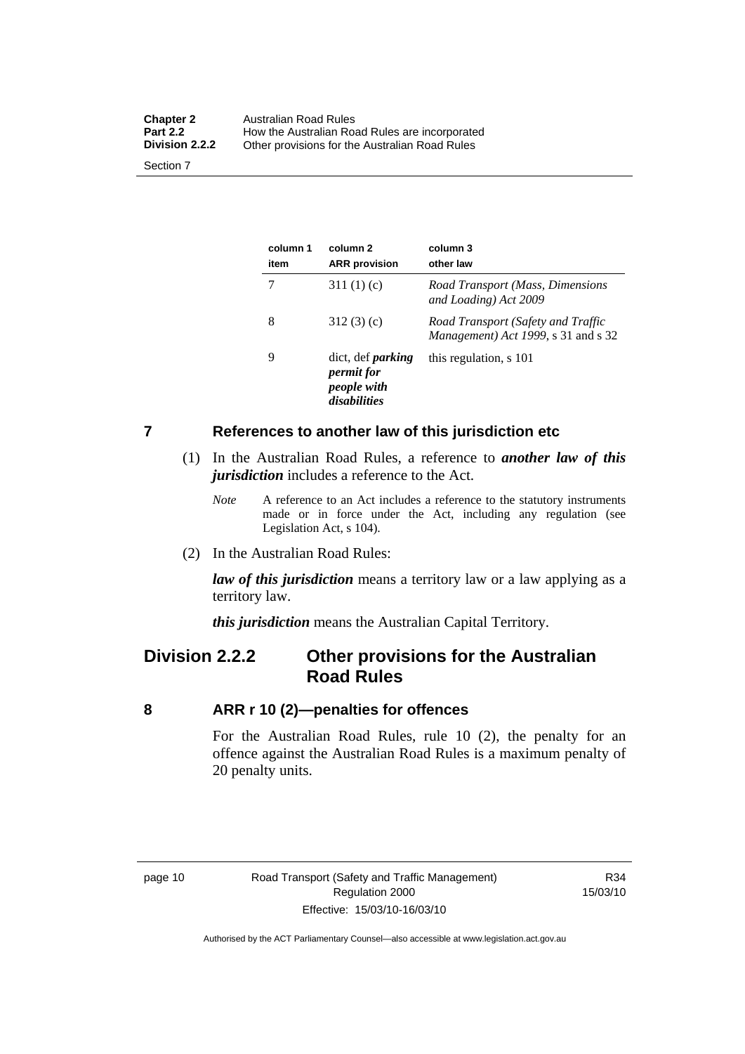| column 1 item | column 2 ARR provision | column 3 other law |
|---|---|---|
| 7 | 311 (1) (c) | *Road Transport (Mass, Dimensions and Loading) Act 2009* |
| 8 | 312 (3) (c) | *Road Transport (Safety and Traffic Management) Act 1999*, s 31 and s 32 |
| 9 | dict, def ***parking permit for people with disabilities*** | this regulation, s 101 |

## 7 References to another law of this jurisdiction etc

(1) In the Australian Road Rules, a reference to ***another law of this jurisdiction*** includes a reference to the Act.

*Note* A reference to an Act includes a reference to the statutory instruments made or in force under the Act, including any regulation (see Legislation Act, s 104).

(2) In the Australian Road Rules:

***law of this jurisdiction*** means a territory law or a law applying as a territory law.

***this jurisdiction*** means the Australian Capital Territory.

# Division 2.2.2 Other provisions for the Australian Road Rules

## 8 ARR r 10 (2)—penalties for offences

For the Australian Road Rules, rule 10 (2), the penalty for an offence against the Australian Road Rules is a maximum penalty of 20 penalty units.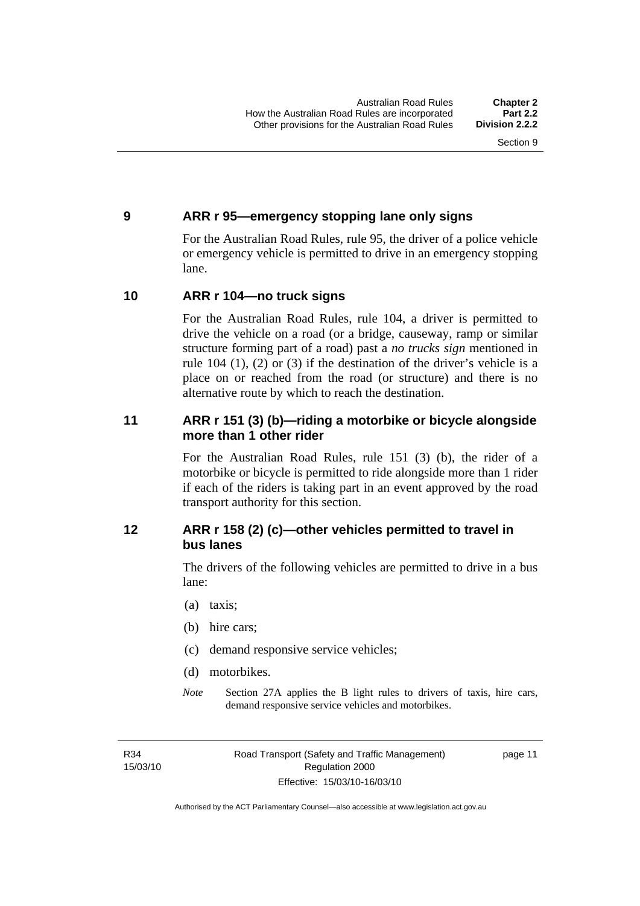### 9 ARR r 95—emergency stopping lane only signs

For the Australian Road Rules, rule 95, the driver of a police vehicle or emergency vehicle is permitted to drive in an emergency stopping lane.

### 10 ARR r 104—no truck signs

For the Australian Road Rules, rule 104, a driver is permitted to drive the vehicle on a road (or a bridge, causeway, ramp or similar structure forming part of a road) past a *no trucks sign* mentioned in rule 104 (1), (2) or (3) if the destination of the driver's vehicle is a place on or reached from the road (or structure) and there is no alternative route by which to reach the destination.

### 11 ARR r 151 (3) (b)—riding a motorbike or bicycle alongside more than 1 other rider

For the Australian Road Rules, rule 151 (3) (b), the rider of a motorbike or bicycle is permitted to ride alongside more than 1 rider if each of the riders is taking part in an event approved by the road transport authority for this section.

### 12 ARR r 158 (2) (c)—other vehicles permitted to travel in bus lanes

The drivers of the following vehicles are permitted to drive in a bus lane:

(a) taxis;

(b) hire cars;

(c) demand responsive service vehicles;

(d) motorbikes.

*Note* Section 27A applies the B light rules to drivers of taxis, hire cars, demand responsive service vehicles and motorbikes.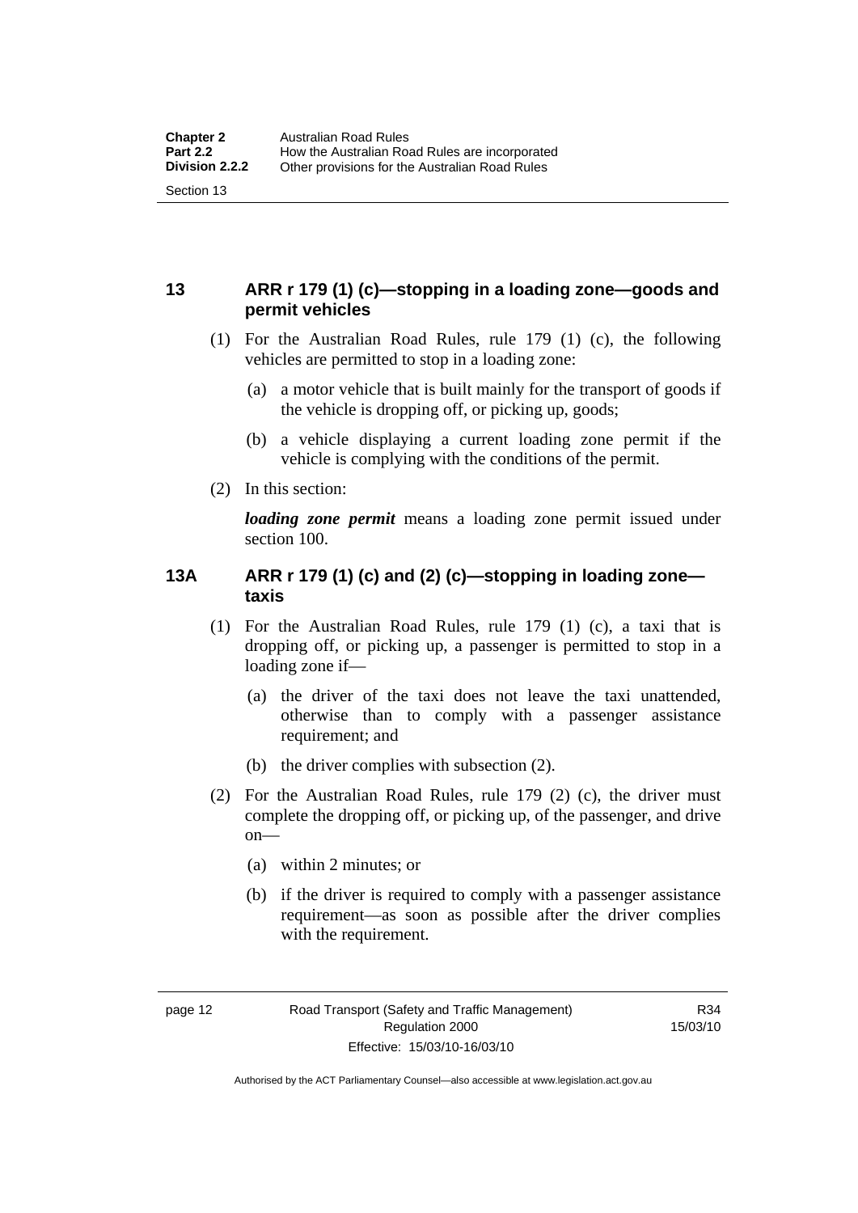## 13 ARR r 179 (1) (c)—stopping in a loading zone—goods and permit vehicles

(1) For the Australian Road Rules, rule 179 (1) (c), the following vehicles are permitted to stop in a loading zone:

(a) a motor vehicle that is built mainly for the transport of goods if the vehicle is dropping off, or picking up, goods;

(b) a vehicle displaying a current loading zone permit if the vehicle is complying with the conditions of the permit.

(2) In this section:

***loading zone permit*** means a loading zone permit issued under section 100.

## 13A ARR r 179 (1) (c) and (2) (c)—stopping in loading zone—taxis

(1) For the Australian Road Rules, rule 179 (1) (c), a taxi that is dropping off, or picking up, a passenger is permitted to stop in a loading zone if—

(a) the driver of the taxi does not leave the taxi unattended, otherwise than to comply with a passenger assistance requirement; and

(b) the driver complies with subsection (2).

(2) For the Australian Road Rules, rule 179 (2) (c), the driver must complete the dropping off, or picking up, of the passenger, and drive on—

(a) within 2 minutes; or

(b) if the driver is required to comply with a passenger assistance requirement—as soon as possible after the driver complies with the requirement.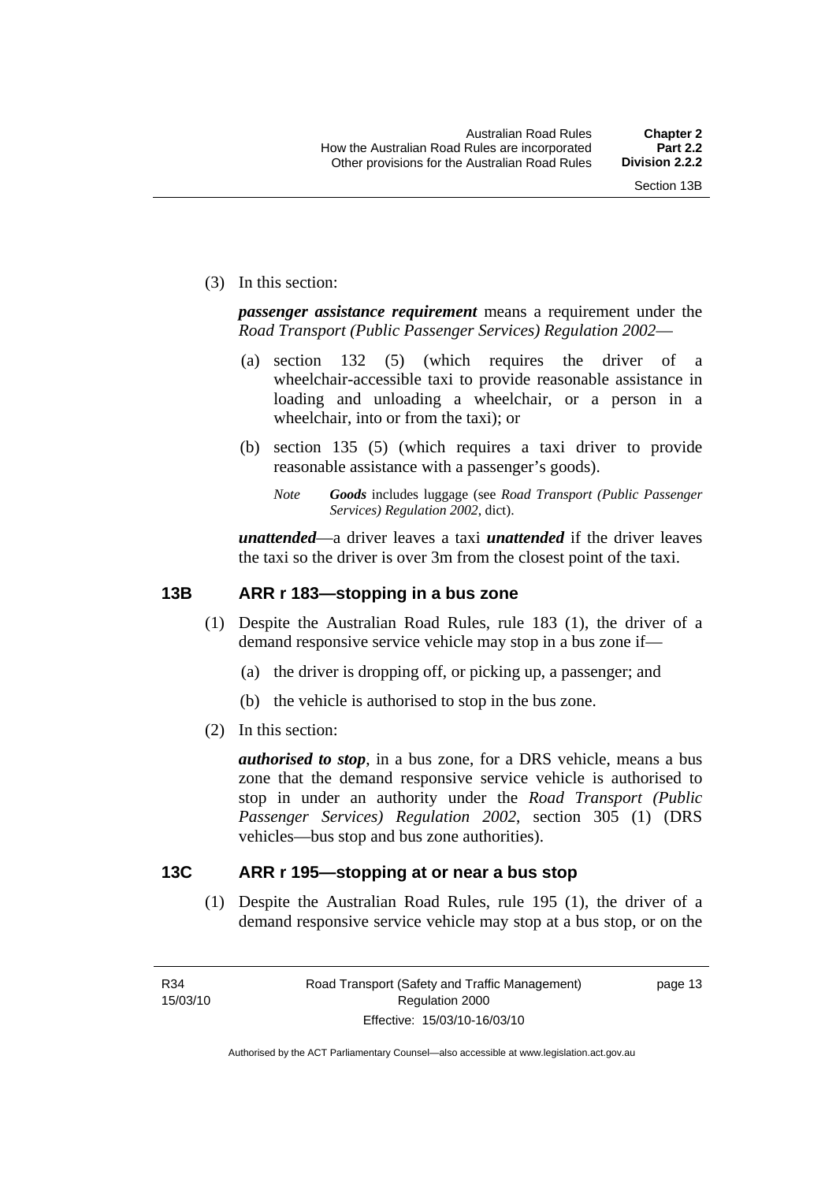(3) In this section:

***passenger assistance requirement*** means a requirement under the *Road Transport (Public Passenger Services) Regulation 2002*—

(a) section 132 (5) (which requires the driver of a wheelchair-accessible taxi to provide reasonable assistance in loading and unloading a wheelchair, or a person in a wheelchair, into or from the taxi); or

(b) section 135 (5) (which requires a taxi driver to provide reasonable assistance with a passenger's goods).

*Note* ***Goods*** includes luggage (see *Road Transport (Public Passenger Services) Regulation 2002*, dict).

***unattended***—a driver leaves a taxi ***unattended*** if the driver leaves the taxi so the driver is over 3m from the closest point of the taxi.

### 13B ARR r 183—stopping in a bus zone

(1) Despite the Australian Road Rules, rule 183 (1), the driver of a demand responsive service vehicle may stop in a bus zone if—

(a) the driver is dropping off, or picking up, a passenger; and

(b) the vehicle is authorised to stop in the bus zone.

(2) In this section:

***authorised to stop***, in a bus zone, for a DRS vehicle, means a bus zone that the demand responsive service vehicle is authorised to stop in under an authority under the *Road Transport (Public Passenger Services) Regulation 2002*, section 305 (1) (DRS vehicles—bus stop and bus zone authorities).

### 13C ARR r 195—stopping at or near a bus stop

(1) Despite the Australian Road Rules, rule 195 (1), the driver of a demand responsive service vehicle may stop at a bus stop, or on the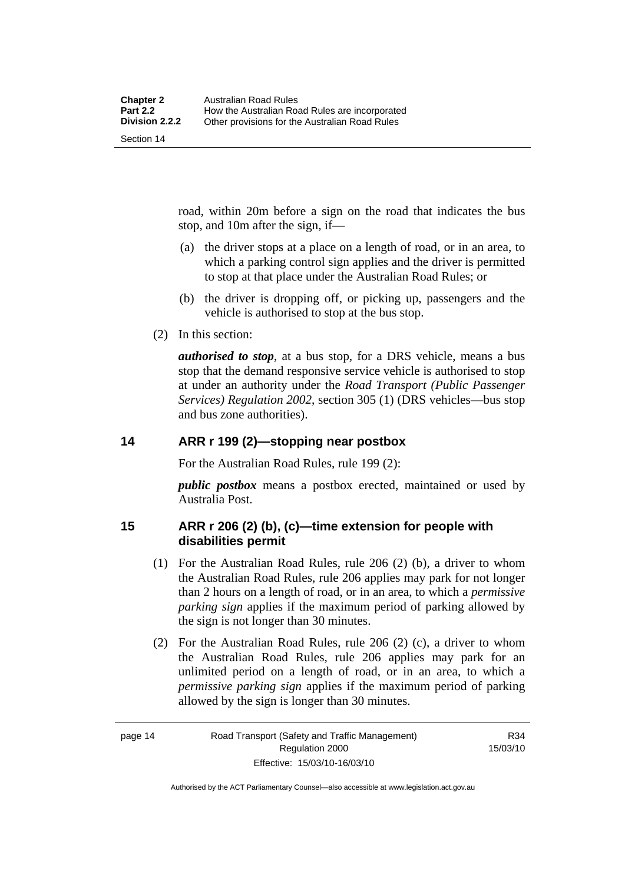road, within 20m before a sign on the road that indicates the bus stop, and 10m after the sign, if—

(a) the driver stops at a place on a length of road, or in an area, to which a parking control sign applies and the driver is permitted to stop at that place under the Australian Road Rules; or

(b) the driver is dropping off, or picking up, passengers and the vehicle is authorised to stop at the bus stop.

(2) In this section:

***authorised to stop***, at a bus stop, for a DRS vehicle, means a bus stop that the demand responsive service vehicle is authorised to stop at under an authority under the *Road Transport (Public Passenger Services) Regulation 2002*, section 305 (1) (DRS vehicles—bus stop and bus zone authorities).

## 14 ARR r 199 (2)—stopping near postbox

For the Australian Road Rules, rule 199 (2):

***public postbox*** means a postbox erected, maintained or used by Australia Post.

## 15 ARR r 206 (2) (b), (c)—time extension for people with disabilities permit

(1) For the Australian Road Rules, rule 206 (2) (b), a driver to whom the Australian Road Rules, rule 206 applies may park for not longer than 2 hours on a length of road, or in an area, to which a *permissive parking sign* applies if the maximum period of parking allowed by the sign is not longer than 30 minutes.

(2) For the Australian Road Rules, rule 206 (2) (c), a driver to whom the Australian Road Rules, rule 206 applies may park for an unlimited period on a length of road, or in an area, to which a *permissive parking sign* applies if the maximum period of parking allowed by the sign is longer than 30 minutes.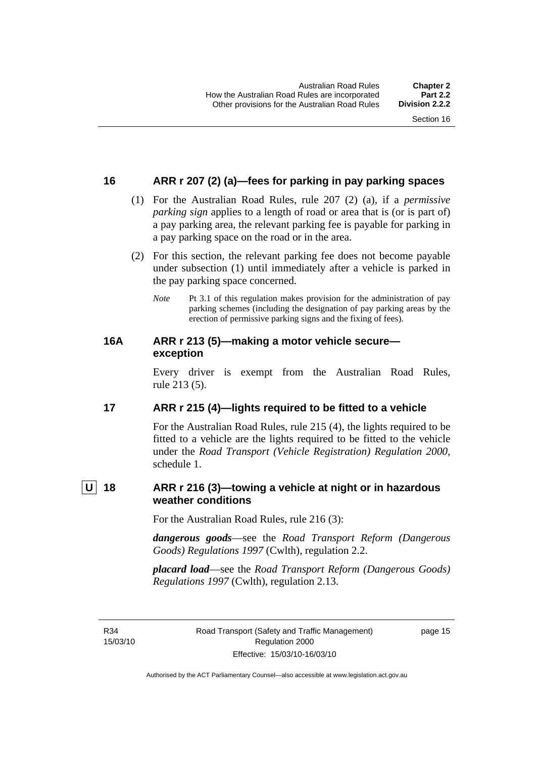## 16 ARR r 207 (2) (a)—fees for parking in pay parking spaces

(1) For the Australian Road Rules, rule 207 (2) (a), if a *permissive parking sign* applies to a length of road or area that is (or is part of) a pay parking area, the relevant parking fee is payable for parking in a pay parking space on the road or in the area.

(2) For this section, the relevant parking fee does not become payable under subsection (1) until immediately after a vehicle is parked in the pay parking space concerned.

*Note* Pt 3.1 of this regulation makes provision for the administration of pay parking schemes (including the designation of pay parking areas by the erection of permissive parking signs and the fixing of fees).

## 16A ARR r 213 (5)—making a motor vehicle secure—exception

Every driver is exempt from the Australian Road Rules, rule 213 (5).

## 17 ARR r 215 (4)—lights required to be fitted to a vehicle

For the Australian Road Rules, rule 215 (4), the lights required to be fitted to a vehicle are the lights required to be fitted to the vehicle under the *Road Transport (Vehicle Registration) Regulation 2000*, schedule 1.

## U 18 ARR r 216 (3)—towing a vehicle at night or in hazardous weather conditions

For the Australian Road Rules, rule 216 (3):

***dangerous goods***—see the *Road Transport Reform (Dangerous Goods) Regulations 1997* (Cwlth), regulation 2.2.

***placard load***—see the *Road Transport Reform (Dangerous Goods) Regulations 1997* (Cwlth), regulation 2.13.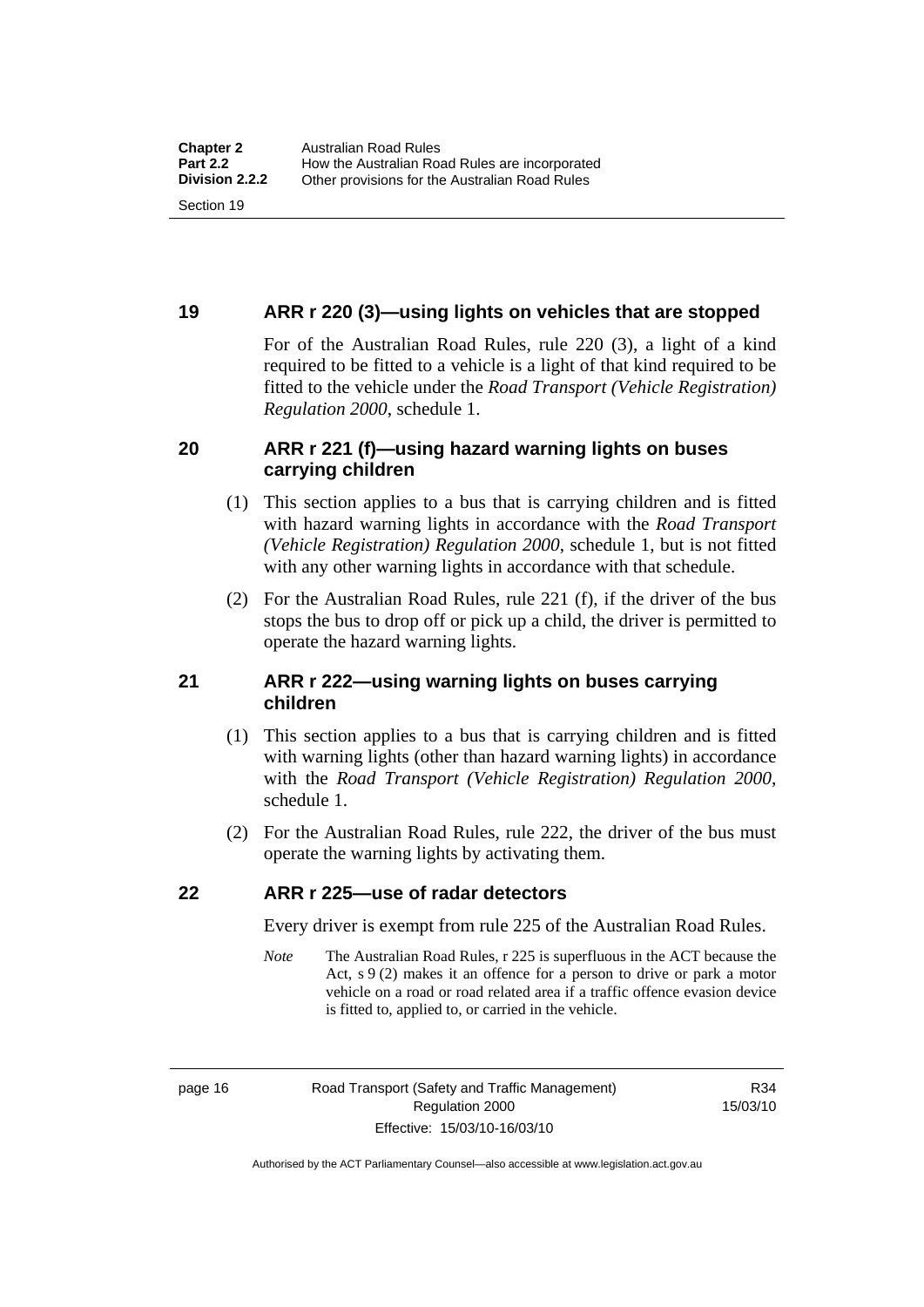## 19 ARR r 220 (3)—using lights on vehicles that are stopped

For of the Australian Road Rules, rule 220 (3), a light of a kind required to be fitted to a vehicle is a light of that kind required to be fitted to the vehicle under the *Road Transport (Vehicle Registration) Regulation 2000*, schedule 1.

## 20 ARR r 221 (f)—using hazard warning lights on buses carrying children

(1) This section applies to a bus that is carrying children and is fitted with hazard warning lights in accordance with the *Road Transport (Vehicle Registration) Regulation 2000*, schedule 1, but is not fitted with any other warning lights in accordance with that schedule.

(2) For the Australian Road Rules, rule 221 (f), if the driver of the bus stops the bus to drop off or pick up a child, the driver is permitted to operate the hazard warning lights.

## 21 ARR r 222—using warning lights on buses carrying children

(1) This section applies to a bus that is carrying children and is fitted with warning lights (other than hazard warning lights) in accordance with the *Road Transport (Vehicle Registration) Regulation 2000*, schedule 1.

(2) For the Australian Road Rules, rule 222, the driver of the bus must operate the warning lights by activating them.

## 22 ARR r 225—use of radar detectors

Every driver is exempt from rule 225 of the Australian Road Rules.

*Note* The Australian Road Rules, r 225 is superfluous in the ACT because the Act, s 9 (2) makes it an offence for a person to drive or park a motor vehicle on a road or road related area if a traffic offence evasion device is fitted to, applied to, or carried in the vehicle.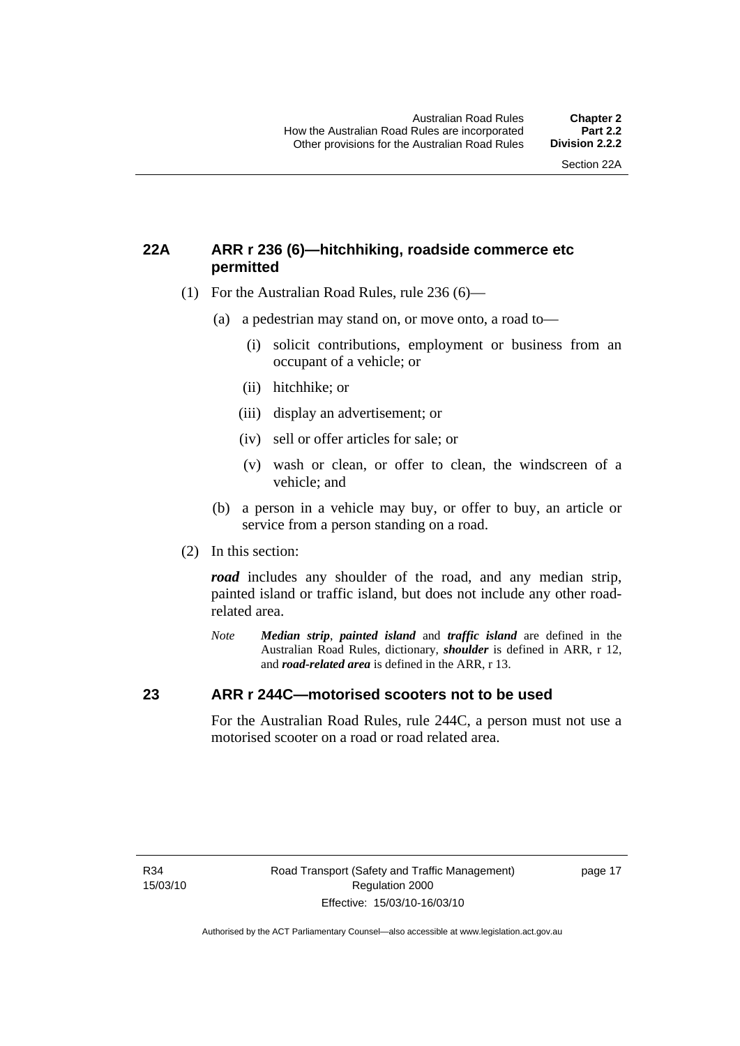## 22A ARR r 236 (6)—hitchhiking, roadside commerce etc permitted

(1) For the Australian Road Rules, rule 236 (6)—

(a) a pedestrian may stand on, or move onto, a road to—

(i) solicit contributions, employment or business from an occupant of a vehicle; or

(ii) hitchhike; or

(iii) display an advertisement; or

(iv) sell or offer articles for sale; or

(v) wash or clean, or offer to clean, the windscreen of a vehicle; and

(b) a person in a vehicle may buy, or offer to buy, an article or service from a person standing on a road.

(2) In this section:

***road*** includes any shoulder of the road, and any median strip, painted island or traffic island, but does not include any other road-related area.

*Note* ***Median strip***, ***painted island*** and ***traffic island*** are defined in the Australian Road Rules, dictionary, ***shoulder*** is defined in ARR, r 12, and ***road-related area*** is defined in the ARR, r 13.

## 23 ARR r 244C—motorised scooters not to be used

For the Australian Road Rules, rule 244C, a person must not use a motorised scooter on a road or road related area.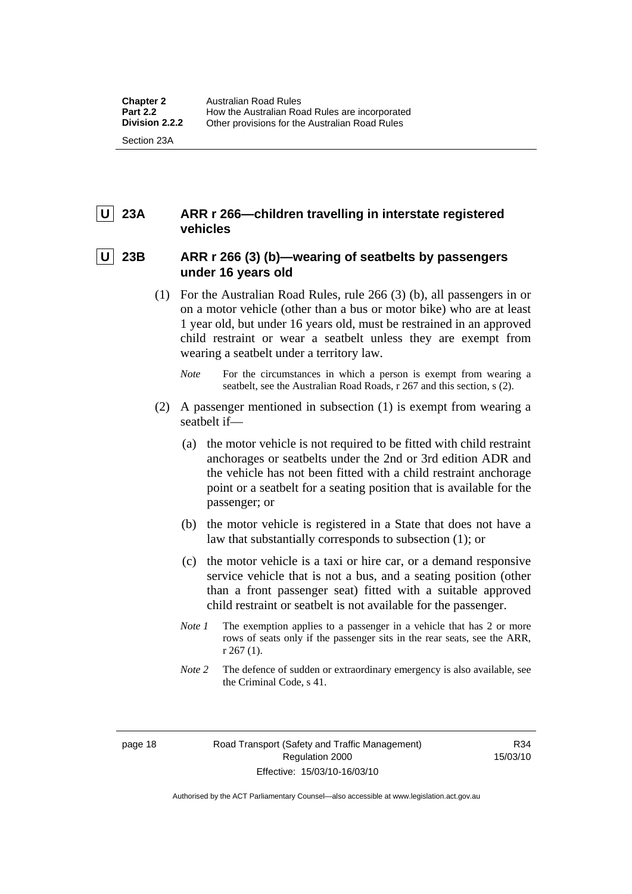## U 23A ARR r 266—children travelling in interstate registered vehicles

## U 23B ARR r 266 (3) (b)—wearing of seatbelts by passengers under 16 years old

(1) For the Australian Road Rules, rule 266 (3) (b), all passengers in or on a motor vehicle (other than a bus or motor bike) who are at least 1 year old, but under 16 years old, must be restrained in an approved child restraint or wear a seatbelt unless they are exempt from wearing a seatbelt under a territory law.

*Note* For the circumstances in which a person is exempt from wearing a seatbelt, see the Australian Road Roads, r 267 and this section, s (2).

(2) A passenger mentioned in subsection (1) is exempt from wearing a seatbelt if—

(a) the motor vehicle is not required to be fitted with child restraint anchorages or seatbelts under the 2nd or 3rd edition ADR and the vehicle has not been fitted with a child restraint anchorage point or a seatbelt for a seating position that is available for the passenger; or

(b) the motor vehicle is registered in a State that does not have a law that substantially corresponds to subsection (1); or

(c) the motor vehicle is a taxi or hire car, or a demand responsive service vehicle that is not a bus, and a seating position (other than a front passenger seat) fitted with a suitable approved child restraint or seatbelt is not available for the passenger.

*Note 1* The exemption applies to a passenger in a vehicle that has 2 or more rows of seats only if the passenger sits in the rear seats, see the ARR, r 267 (1).

*Note 2* The defence of sudden or extraordinary emergency is also available, see the Criminal Code, s 41.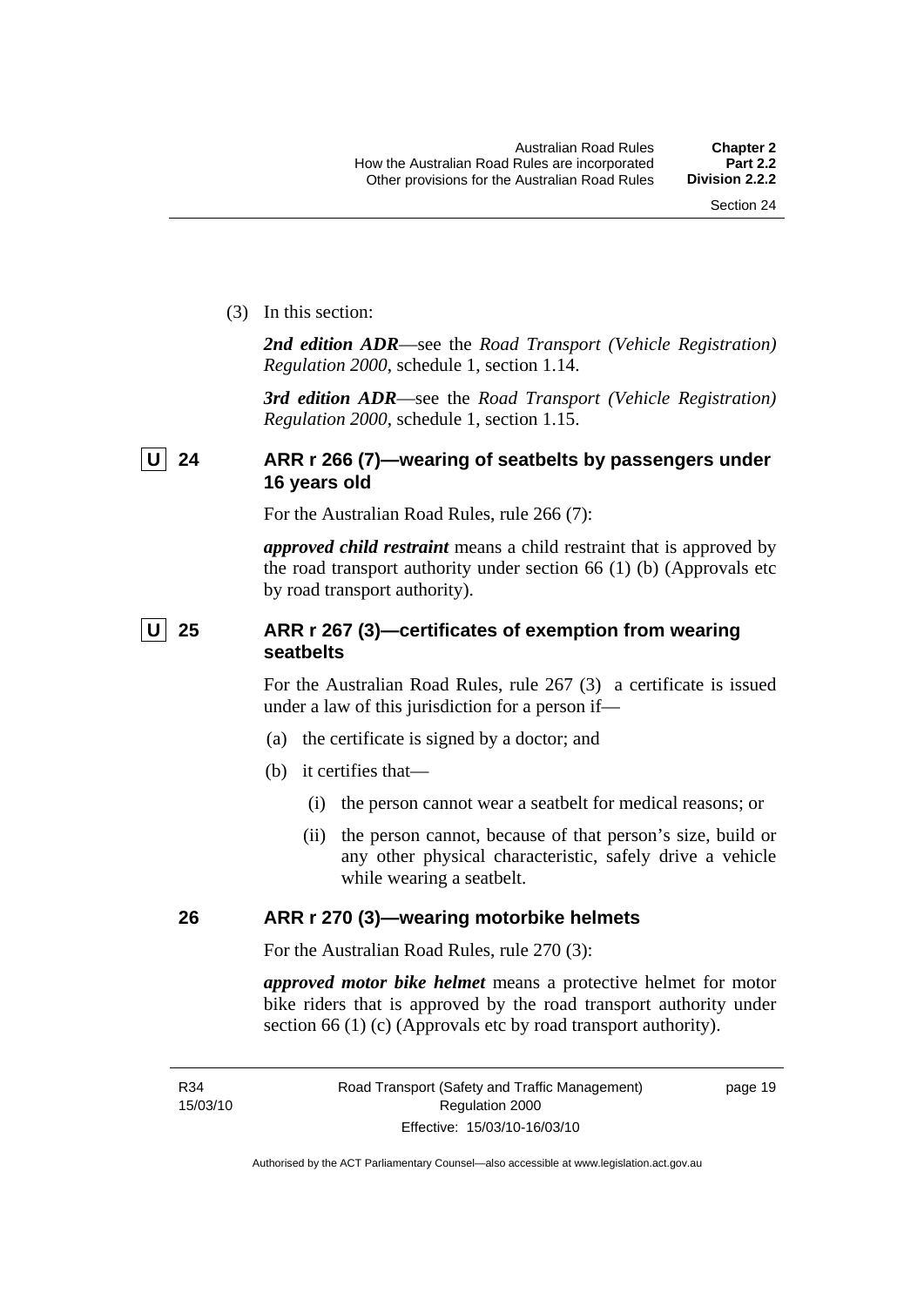(3) In this section:

***2nd edition ADR***—see the *Road Transport (Vehicle Registration) Regulation 2000*, schedule 1, section 1.14.

***3rd edition ADR***—see the *Road Transport (Vehicle Registration) Regulation 2000*, schedule 1, section 1.15.

### U 24 ARR r 266 (7)—wearing of seatbelts by passengers under 16 years old

For the Australian Road Rules, rule 266 (7):

***approved child restraint*** means a child restraint that is approved by the road transport authority under section 66 (1) (b) (Approvals etc by road transport authority).

### U 25 ARR r 267 (3)—certificates of exemption from wearing seatbelts

For the Australian Road Rules, rule 267 (3) a certificate is issued under a law of this jurisdiction for a person if—

(a) the certificate is signed by a doctor; and

(b) it certifies that—

(i) the person cannot wear a seatbelt for medical reasons; or

(ii) the person cannot, because of that person's size, build or any other physical characteristic, safely drive a vehicle while wearing a seatbelt.

### 26 ARR r 270 (3)—wearing motorbike helmets

For the Australian Road Rules, rule 270 (3):

***approved motor bike helmet*** means a protective helmet for motor bike riders that is approved by the road transport authority under section 66 (1) (c) (Approvals etc by road transport authority).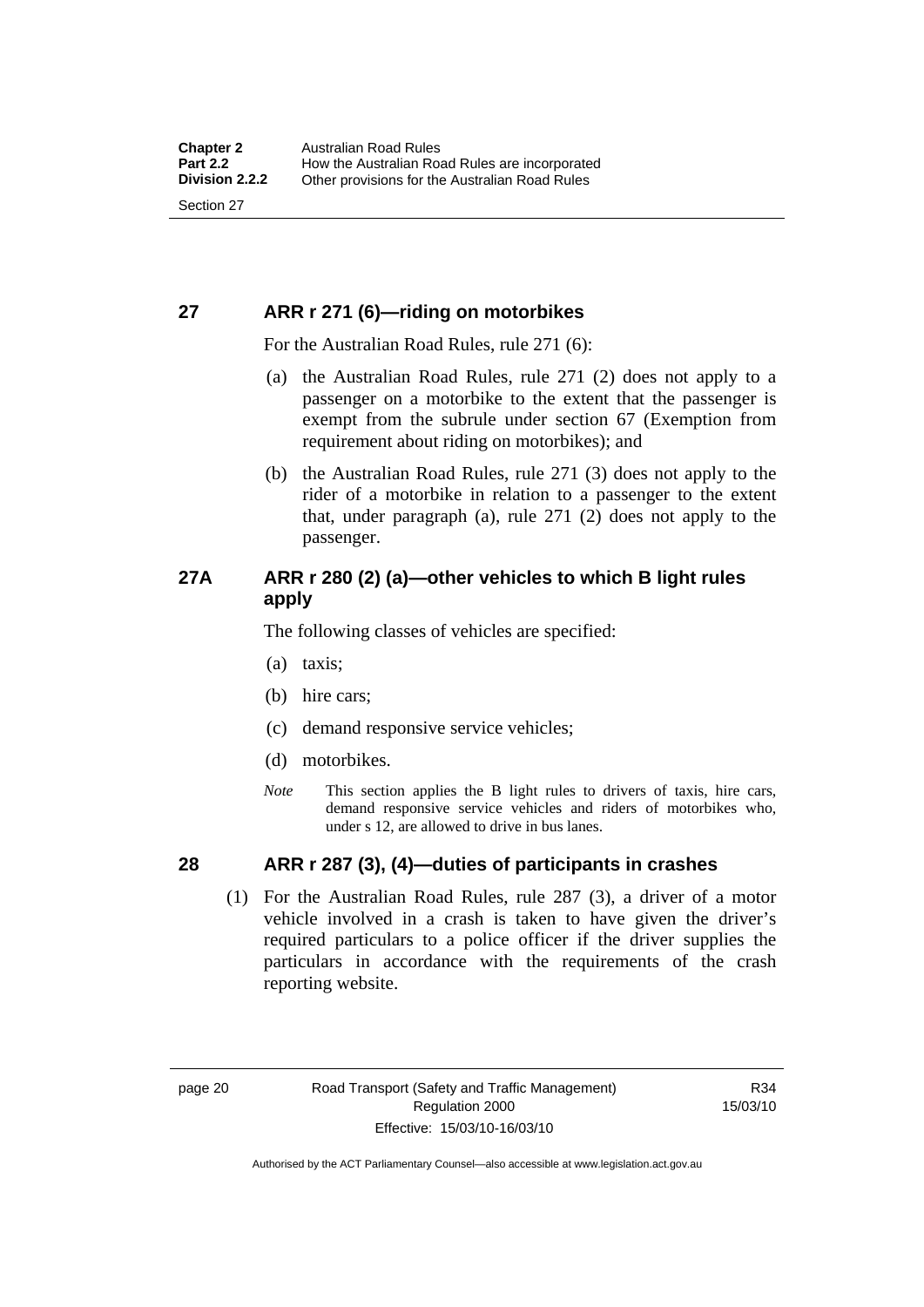## 27 ARR r 271 (6)—riding on motorbikes

For the Australian Road Rules, rule 271 (6):

(a) the Australian Road Rules, rule 271 (2) does not apply to a passenger on a motorbike to the extent that the passenger is exempt from the subrule under section 67 (Exemption from requirement about riding on motorbikes); and

(b) the Australian Road Rules, rule 271 (3) does not apply to the rider of a motorbike in relation to a passenger to the extent that, under paragraph (a), rule 271 (2) does not apply to the passenger.

## 27A ARR r 280 (2) (a)—other vehicles to which B light rules apply

The following classes of vehicles are specified:

(a) taxis;

(b) hire cars;

(c) demand responsive service vehicles;

(d) motorbikes.

*Note* This section applies the B light rules to drivers of taxis, hire cars, demand responsive service vehicles and riders of motorbikes who, under s 12, are allowed to drive in bus lanes.

## 28 ARR r 287 (3), (4)—duties of participants in crashes

(1) For the Australian Road Rules, rule 287 (3), a driver of a motor vehicle involved in a crash is taken to have given the driver's required particulars to a police officer if the driver supplies the particulars in accordance with the requirements of the crash reporting website.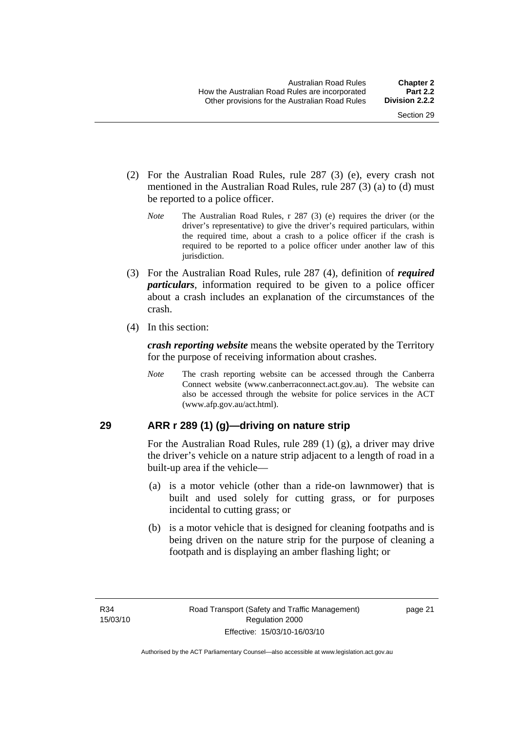(2) For the Australian Road Rules, rule 287 (3) (e), every crash not mentioned in the Australian Road Rules, rule 287 (3) (a) to (d) must be reported to a police officer.

*Note* The Australian Road Rules, r 287 (3) (e) requires the driver (or the driver's representative) to give the driver's required particulars, within the required time, about a crash to a police officer if the crash is required to be reported to a police officer under another law of this jurisdiction.

(3) For the Australian Road Rules, rule 287 (4), definition of ***required particulars***, information required to be given to a police officer about a crash includes an explanation of the circumstances of the crash.

(4) In this section:

***crash reporting website*** means the website operated by the Territory for the purpose of receiving information about crashes.

*Note* The crash reporting website can be accessed through the Canberra Connect website (www.canberraconnect.act.gov.au). The website can also be accessed through the website for police services in the ACT (www.afp.gov.au/act.html).

## 29 ARR r 289 (1) (g)—driving on nature strip

For the Australian Road Rules, rule 289 (1) (g), a driver may drive the driver's vehicle on a nature strip adjacent to a length of road in a built-up area if the vehicle—

(a) is a motor vehicle (other than a ride-on lawnmower) that is built and used solely for cutting grass, or for purposes incidental to cutting grass; or

(b) is a motor vehicle that is designed for cleaning footpaths and is being driven on the nature strip for the purpose of cleaning a footpath and is displaying an amber flashing light; or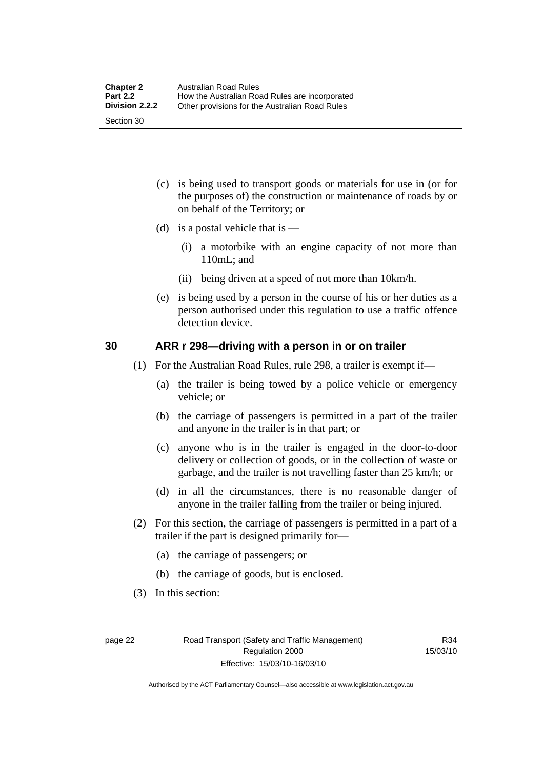(c) is being used to transport goods or materials for use in (or for the purposes of) the construction or maintenance of roads by or on behalf of the Territory; or

(d) is a postal vehicle that is —

(i) a motorbike with an engine capacity of not more than 110mL; and

(ii) being driven at a speed of not more than 10km/h.

(e) is being used by a person in the course of his or her duties as a person authorised under this regulation to use a traffic offence detection device.

## 30 ARR r 298—driving with a person in or on trailer

(1) For the Australian Road Rules, rule 298, a trailer is exempt if—

(a) the trailer is being towed by a police vehicle or emergency vehicle; or

(b) the carriage of passengers is permitted in a part of the trailer and anyone in the trailer is in that part; or

(c) anyone who is in the trailer is engaged in the door-to-door delivery or collection of goods, or in the collection of waste or garbage, and the trailer is not travelling faster than 25 km/h; or

(d) in all the circumstances, there is no reasonable danger of anyone in the trailer falling from the trailer or being injured.

(2) For this section, the carriage of passengers is permitted in a part of a trailer if the part is designed primarily for—

(a) the carriage of passengers; or

(b) the carriage of goods, but is enclosed.

(3) In this section: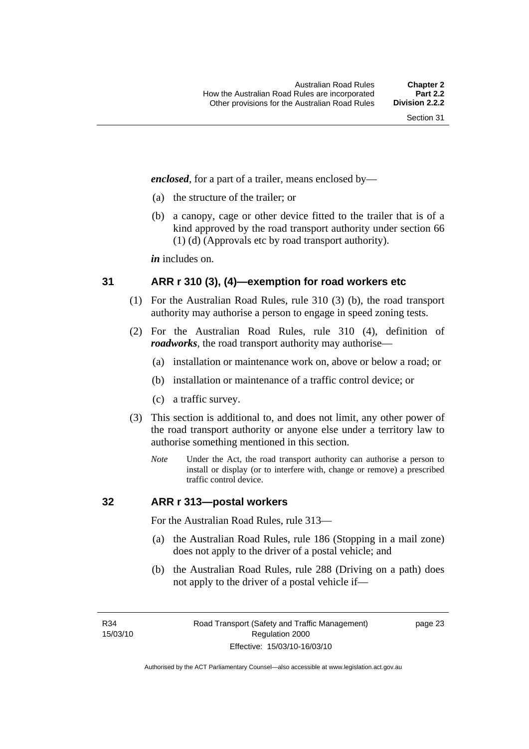***enclosed***, for a part of a trailer, means enclosed by—

(a) the structure of the trailer; or

(b) a canopy, cage or other device fitted to the trailer that is of a kind approved by the road transport authority under section 66 (1) (d) (Approvals etc by road transport authority).

***in*** includes on.

## 31 ARR r 310 (3), (4)—exemption for road workers etc

(1) For the Australian Road Rules, rule 310 (3) (b), the road transport authority may authorise a person to engage in speed zoning tests.

(2) For the Australian Road Rules, rule 310 (4), definition of ***roadworks***, the road transport authority may authorise—

(a) installation or maintenance work on, above or below a road; or

(b) installation or maintenance of a traffic control device; or

(c) a traffic survey.

(3) This section is additional to, and does not limit, any other power of the road transport authority or anyone else under a territory law to authorise something mentioned in this section.

*Note* Under the Act, the road transport authority can authorise a person to install or display (or to interfere with, change or remove) a prescribed traffic control device.

## 32 ARR r 313—postal workers

For the Australian Road Rules, rule 313—

(a) the Australian Road Rules, rule 186 (Stopping in a mail zone) does not apply to the driver of a postal vehicle; and

(b) the Australian Road Rules, rule 288 (Driving on a path) does not apply to the driver of a postal vehicle if—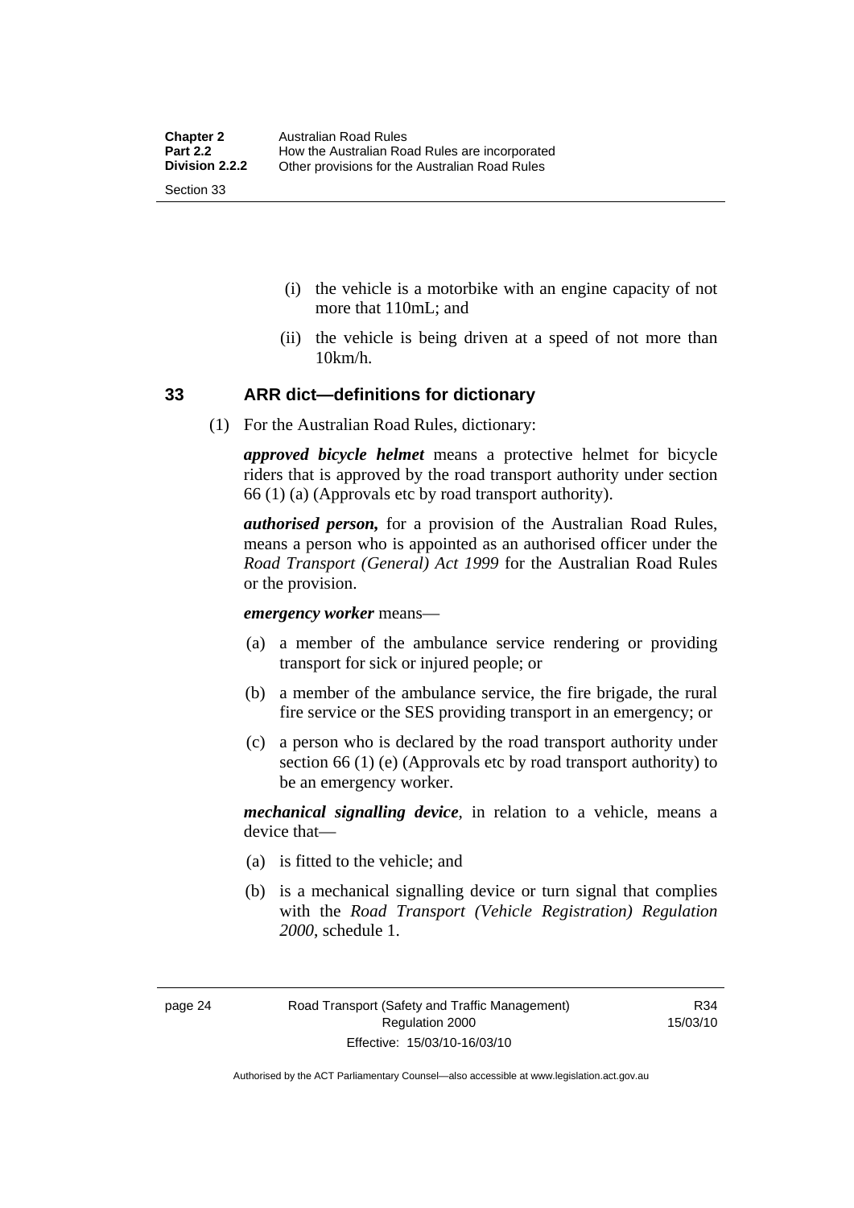(i) the vehicle is a motorbike with an engine capacity of not more that 110mL; and

(ii) the vehicle is being driven at a speed of not more than 10km/h.

## 33 ARR dict—definitions for dictionary

(1) For the Australian Road Rules, dictionary:

***approved bicycle helmet*** means a protective helmet for bicycle riders that is approved by the road transport authority under section 66 (1) (a) (Approvals etc by road transport authority).

***authorised person,*** for a provision of the Australian Road Rules, means a person who is appointed as an authorised officer under the *Road Transport (General) Act 1999* for the Australian Road Rules or the provision.

***emergency worker*** means—

(a) a member of the ambulance service rendering or providing transport for sick or injured people; or

(b) a member of the ambulance service, the fire brigade, the rural fire service or the SES providing transport in an emergency; or

(c) a person who is declared by the road transport authority under section 66 (1) (e) (Approvals etc by road transport authority) to be an emergency worker.

***mechanical signalling device***, in relation to a vehicle, means a device that—

(a) is fitted to the vehicle; and

(b) is a mechanical signalling device or turn signal that complies with the *Road Transport (Vehicle Registration) Regulation 2000*, schedule 1.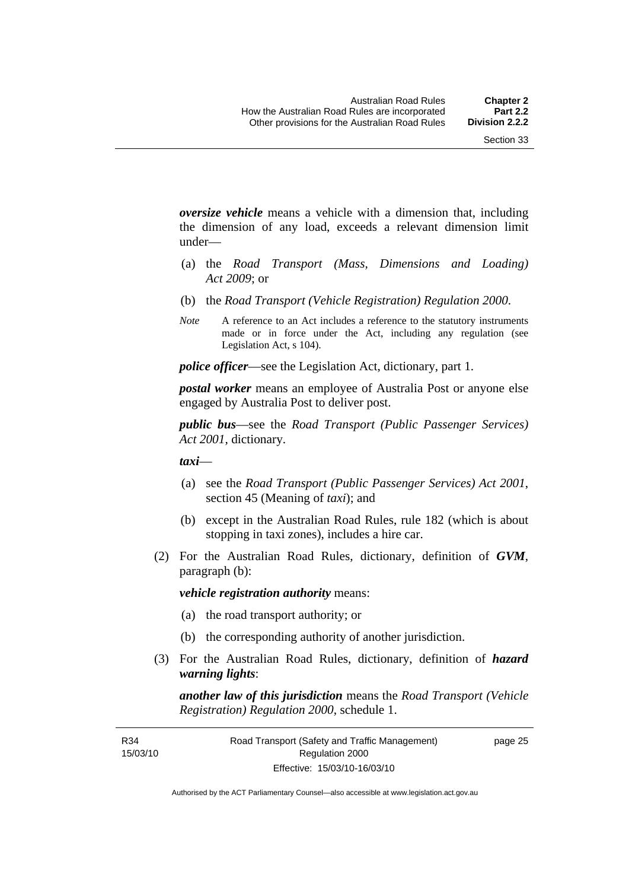***oversize vehicle*** means a vehicle with a dimension that, including the dimension of any load, exceeds a relevant dimension limit under—

(a) the *Road Transport (Mass, Dimensions and Loading) Act 2009*; or

(b) the *Road Transport (Vehicle Registration) Regulation 2000*.

*Note* A reference to an Act includes a reference to the statutory instruments made or in force under the Act, including any regulation (see Legislation Act, s 104).

***police officer***—see the Legislation Act, dictionary, part 1.

***postal worker*** means an employee of Australia Post or anyone else engaged by Australia Post to deliver post.

***public bus***—see the *Road Transport (Public Passenger Services) Act 2001*, dictionary.

***taxi***—

(a) see the *Road Transport (Public Passenger Services) Act 2001*, section 45 (Meaning of *taxi*); and

(b) except in the Australian Road Rules, rule 182 (which is about stopping in taxi zones), includes a hire car.

(2) For the Australian Road Rules, dictionary, definition of ***GVM***, paragraph (b):

***vehicle registration authority*** means:

(a) the road transport authority; or

(b) the corresponding authority of another jurisdiction.

(3) For the Australian Road Rules, dictionary, definition of ***hazard warning lights***:

***another law of this jurisdiction*** means the *Road Transport (Vehicle Registration) Regulation 2000*, schedule 1.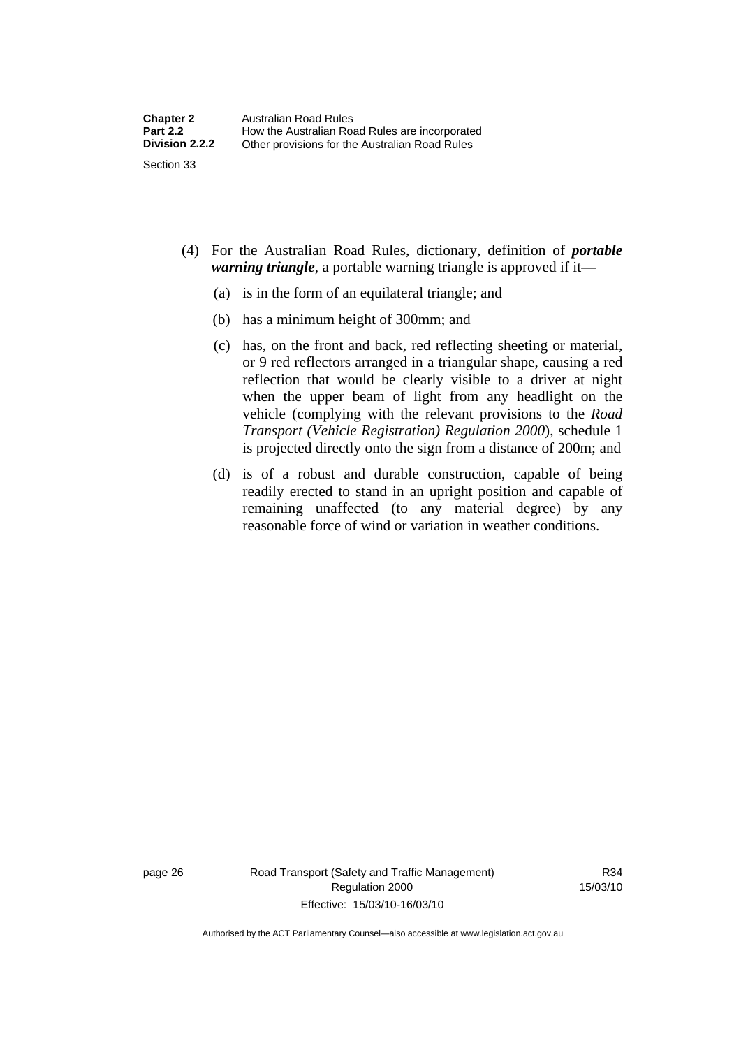(4) For the Australian Road Rules, dictionary, definition of ***portable warning triangle***, a portable warning triangle is approved if it—

(a) is in the form of an equilateral triangle; and

(b) has a minimum height of 300mm; and

(c) has, on the front and back, red reflecting sheeting or material, or 9 red reflectors arranged in a triangular shape, causing a red reflection that would be clearly visible to a driver at night when the upper beam of light from any headlight on the vehicle (complying with the relevant provisions to the *Road Transport (Vehicle Registration) Regulation 2000*), schedule 1 is projected directly onto the sign from a distance of 200m; and

(d) is of a robust and durable construction, capable of being readily erected to stand in an upright position and capable of remaining unaffected (to any material degree) by any reasonable force of wind or variation in weather conditions.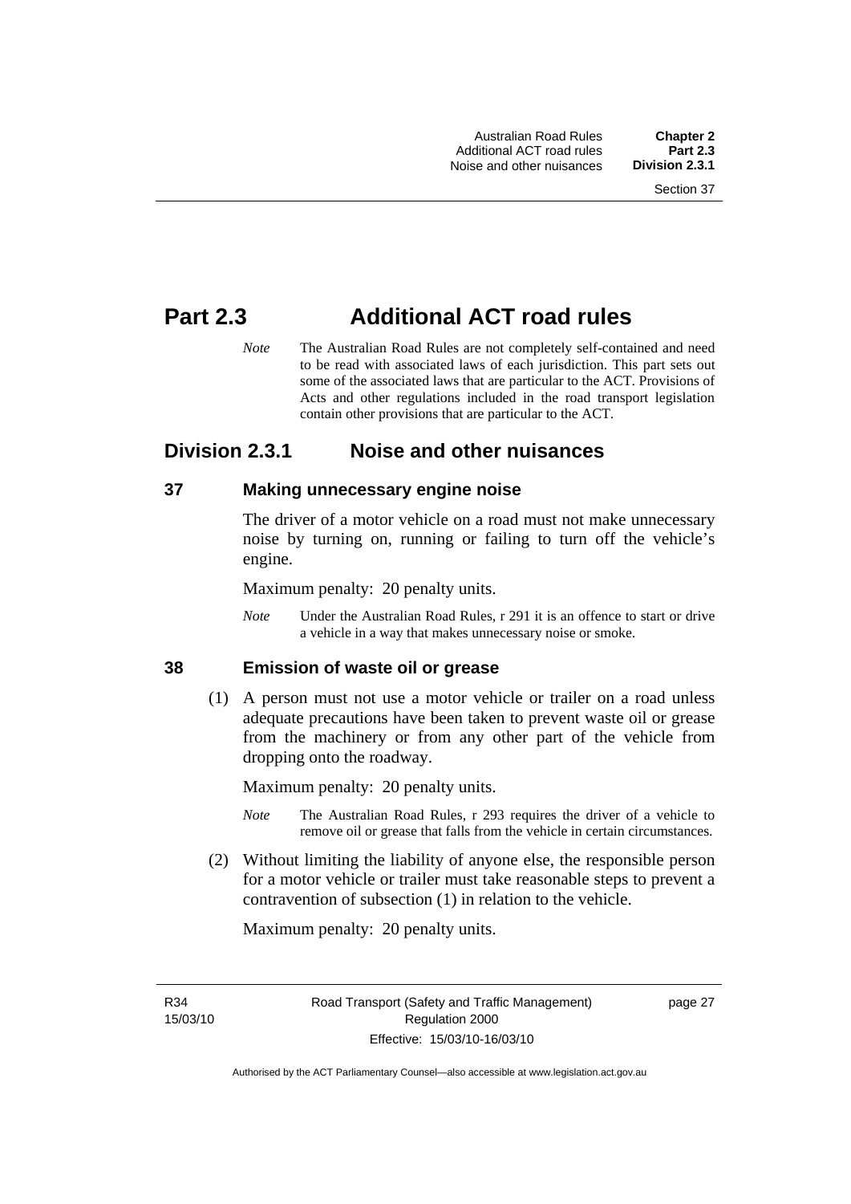# Part 2.3 Additional ACT road rules

*Note* The Australian Road Rules are not completely self-contained and need to be read with associated laws of each jurisdiction. This part sets out some of the associated laws that are particular to the ACT. Provisions of Acts and other regulations included in the road transport legislation contain other provisions that are particular to the ACT.

## Division 2.3.1 Noise and other nuisances

### 37 Making unnecessary engine noise

The driver of a motor vehicle on a road must not make unnecessary noise by turning on, running or failing to turn off the vehicle's engine.

Maximum penalty: 20 penalty units.

*Note* Under the Australian Road Rules, r 291 it is an offence to start or drive a vehicle in a way that makes unnecessary noise or smoke.

### 38 Emission of waste oil or grease

(1) A person must not use a motor vehicle or trailer on a road unless adequate precautions have been taken to prevent waste oil or grease from the machinery or from any other part of the vehicle from dropping onto the roadway.

Maximum penalty: 20 penalty units.

*Note* The Australian Road Rules, r 293 requires the driver of a vehicle to remove oil or grease that falls from the vehicle in certain circumstances.

(2) Without limiting the liability of anyone else, the responsible person for a motor vehicle or trailer must take reasonable steps to prevent a contravention of subsection (1) in relation to the vehicle.

Maximum penalty: 20 penalty units.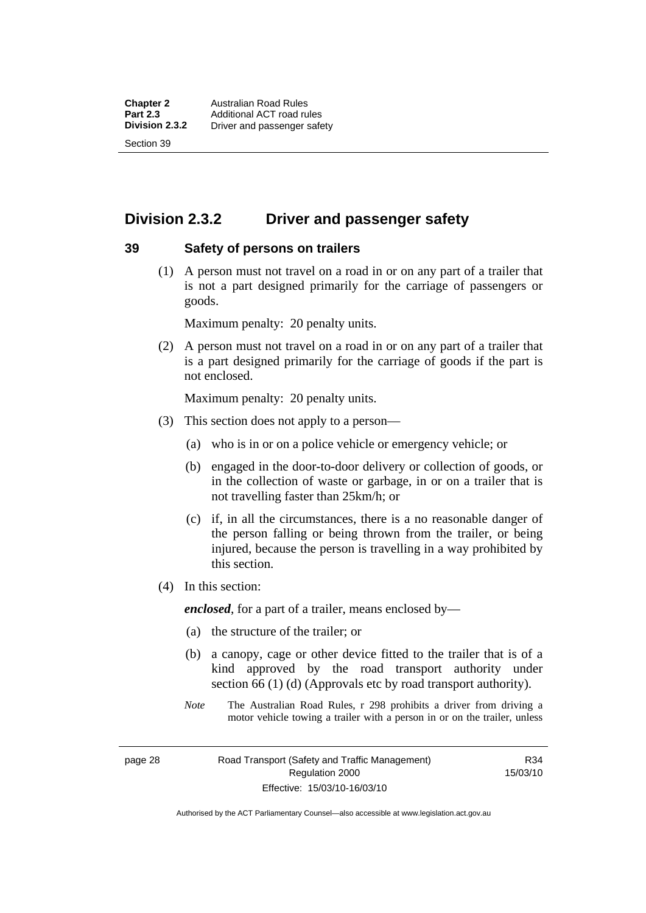## Division 2.3.2 Driver and passenger safety

### 39 Safety of persons on trailers

(1) A person must not travel on a road in or on any part of a trailer that is not a part designed primarily for the carriage of passengers or goods.

Maximum penalty: 20 penalty units.

(2) A person must not travel on a road in or on any part of a trailer that is a part designed primarily for the carriage of goods if the part is not enclosed.

Maximum penalty: 20 penalty units.

(3) This section does not apply to a person—

(a) who is in or on a police vehicle or emergency vehicle; or

(b) engaged in the door-to-door delivery or collection of goods, or in the collection of waste or garbage, in or on a trailer that is not travelling faster than 25km/h; or

(c) if, in all the circumstances, there is a no reasonable danger of the person falling or being thrown from the trailer, or being injured, because the person is travelling in a way prohibited by this section.

(4) In this section:

***enclosed***, for a part of a trailer, means enclosed by—

(a) the structure of the trailer; or

(b) a canopy, cage or other device fitted to the trailer that is of a kind approved by the road transport authority under section 66 (1) (d) (Approvals etc by road transport authority).

*Note* The Australian Road Rules, r 298 prohibits a driver from driving a motor vehicle towing a trailer with a person in or on the trailer, unless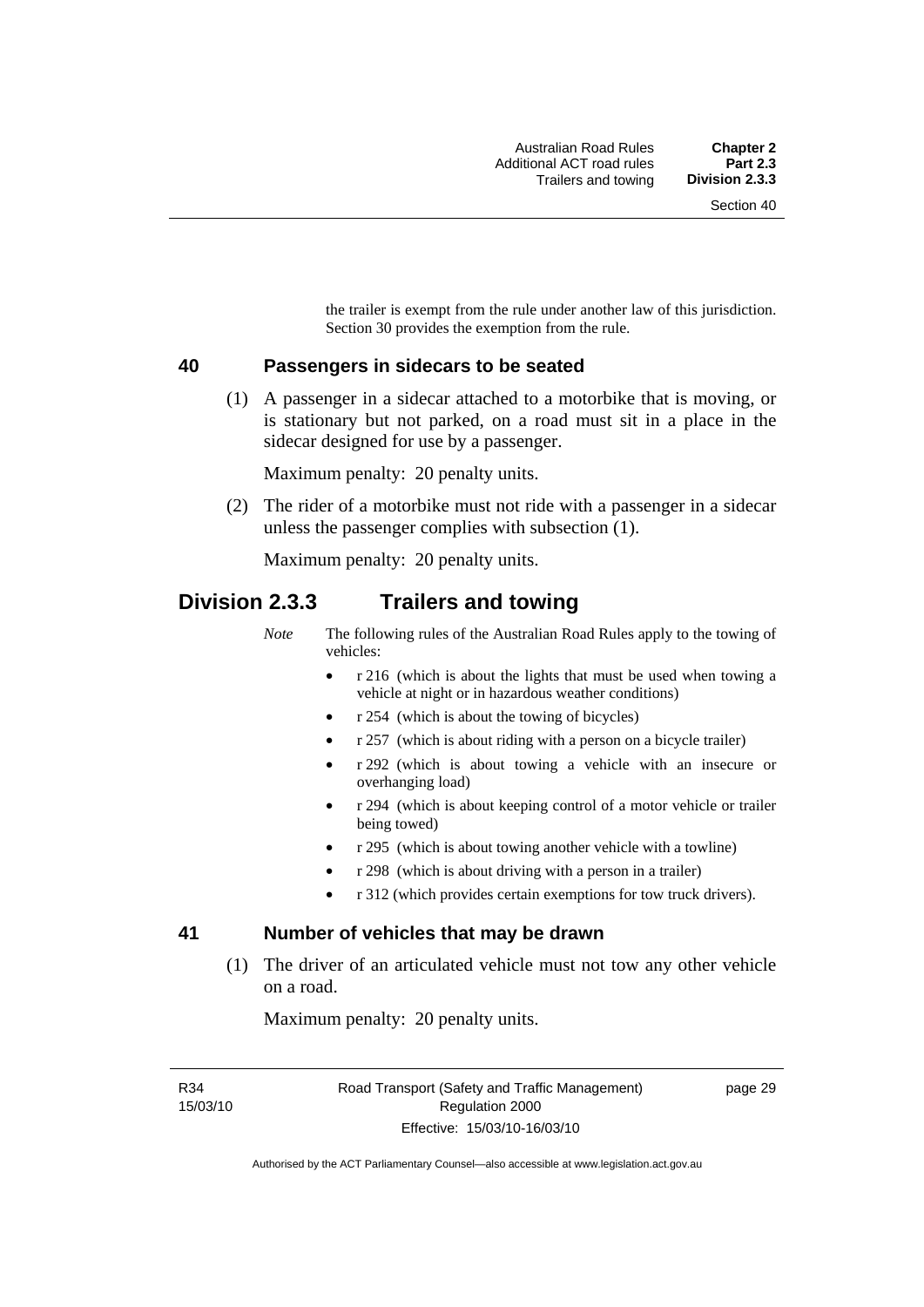the trailer is exempt from the rule under another law of this jurisdiction. Section 30 provides the exemption from the rule.

### 40 Passengers in sidecars to be seated

(1) A passenger in a sidecar attached to a motorbike that is moving, or is stationary but not parked, on a road must sit in a place in the sidecar designed for use by a passenger.

Maximum penalty: 20 penalty units.

(2) The rider of a motorbike must not ride with a passenger in a sidecar unless the passenger complies with subsection (1).

Maximum penalty: 20 penalty units.

## Division 2.3.3 Trailers and towing

*Note* The following rules of the Australian Road Rules apply to the towing of vehicles:

- r 216 (which is about the lights that must be used when towing a vehicle at night or in hazardous weather conditions)
- r 254 (which is about the towing of bicycles)
- r 257 (which is about riding with a person on a bicycle trailer)
- r 292 (which is about towing a vehicle with an insecure or overhanging load)
- r 294 (which is about keeping control of a motor vehicle or trailer being towed)
- r 295 (which is about towing another vehicle with a towline)
- r 298 (which is about driving with a person in a trailer)
- r 312 (which provides certain exemptions for tow truck drivers).

### 41 Number of vehicles that may be drawn

(1) The driver of an articulated vehicle must not tow any other vehicle on a road.

Maximum penalty: 20 penalty units.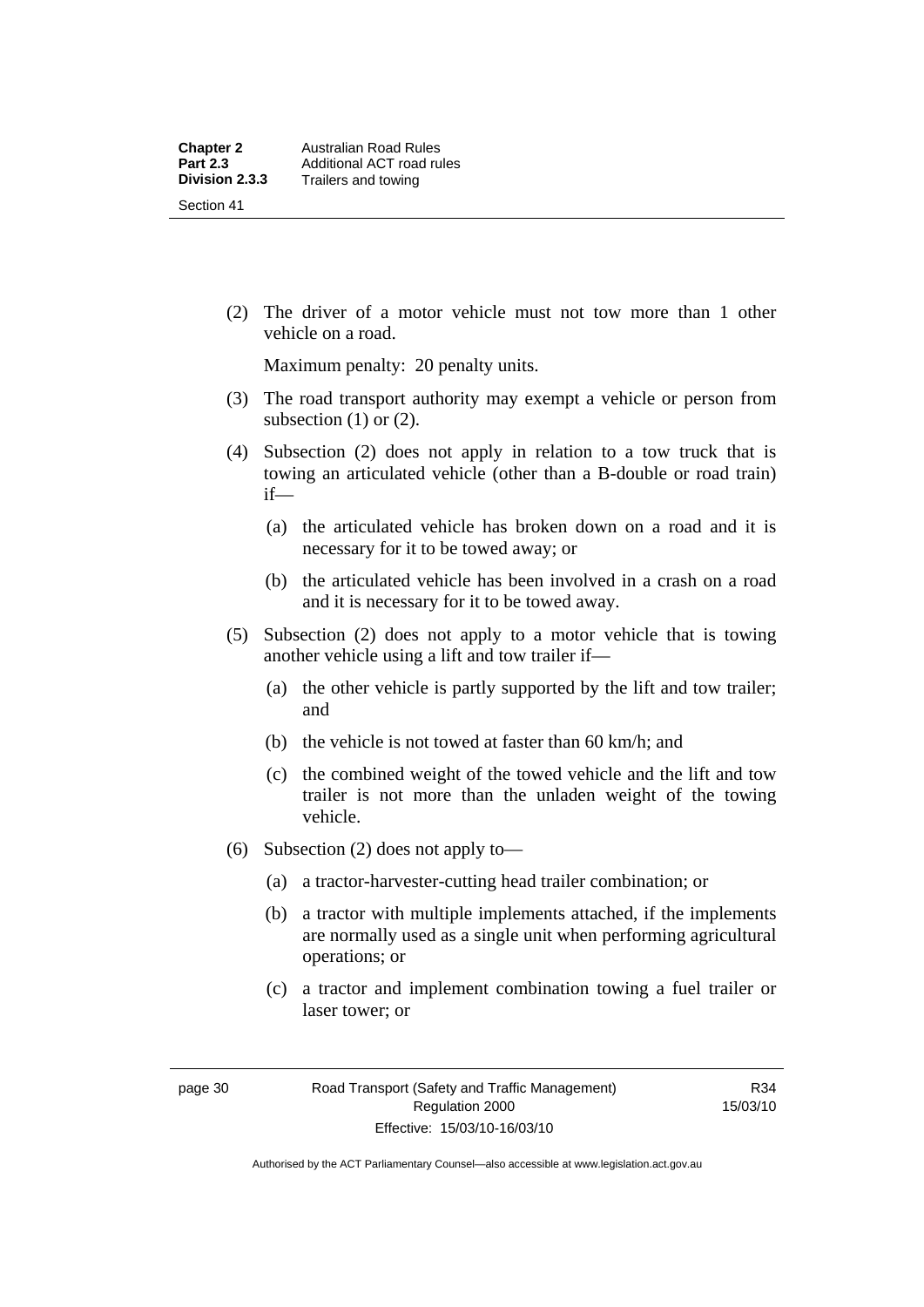(2) The driver of a motor vehicle must not tow more than 1 other vehicle on a road.

Maximum penalty: 20 penalty units.

(3) The road transport authority may exempt a vehicle or person from subsection (1) or (2).

(4) Subsection (2) does not apply in relation to a tow truck that is towing an articulated vehicle (other than a B-double or road train) if—

(a) the articulated vehicle has broken down on a road and it is necessary for it to be towed away; or

(b) the articulated vehicle has been involved in a crash on a road and it is necessary for it to be towed away.

(5) Subsection (2) does not apply to a motor vehicle that is towing another vehicle using a lift and tow trailer if—

(a) the other vehicle is partly supported by the lift and tow trailer; and

(b) the vehicle is not towed at faster than 60 km/h; and

(c) the combined weight of the towed vehicle and the lift and tow trailer is not more than the unladen weight of the towing vehicle.

(6) Subsection (2) does not apply to—

(a) a tractor-harvester-cutting head trailer combination; or

(b) a tractor with multiple implements attached, if the implements are normally used as a single unit when performing agricultural operations; or

(c) a tractor and implement combination towing a fuel trailer or laser tower; or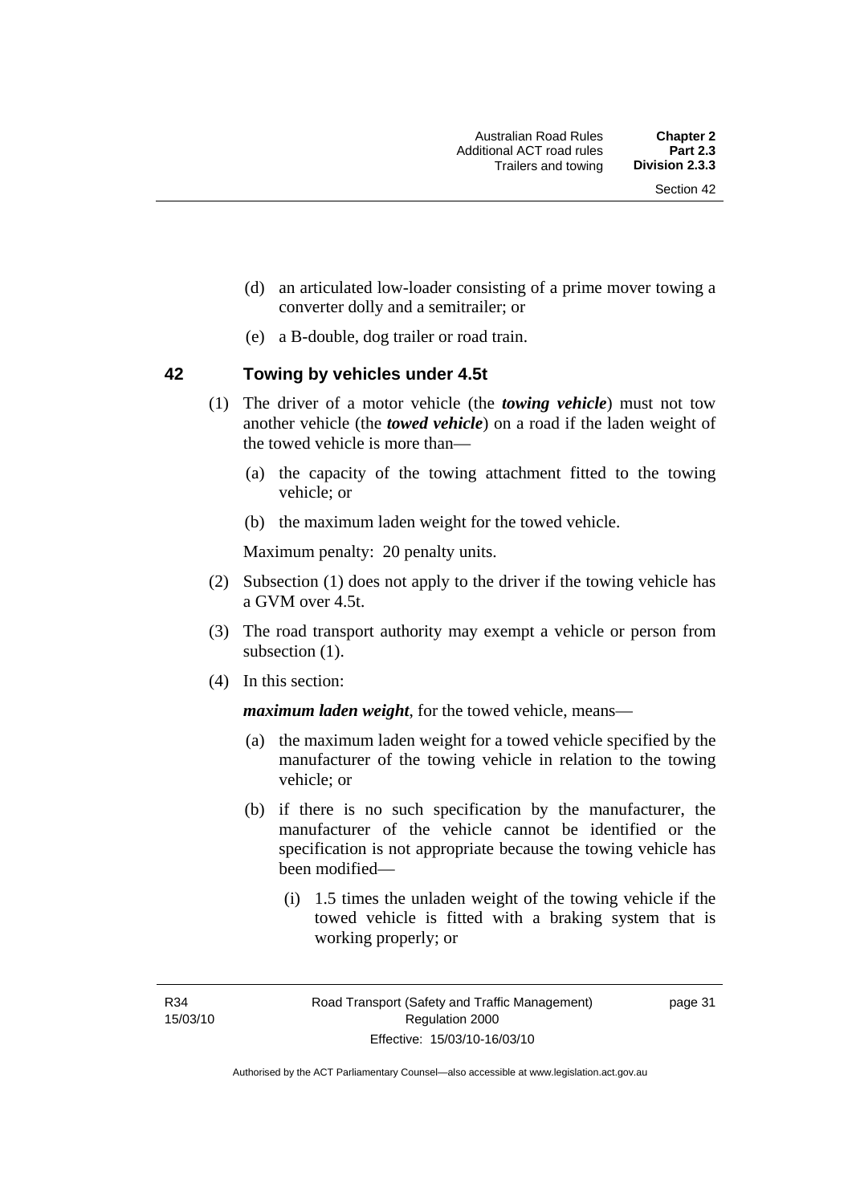(d) an articulated low-loader consisting of a prime mover towing a converter dolly and a semitrailer; or

(e) a B-double, dog trailer or road train.

## 42 Towing by vehicles under 4.5t

(1) The driver of a motor vehicle (the ***towing vehicle***) must not tow another vehicle (the ***towed vehicle***) on a road if the laden weight of the towed vehicle is more than—

(a) the capacity of the towing attachment fitted to the towing vehicle; or

(b) the maximum laden weight for the towed vehicle.

Maximum penalty: 20 penalty units.

(2) Subsection (1) does not apply to the driver if the towing vehicle has a GVM over 4.5t.

(3) The road transport authority may exempt a vehicle or person from subsection (1).

(4) In this section:

***maximum laden weight***, for the towed vehicle, means—

(a) the maximum laden weight for a towed vehicle specified by the manufacturer of the towing vehicle in relation to the towing vehicle; or

(b) if there is no such specification by the manufacturer, the manufacturer of the vehicle cannot be identified or the specification is not appropriate because the towing vehicle has been modified—

(i) 1.5 times the unladen weight of the towing vehicle if the towed vehicle is fitted with a braking system that is working properly; or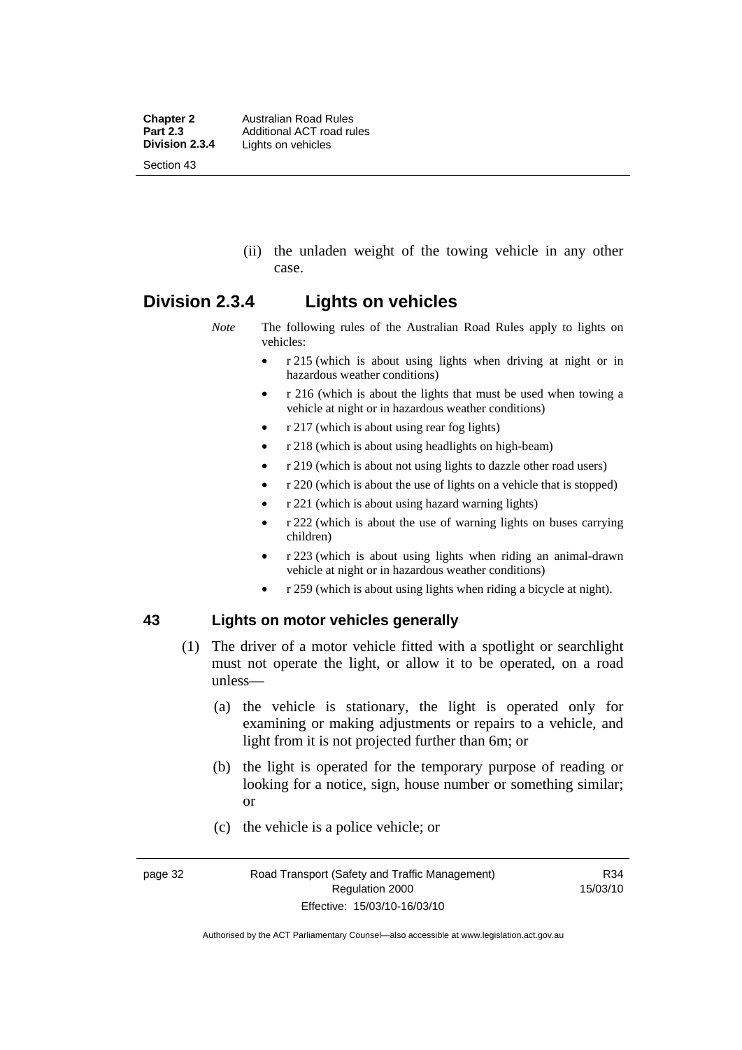(ii) the unladen weight of the towing vehicle in any other case.

## Division 2.3.4 Lights on vehicles

*Note* The following rules of the Australian Road Rules apply to lights on vehicles:

- r 215 (which is about using lights when driving at night or in hazardous weather conditions)
- r 216 (which is about the lights that must be used when towing a vehicle at night or in hazardous weather conditions)
- r 217 (which is about using rear fog lights)
- r 218 (which is about using headlights on high-beam)
- r 219 (which is about not using lights to dazzle other road users)
- r 220 (which is about the use of lights on a vehicle that is stopped)
- r 221 (which is about using hazard warning lights)
- r 222 (which is about the use of warning lights on buses carrying children)
- r 223 (which is about using lights when riding an animal-drawn vehicle at night or in hazardous weather conditions)
- r 259 (which is about using lights when riding a bicycle at night).

### 43 Lights on motor vehicles generally

(1) The driver of a motor vehicle fitted with a spotlight or searchlight must not operate the light, or allow it to be operated, on a road unless—

(a) the vehicle is stationary, the light is operated only for examining or making adjustments or repairs to a vehicle, and light from it is not projected further than 6m; or

(b) the light is operated for the temporary purpose of reading or looking for a notice, sign, house number or something similar; or

(c) the vehicle is a police vehicle; or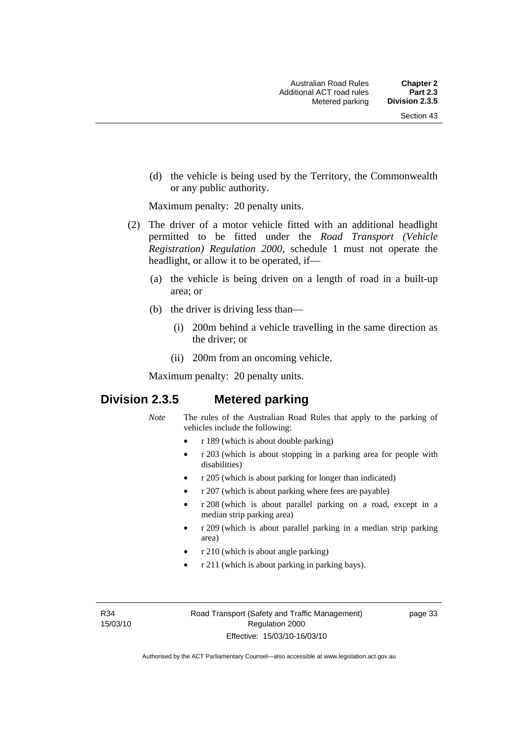(d) the vehicle is being used by the Territory, the Commonwealth or any public authority.

Maximum penalty: 20 penalty units.

(2) The driver of a motor vehicle fitted with an additional headlight permitted to be fitted under the *Road Transport (Vehicle Registration) Regulation 2000*, schedule 1 must not operate the headlight, or allow it to be operated, if—

(a) the vehicle is being driven on a length of road in a built-up area; or

(b) the driver is driving less than—

(i) 200m behind a vehicle travelling in the same direction as the driver; or

(ii) 200m from an oncoming vehicle.

Maximum penalty: 20 penalty units.

## Division 2.3.5 Metered parking

*Note* The rules of the Australian Road Rules that apply to the parking of vehicles include the following:

- r 189 (which is about double parking)
- r 203 (which is about stopping in a parking area for people with disabilities)
- r 205 (which is about parking for longer than indicated)
- r 207 (which is about parking where fees are payable)
- r 208 (which is about parallel parking on a road, except in a median strip parking area)
- r 209 (which is about parallel parking in a median strip parking area)
- r 210 (which is about angle parking)
- r 211 (which is about parking in parking bays).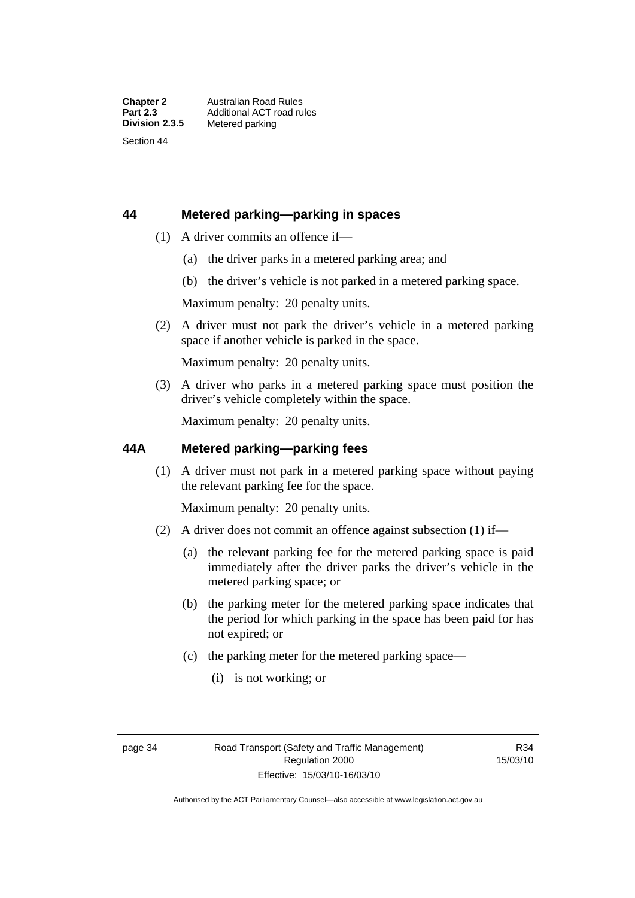## 44 Metered parking—parking in spaces

(1) A driver commits an offence if—

(a) the driver parks in a metered parking area; and

(b) the driver's vehicle is not parked in a metered parking space.

Maximum penalty: 20 penalty units.

(2) A driver must not park the driver's vehicle in a metered parking space if another vehicle is parked in the space.

Maximum penalty: 20 penalty units.

(3) A driver who parks in a metered parking space must position the driver's vehicle completely within the space.

Maximum penalty: 20 penalty units.

## 44A Metered parking—parking fees

(1) A driver must not park in a metered parking space without paying the relevant parking fee for the space.

Maximum penalty: 20 penalty units.

(2) A driver does not commit an offence against subsection (1) if—

(a) the relevant parking fee for the metered parking space is paid immediately after the driver parks the driver's vehicle in the metered parking space; or

(b) the parking meter for the metered parking space indicates that the period for which parking in the space has been paid for has not expired; or

(c) the parking meter for the metered parking space—

(i) is not working; or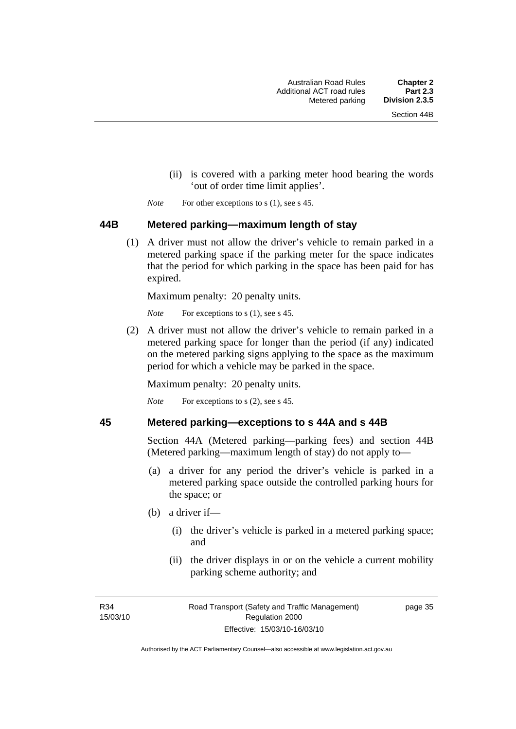(ii) is covered with a parking meter hood bearing the words 'out of order time limit applies'.

*Note* For other exceptions to s (1), see s 45.

### 44B Metered parking—maximum length of stay

(1) A driver must not allow the driver's vehicle to remain parked in a metered parking space if the parking meter for the space indicates that the period for which parking in the space has been paid for has expired.

Maximum penalty: 20 penalty units.

*Note* For exceptions to s (1), see s 45.

(2) A driver must not allow the driver's vehicle to remain parked in a metered parking space for longer than the period (if any) indicated on the metered parking signs applying to the space as the maximum period for which a vehicle may be parked in the space.

Maximum penalty: 20 penalty units.

*Note* For exceptions to s (2), see s 45.

### 45 Metered parking—exceptions to s 44A and s 44B

Section 44A (Metered parking—parking fees) and section 44B (Metered parking—maximum length of stay) do not apply to—

(a) a driver for any period the driver's vehicle is parked in a metered parking space outside the controlled parking hours for the space; or

(b) a driver if—

(i) the driver's vehicle is parked in a metered parking space; and

(ii) the driver displays in or on the vehicle a current mobility parking scheme authority; and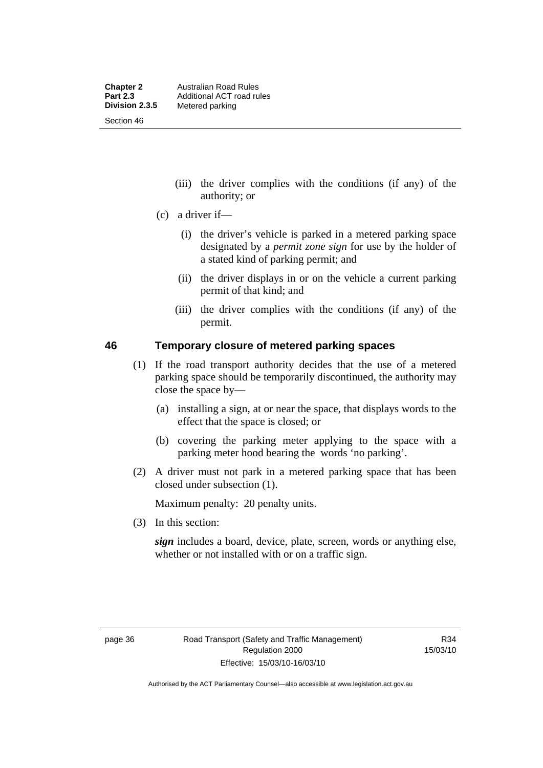(iii) the driver complies with the conditions (if any) of the authority; or

(c) a driver if—

(i) the driver's vehicle is parked in a metered parking space designated by a *permit zone sign* for use by the holder of a stated kind of parking permit; and

(ii) the driver displays in or on the vehicle a current parking permit of that kind; and

(iii) the driver complies with the conditions (if any) of the permit.

## 46 Temporary closure of metered parking spaces

(1) If the road transport authority decides that the use of a metered parking space should be temporarily discontinued, the authority may close the space by—

(a) installing a sign, at or near the space, that displays words to the effect that the space is closed; or

(b) covering the parking meter applying to the space with a parking meter hood bearing the words 'no parking'.

(2) A driver must not park in a metered parking space that has been closed under subsection (1).

Maximum penalty: 20 penalty units.

(3) In this section:

***sign*** includes a board, device, plate, screen, words or anything else, whether or not installed with or on a traffic sign.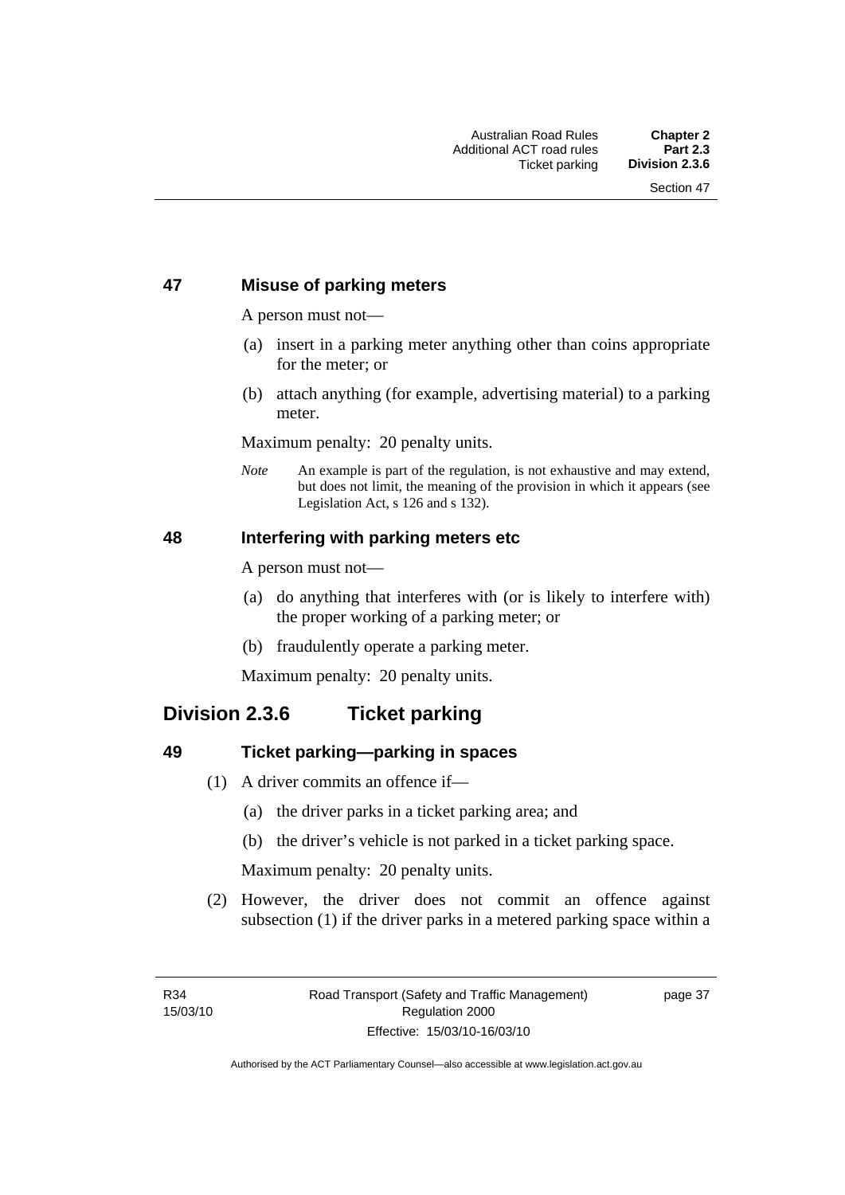### 47 Misuse of parking meters

A person must not—

(a) insert in a parking meter anything other than coins appropriate for the meter; or

(b) attach anything (for example, advertising material) to a parking meter.

Maximum penalty: 20 penalty units.

*Note* An example is part of the regulation, is not exhaustive and may extend, but does not limit, the meaning of the provision in which it appears (see Legislation Act, s 126 and s 132).

### 48 Interfering with parking meters etc

A person must not—

(a) do anything that interferes with (or is likely to interfere with) the proper working of a parking meter; or

(b) fraudulently operate a parking meter.

Maximum penalty: 20 penalty units.

## Division 2.3.6 Ticket parking

### 49 Ticket parking—parking in spaces

(1) A driver commits an offence if—

(a) the driver parks in a ticket parking area; and

(b) the driver's vehicle is not parked in a ticket parking space.

Maximum penalty: 20 penalty units.

(2) However, the driver does not commit an offence against subsection (1) if the driver parks in a metered parking space within a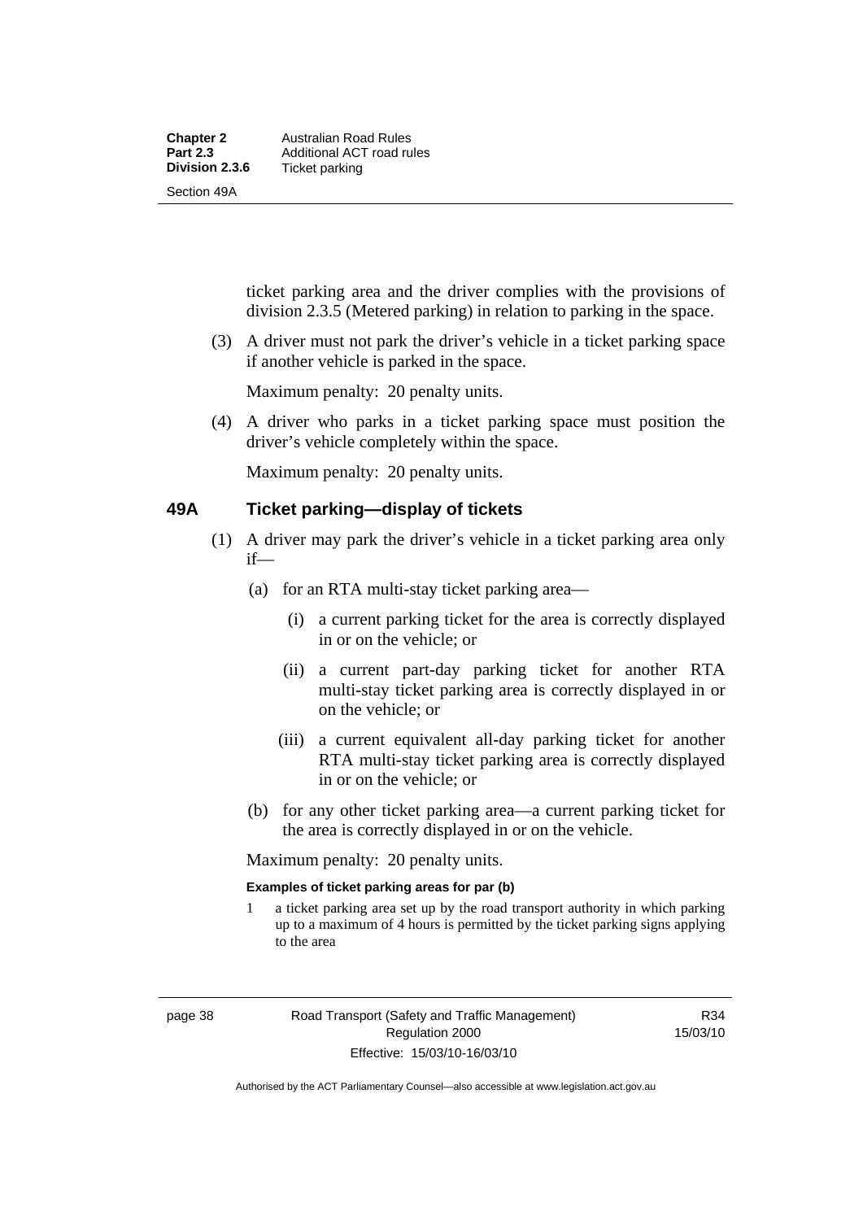ticket parking area and the driver complies with the provisions of division 2.3.5 (Metered parking) in relation to parking in the space.

(3) A driver must not park the driver's vehicle in a ticket parking space if another vehicle is parked in the space.

Maximum penalty: 20 penalty units.

(4) A driver who parks in a ticket parking space must position the driver's vehicle completely within the space.

Maximum penalty: 20 penalty units.

## 49A Ticket parking—display of tickets

(1) A driver may park the driver's vehicle in a ticket parking area only if—

(a) for an RTA multi-stay ticket parking area—

(i) a current parking ticket for the area is correctly displayed in or on the vehicle; or

(ii) a current part-day parking ticket for another RTA multi-stay ticket parking area is correctly displayed in or on the vehicle; or

(iii) a current equivalent all-day parking ticket for another RTA multi-stay ticket parking area is correctly displayed in or on the vehicle; or

(b) for any other ticket parking area—a current parking ticket for the area is correctly displayed in or on the vehicle.

Maximum penalty: 20 penalty units.

**Examples of ticket parking areas for par (b)**

1 a ticket parking area set up by the road transport authority in which parking up to a maximum of 4 hours is permitted by the ticket parking signs applying to the area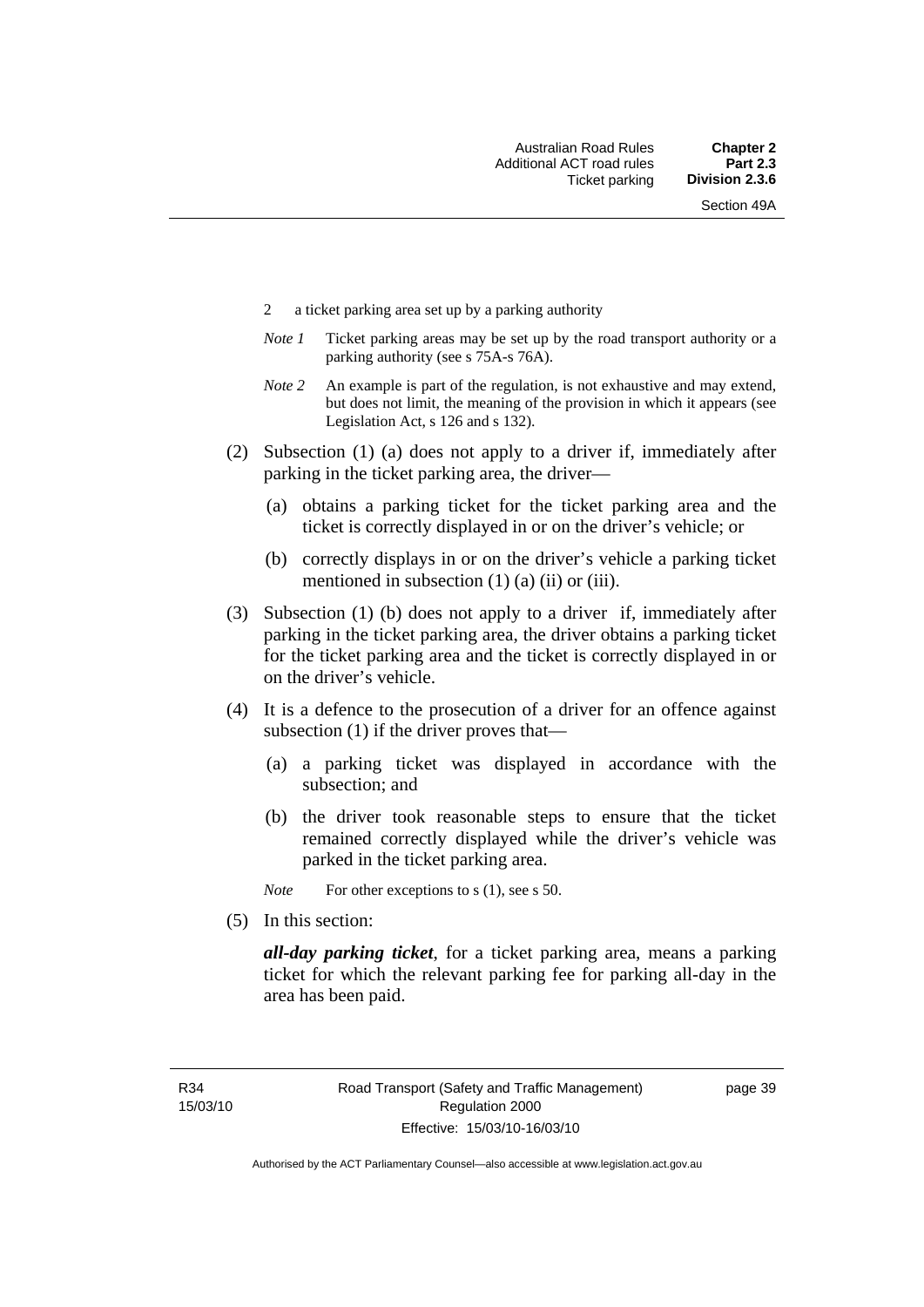2 a ticket parking area set up by a parking authority

*Note 1* Ticket parking areas may be set up by the road transport authority or a parking authority (see s 75A-s 76A).

*Note 2* An example is part of the regulation, is not exhaustive and may extend, but does not limit, the meaning of the provision in which it appears (see Legislation Act, s 126 and s 132).

(2) Subsection (1) (a) does not apply to a driver if, immediately after parking in the ticket parking area, the driver—

(a) obtains a parking ticket for the ticket parking area and the ticket is correctly displayed in or on the driver's vehicle; or

(b) correctly displays in or on the driver's vehicle a parking ticket mentioned in subsection (1) (a) (ii) or (iii).

(3) Subsection (1) (b) does not apply to a driver if, immediately after parking in the ticket parking area, the driver obtains a parking ticket for the ticket parking area and the ticket is correctly displayed in or on the driver's vehicle.

(4) It is a defence to the prosecution of a driver for an offence against subsection (1) if the driver proves that—

(a) a parking ticket was displayed in accordance with the subsection; and

(b) the driver took reasonable steps to ensure that the ticket remained correctly displayed while the driver's vehicle was parked in the ticket parking area.

*Note* For other exceptions to s (1), see s 50.

(5) In this section:

***all-day parking ticket***, for a ticket parking area, means a parking ticket for which the relevant parking fee for parking all-day in the area has been paid.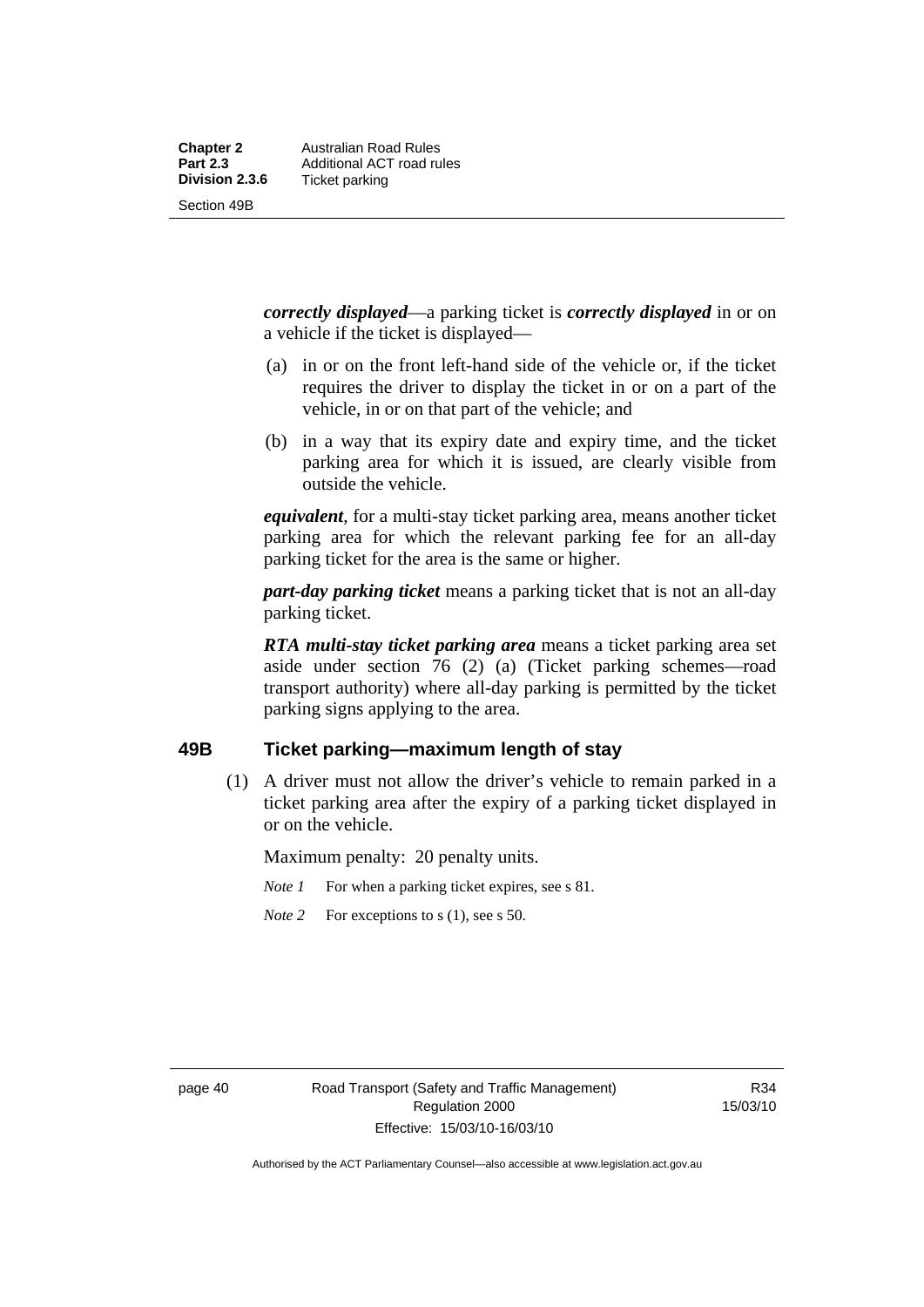***correctly displayed***—a parking ticket is ***correctly displayed*** in or on a vehicle if the ticket is displayed—

(a) in or on the front left-hand side of the vehicle or, if the ticket requires the driver to display the ticket in or on a part of the vehicle, in or on that part of the vehicle; and

(b) in a way that its expiry date and expiry time, and the ticket parking area for which it is issued, are clearly visible from outside the vehicle.

***equivalent***, for a multi-stay ticket parking area, means another ticket parking area for which the relevant parking fee for an all-day parking ticket for the area is the same or higher.

***part-day parking ticket*** means a parking ticket that is not an all-day parking ticket.

***RTA multi-stay ticket parking area*** means a ticket parking area set aside under section 76 (2) (a) (Ticket parking schemes—road transport authority) where all-day parking is permitted by the ticket parking signs applying to the area.

## 49B Ticket parking—maximum length of stay

(1) A driver must not allow the driver's vehicle to remain parked in a ticket parking area after the expiry of a parking ticket displayed in or on the vehicle.

Maximum penalty: 20 penalty units.

*Note 1* For when a parking ticket expires, see s 81.

*Note 2* For exceptions to s (1), see s 50.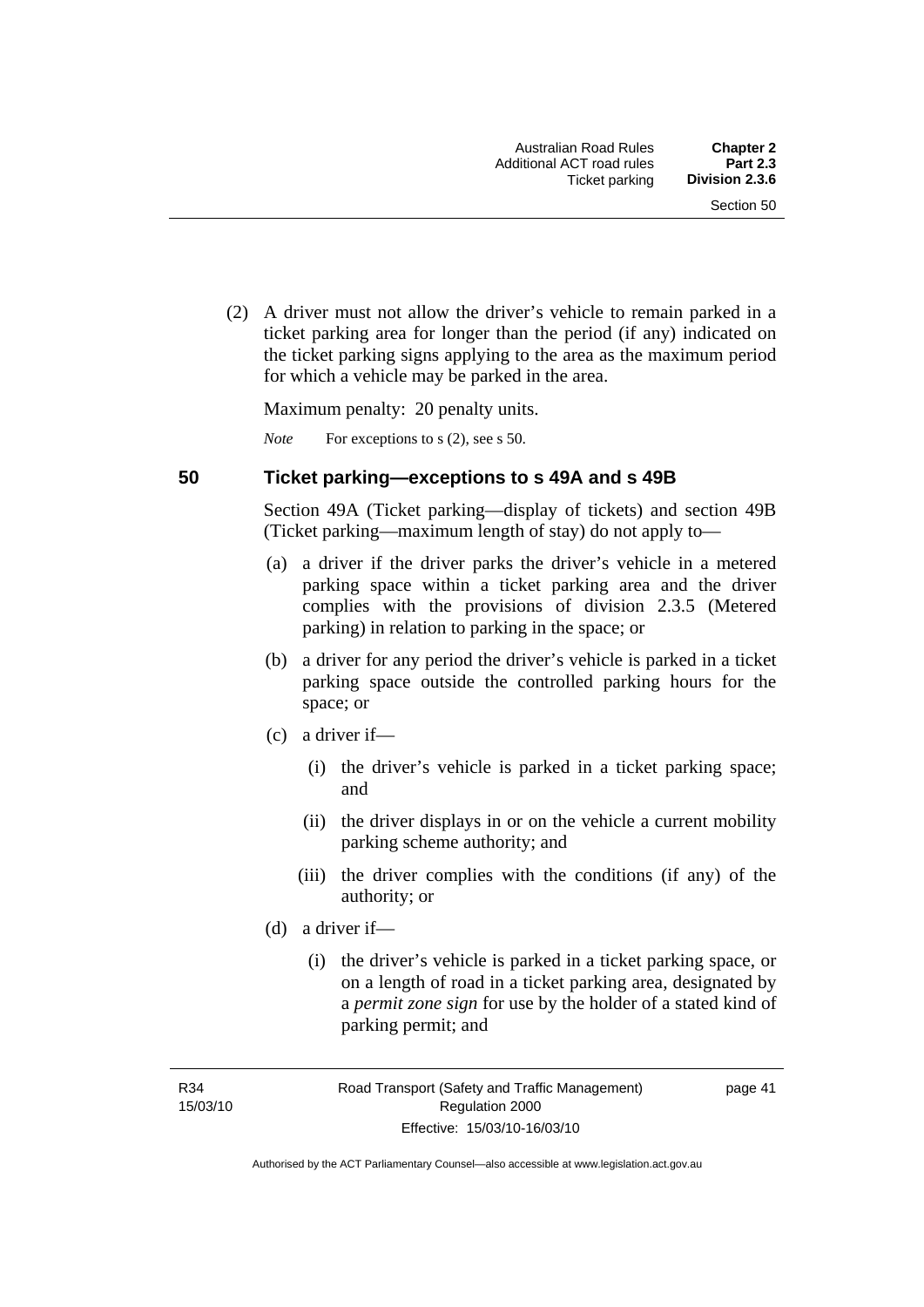(2) A driver must not allow the driver's vehicle to remain parked in a ticket parking area for longer than the period (if any) indicated on the ticket parking signs applying to the area as the maximum period for which a vehicle may be parked in the area.

Maximum penalty: 20 penalty units.

*Note* For exceptions to s (2), see s 50.

## 50 Ticket parking—exceptions to s 49A and s 49B

Section 49A (Ticket parking—display of tickets) and section 49B (Ticket parking—maximum length of stay) do not apply to—

(a) a driver if the driver parks the driver's vehicle in a metered parking space within a ticket parking area and the driver complies with the provisions of division 2.3.5 (Metered parking) in relation to parking in the space; or

(b) a driver for any period the driver's vehicle is parked in a ticket parking space outside the controlled parking hours for the space; or

(c) a driver if—

(i) the driver's vehicle is parked in a ticket parking space; and

(ii) the driver displays in or on the vehicle a current mobility parking scheme authority; and

(iii) the driver complies with the conditions (if any) of the authority; or

(d) a driver if—

(i) the driver's vehicle is parked in a ticket parking space, or on a length of road in a ticket parking area, designated by a ***permit zone sign*** for use by the holder of a stated kind of parking permit; and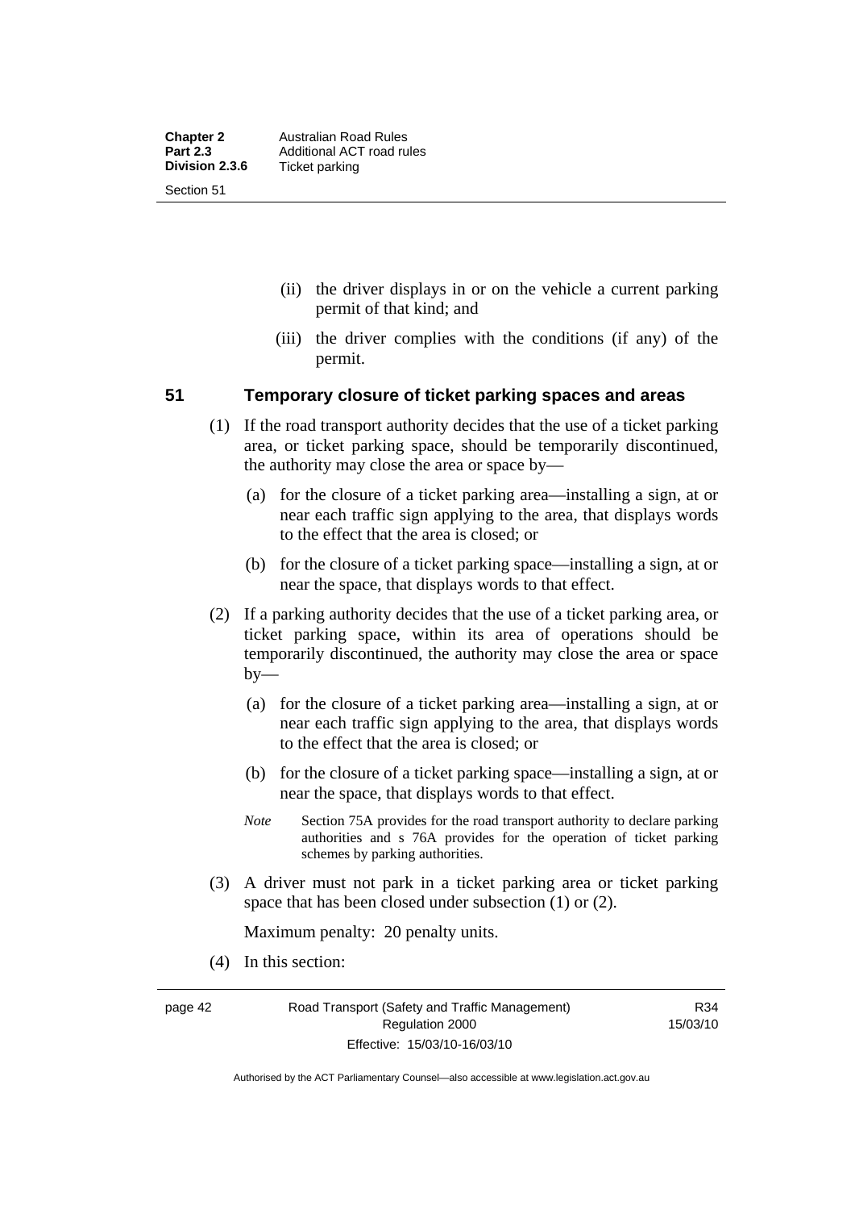(ii) the driver displays in or on the vehicle a current parking permit of that kind; and

(iii) the driver complies with the conditions (if any) of the permit.

## 51 Temporary closure of ticket parking spaces and areas

(1) If the road transport authority decides that the use of a ticket parking area, or ticket parking space, should be temporarily discontinued, the authority may close the area or space by—

(a) for the closure of a ticket parking area—installing a sign, at or near each traffic sign applying to the area, that displays words to the effect that the area is closed; or

(b) for the closure of a ticket parking space—installing a sign, at or near the space, that displays words to that effect.

(2) If a parking authority decides that the use of a ticket parking area, or ticket parking space, within its area of operations should be temporarily discontinued, the authority may close the area or space by—

(a) for the closure of a ticket parking area—installing a sign, at or near each traffic sign applying to the area, that displays words to the effect that the area is closed; or

(b) for the closure of a ticket parking space—installing a sign, at or near the space, that displays words to that effect.

*Note* Section 75A provides for the road transport authority to declare parking authorities and s 76A provides for the operation of ticket parking schemes by parking authorities.

(3) A driver must not park in a ticket parking area or ticket parking space that has been closed under subsection (1) or (2).

Maximum penalty: 20 penalty units.

(4) In this section: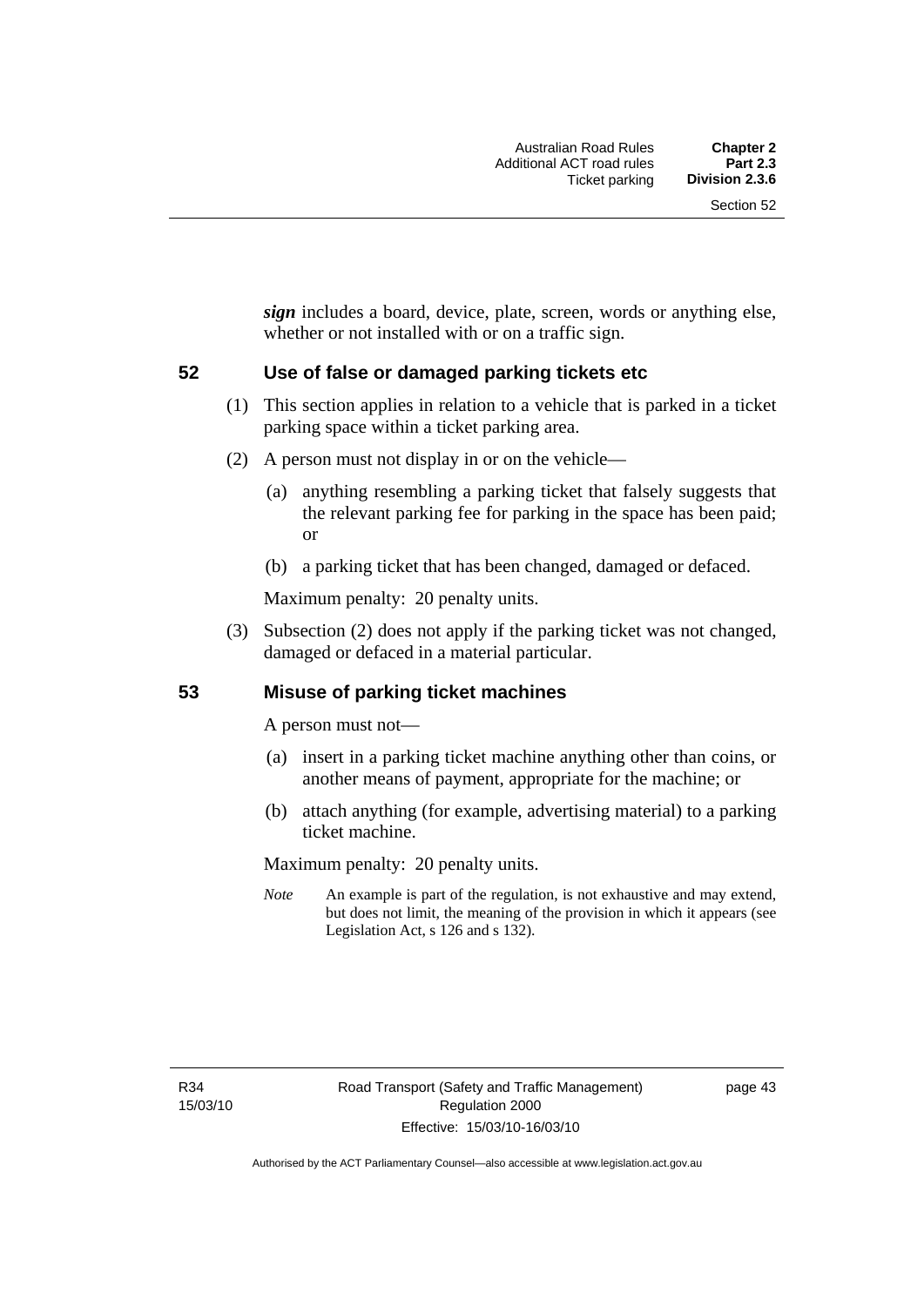***sign*** includes a board, device, plate, screen, words or anything else, whether or not installed with or on a traffic sign.

## 52 Use of false or damaged parking tickets etc

(1) This section applies in relation to a vehicle that is parked in a ticket parking space within a ticket parking area.

(2) A person must not display in or on the vehicle—

(a) anything resembling a parking ticket that falsely suggests that the relevant parking fee for parking in the space has been paid; or

(b) a parking ticket that has been changed, damaged or defaced.

Maximum penalty: 20 penalty units.

(3) Subsection (2) does not apply if the parking ticket was not changed, damaged or defaced in a material particular.

## 53 Misuse of parking ticket machines

A person must not—

(a) insert in a parking ticket machine anything other than coins, or another means of payment, appropriate for the machine; or

(b) attach anything (for example, advertising material) to a parking ticket machine.

Maximum penalty: 20 penalty units.

*Note* An example is part of the regulation, is not exhaustive and may extend, but does not limit, the meaning of the provision in which it appears (see Legislation Act, s 126 and s 132).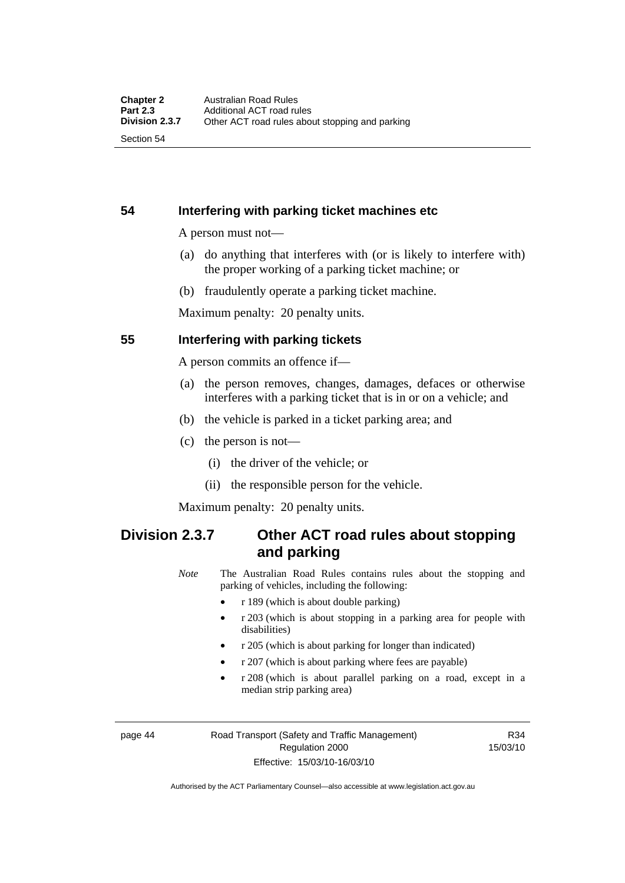## 54 Interfering with parking ticket machines etc

A person must not—

(a) do anything that interferes with (or is likely to interfere with) the proper working of a parking ticket machine; or

(b) fraudulently operate a parking ticket machine.

Maximum penalty: 20 penalty units.

## 55 Interfering with parking tickets

A person commits an offence if—

(a) the person removes, changes, damages, defaces or otherwise interferes with a parking ticket that is in or on a vehicle; and

(b) the vehicle is parked in a ticket parking area; and

(c) the person is not—

(i) the driver of the vehicle; or

(ii) the responsible person for the vehicle.

Maximum penalty: 20 penalty units.

# Division 2.3.7 Other ACT road rules about stopping and parking

*Note* The Australian Road Rules contains rules about the stopping and parking of vehicles, including the following:

- r 189 (which is about double parking)
- r 203 (which is about stopping in a parking area for people with disabilities)
- r 205 (which is about parking for longer than indicated)
- r 207 (which is about parking where fees are payable)
- r 208 (which is about parallel parking on a road, except in a median strip parking area)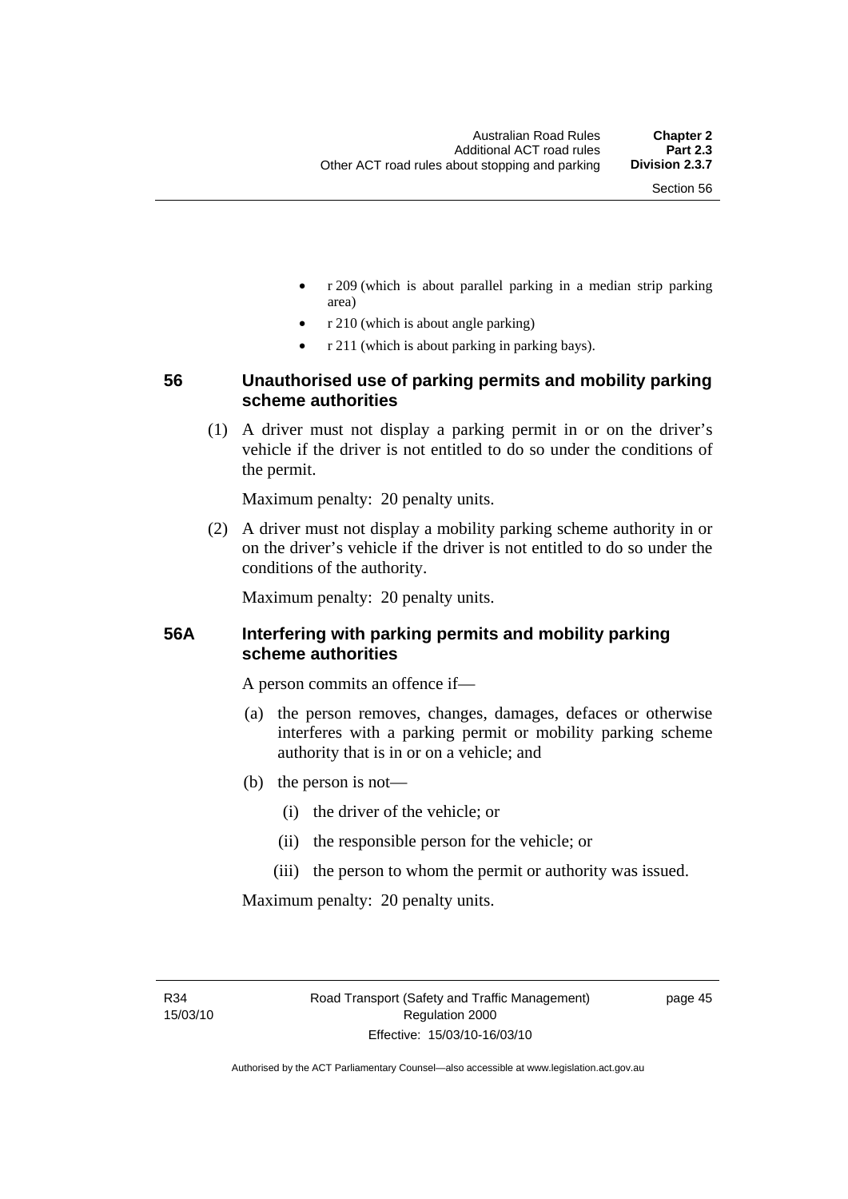- r 209 (which is about parallel parking in a median strip parking area)
- r 210 (which is about angle parking)
- r 211 (which is about parking in parking bays).

### 56 Unauthorised use of parking permits and mobility parking scheme authorities

(1) A driver must not display a parking permit in or on the driver's vehicle if the driver is not entitled to do so under the conditions of the permit.

Maximum penalty: 20 penalty units.

(2) A driver must not display a mobility parking scheme authority in or on the driver's vehicle if the driver is not entitled to do so under the conditions of the authority.

Maximum penalty: 20 penalty units.

### 56A Interfering with parking permits and mobility parking scheme authorities

A person commits an offence if—

(a) the person removes, changes, damages, defaces or otherwise interferes with a parking permit or mobility parking scheme authority that is in or on a vehicle; and

(b) the person is not—

(i) the driver of the vehicle; or

(ii) the responsible person for the vehicle; or

(iii) the person to whom the permit or authority was issued.

Maximum penalty: 20 penalty units.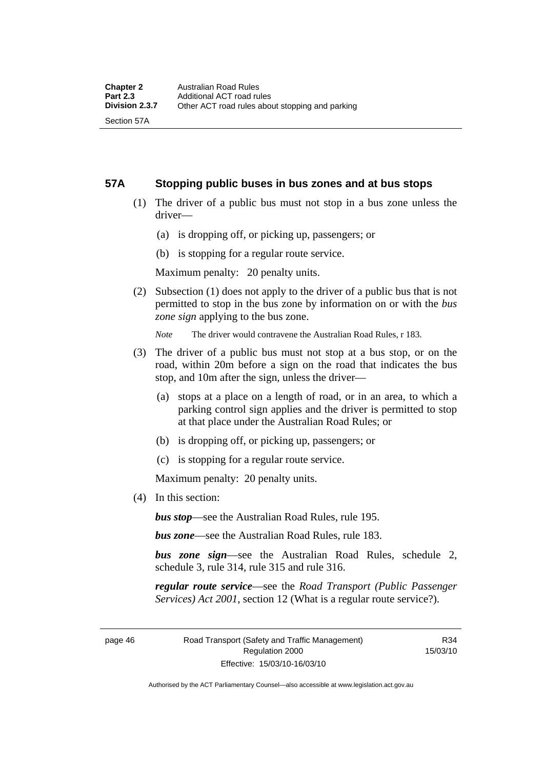## 57A Stopping public buses in bus zones and at bus stops

(1) The driver of a public bus must not stop in a bus zone unless the driver—

(a) is dropping off, or picking up, passengers; or

(b) is stopping for a regular route service.

Maximum penalty: 20 penalty units.

(2) Subsection (1) does not apply to the driver of a public bus that is not permitted to stop in the bus zone by information on or with the *bus zone sign* applying to the bus zone.

*Note* The driver would contravene the Australian Road Rules, r 183.

(3) The driver of a public bus must not stop at a bus stop, or on the road, within 20m before a sign on the road that indicates the bus stop, and 10m after the sign, unless the driver—

(a) stops at a place on a length of road, or in an area, to which a parking control sign applies and the driver is permitted to stop at that place under the Australian Road Rules; or

(b) is dropping off, or picking up, passengers; or

(c) is stopping for a regular route service.

Maximum penalty: 20 penalty units.

(4) In this section:

***bus stop***—see the Australian Road Rules, rule 195.

***bus zone***—see the Australian Road Rules, rule 183.

***bus zone sign***—see the Australian Road Rules, schedule 2, schedule 3, rule 314, rule 315 and rule 316.

***regular route service***—see the *Road Transport (Public Passenger Services) Act 2001*, section 12 (What is a regular route service?).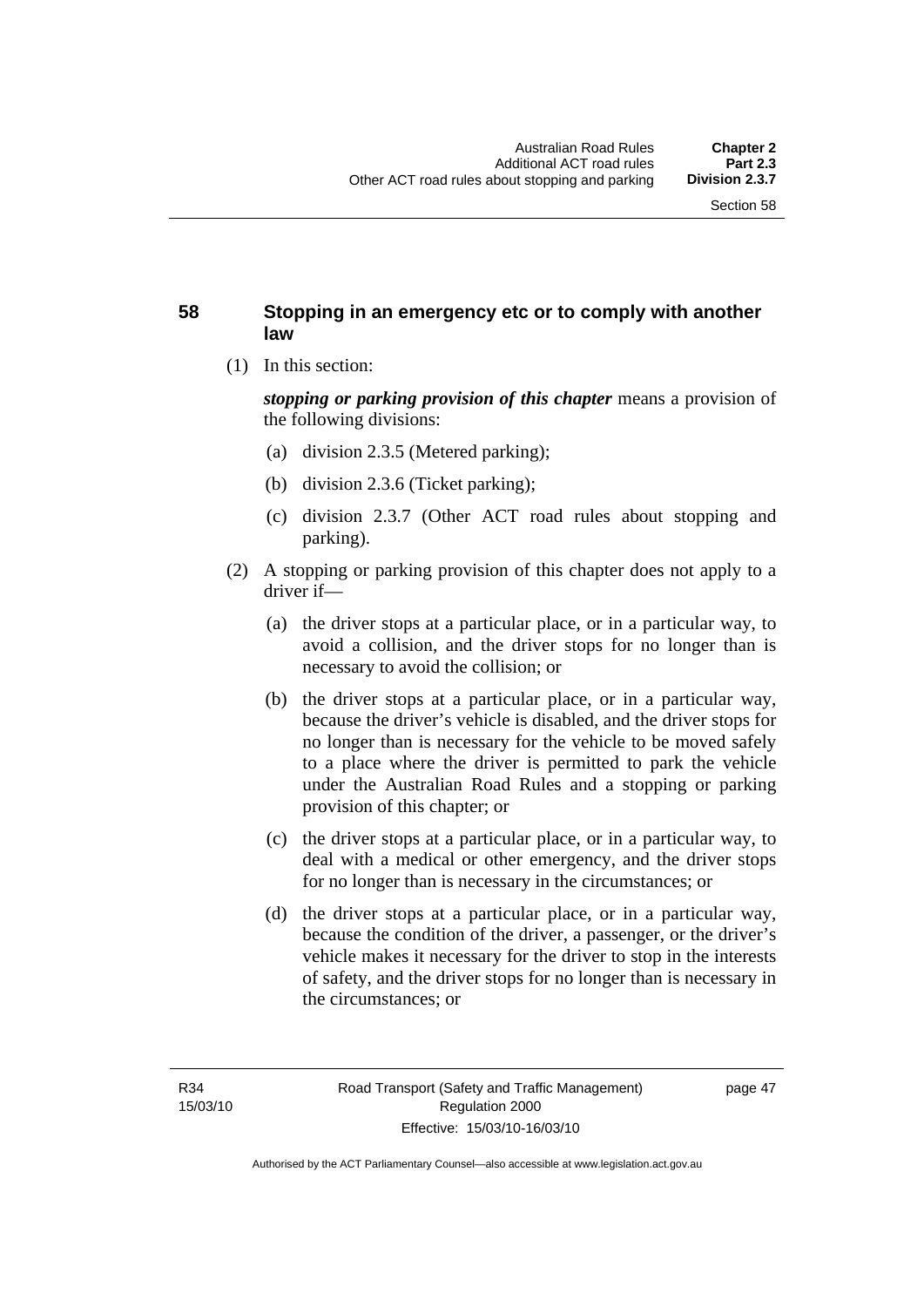## 58 Stopping in an emergency etc or to comply with another law

(1) In this section:

***stopping or parking provision of this chapter*** means a provision of the following divisions:

(a) division 2.3.5 (Metered parking);

(b) division 2.3.6 (Ticket parking);

(c) division 2.3.7 (Other ACT road rules about stopping and parking).

(2) A stopping or parking provision of this chapter does not apply to a driver if—

(a) the driver stops at a particular place, or in a particular way, to avoid a collision, and the driver stops for no longer than is necessary to avoid the collision; or

(b) the driver stops at a particular place, or in a particular way, because the driver's vehicle is disabled, and the driver stops for no longer than is necessary for the vehicle to be moved safely to a place where the driver is permitted to park the vehicle under the Australian Road Rules and a stopping or parking provision of this chapter; or

(c) the driver stops at a particular place, or in a particular way, to deal with a medical or other emergency, and the driver stops for no longer than is necessary in the circumstances; or

(d) the driver stops at a particular place, or in a particular way, because the condition of the driver, a passenger, or the driver's vehicle makes it necessary for the driver to stop in the interests of safety, and the driver stops for no longer than is necessary in the circumstances; or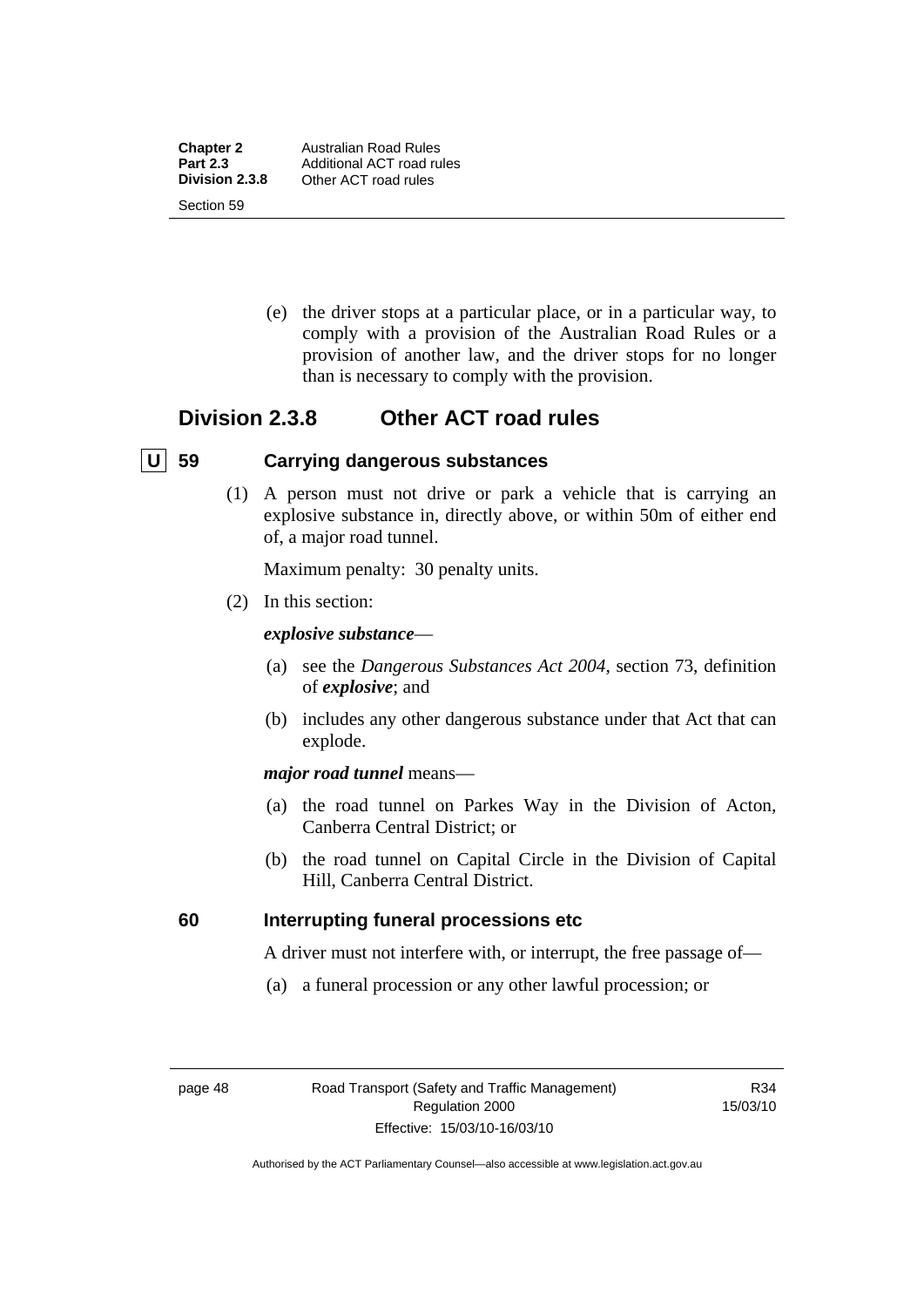(e) the driver stops at a particular place, or in a particular way, to comply with a provision of the Australian Road Rules or a provision of another law, and the driver stops for no longer than is necessary to comply with the provision.

## Division 2.3.8 Other ACT road rules

### U 59 Carrying dangerous substances

(1) A person must not drive or park a vehicle that is carrying an explosive substance in, directly above, or within 50m of either end of, a major road tunnel.

Maximum penalty: 30 penalty units.

(2) In this section:

***explosive substance***—

(a) see the *Dangerous Substances Act 2004*, section 73, definition of ***explosive***; and

(b) includes any other dangerous substance under that Act that can explode.

***major road tunnel*** means—

(a) the road tunnel on Parkes Way in the Division of Acton, Canberra Central District; or

(b) the road tunnel on Capital Circle in the Division of Capital Hill, Canberra Central District.

### 60 Interrupting funeral processions etc

A driver must not interfere with, or interrupt, the free passage of—

(a) a funeral procession or any other lawful procession; or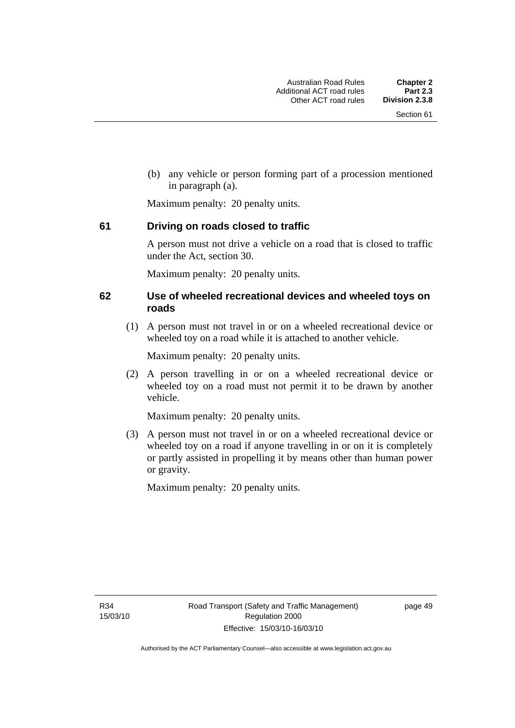(b) any vehicle or person forming part of a procession mentioned in paragraph (a).

Maximum penalty: 20 penalty units.

## 61 Driving on roads closed to traffic

A person must not drive a vehicle on a road that is closed to traffic under the Act, section 30.

Maximum penalty: 20 penalty units.

## 62 Use of wheeled recreational devices and wheeled toys on roads

(1) A person must not travel in or on a wheeled recreational device or wheeled toy on a road while it is attached to another vehicle.

Maximum penalty: 20 penalty units.

(2) A person travelling in or on a wheeled recreational device or wheeled toy on a road must not permit it to be drawn by another vehicle.

Maximum penalty: 20 penalty units.

(3) A person must not travel in or on a wheeled recreational device or wheeled toy on a road if anyone travelling in or on it is completely or partly assisted in propelling it by means other than human power or gravity.

Maximum penalty: 20 penalty units.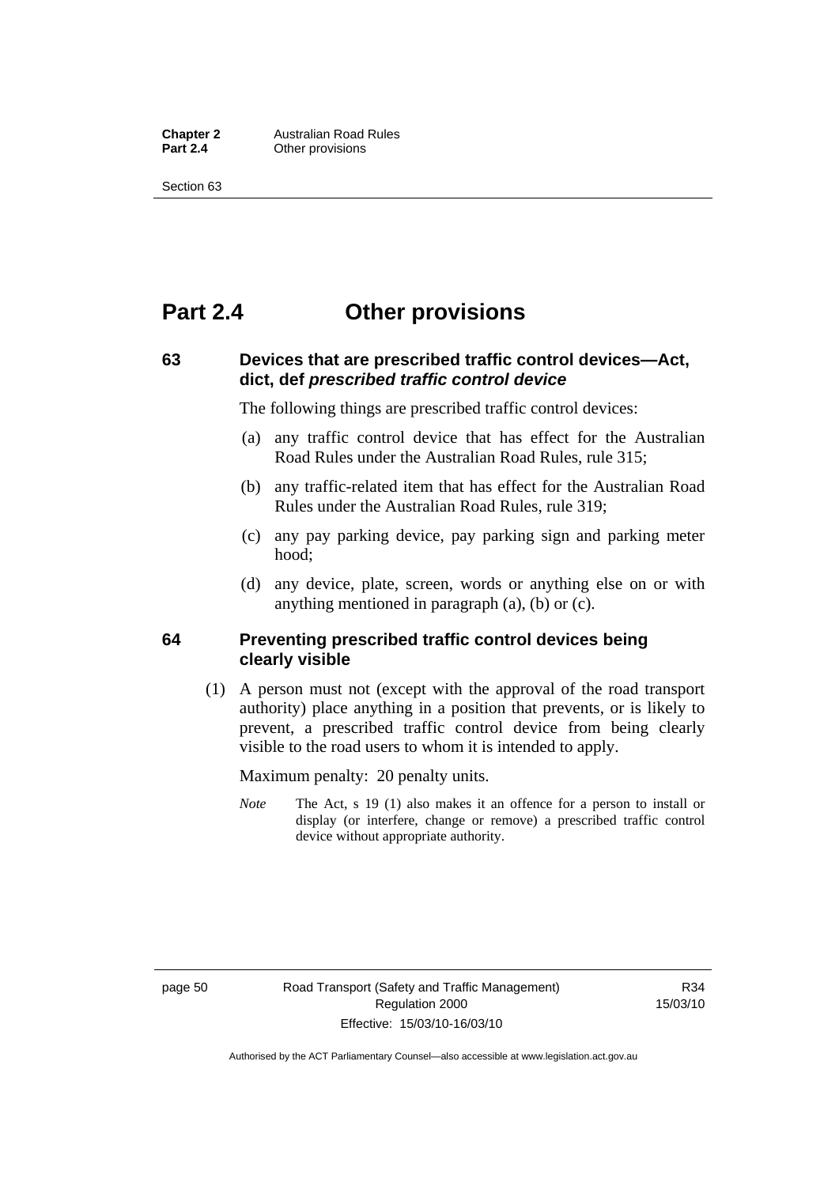# Part 2.4 Other provisions

## 63 Devices that are prescribed traffic control devices—Act, dict, def *prescribed traffic control device*

The following things are prescribed traffic control devices:

(a) any traffic control device that has effect for the Australian Road Rules under the Australian Road Rules, rule 315;

(b) any traffic-related item that has effect for the Australian Road Rules under the Australian Road Rules, rule 319;

(c) any pay parking device, pay parking sign and parking meter hood;

(d) any device, plate, screen, words or anything else on or with anything mentioned in paragraph (a), (b) or (c).

## 64 Preventing prescribed traffic control devices being clearly visible

(1) A person must not (except with the approval of the road transport authority) place anything in a position that prevents, or is likely to prevent, a prescribed traffic control device from being clearly visible to the road users to whom it is intended to apply.

Maximum penalty: 20 penalty units.

*Note* The Act, s 19 (1) also makes it an offence for a person to install or display (or interfere, change or remove) a prescribed traffic control device without appropriate authority.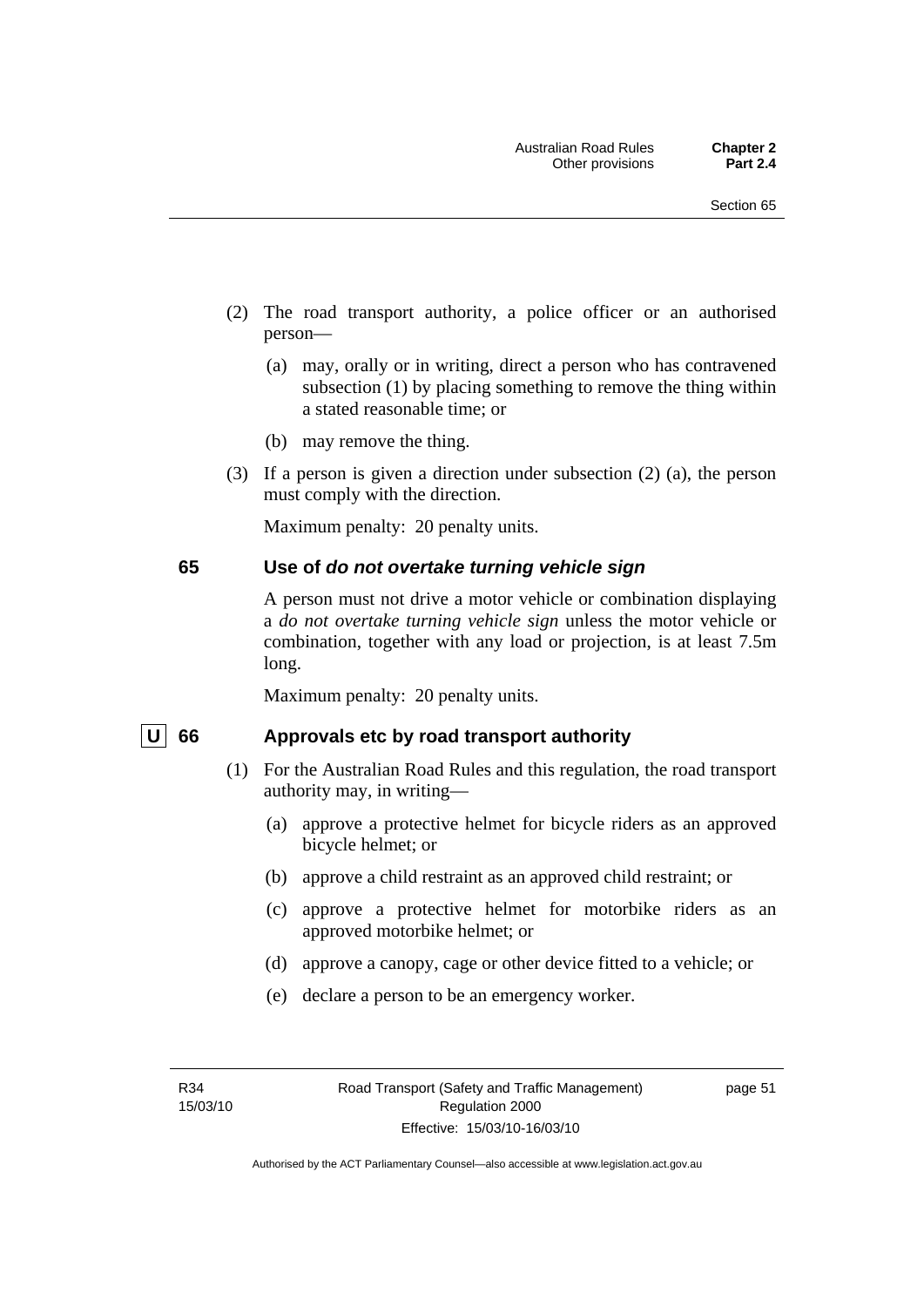(2) The road transport authority, a police officer or an authorised person—

  (a) may, orally or in writing, direct a person who has contravened subsection (1) by placing something to remove the thing within a stated reasonable time; or

  (b) may remove the thing.

(3) If a person is given a direction under subsection (2) (a), the person must comply with the direction.

Maximum penalty: 20 penalty units.

### 65 Use of *do not overtake turning vehicle sign*

A person must not drive a motor vehicle or combination displaying a *do not overtake turning vehicle sign* unless the motor vehicle or combination, together with any load or projection, is at least 7.5m long.

Maximum penalty: 20 penalty units.

### U 66 Approvals etc by road transport authority

(1) For the Australian Road Rules and this regulation, the road transport authority may, in writing—

  (a) approve a protective helmet for bicycle riders as an approved bicycle helmet; or

  (b) approve a child restraint as an approved child restraint; or

  (c) approve a protective helmet for motorbike riders as an approved motorbike helmet; or

  (d) approve a canopy, cage or other device fitted to a vehicle; or

  (e) declare a person to be an emergency worker.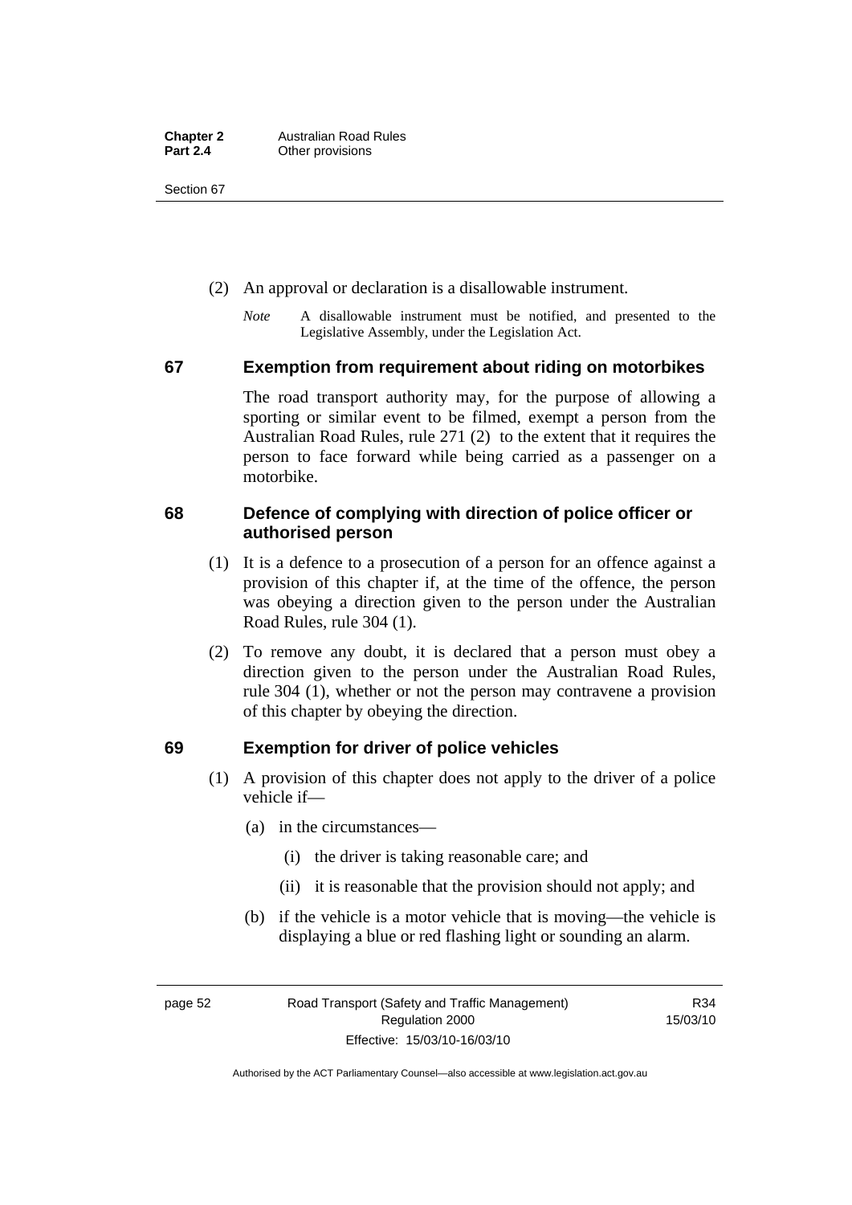(2) An approval or declaration is a disallowable instrument.

*Note* A disallowable instrument must be notified, and presented to the Legislative Assembly, under the Legislation Act.

## 67 Exemption from requirement about riding on motorbikes

The road transport authority may, for the purpose of allowing a sporting or similar event to be filmed, exempt a person from the Australian Road Rules, rule 271 (2) to the extent that it requires the person to face forward while being carried as a passenger on a motorbike.

## 68 Defence of complying with direction of police officer or authorised person

(1) It is a defence to a prosecution of a person for an offence against a provision of this chapter if, at the time of the offence, the person was obeying a direction given to the person under the Australian Road Rules, rule 304 (1).

(2) To remove any doubt, it is declared that a person must obey a direction given to the person under the Australian Road Rules, rule 304 (1), whether or not the person may contravene a provision of this chapter by obeying the direction.

## 69 Exemption for driver of police vehicles

(1) A provision of this chapter does not apply to the driver of a police vehicle if—

(a) in the circumstances—

(i) the driver is taking reasonable care; and

(ii) it is reasonable that the provision should not apply; and

(b) if the vehicle is a motor vehicle that is moving—the vehicle is displaying a blue or red flashing light or sounding an alarm.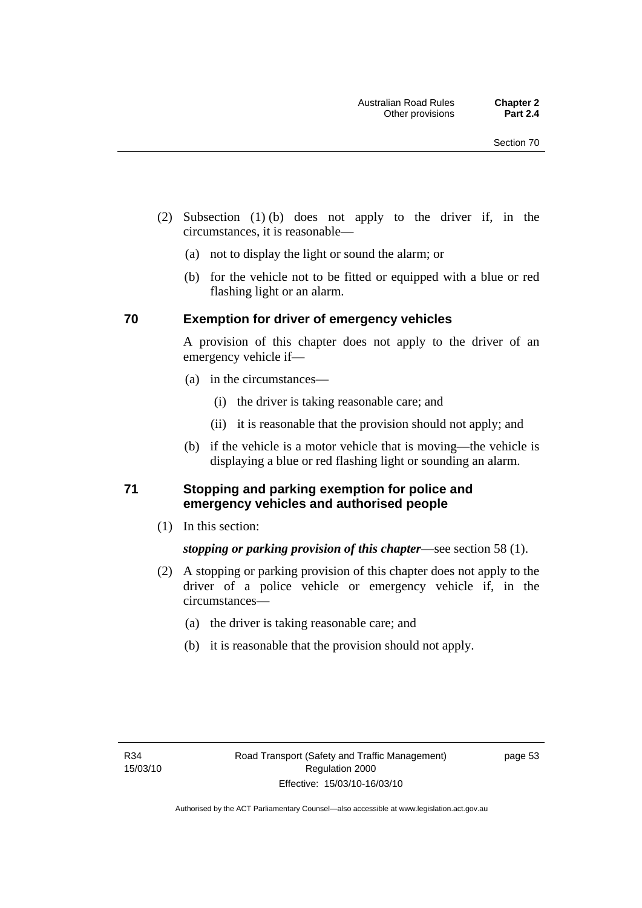(2) Subsection (1) (b) does not apply to the driver if, in the circumstances, it is reasonable—

(a) not to display the light or sound the alarm; or

(b) for the vehicle not to be fitted or equipped with a blue or red flashing light or an alarm.

### 70 Exemption for driver of emergency vehicles

A provision of this chapter does not apply to the driver of an emergency vehicle if—

(a) in the circumstances—

(i) the driver is taking reasonable care; and

(ii) it is reasonable that the provision should not apply; and

(b) if the vehicle is a motor vehicle that is moving—the vehicle is displaying a blue or red flashing light or sounding an alarm.

### 71 Stopping and parking exemption for police and emergency vehicles and authorised people

(1) In this section:

***stopping or parking provision of this chapter***—see section 58 (1).

(2) A stopping or parking provision of this chapter does not apply to the driver of a police vehicle or emergency vehicle if, in the circumstances—

(a) the driver is taking reasonable care; and

(b) it is reasonable that the provision should not apply.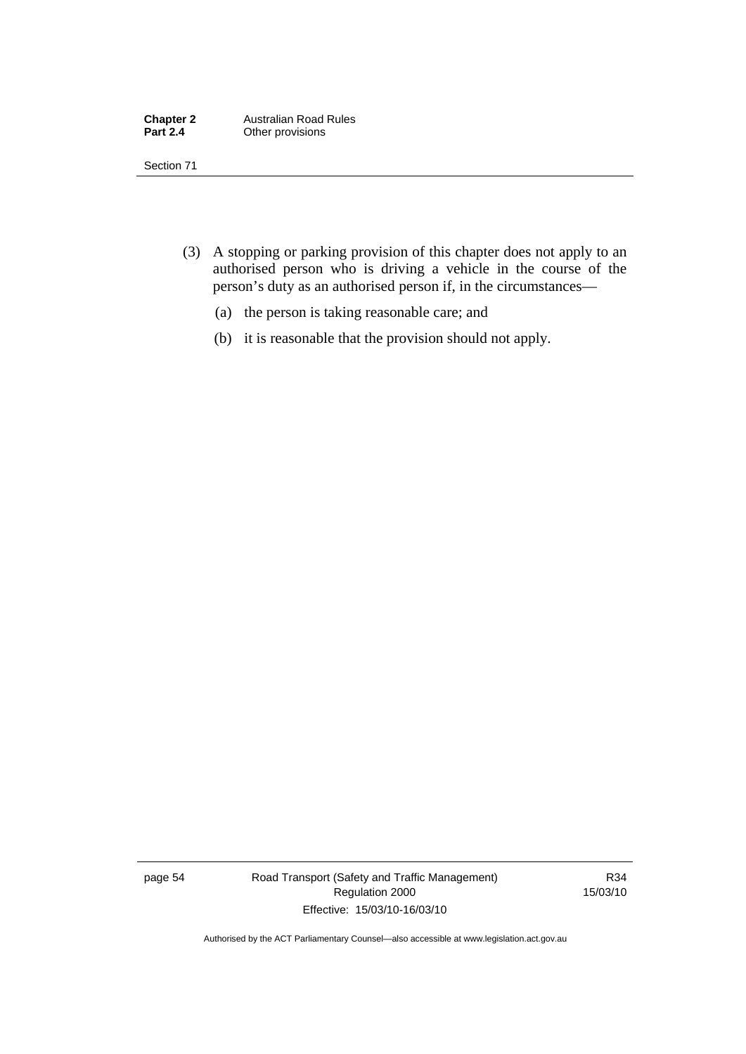(3) A stopping or parking provision of this chapter does not apply to an authorised person who is driving a vehicle in the course of the person's duty as an authorised person if, in the circumstances—

  (a) the person is taking reasonable care; and

  (b) it is reasonable that the provision should not apply.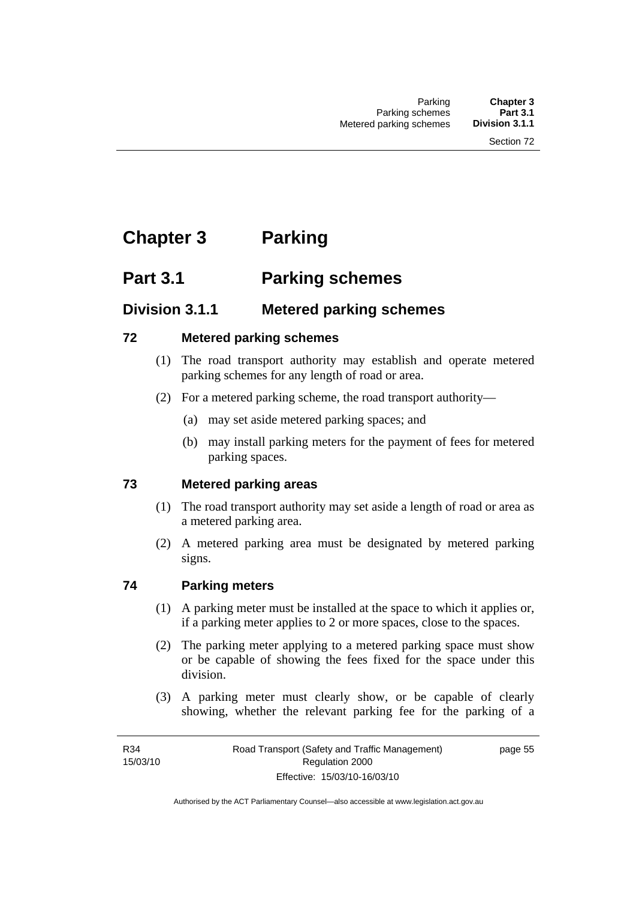# Chapter 3 Parking

## Part 3.1 Parking schemes

### Division 3.1.1 Metered parking schemes

#### 72 Metered parking schemes

(1) The road transport authority may establish and operate metered parking schemes for any length of road or area.

(2) For a metered parking scheme, the road transport authority—

(a) may set aside metered parking spaces; and

(b) may install parking meters for the payment of fees for metered parking spaces.

#### 73 Metered parking areas

(1) The road transport authority may set aside a length of road or area as a metered parking area.

(2) A metered parking area must be designated by metered parking signs.

#### 74 Parking meters

(1) A parking meter must be installed at the space to which it applies or, if a parking meter applies to 2 or more spaces, close to the spaces.

(2) The parking meter applying to a metered parking space must show or be capable of showing the fees fixed for the space under this division.

(3) A parking meter must clearly show, or be capable of clearly showing, whether the relevant parking fee for the parking of a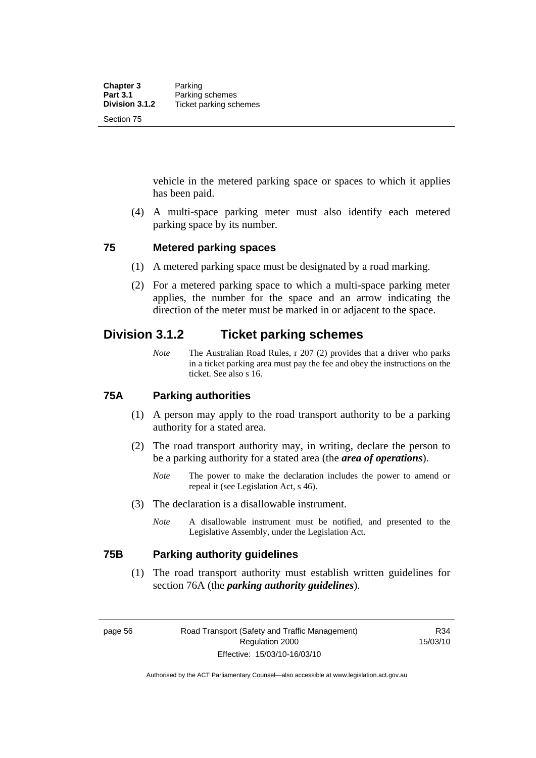vehicle in the metered parking space or spaces to which it applies has been paid.

(4) A multi-space parking meter must also identify each metered parking space by its number.

### 75 Metered parking spaces

(1) A metered parking space must be designated by a road marking.

(2) For a metered parking space to which a multi-space parking meter applies, the number for the space and an arrow indicating the direction of the meter must be marked in or adjacent to the space.

## Division 3.1.2 Ticket parking schemes

*Note* The Australian Road Rules, r 207 (2) provides that a driver who parks in a ticket parking area must pay the fee and obey the instructions on the ticket. See also s 16.

### 75A Parking authorities

(1) A person may apply to the road transport authority to be a parking authority for a stated area.

(2) The road transport authority may, in writing, declare the person to be a parking authority for a stated area (the ***area of operations***).

*Note* The power to make the declaration includes the power to amend or repeal it (see Legislation Act, s 46).

(3) The declaration is a disallowable instrument.

*Note* A disallowable instrument must be notified, and presented to the Legislative Assembly, under the Legislation Act.

### 75B Parking authority guidelines

(1) The road transport authority must establish written guidelines for section 76A (the ***parking authority guidelines***).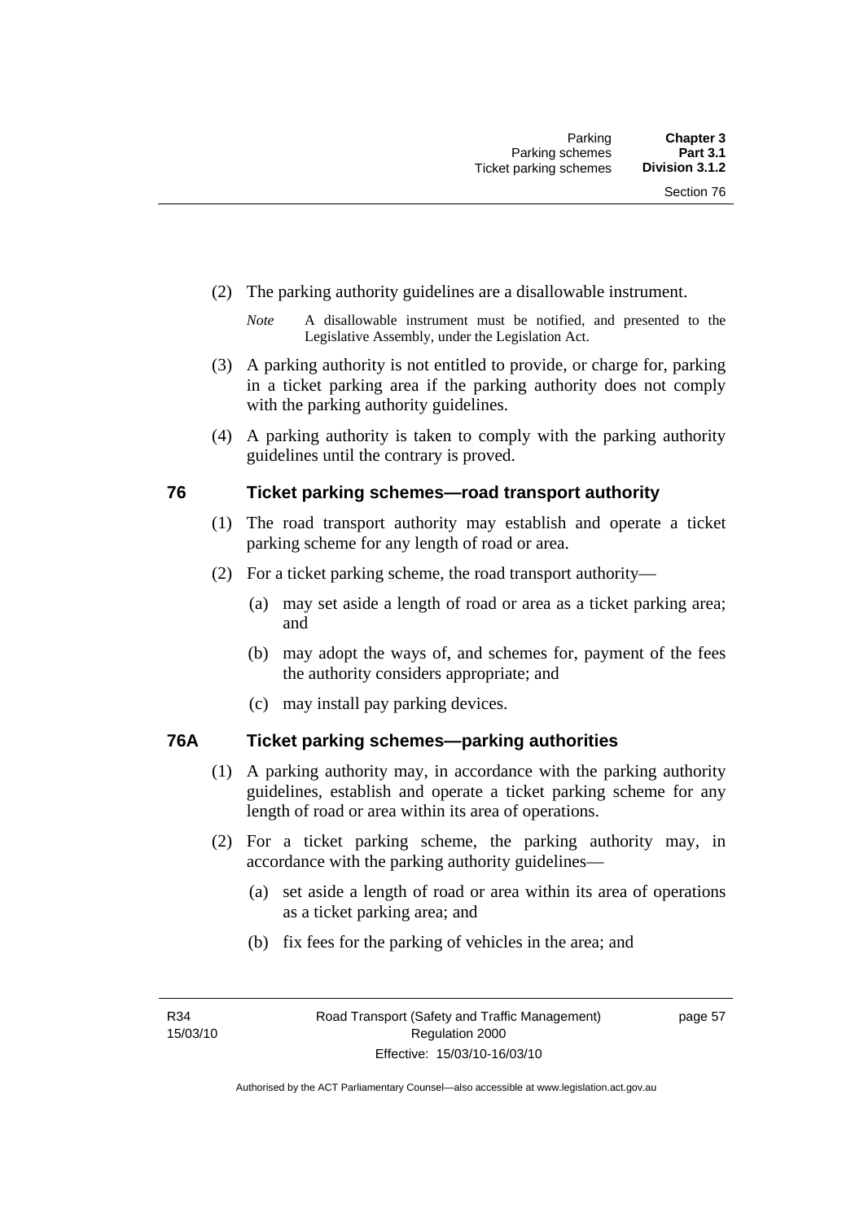(2) The parking authority guidelines are a disallowable instrument.

*Note* A disallowable instrument must be notified, and presented to the Legislative Assembly, under the Legislation Act.

(3) A parking authority is not entitled to provide, or charge for, parking in a ticket parking area if the parking authority does not comply with the parking authority guidelines.

(4) A parking authority is taken to comply with the parking authority guidelines until the contrary is proved.

## 76 Ticket parking schemes—road transport authority

(1) The road transport authority may establish and operate a ticket parking scheme for any length of road or area.

(2) For a ticket parking scheme, the road transport authority—

(a) may set aside a length of road or area as a ticket parking area; and

(b) may adopt the ways of, and schemes for, payment of the fees the authority considers appropriate; and

(c) may install pay parking devices.

## 76A Ticket parking schemes—parking authorities

(1) A parking authority may, in accordance with the parking authority guidelines, establish and operate a ticket parking scheme for any length of road or area within its area of operations.

(2) For a ticket parking scheme, the parking authority may, in accordance with the parking authority guidelines—

(a) set aside a length of road or area within its area of operations as a ticket parking area; and

(b) fix fees for the parking of vehicles in the area; and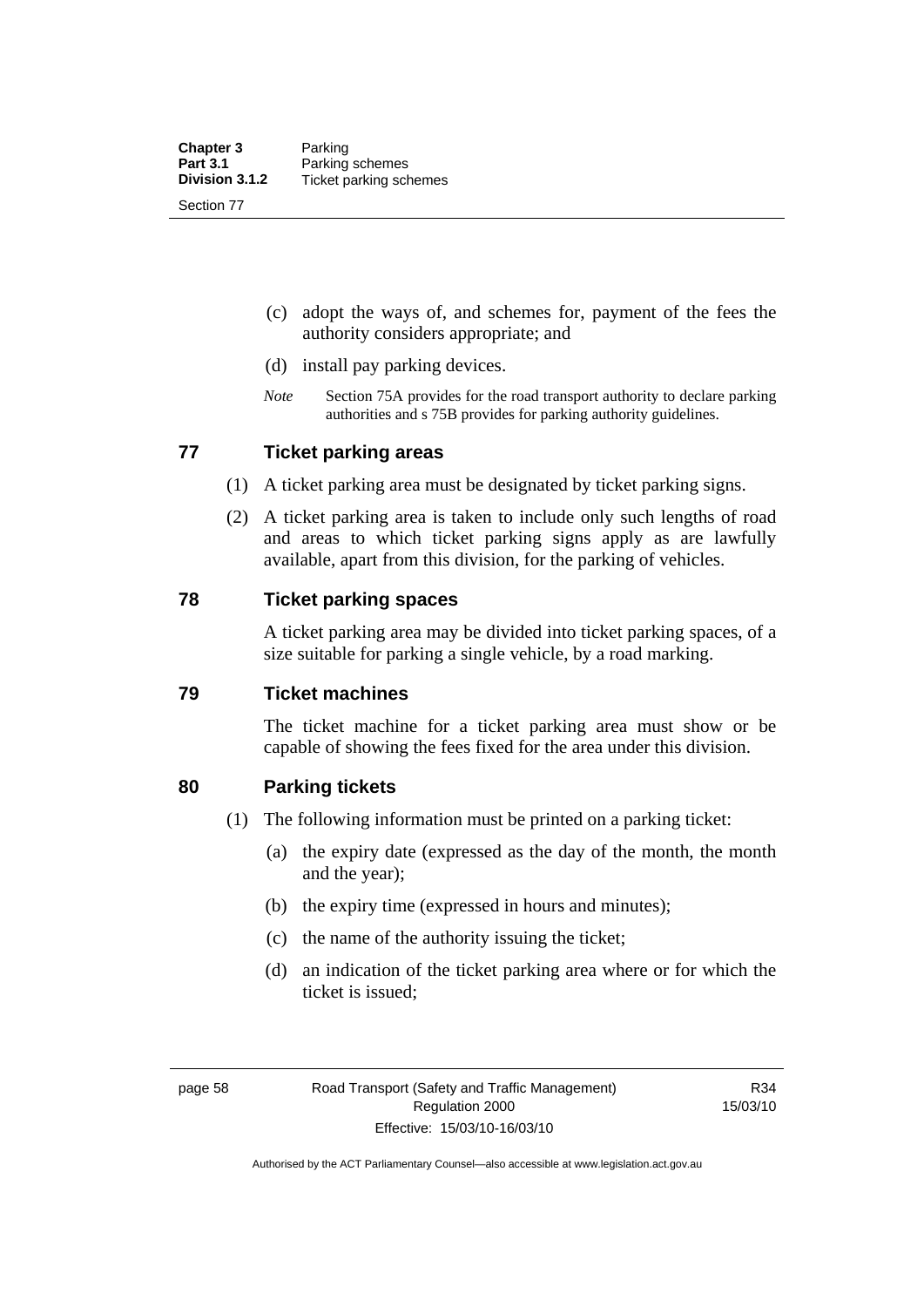(c) adopt the ways of, and schemes for, payment of the fees the authority considers appropriate; and

(d) install pay parking devices.

*Note* Section 75A provides for the road transport authority to declare parking authorities and s 75B provides for parking authority guidelines.

## 77 Ticket parking areas

(1) A ticket parking area must be designated by ticket parking signs.

(2) A ticket parking area is taken to include only such lengths of road and areas to which ticket parking signs apply as are lawfully available, apart from this division, for the parking of vehicles.

## 78 Ticket parking spaces

A ticket parking area may be divided into ticket parking spaces, of a size suitable for parking a single vehicle, by a road marking.

## 79 Ticket machines

The ticket machine for a ticket parking area must show or be capable of showing the fees fixed for the area under this division.

## 80 Parking tickets

(1) The following information must be printed on a parking ticket:

(a) the expiry date (expressed as the day of the month, the month and the year);

(b) the expiry time (expressed in hours and minutes);

(c) the name of the authority issuing the ticket;

(d) an indication of the ticket parking area where or for which the ticket is issued;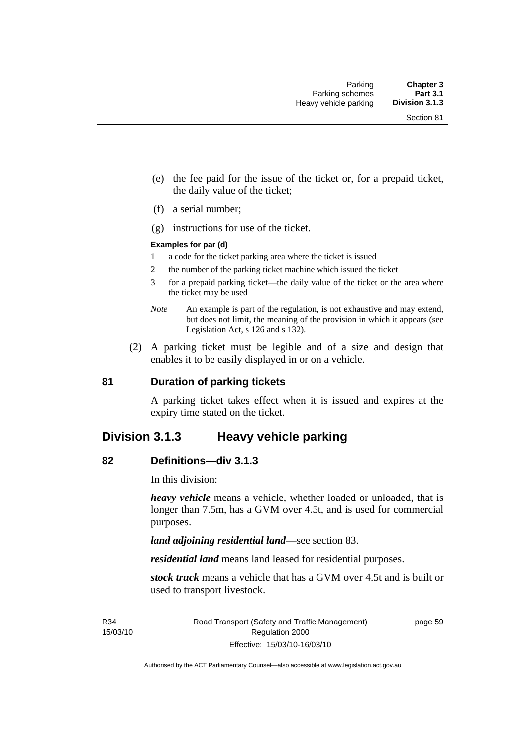(e) the fee paid for the issue of the ticket or, for a prepaid ticket, the daily value of the ticket;

(f) a serial number;

(g) instructions for use of the ticket.

**Examples for par (d)**

1 a code for the ticket parking area where the ticket is issued

2 the number of the parking ticket machine which issued the ticket

3 for a prepaid parking ticket—the daily value of the ticket or the area where the ticket may be used

*Note* An example is part of the regulation, is not exhaustive and may extend, but does not limit, the meaning of the provision in which it appears (see Legislation Act, s 126 and s 132).

(2) A parking ticket must be legible and of a size and design that enables it to be easily displayed in or on a vehicle.

### 81 Duration of parking tickets

A parking ticket takes effect when it is issued and expires at the expiry time stated on the ticket.

## Division 3.1.3 Heavy vehicle parking

### 82 Definitions—div 3.1.3

In this division:

***heavy vehicle*** means a vehicle, whether loaded or unloaded, that is longer than 7.5m, has a GVM over 4.5t, and is used for commercial purposes.

***land adjoining residential land***—see section 83.

***residential land*** means land leased for residential purposes.

***stock truck*** means a vehicle that has a GVM over 4.5t and is built or used to transport livestock.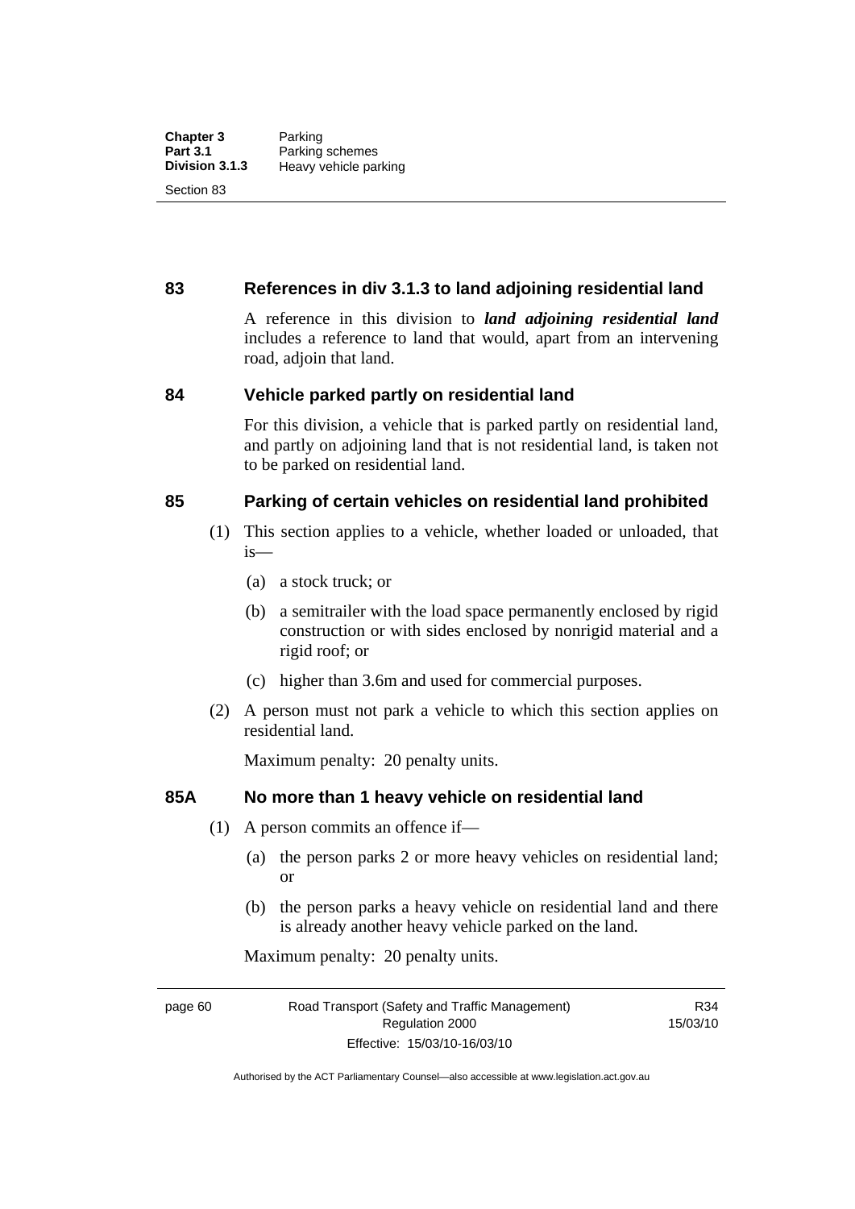## 83 References in div 3.1.3 to land adjoining residential land

A reference in this division to ***land adjoining residential land*** includes a reference to land that would, apart from an intervening road, adjoin that land.

## 84 Vehicle parked partly on residential land

For this division, a vehicle that is parked partly on residential land, and partly on adjoining land that is not residential land, is taken not to be parked on residential land.

## 85 Parking of certain vehicles on residential land prohibited

(1) This section applies to a vehicle, whether loaded or unloaded, that is—

(a) a stock truck; or

(b) a semitrailer with the load space permanently enclosed by rigid construction or with sides enclosed by nonrigid material and a rigid roof; or

(c) higher than 3.6m and used for commercial purposes.

(2) A person must not park a vehicle to which this section applies on residential land.

Maximum penalty: 20 penalty units.

## 85A No more than 1 heavy vehicle on residential land

(1) A person commits an offence if—

(a) the person parks 2 or more heavy vehicles on residential land; or

(b) the person parks a heavy vehicle on residential land and there is already another heavy vehicle parked on the land.

Maximum penalty: 20 penalty units.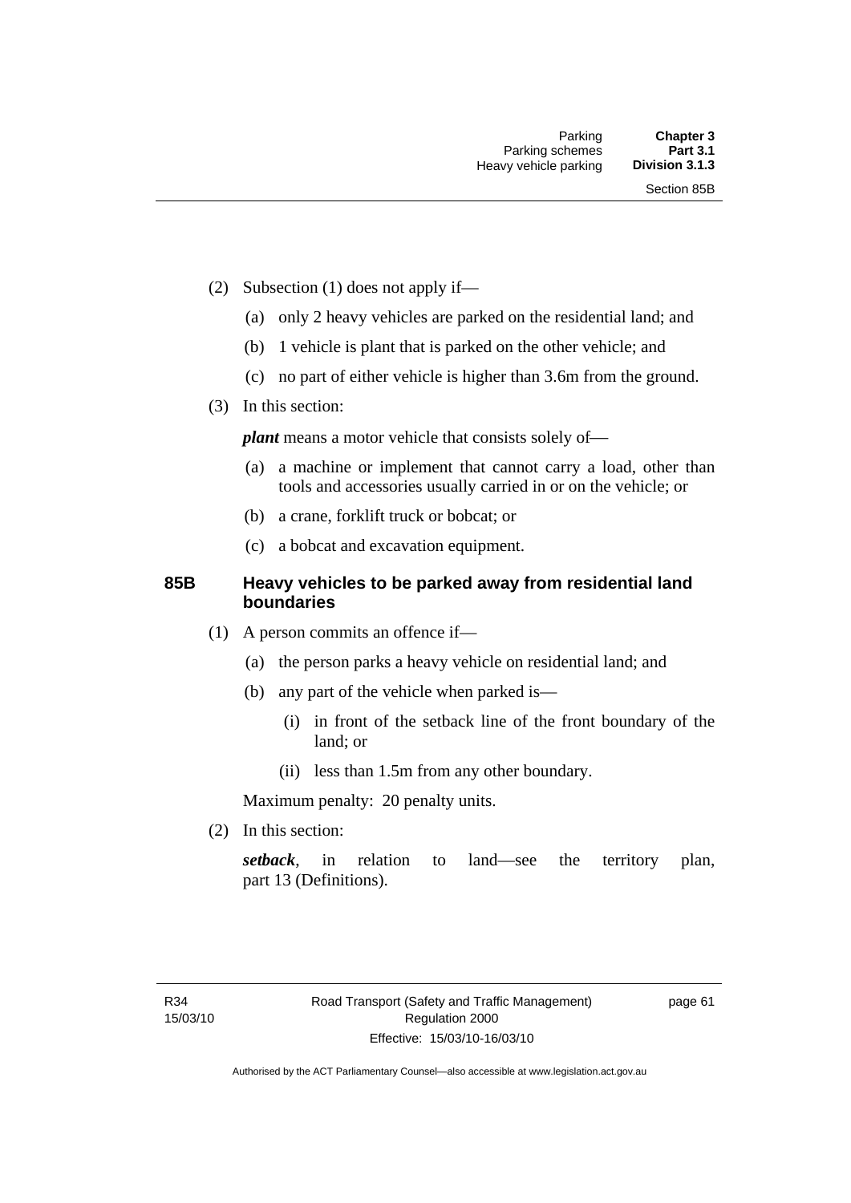(2) Subsection (1) does not apply if—

(a) only 2 heavy vehicles are parked on the residential land; and

(b) 1 vehicle is plant that is parked on the other vehicle; and

(c) no part of either vehicle is higher than 3.6m from the ground.

(3) In this section:

***plant*** means a motor vehicle that consists solely of—

(a) a machine or implement that cannot carry a load, other than tools and accessories usually carried in or on the vehicle; or

(b) a crane, forklift truck or bobcat; or

(c) a bobcat and excavation equipment.

### 85B Heavy vehicles to be parked away from residential land boundaries

(1) A person commits an offence if—

(a) the person parks a heavy vehicle on residential land; and

(b) any part of the vehicle when parked is—

(i) in front of the setback line of the front boundary of the land; or

(ii) less than 1.5m from any other boundary.

Maximum penalty: 20 penalty units.

(2) In this section:

***setback***, in relation to land—see the territory plan, part 13 (Definitions).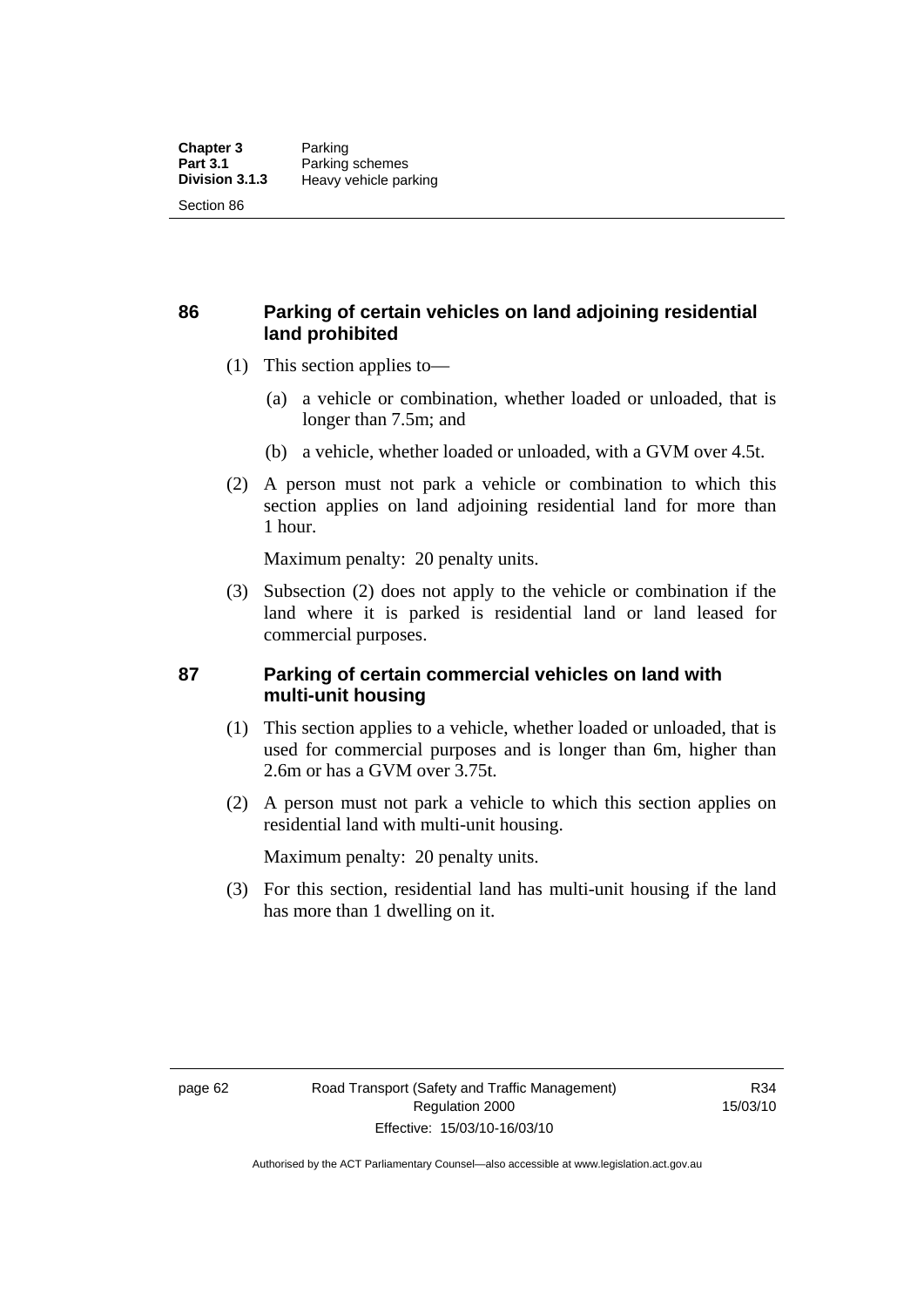## 86 Parking of certain vehicles on land adjoining residential land prohibited

(1) This section applies to—

(a) a vehicle or combination, whether loaded or unloaded, that is longer than 7.5m; and

(b) a vehicle, whether loaded or unloaded, with a GVM over 4.5t.

(2) A person must not park a vehicle or combination to which this section applies on land adjoining residential land for more than 1 hour.

Maximum penalty: 20 penalty units.

(3) Subsection (2) does not apply to the vehicle or combination if the land where it is parked is residential land or land leased for commercial purposes.

## 87 Parking of certain commercial vehicles on land with multi-unit housing

(1) This section applies to a vehicle, whether loaded or unloaded, that is used for commercial purposes and is longer than 6m, higher than 2.6m or has a GVM over 3.75t.

(2) A person must not park a vehicle to which this section applies on residential land with multi-unit housing.

Maximum penalty: 20 penalty units.

(3) For this section, residential land has multi-unit housing if the land has more than 1 dwelling on it.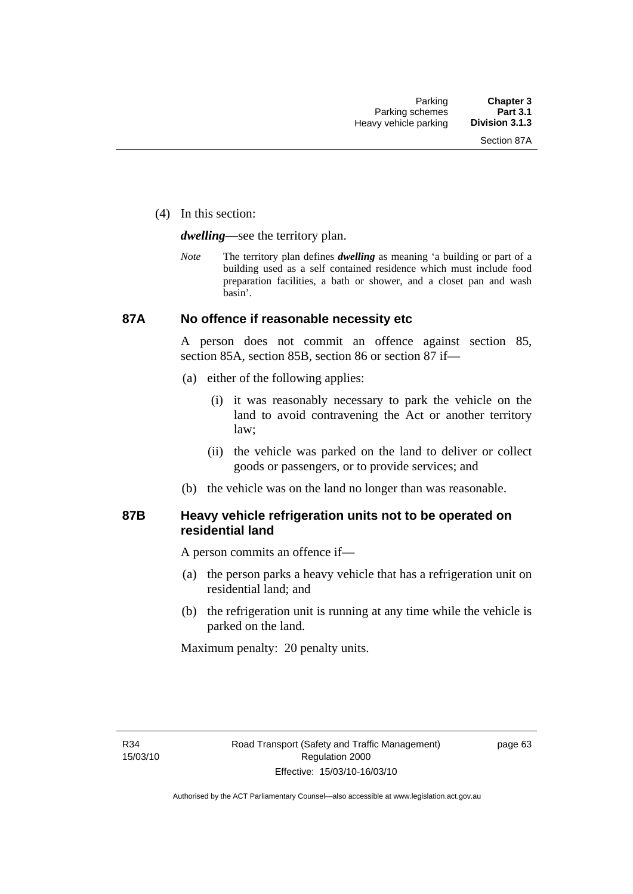(4) In this section:

***dwelling***—see the territory plan.

*Note* The territory plan defines ***dwelling*** as meaning 'a building or part of a building used as a self contained residence which must include food preparation facilities, a bath or shower, and a closet pan and wash basin'.

## 87A No offence if reasonable necessity etc

A person does not commit an offence against section 85, section 85A, section 85B, section 86 or section 87 if—

(a) either of the following applies:

(i) it was reasonably necessary to park the vehicle on the land to avoid contravening the Act or another territory law;

(ii) the vehicle was parked on the land to deliver or collect goods or passengers, or to provide services; and

(b) the vehicle was on the land no longer than was reasonable.

## 87B Heavy vehicle refrigeration units not to be operated on residential land

A person commits an offence if—

(a) the person parks a heavy vehicle that has a refrigeration unit on residential land; and

(b) the refrigeration unit is running at any time while the vehicle is parked on the land.

Maximum penalty: 20 penalty units.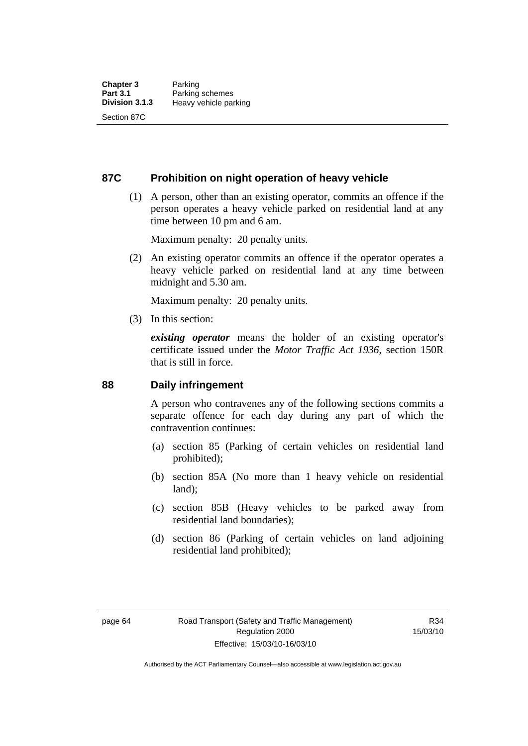## 87C Prohibition on night operation of heavy vehicle

(1) A person, other than an existing operator, commits an offence if the person operates a heavy vehicle parked on residential land at any time between 10 pm and 6 am.

Maximum penalty: 20 penalty units.

(2) An existing operator commits an offence if the operator operates a heavy vehicle parked on residential land at any time between midnight and 5.30 am.

Maximum penalty: 20 penalty units.

(3) In this section:

***existing operator*** means the holder of an existing operator's certificate issued under the *Motor Traffic Act 1936*, section 150R that is still in force.

## 88 Daily infringement

A person who contravenes any of the following sections commits a separate offence for each day during any part of which the contravention continues:

(a) section 85 (Parking of certain vehicles on residential land prohibited);

(b) section 85A (No more than 1 heavy vehicle on residential land);

(c) section 85B (Heavy vehicles to be parked away from residential land boundaries);

(d) section 86 (Parking of certain vehicles on land adjoining residential land prohibited);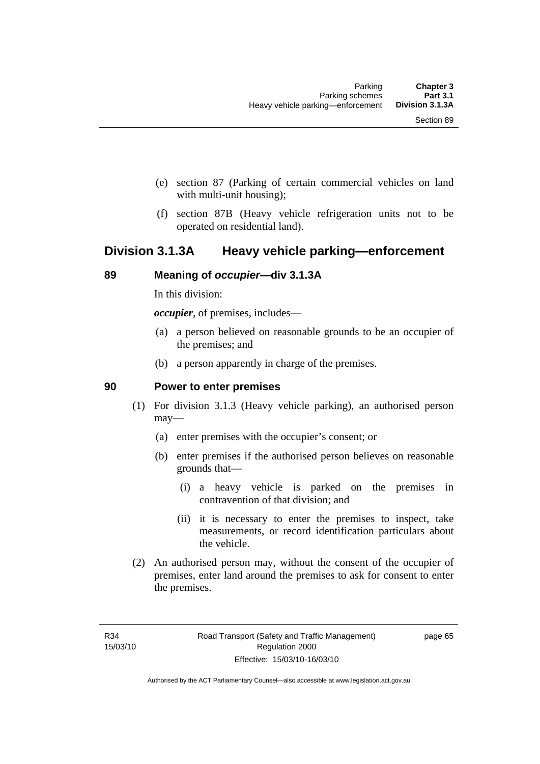(e) section 87 (Parking of certain commercial vehicles on land with multi-unit housing);

(f) section 87B (Heavy vehicle refrigeration units not to be operated on residential land).

## Division 3.1.3A Heavy vehicle parking—enforcement

### 89 Meaning of *occupier*—div 3.1.3A

In this division:

***occupier***, of premises, includes—

(a) a person believed on reasonable grounds to be an occupier of the premises; and

(b) a person apparently in charge of the premises.

### 90 Power to enter premises

(1) For division 3.1.3 (Heavy vehicle parking), an authorised person may—

(a) enter premises with the occupier's consent; or

(b) enter premises if the authorised person believes on reasonable grounds that—

(i) a heavy vehicle is parked on the premises in contravention of that division; and

(ii) it is necessary to enter the premises to inspect, take measurements, or record identification particulars about the vehicle.

(2) An authorised person may, without the consent of the occupier of premises, enter land around the premises to ask for consent to enter the premises.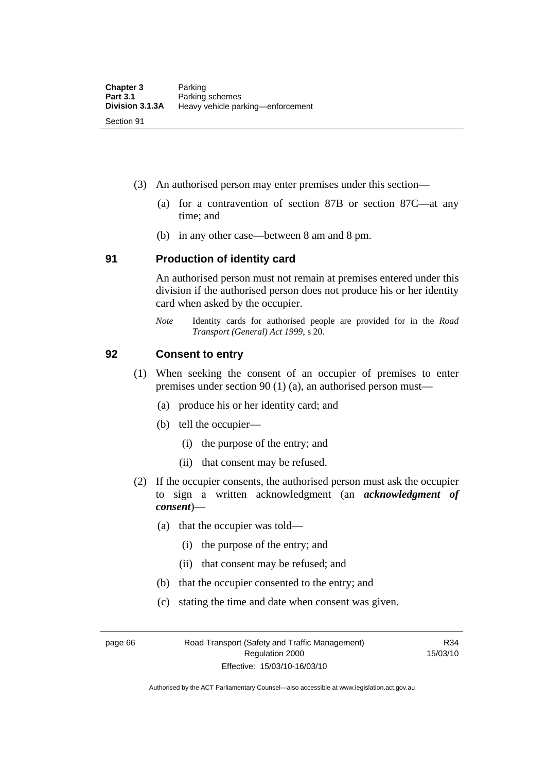(3) An authorised person may enter premises under this section—

(a) for a contravention of section 87B or section 87C—at any time; and

(b) in any other case—between 8 am and 8 pm.

## 91 Production of identity card

An authorised person must not remain at premises entered under this division if the authorised person does not produce his or her identity card when asked by the occupier.

*Note* Identity cards for authorised people are provided for in the *Road Transport (General) Act 1999*, s 20.

## 92 Consent to entry

(1) When seeking the consent of an occupier of premises to enter premises under section 90 (1) (a), an authorised person must—

(a) produce his or her identity card; and

(b) tell the occupier—

(i) the purpose of the entry; and

(ii) that consent may be refused.

(2) If the occupier consents, the authorised person must ask the occupier to sign a written acknowledgment (an ***acknowledgment of consent***)—

(a) that the occupier was told—

(i) the purpose of the entry; and

(ii) that consent may be refused; and

(b) that the occupier consented to the entry; and

(c) stating the time and date when consent was given.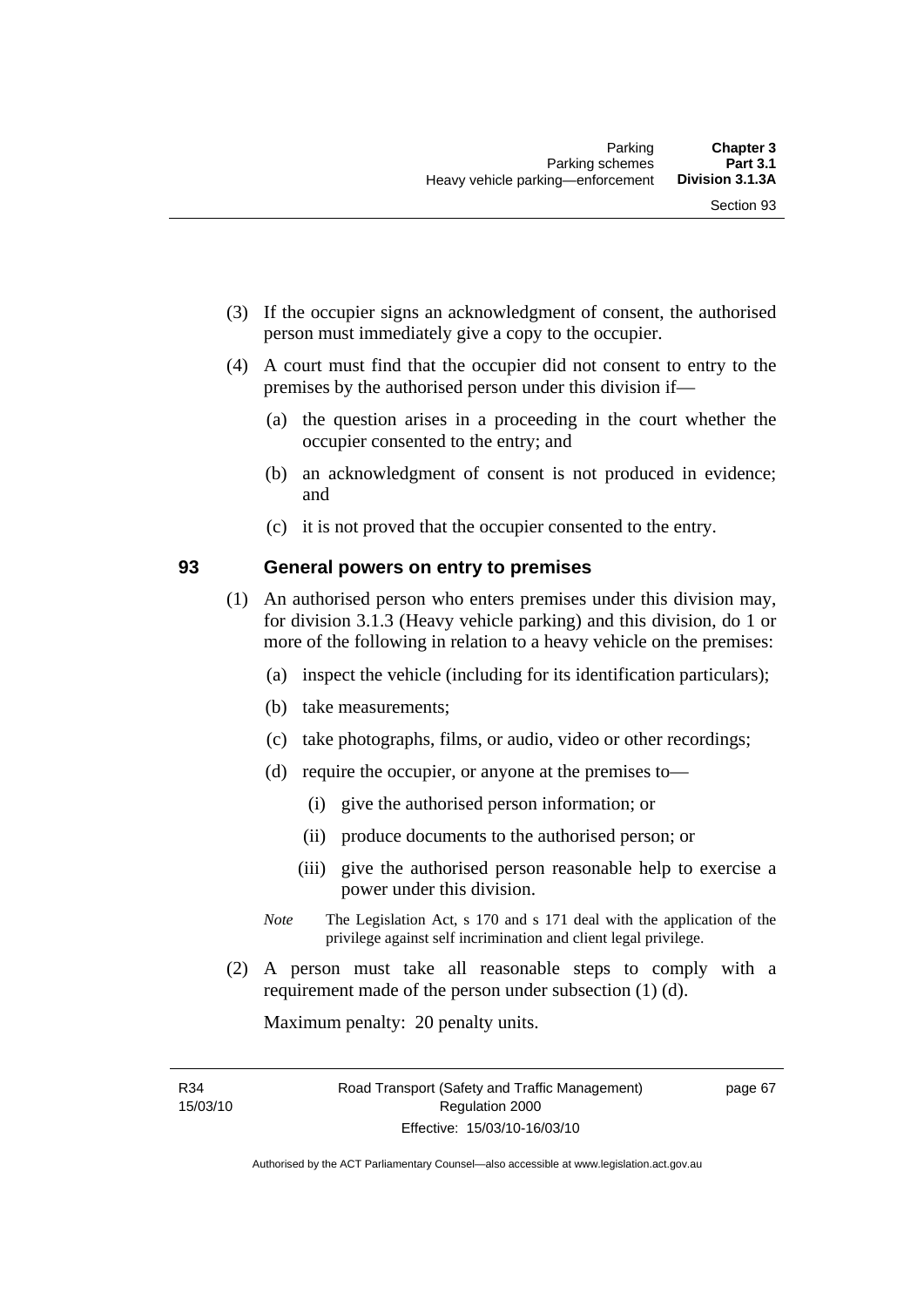(3) If the occupier signs an acknowledgment of consent, the authorised person must immediately give a copy to the occupier.

(4) A court must find that the occupier did not consent to entry to the premises by the authorised person under this division if—

(a) the question arises in a proceeding in the court whether the occupier consented to the entry; and

(b) an acknowledgment of consent is not produced in evidence; and

(c) it is not proved that the occupier consented to the entry.

## 93 General powers on entry to premises

(1) An authorised person who enters premises under this division may, for division 3.1.3 (Heavy vehicle parking) and this division, do 1 or more of the following in relation to a heavy vehicle on the premises:

(a) inspect the vehicle (including for its identification particulars);

(b) take measurements;

(c) take photographs, films, or audio, video or other recordings;

(d) require the occupier, or anyone at the premises to—

(i) give the authorised person information; or

(ii) produce documents to the authorised person; or

(iii) give the authorised person reasonable help to exercise a power under this division.

*Note* The Legislation Act, s 170 and s 171 deal with the application of the privilege against self incrimination and client legal privilege.

(2) A person must take all reasonable steps to comply with a requirement made of the person under subsection (1) (d).

Maximum penalty: 20 penalty units.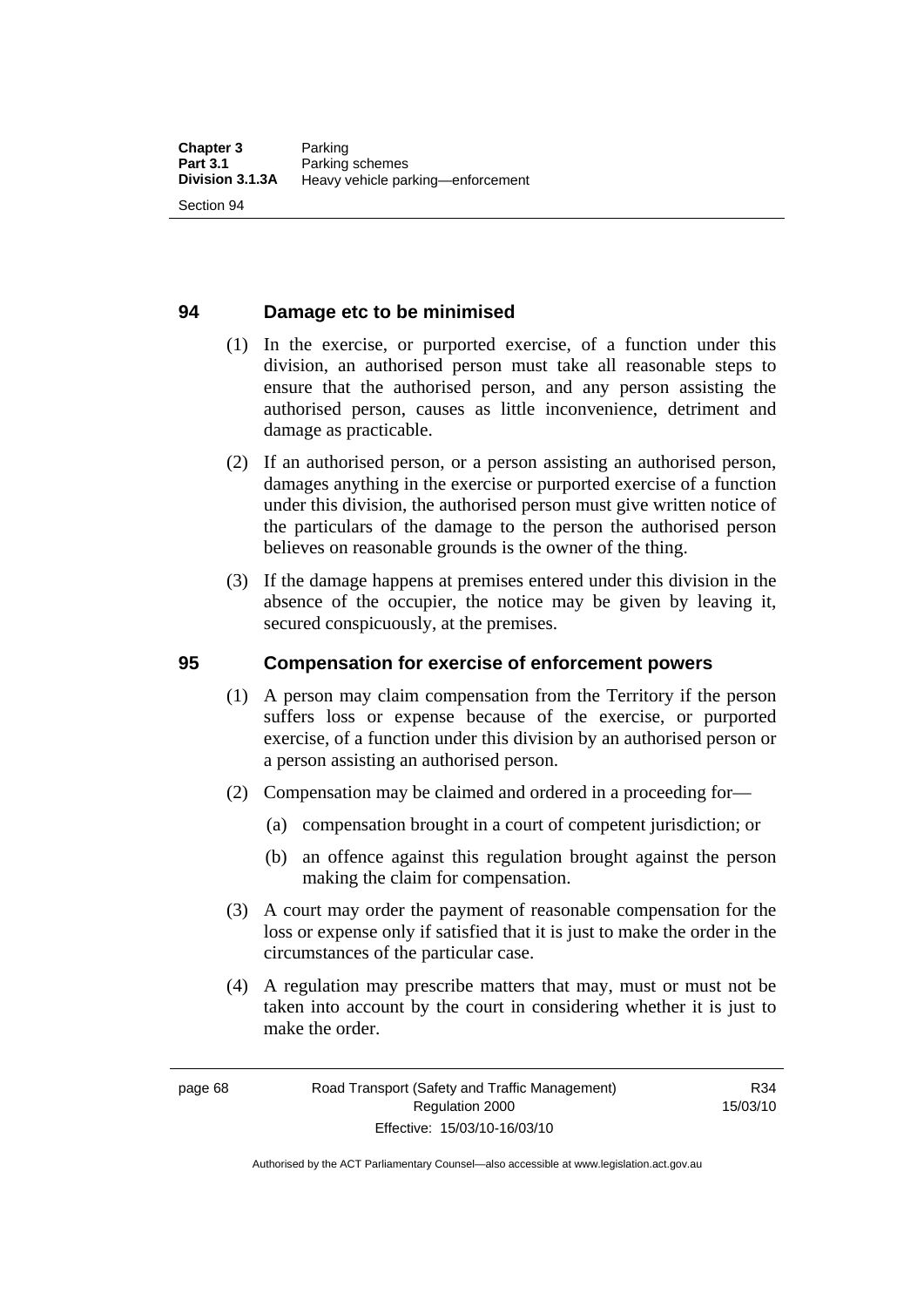## 94 Damage etc to be minimised

(1) In the exercise, or purported exercise, of a function under this division, an authorised person must take all reasonable steps to ensure that the authorised person, and any person assisting the authorised person, causes as little inconvenience, detriment and damage as practicable.

(2) If an authorised person, or a person assisting an authorised person, damages anything in the exercise or purported exercise of a function under this division, the authorised person must give written notice of the particulars of the damage to the person the authorised person believes on reasonable grounds is the owner of the thing.

(3) If the damage happens at premises entered under this division in the absence of the occupier, the notice may be given by leaving it, secured conspicuously, at the premises.

## 95 Compensation for exercise of enforcement powers

(1) A person may claim compensation from the Territory if the person suffers loss or expense because of the exercise, or purported exercise, of a function under this division by an authorised person or a person assisting an authorised person.

(2) Compensation may be claimed and ordered in a proceeding for—

(a) compensation brought in a court of competent jurisdiction; or

(b) an offence against this regulation brought against the person making the claim for compensation.

(3) A court may order the payment of reasonable compensation for the loss or expense only if satisfied that it is just to make the order in the circumstances of the particular case.

(4) A regulation may prescribe matters that may, must or must not be taken into account by the court in considering whether it is just to make the order.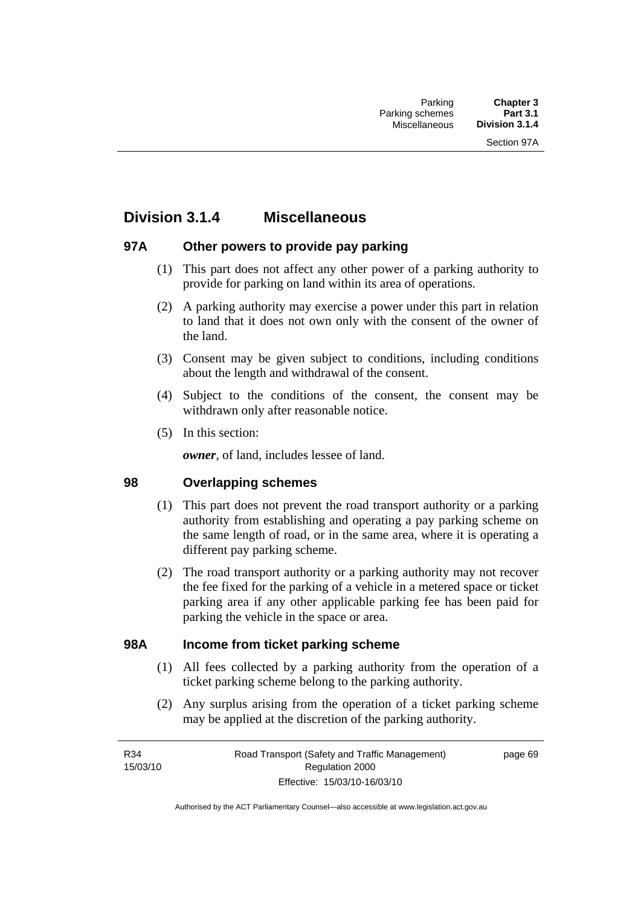## Division 3.1.4 Miscellaneous

### 97A Other powers to provide pay parking

(1) This part does not affect any other power of a parking authority to provide for parking on land within its area of operations.

(2) A parking authority may exercise a power under this part in relation to land that it does not own only with the consent of the owner of the land.

(3) Consent may be given subject to conditions, including conditions about the length and withdrawal of the consent.

(4) Subject to the conditions of the consent, the consent may be withdrawn only after reasonable notice.

(5) In this section:

***owner***, of land, includes lessee of land.

### 98 Overlapping schemes

(1) This part does not prevent the road transport authority or a parking authority from establishing and operating a pay parking scheme on the same length of road, or in the same area, where it is operating a different pay parking scheme.

(2) The road transport authority or a parking authority may not recover the fee fixed for the parking of a vehicle in a metered space or ticket parking area if any other applicable parking fee has been paid for parking the vehicle in the space or area.

### 98A Income from ticket parking scheme

(1) All fees collected by a parking authority from the operation of a ticket parking scheme belong to the parking authority.

(2) Any surplus arising from the operation of a ticket parking scheme may be applied at the discretion of the parking authority.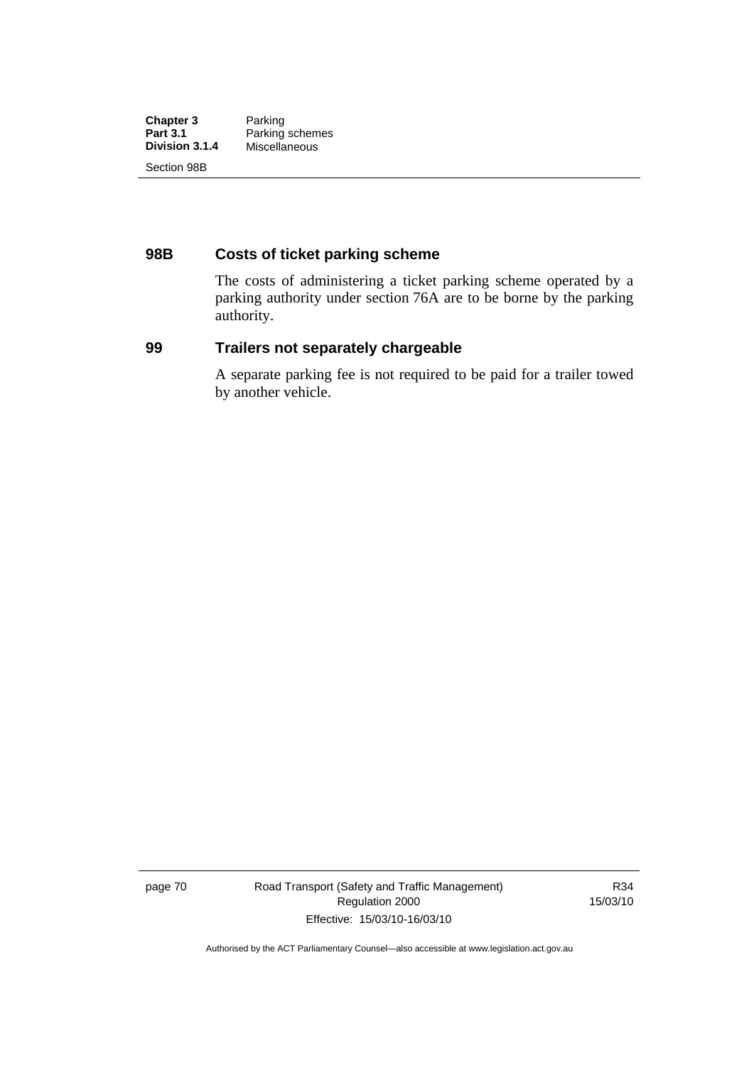## 98B Costs of ticket parking scheme

The costs of administering a ticket parking scheme operated by a parking authority under section 76A are to be borne by the parking authority.

## 99 Trailers not separately chargeable

A separate parking fee is not required to be paid for a trailer towed by another vehicle.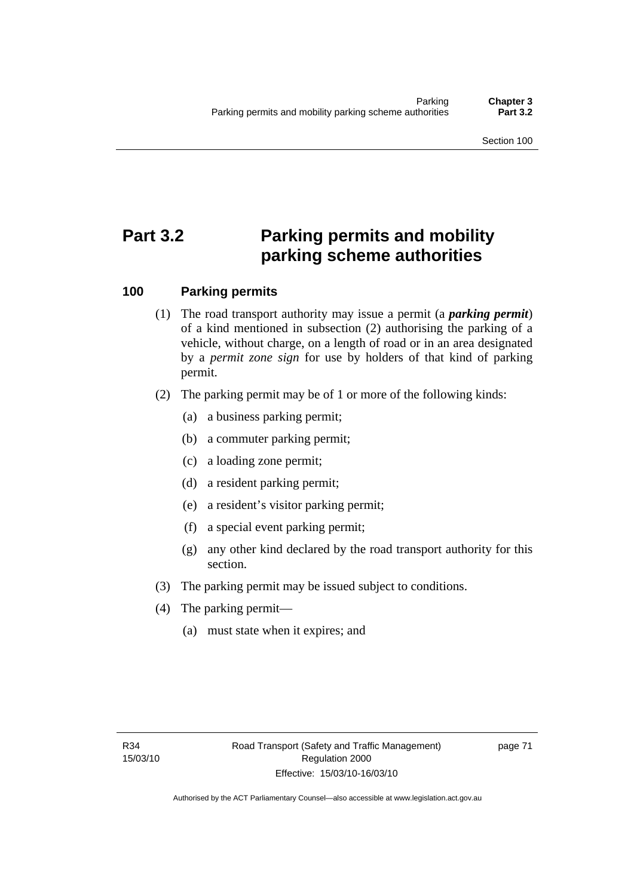# Part 3.2 Parking permits and mobility parking scheme authorities

## 100 Parking permits

(1) The road transport authority may issue a permit (a ***parking permit***) of a kind mentioned in subsection (2) authorising the parking of a vehicle, without charge, on a length of road or in an area designated by a *permit zone sign* for use by holders of that kind of parking permit.

(2) The parking permit may be of 1 or more of the following kinds:

- (a) a business parking permit;
- (b) a commuter parking permit;
- (c) a loading zone permit;
- (d) a resident parking permit;
- (e) a resident's visitor parking permit;
- (f) a special event parking permit;
- (g) any other kind declared by the road transport authority for this section.

(3) The parking permit may be issued subject to conditions.

(4) The parking permit—

- (a) must state when it expires; and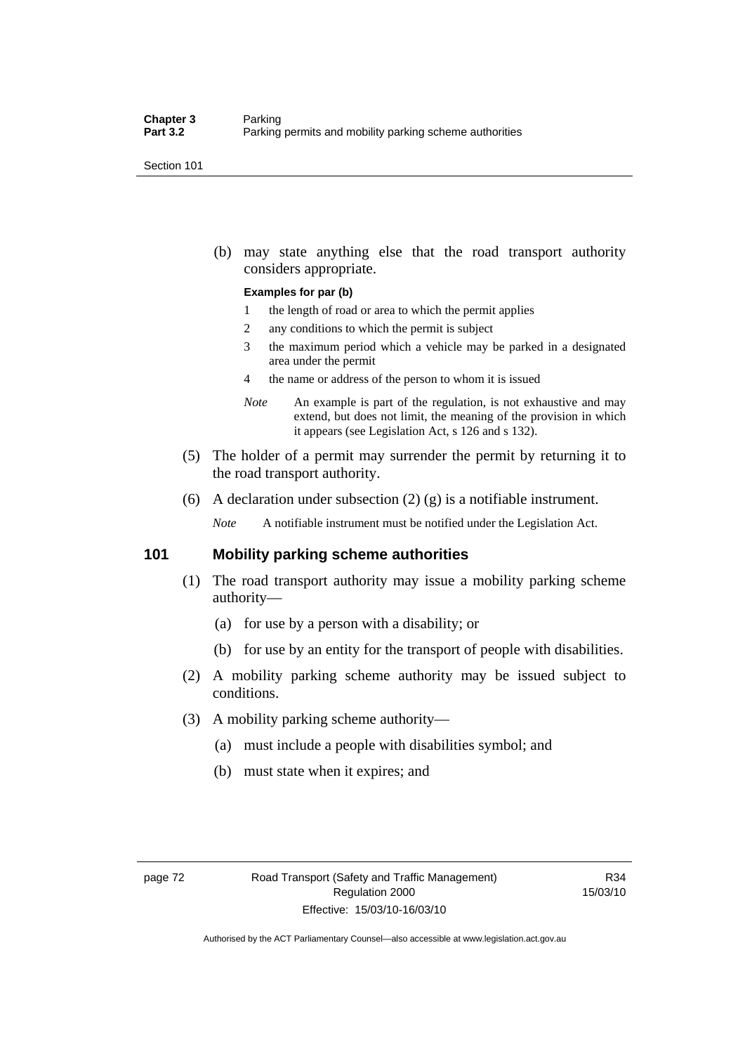(b) may state anything else that the road transport authority considers appropriate.

**Examples for par (b)**

1 the length of road or area to which the permit applies

2 any conditions to which the permit is subject

3 the maximum period which a vehicle may be parked in a designated area under the permit

4 the name or address of the person to whom it is issued

*Note* An example is part of the regulation, is not exhaustive and may extend, but does not limit, the meaning of the provision in which it appears (see Legislation Act, s 126 and s 132).

(5) The holder of a permit may surrender the permit by returning it to the road transport authority.

(6) A declaration under subsection (2) (g) is a notifiable instrument.

*Note* A notifiable instrument must be notified under the Legislation Act.

## 101 Mobility parking scheme authorities

(1) The road transport authority may issue a mobility parking scheme authority—

(a) for use by a person with a disability; or

(b) for use by an entity for the transport of people with disabilities.

(2) A mobility parking scheme authority may be issued subject to conditions.

(3) A mobility parking scheme authority—

(a) must include a people with disabilities symbol; and

(b) must state when it expires; and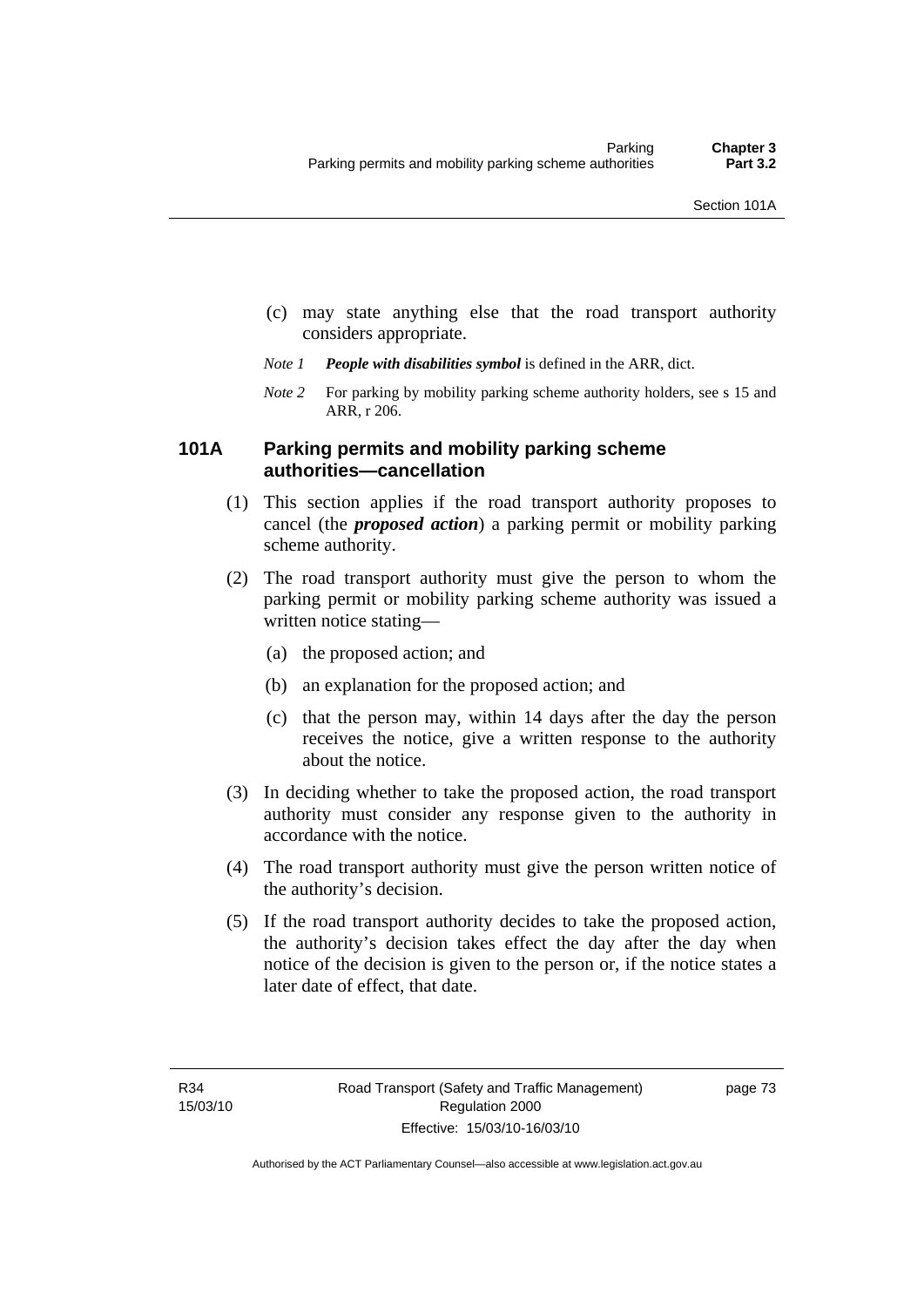(c) may state anything else that the road transport authority considers appropriate.

*Note 1* ***People with disabilities symbol*** is defined in the ARR, dict.

*Note 2* For parking by mobility parking scheme authority holders, see s 15 and ARR, r 206.

### 101A Parking permits and mobility parking scheme authorities—cancellation

(1) This section applies if the road transport authority proposes to cancel (the ***proposed action***) a parking permit or mobility parking scheme authority.

(2) The road transport authority must give the person to whom the parking permit or mobility parking scheme authority was issued a written notice stating—

(a) the proposed action; and

(b) an explanation for the proposed action; and

(c) that the person may, within 14 days after the day the person receives the notice, give a written response to the authority about the notice.

(3) In deciding whether to take the proposed action, the road transport authority must consider any response given to the authority in accordance with the notice.

(4) The road transport authority must give the person written notice of the authority's decision.

(5) If the road transport authority decides to take the proposed action, the authority's decision takes effect the day after the day when notice of the decision is given to the person or, if the notice states a later date of effect, that date.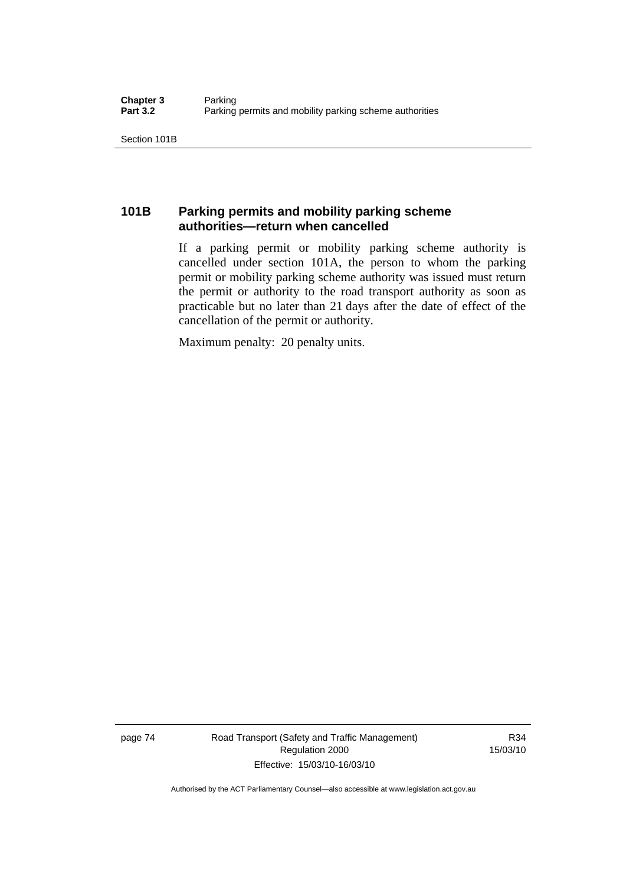### 101B Parking permits and mobility parking scheme authorities—return when cancelled

If a parking permit or mobility parking scheme authority is cancelled under section 101A, the person to whom the parking permit or mobility parking scheme authority was issued must return the permit or authority to the road transport authority as soon as practicable but no later than 21 days after the date of effect of the cancellation of the permit or authority.

Maximum penalty: 20 penalty units.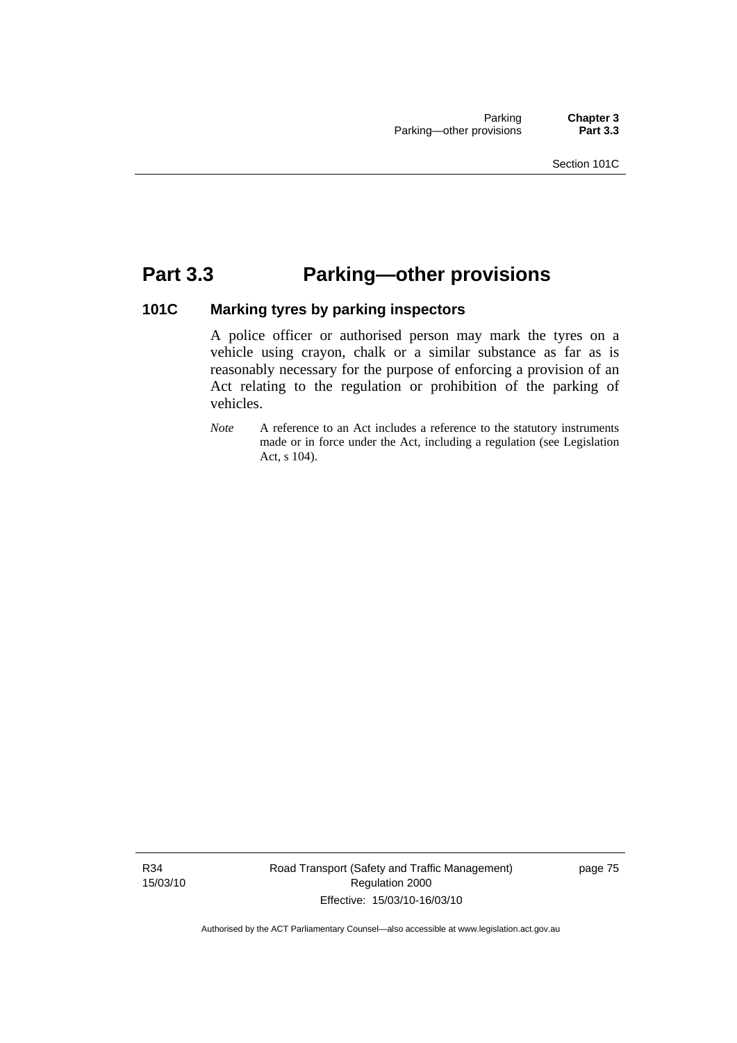# Part 3.3 Parking—other provisions

## 101C Marking tyres by parking inspectors

A police officer or authorised person may mark the tyres on a vehicle using crayon, chalk or a similar substance as far as is reasonably necessary for the purpose of enforcing a provision of an Act relating to the regulation or prohibition of the parking of vehicles.

*Note* A reference to an Act includes a reference to the statutory instruments made or in force under the Act, including a regulation (see Legislation Act, s 104).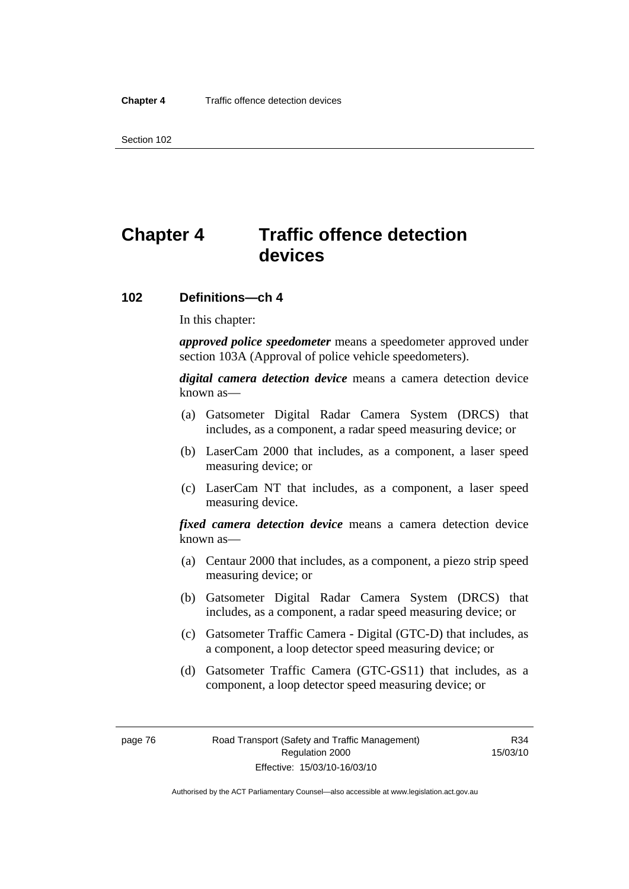# Chapter 4 Traffic offence detection devices

## 102 Definitions—ch 4

In this chapter:

***approved police speedometer*** means a speedometer approved under section 103A (Approval of police vehicle speedometers).

***digital camera detection device*** means a camera detection device known as—

(a) Gatsometer Digital Radar Camera System (DRCS) that includes, as a component, a radar speed measuring device; or

(b) LaserCam 2000 that includes, as a component, a laser speed measuring device; or

(c) LaserCam NT that includes, as a component, a laser speed measuring device.

***fixed camera detection device*** means a camera detection device known as—

(a) Centaur 2000 that includes, as a component, a piezo strip speed measuring device; or

(b) Gatsometer Digital Radar Camera System (DRCS) that includes, as a component, a radar speed measuring device; or

(c) Gatsometer Traffic Camera - Digital (GTC-D) that includes, as a component, a loop detector speed measuring device; or

(d) Gatsometer Traffic Camera (GTC-GS11) that includes, as a component, a loop detector speed measuring device; or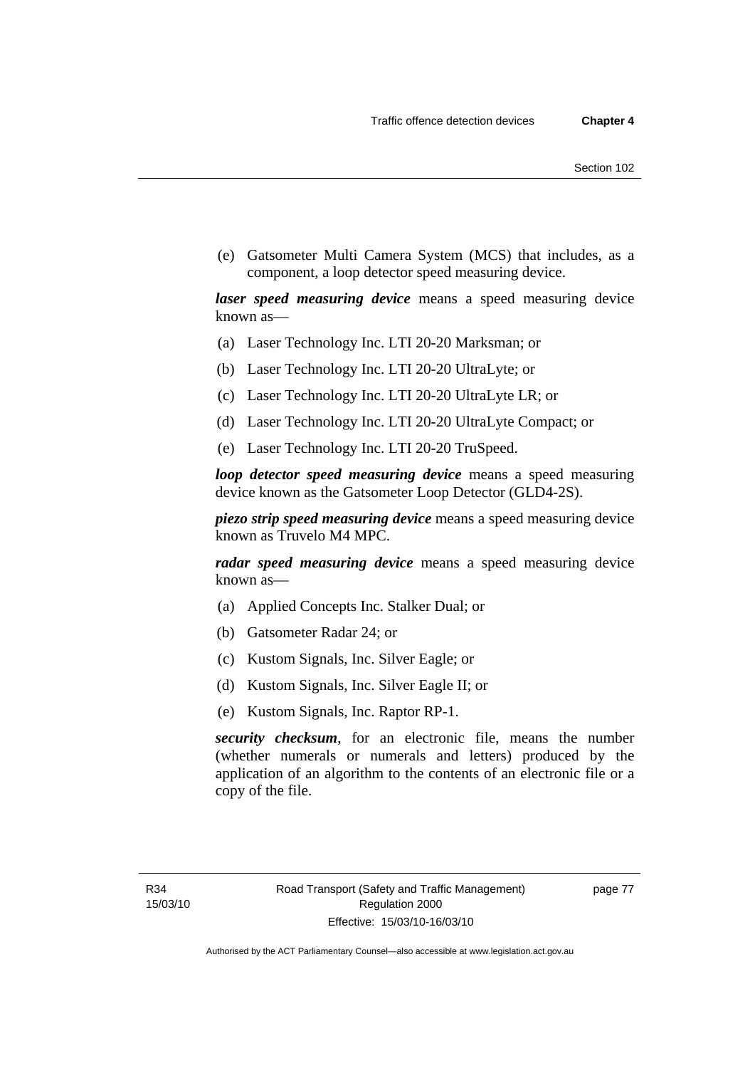(e) Gatsometer Multi Camera System (MCS) that includes, as a component, a loop detector speed measuring device.

***laser speed measuring device*** means a speed measuring device known as—

(a) Laser Technology Inc. LTI 20-20 Marksman; or

(b) Laser Technology Inc. LTI 20-20 UltraLyte; or

(c) Laser Technology Inc. LTI 20-20 UltraLyte LR; or

(d) Laser Technology Inc. LTI 20-20 UltraLyte Compact; or

(e) Laser Technology Inc. LTI 20-20 TruSpeed.

***loop detector speed measuring device*** means a speed measuring device known as the Gatsometer Loop Detector (GLD4-2S).

***piezo strip speed measuring device*** means a speed measuring device known as Truvelo M4 MPC.

***radar speed measuring device*** means a speed measuring device known as—

(a) Applied Concepts Inc. Stalker Dual; or

(b) Gatsometer Radar 24; or

(c) Kustom Signals, Inc. Silver Eagle; or

(d) Kustom Signals, Inc. Silver Eagle II; or

(e) Kustom Signals, Inc. Raptor RP-1.

***security checksum***, for an electronic file, means the number (whether numerals or numerals and letters) produced by the application of an algorithm to the contents of an electronic file or a copy of the file.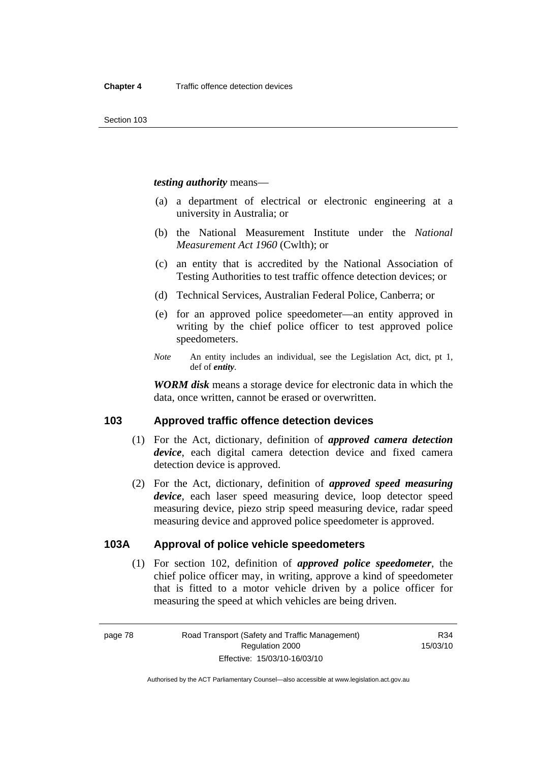***testing authority*** means—

(a) a department of electrical or electronic engineering at a university in Australia; or

(b) the National Measurement Institute under the *National Measurement Act 1960* (Cwlth); or

(c) an entity that is accredited by the National Association of Testing Authorities to test traffic offence detection devices; or

(d) Technical Services, Australian Federal Police, Canberra; or

(e) for an approved police speedometer—an entity approved in writing by the chief police officer to test approved police speedometers.

*Note* An entity includes an individual, see the Legislation Act, dict, pt 1, def of ***entity***.

***WORM disk*** means a storage device for electronic data in which the data, once written, cannot be erased or overwritten.

## 103 Approved traffic offence detection devices

(1) For the Act, dictionary, definition of ***approved camera detection device***, each digital camera detection device and fixed camera detection device is approved.

(2) For the Act, dictionary, definition of ***approved speed measuring device***, each laser speed measuring device, loop detector speed measuring device, piezo strip speed measuring device, radar speed measuring device and approved police speedometer is approved.

## 103A Approval of police vehicle speedometers

(1) For section 102, definition of ***approved police speedometer***, the chief police officer may, in writing, approve a kind of speedometer that is fitted to a motor vehicle driven by a police officer for measuring the speed at which vehicles are being driven.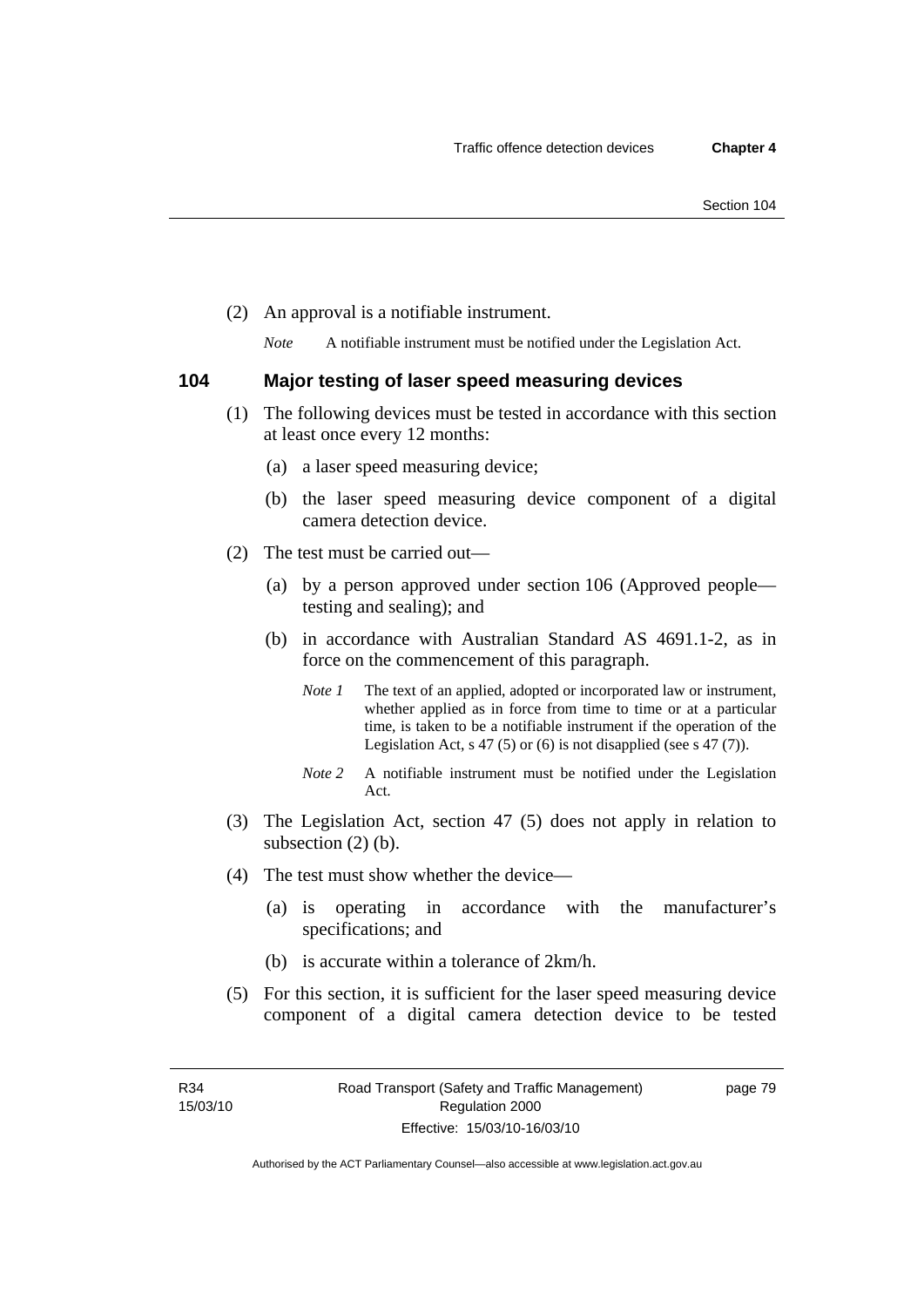(2) An approval is a notifiable instrument.

*Note* A notifiable instrument must be notified under the Legislation Act.

## 104 Major testing of laser speed measuring devices

(1) The following devices must be tested in accordance with this section at least once every 12 months:

(a) a laser speed measuring device;

(b) the laser speed measuring device component of a digital camera detection device.

(2) The test must be carried out—

(a) by a person approved under section 106 (Approved people—testing and sealing); and

(b) in accordance with Australian Standard AS 4691.1-2, as in force on the commencement of this paragraph.

*Note 1* The text of an applied, adopted or incorporated law or instrument, whether applied as in force from time to time or at a particular time, is taken to be a notifiable instrument if the operation of the Legislation Act, s 47 (5) or (6) is not disapplied (see s 47 (7)).

*Note 2* A notifiable instrument must be notified under the Legislation Act.

(3) The Legislation Act, section 47 (5) does not apply in relation to subsection (2) (b).

(4) The test must show whether the device—

(a) is operating in accordance with the manufacturer's specifications; and

(b) is accurate within a tolerance of 2km/h.

(5) For this section, it is sufficient for the laser speed measuring device component of a digital camera detection device to be tested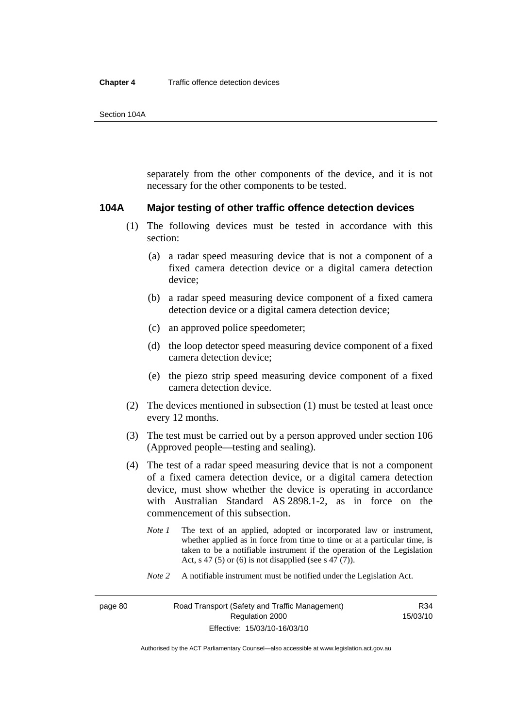separately from the other components of the device, and it is not necessary for the other components to be tested.

## 104A Major testing of other traffic offence detection devices

(1) The following devices must be tested in accordance with this section:

(a) a radar speed measuring device that is not a component of a fixed camera detection device or a digital camera detection device;

(b) a radar speed measuring device component of a fixed camera detection device or a digital camera detection device;

(c) an approved police speedometer;

(d) the loop detector speed measuring device component of a fixed camera detection device;

(e) the piezo strip speed measuring device component of a fixed camera detection device.

(2) The devices mentioned in subsection (1) must be tested at least once every 12 months.

(3) The test must be carried out by a person approved under section 106 (Approved people—testing and sealing).

(4) The test of a radar speed measuring device that is not a component of a fixed camera detection device, or a digital camera detection device, must show whether the device is operating in accordance with Australian Standard AS 2898.1-2, as in force on the commencement of this subsection.

*Note 1* The text of an applied, adopted or incorporated law or instrument, whether applied as in force from time to time or at a particular time, is taken to be a notifiable instrument if the operation of the Legislation Act, s 47 (5) or (6) is not disapplied (see s 47 (7)).

*Note 2* A notifiable instrument must be notified under the Legislation Act.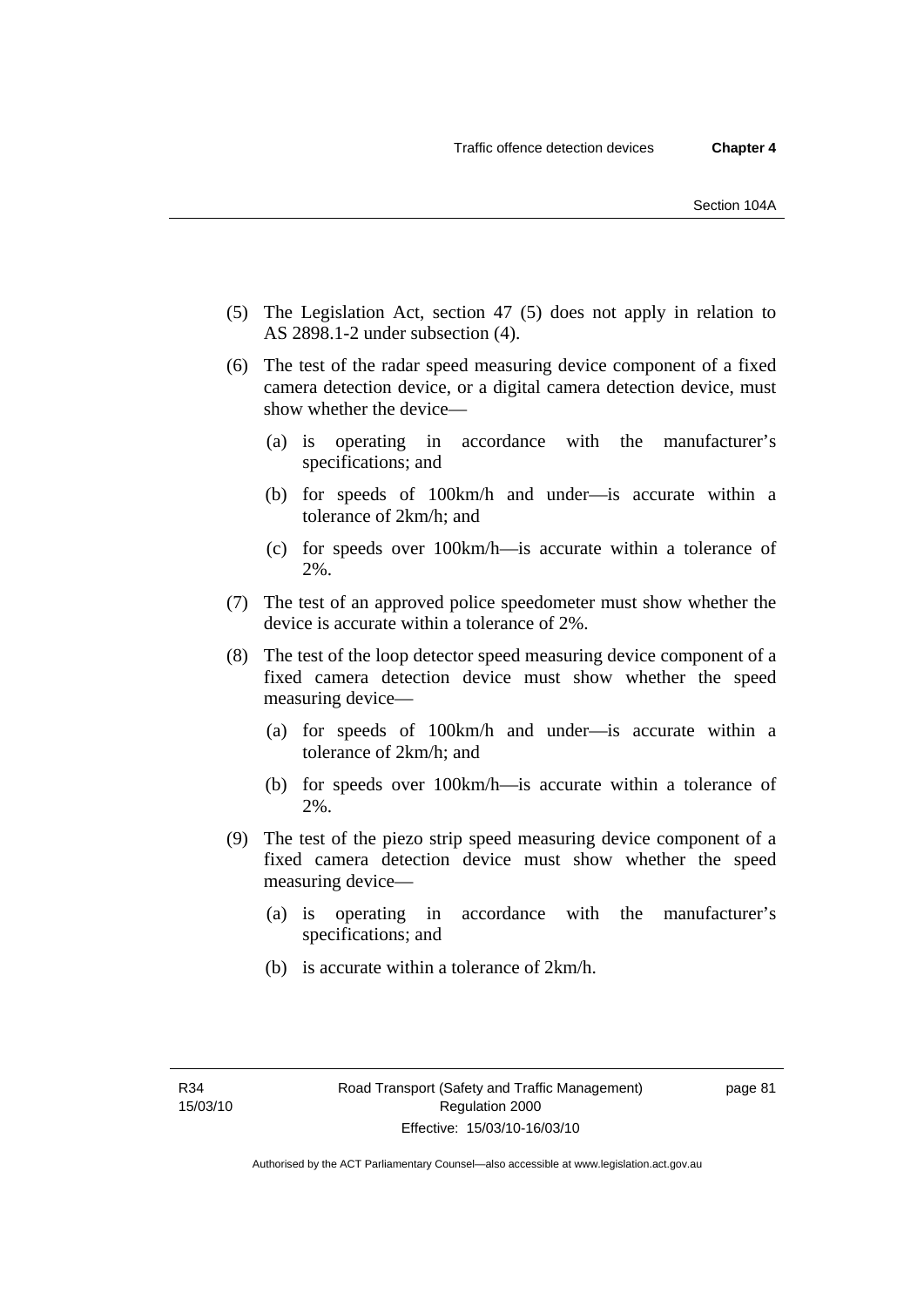(5) The Legislation Act, section 47 (5) does not apply in relation to AS 2898.1-2 under subsection (4).

(6) The test of the radar speed measuring device component of a fixed camera detection device, or a digital camera detection device, must show whether the device—

  (a) is operating in accordance with the manufacturer's specifications; and

  (b) for speeds of 100km/h and under—is accurate within a tolerance of 2km/h; and

  (c) for speeds over 100km/h—is accurate within a tolerance of 2%.

(7) The test of an approved police speedometer must show whether the device is accurate within a tolerance of 2%.

(8) The test of the loop detector speed measuring device component of a fixed camera detection device must show whether the speed measuring device—

  (a) for speeds of 100km/h and under—is accurate within a tolerance of 2km/h; and

  (b) for speeds over 100km/h—is accurate within a tolerance of 2%.

(9) The test of the piezo strip speed measuring device component of a fixed camera detection device must show whether the speed measuring device—

  (a) is operating in accordance with the manufacturer's specifications; and

  (b) is accurate within a tolerance of 2km/h.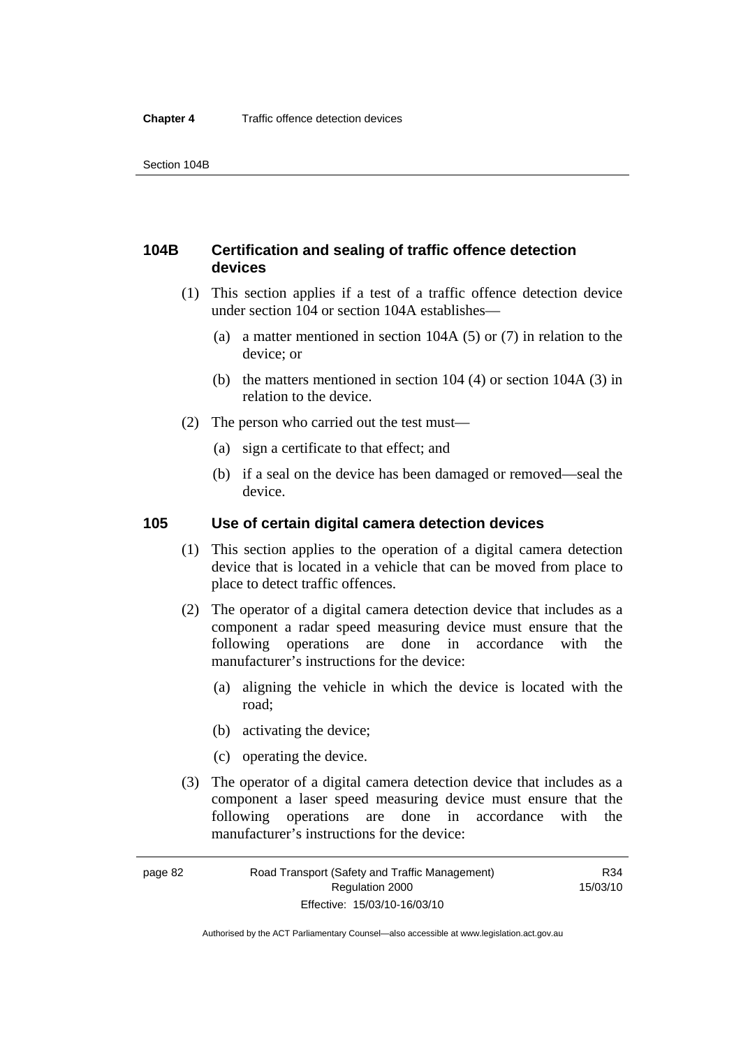### 104B Certification and sealing of traffic offence detection devices

(1) This section applies if a test of a traffic offence detection device under section 104 or section 104A establishes—

(a) a matter mentioned in section 104A (5) or (7) in relation to the device; or

(b) the matters mentioned in section 104 (4) or section 104A (3) in relation to the device.

(2) The person who carried out the test must—

(a) sign a certificate to that effect; and

(b) if a seal on the device has been damaged or removed—seal the device.

### 105 Use of certain digital camera detection devices

(1) This section applies to the operation of a digital camera detection device that is located in a vehicle that can be moved from place to place to detect traffic offences.

(2) The operator of a digital camera detection device that includes as a component a radar speed measuring device must ensure that the following operations are done in accordance with the manufacturer's instructions for the device:

(a) aligning the vehicle in which the device is located with the road;

(b) activating the device;

(c) operating the device.

(3) The operator of a digital camera detection device that includes as a component a laser speed measuring device must ensure that the following operations are done in accordance with the manufacturer's instructions for the device: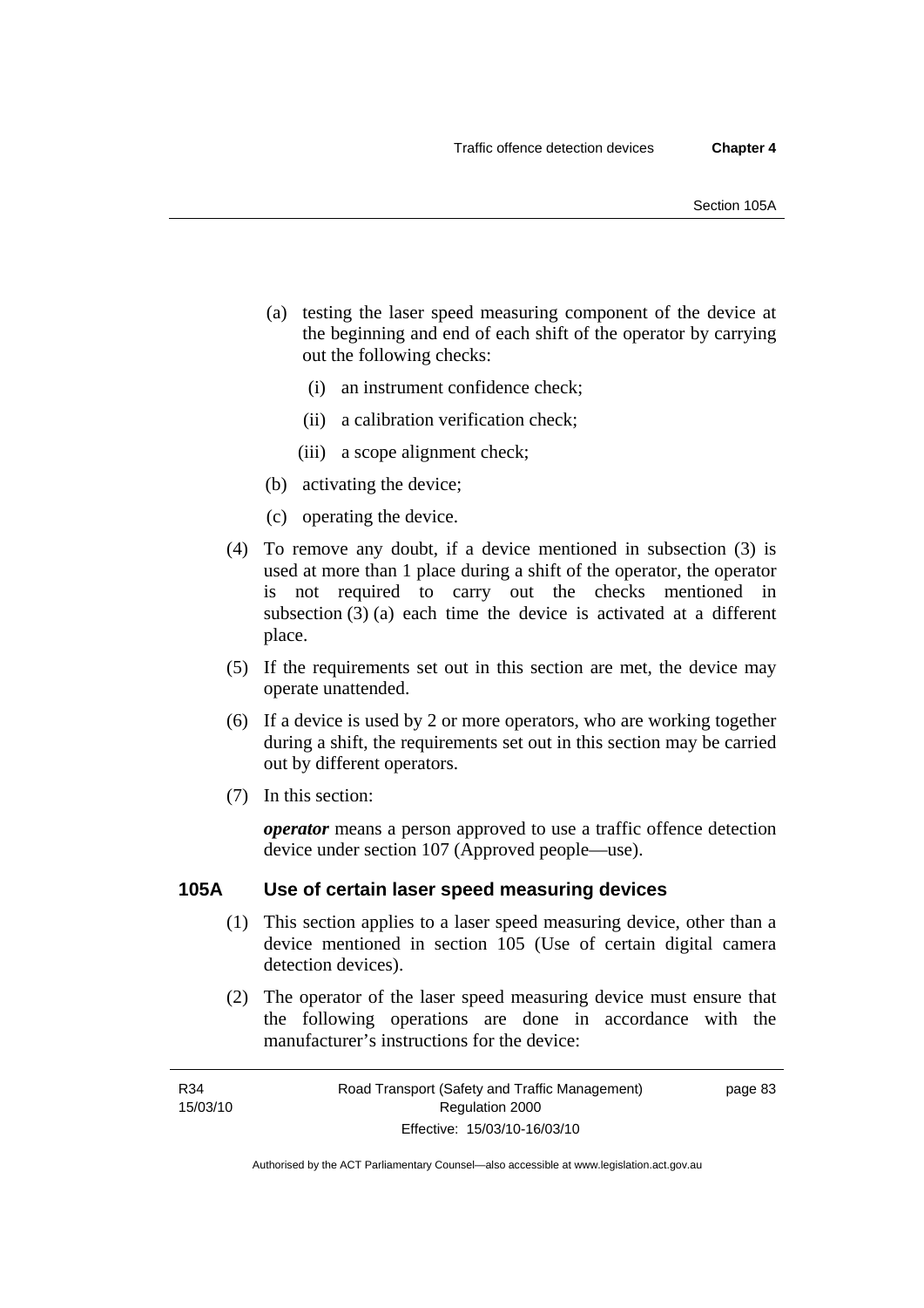(a) testing the laser speed measuring component of the device at the beginning and end of each shift of the operator by carrying out the following checks:

   (i) an instrument confidence check;

   (ii) a calibration verification check;

   (iii) a scope alignment check;

(b) activating the device;

(c) operating the device.

(4) To remove any doubt, if a device mentioned in subsection (3) is used at more than 1 place during a shift of the operator, the operator is not required to carry out the checks mentioned in subsection (3) (a) each time the device is activated at a different place.

(5) If the requirements set out in this section are met, the device may operate unattended.

(6) If a device is used by 2 or more operators, who are working together during a shift, the requirements set out in this section may be carried out by different operators.

(7) In this section:

***operator*** means a person approved to use a traffic offence detection device under section 107 (Approved people—use).

## 105A Use of certain laser speed measuring devices

(1) This section applies to a laser speed measuring device, other than a device mentioned in section 105 (Use of certain digital camera detection devices).

(2) The operator of the laser speed measuring device must ensure that the following operations are done in accordance with the manufacturer's instructions for the device: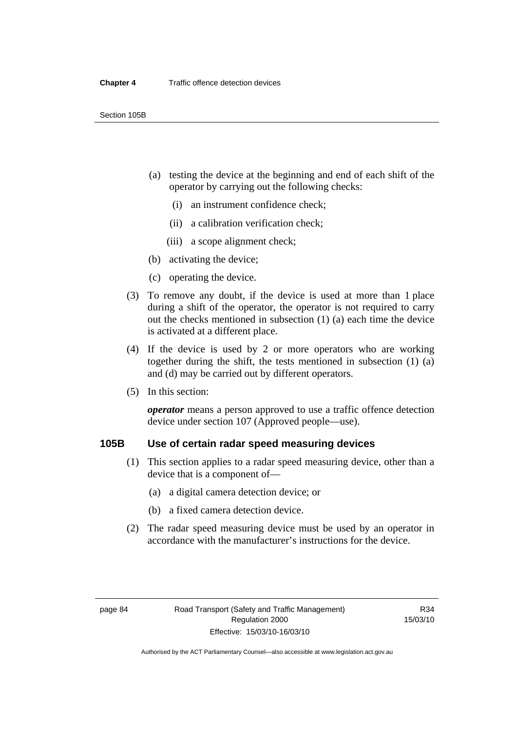(a) testing the device at the beginning and end of each shift of the operator by carrying out the following checks:

(i) an instrument confidence check;

(ii) a calibration verification check;

(iii) a scope alignment check;

(b) activating the device;

(c) operating the device.

(3) To remove any doubt, if the device is used at more than 1 place during a shift of the operator, the operator is not required to carry out the checks mentioned in subsection (1) (a) each time the device is activated at a different place.

(4) If the device is used by 2 or more operators who are working together during the shift, the tests mentioned in subsection (1) (a) and (d) may be carried out by different operators.

(5) In this section:

***operator*** means a person approved to use a traffic offence detection device under section 107 (Approved people—use).

## 105B Use of certain radar speed measuring devices

(1) This section applies to a radar speed measuring device, other than a device that is a component of—

(a) a digital camera detection device; or

(b) a fixed camera detection device.

(2) The radar speed measuring device must be used by an operator in accordance with the manufacturer's instructions for the device.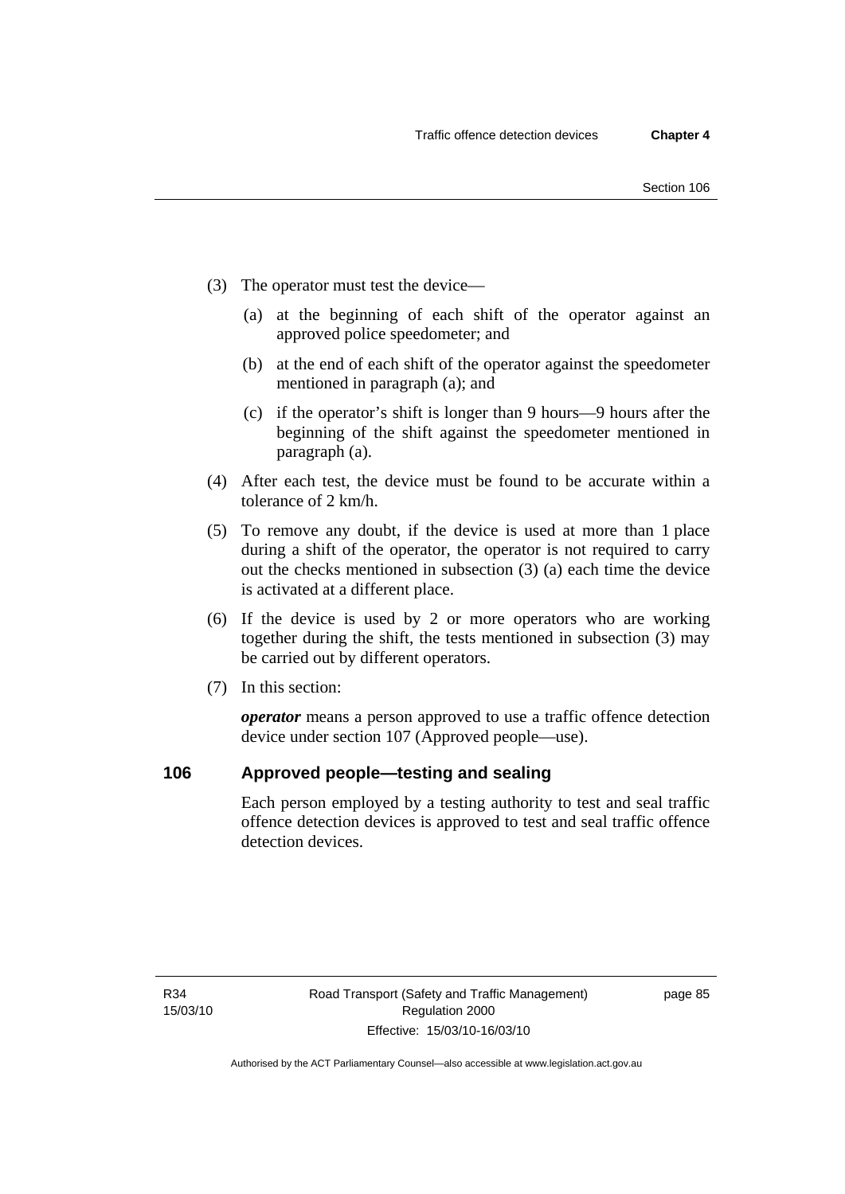(3) The operator must test the device—

(a) at the beginning of each shift of the operator against an approved police speedometer; and

(b) at the end of each shift of the operator against the speedometer mentioned in paragraph (a); and

(c) if the operator's shift is longer than 9 hours—9 hours after the beginning of the shift against the speedometer mentioned in paragraph (a).

(4) After each test, the device must be found to be accurate within a tolerance of 2 km/h.

(5) To remove any doubt, if the device is used at more than 1 place during a shift of the operator, the operator is not required to carry out the checks mentioned in subsection (3) (a) each time the device is activated at a different place.

(6) If the device is used by 2 or more operators who are working together during the shift, the tests mentioned in subsection (3) may be carried out by different operators.

(7) In this section:

***operator*** means a person approved to use a traffic offence detection device under section 107 (Approved people—use).

## 106 Approved people—testing and sealing

Each person employed by a testing authority to test and seal traffic offence detection devices is approved to test and seal traffic offence detection devices.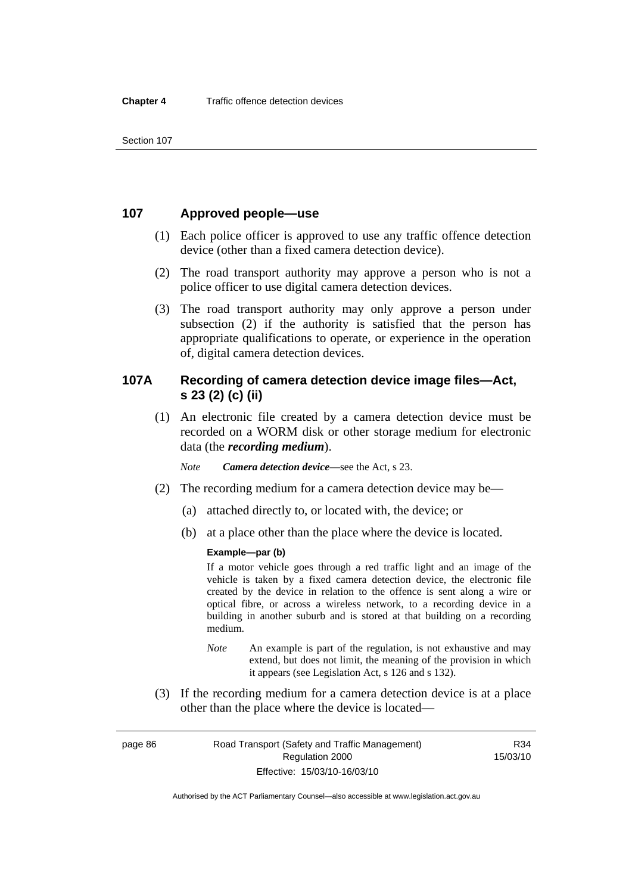## 107 Approved people—use

(1) Each police officer is approved to use any traffic offence detection device (other than a fixed camera detection device).

(2) The road transport authority may approve a person who is not a police officer to use digital camera detection devices.

(3) The road transport authority may only approve a person under subsection (2) if the authority is satisfied that the person has appropriate qualifications to operate, or experience in the operation of, digital camera detection devices.

## 107A Recording of camera detection device image files—Act, s 23 (2) (c) (ii)

(1) An electronic file created by a camera detection device must be recorded on a WORM disk or other storage medium for electronic data (the ***recording medium***).

*Note* ***Camera detection device***—see the Act, s 23.

(2) The recording medium for a camera detection device may be—

(a) attached directly to, or located with, the device; or

(b) at a place other than the place where the device is located.

**Example—par (b)**

If a motor vehicle goes through a red traffic light and an image of the vehicle is taken by a fixed camera detection device, the electronic file created by the device in relation to the offence is sent along a wire or optical fibre, or across a wireless network, to a recording device in a building in another suburb and is stored at that building on a recording medium.

*Note* An example is part of the regulation, is not exhaustive and may extend, but does not limit, the meaning of the provision in which it appears (see Legislation Act, s 126 and s 132).

(3) If the recording medium for a camera detection device is at a place other than the place where the device is located—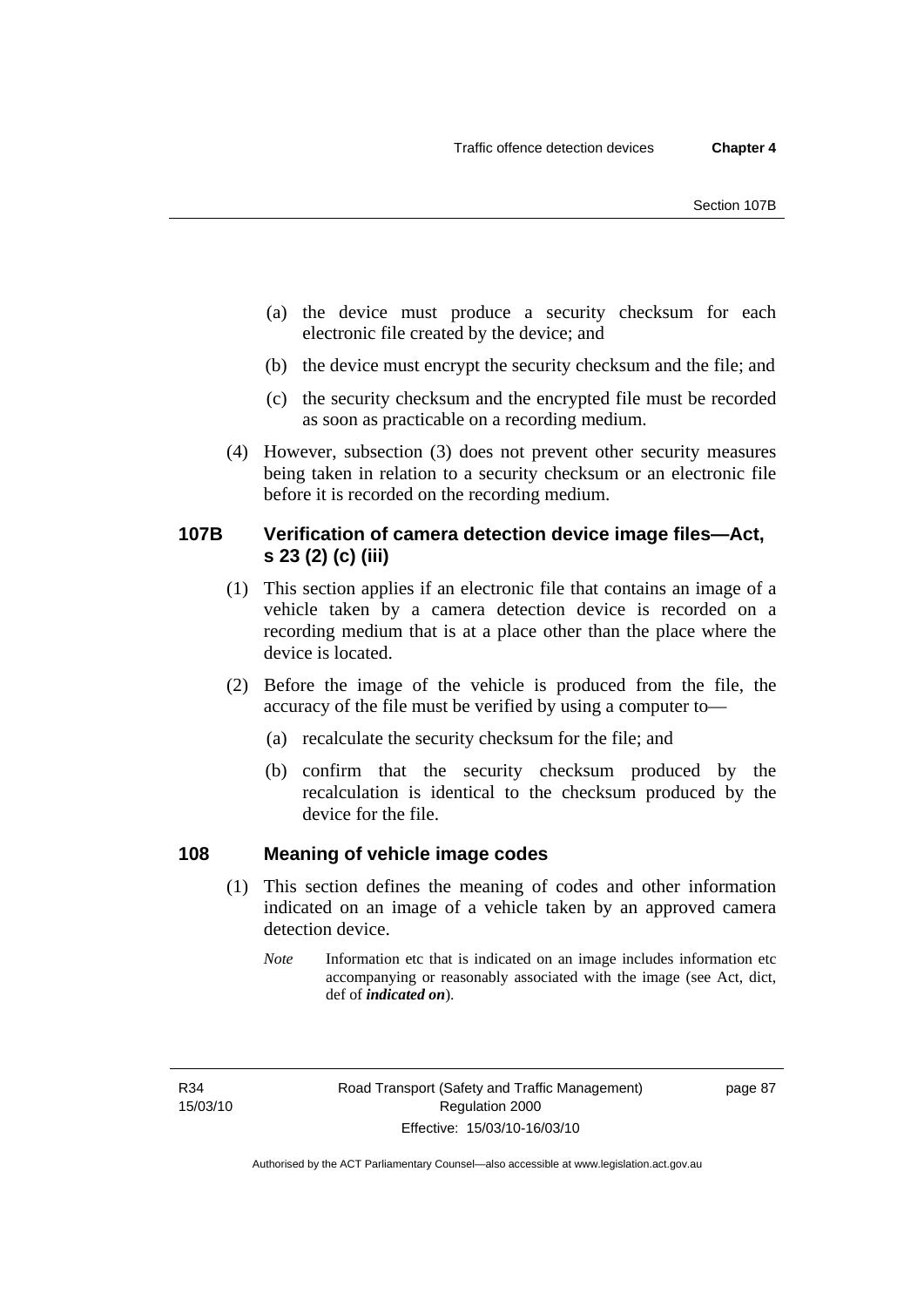(a) the device must produce a security checksum for each electronic file created by the device; and

(b) the device must encrypt the security checksum and the file; and

(c) the security checksum and the encrypted file must be recorded as soon as practicable on a recording medium.

(4) However, subsection (3) does not prevent other security measures being taken in relation to a security checksum or an electronic file before it is recorded on the recording medium.

### 107B Verification of camera detection device image files—Act, s 23 (2) (c) (iii)

(1) This section applies if an electronic file that contains an image of a vehicle taken by a camera detection device is recorded on a recording medium that is at a place other than the place where the device is located.

(2) Before the image of the vehicle is produced from the file, the accuracy of the file must be verified by using a computer to—

(a) recalculate the security checksum for the file; and

(b) confirm that the security checksum produced by the recalculation is identical to the checksum produced by the device for the file.

### 108 Meaning of vehicle image codes

(1) This section defines the meaning of codes and other information indicated on an image of a vehicle taken by an approved camera detection device.

*Note* Information etc that is indicated on an image includes information etc accompanying or reasonably associated with the image (see Act, dict, def of ***indicated on***).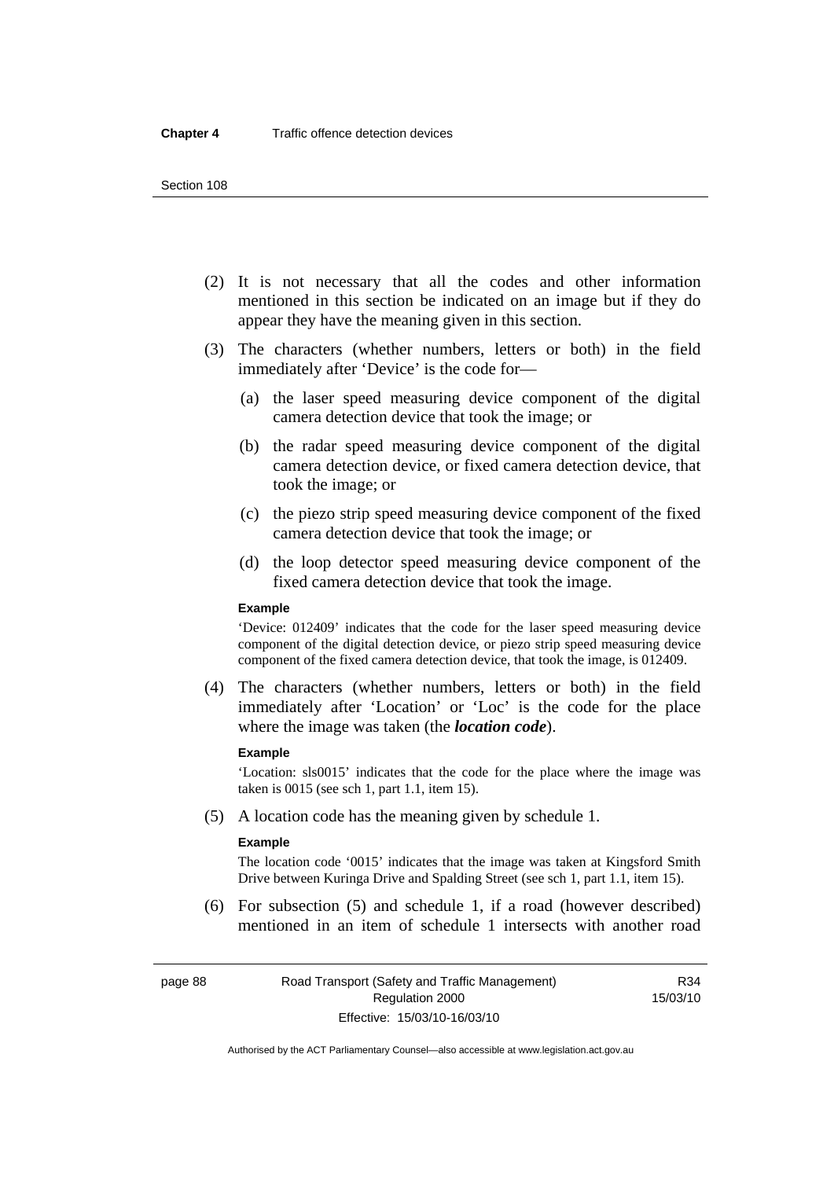(2) It is not necessary that all the codes and other information mentioned in this section be indicated on an image but if they do appear they have the meaning given in this section.

(3) The characters (whether numbers, letters or both) in the field immediately after 'Device' is the code for—

(a) the laser speed measuring device component of the digital camera detection device that took the image; or

(b) the radar speed measuring device component of the digital camera detection device, or fixed camera detection device, that took the image; or

(c) the piezo strip speed measuring device component of the fixed camera detection device that took the image; or

(d) the loop detector speed measuring device component of the fixed camera detection device that took the image.

**Example**

'Device: 012409' indicates that the code for the laser speed measuring device component of the digital detection device, or piezo strip speed measuring device component of the fixed camera detection device, that took the image, is 012409.

(4) The characters (whether numbers, letters or both) in the field immediately after 'Location' or 'Loc' is the code for the place where the image was taken (the ***location code***).

**Example**

'Location: sls0015' indicates that the code for the place where the image was taken is 0015 (see sch 1, part 1.1, item 15).

(5) A location code has the meaning given by schedule 1.

**Example**

The location code '0015' indicates that the image was taken at Kingsford Smith Drive between Kuringa Drive and Spalding Street (see sch 1, part 1.1, item 15).

(6) For subsection (5) and schedule 1, if a road (however described) mentioned in an item of schedule 1 intersects with another road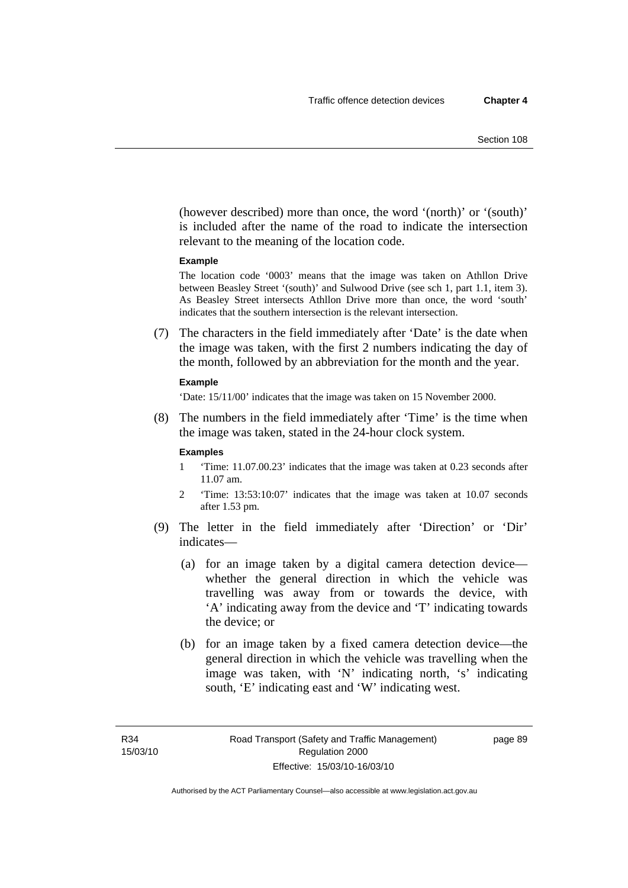(however described) more than once, the word '(north)' or '(south)' is included after the name of the road to indicate the intersection relevant to the meaning of the location code.

**Example**

The location code '0003' means that the image was taken on Athllon Drive between Beasley Street '(south)' and Sulwood Drive (see sch 1, part 1.1, item 3). As Beasley Street intersects Athllon Drive more than once, the word 'south' indicates that the southern intersection is the relevant intersection.

(7) The characters in the field immediately after 'Date' is the date when the image was taken, with the first 2 numbers indicating the day of the month, followed by an abbreviation for the month and the year.

**Example**

'Date: 15/11/00' indicates that the image was taken on 15 November 2000.

(8) The numbers in the field immediately after 'Time' is the time when the image was taken, stated in the 24-hour clock system.

**Examples**

1 'Time: 11.07.00.23' indicates that the image was taken at 0.23 seconds after 11.07 am.

2 'Time: 13:53:10:07' indicates that the image was taken at 10.07 seconds after 1.53 pm.

(9) The letter in the field immediately after 'Direction' or 'Dir' indicates—

(a) for an image taken by a digital camera detection device—whether the general direction in which the vehicle was travelling was away from or towards the device, with 'A' indicating away from the device and 'T' indicating towards the device; or

(b) for an image taken by a fixed camera detection device—the general direction in which the vehicle was travelling when the image was taken, with 'N' indicating north, 's' indicating south, 'E' indicating east and 'W' indicating west.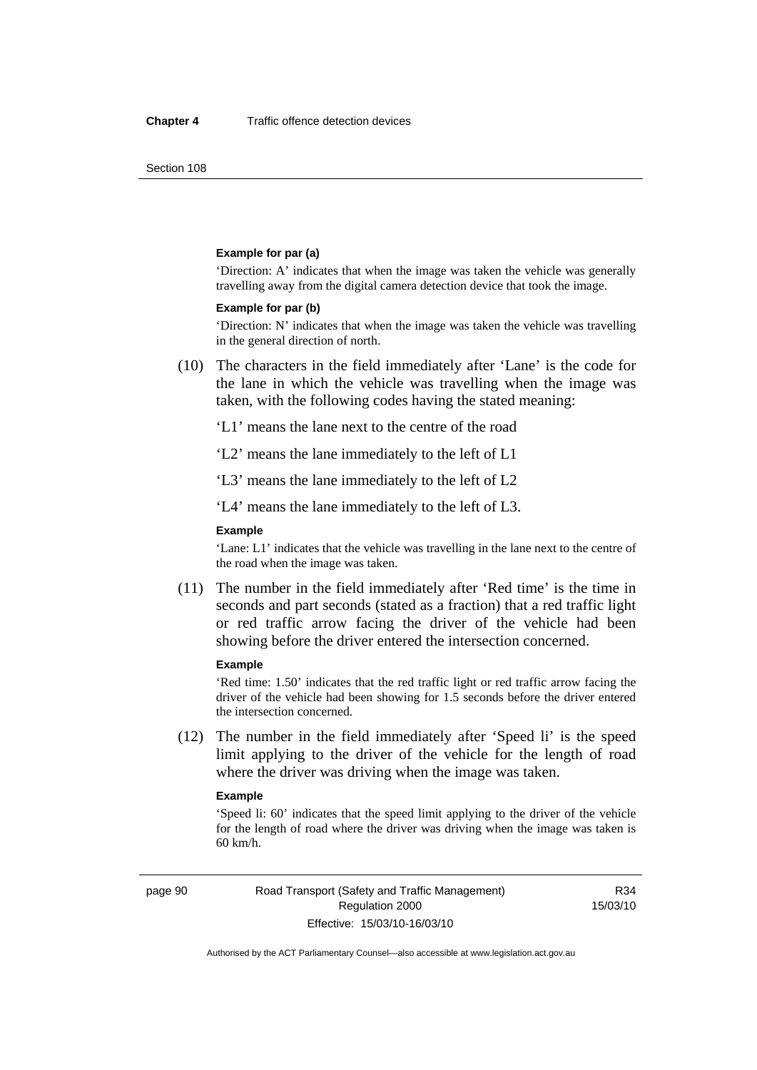**Example for par (a)**

'Direction: A' indicates that when the image was taken the vehicle was generally travelling away from the digital camera detection device that took the image.

**Example for par (b)**

'Direction: N' indicates that when the image was taken the vehicle was travelling in the general direction of north.

(10) The characters in the field immediately after 'Lane' is the code for the lane in which the vehicle was travelling when the image was taken, with the following codes having the stated meaning:

'L1' means the lane next to the centre of the road

'L2' means the lane immediately to the left of L1

'L3' means the lane immediately to the left of L2

'L4' means the lane immediately to the left of L3.

**Example**

'Lane: L1' indicates that the vehicle was travelling in the lane next to the centre of the road when the image was taken.

(11) The number in the field immediately after 'Red time' is the time in seconds and part seconds (stated as a fraction) that a red traffic light or red traffic arrow facing the driver of the vehicle had been showing before the driver entered the intersection concerned.

**Example**

'Red time: 1.50' indicates that the red traffic light or red traffic arrow facing the driver of the vehicle had been showing for 1.5 seconds before the driver entered the intersection concerned.

(12) The number in the field immediately after 'Speed li' is the speed limit applying to the driver of the vehicle for the length of road where the driver was driving when the image was taken.

**Example**

'Speed li: 60' indicates that the speed limit applying to the driver of the vehicle for the length of road where the driver was driving when the image was taken is 60 km/h.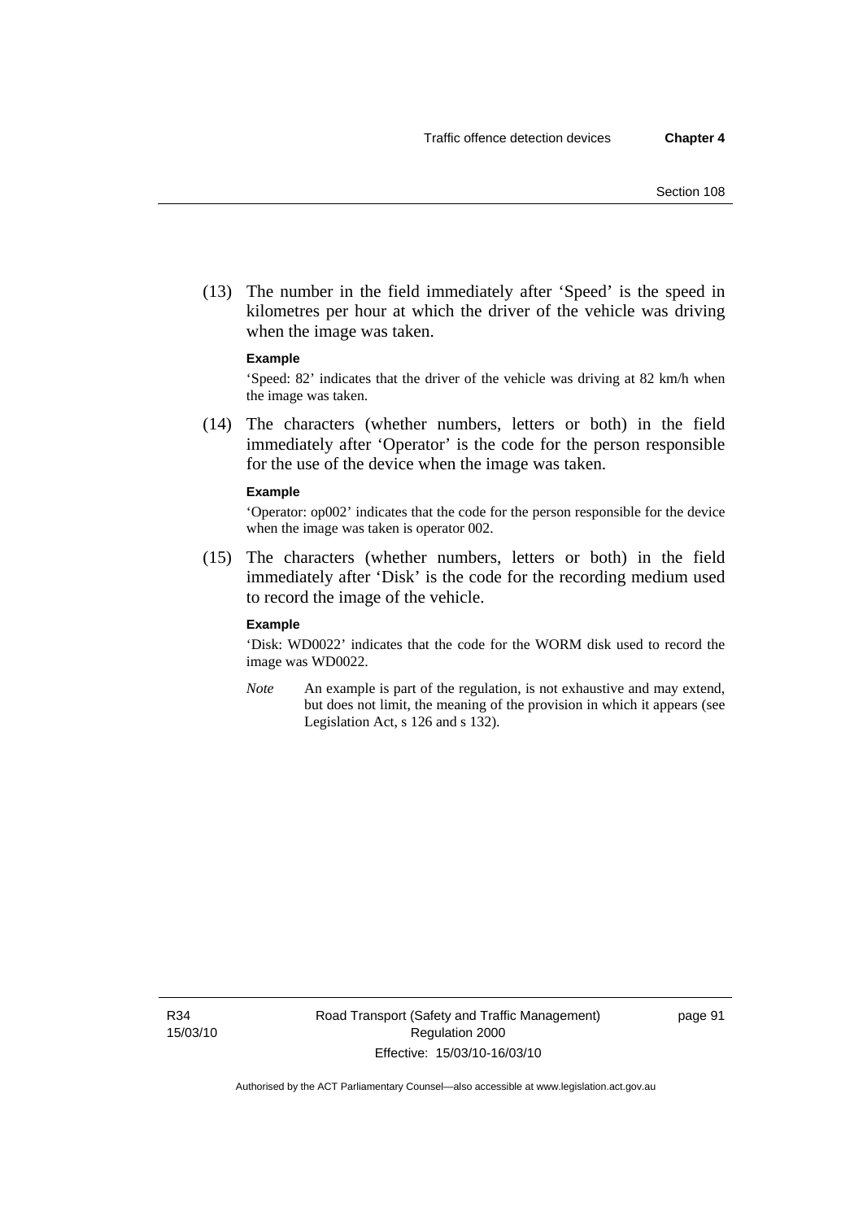(13) The number in the field immediately after 'Speed' is the speed in kilometres per hour at which the driver of the vehicle was driving when the image was taken.

**Example**

'Speed: 82' indicates that the driver of the vehicle was driving at 82 km/h when the image was taken.

(14) The characters (whether numbers, letters or both) in the field immediately after 'Operator' is the code for the person responsible for the use of the device when the image was taken.

**Example**

'Operator: op002' indicates that the code for the person responsible for the device when the image was taken is operator 002.

(15) The characters (whether numbers, letters or both) in the field immediately after 'Disk' is the code for the recording medium used to record the image of the vehicle.

**Example**

'Disk: WD0022' indicates that the code for the WORM disk used to record the image was WD0022.

*Note* An example is part of the regulation, is not exhaustive and may extend, but does not limit, the meaning of the provision in which it appears (see Legislation Act, s 126 and s 132).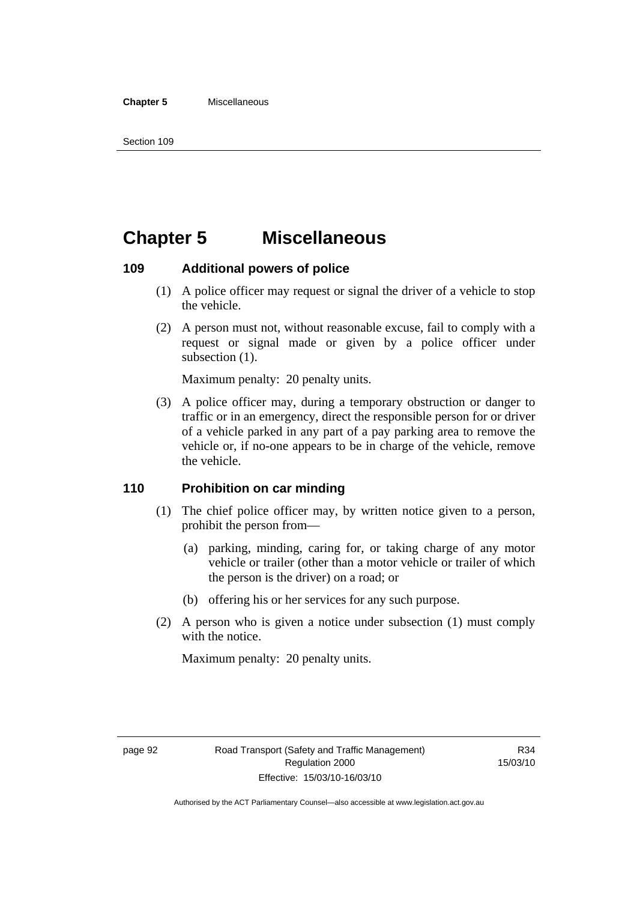# Chapter 5 Miscellaneous

## 109 Additional powers of police

(1) A police officer may request or signal the driver of a vehicle to stop the vehicle.

(2) A person must not, without reasonable excuse, fail to comply with a request or signal made or given by a police officer under subsection (1).

Maximum penalty: 20 penalty units.

(3) A police officer may, during a temporary obstruction or danger to traffic or in an emergency, direct the responsible person for or driver of a vehicle parked in any part of a pay parking area to remove the vehicle or, if no-one appears to be in charge of the vehicle, remove the vehicle.

## 110 Prohibition on car minding

(1) The chief police officer may, by written notice given to a person, prohibit the person from—

(a) parking, minding, caring for, or taking charge of any motor vehicle or trailer (other than a motor vehicle or trailer of which the person is the driver) on a road; or

(b) offering his or her services for any such purpose.

(2) A person who is given a notice under subsection (1) must comply with the notice.

Maximum penalty: 20 penalty units.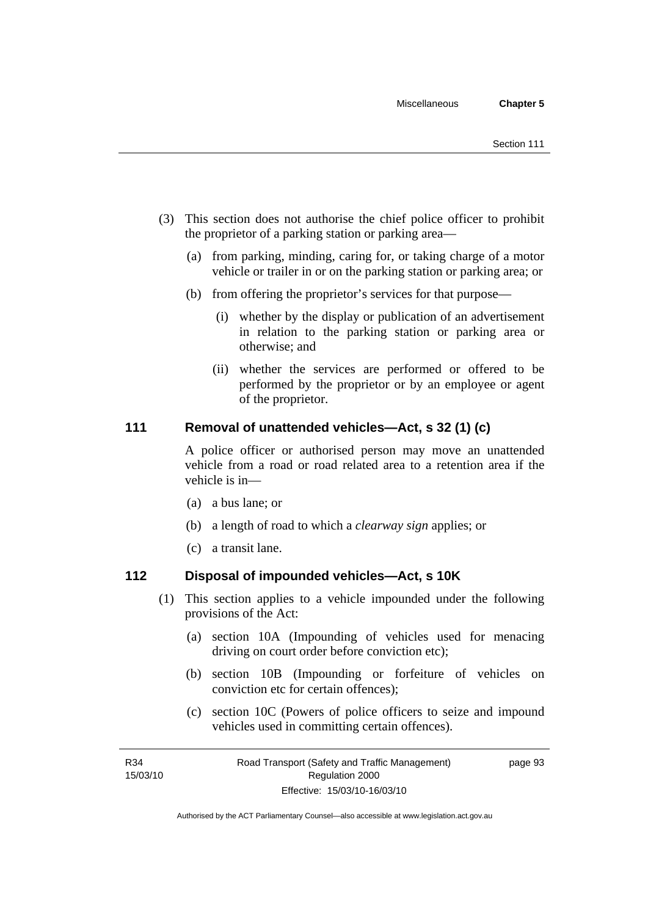(3) This section does not authorise the chief police officer to prohibit the proprietor of a parking station or parking area—

(a) from parking, minding, caring for, or taking charge of a motor vehicle or trailer in or on the parking station or parking area; or

(b) from offering the proprietor's services for that purpose—

(i) whether by the display or publication of an advertisement in relation to the parking station or parking area or otherwise; and

(ii) whether the services are performed or offered to be performed by the proprietor or by an employee or agent of the proprietor.

## 111 Removal of unattended vehicles—Act, s 32 (1) (c)

A police officer or authorised person may move an unattended vehicle from a road or road related area to a retention area if the vehicle is in—

(a) a bus lane; or

(b) a length of road to which a *clearway sign* applies; or

(c) a transit lane.

## 112 Disposal of impounded vehicles—Act, s 10K

(1) This section applies to a vehicle impounded under the following provisions of the Act:

(a) section 10A (Impounding of vehicles used for menacing driving on court order before conviction etc);

(b) section 10B (Impounding or forfeiture of vehicles on conviction etc for certain offences);

(c) section 10C (Powers of police officers to seize and impound vehicles used in committing certain offences).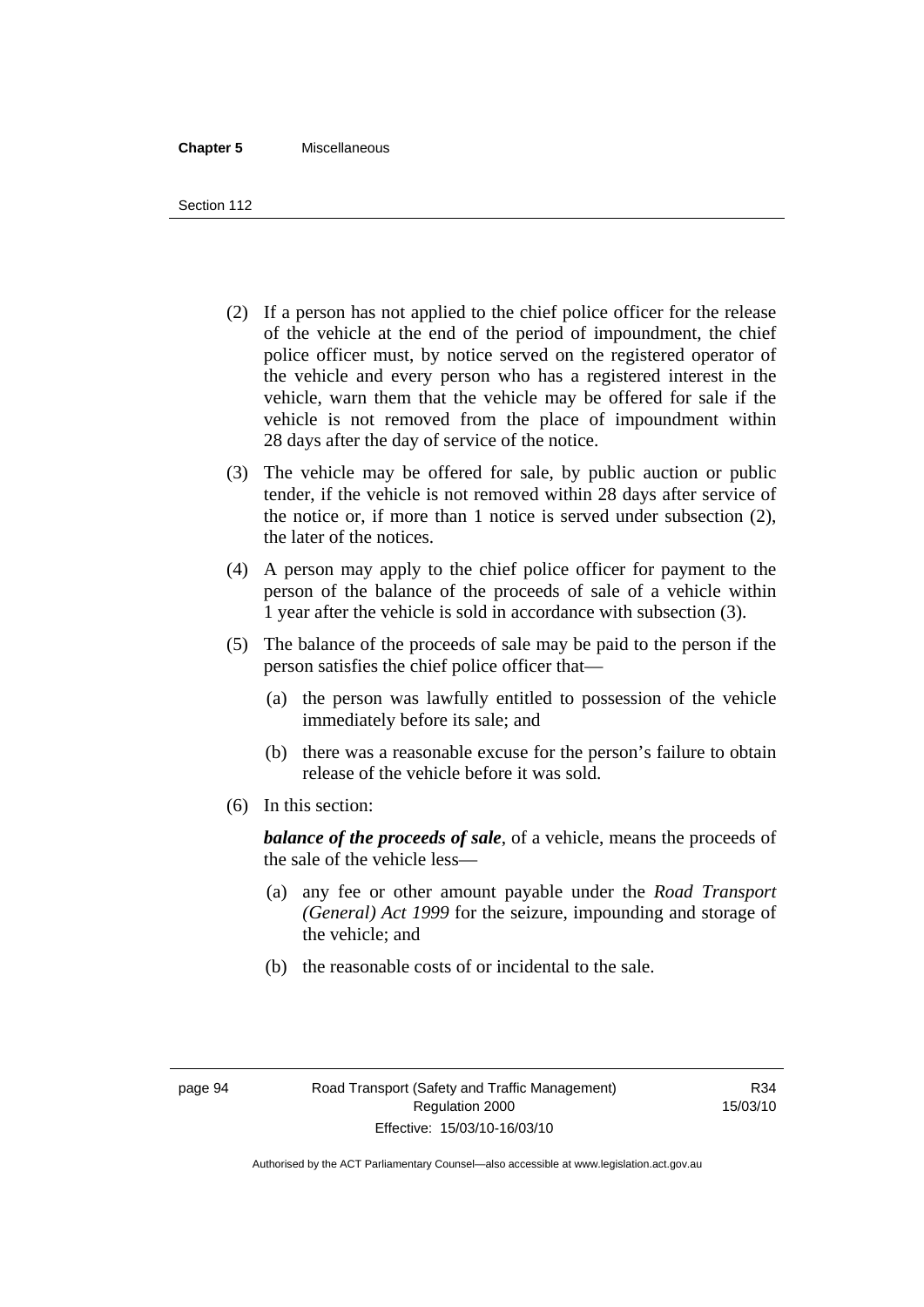(2) If a person has not applied to the chief police officer for the release of the vehicle at the end of the period of impoundment, the chief police officer must, by notice served on the registered operator of the vehicle and every person who has a registered interest in the vehicle, warn them that the vehicle may be offered for sale if the vehicle is not removed from the place of impoundment within 28 days after the day of service of the notice.

(3) The vehicle may be offered for sale, by public auction or public tender, if the vehicle is not removed within 28 days after service of the notice or, if more than 1 notice is served under subsection (2), the later of the notices.

(4) A person may apply to the chief police officer for payment to the person of the balance of the proceeds of sale of a vehicle within 1 year after the vehicle is sold in accordance with subsection (3).

(5) The balance of the proceeds of sale may be paid to the person if the person satisfies the chief police officer that—

(a) the person was lawfully entitled to possession of the vehicle immediately before its sale; and

(b) there was a reasonable excuse for the person's failure to obtain release of the vehicle before it was sold.

(6) In this section:

***balance of the proceeds of sale***, of a vehicle, means the proceeds of the sale of the vehicle less—

(a) any fee or other amount payable under the *Road Transport (General) Act 1999* for the seizure, impounding and storage of the vehicle; and

(b) the reasonable costs of or incidental to the sale.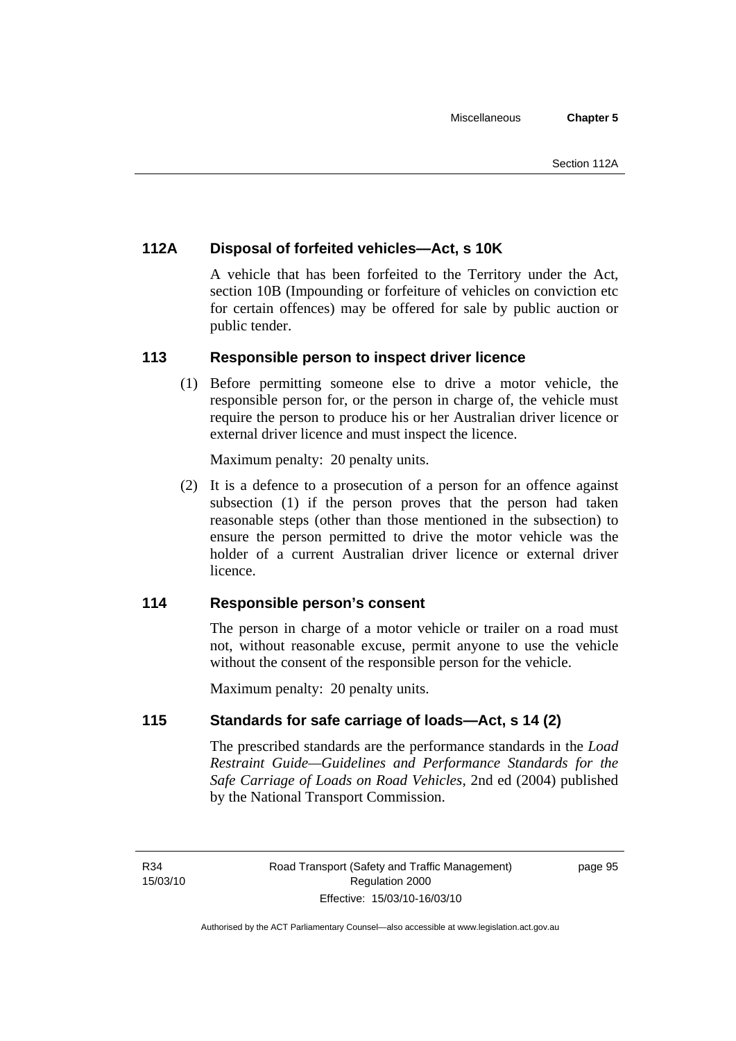### 112A Disposal of forfeited vehicles—Act, s 10K

A vehicle that has been forfeited to the Territory under the Act, section 10B (Impounding or forfeiture of vehicles on conviction etc for certain offences) may be offered for sale by public auction or public tender.

### 113 Responsible person to inspect driver licence

(1) Before permitting someone else to drive a motor vehicle, the responsible person for, or the person in charge of, the vehicle must require the person to produce his or her Australian driver licence or external driver licence and must inspect the licence.

Maximum penalty: 20 penalty units.

(2) It is a defence to a prosecution of a person for an offence against subsection (1) if the person proves that the person had taken reasonable steps (other than those mentioned in the subsection) to ensure the person permitted to drive the motor vehicle was the holder of a current Australian driver licence or external driver licence.

### 114 Responsible person's consent

The person in charge of a motor vehicle or trailer on a road must not, without reasonable excuse, permit anyone to use the vehicle without the consent of the responsible person for the vehicle.

Maximum penalty: 20 penalty units.

### 115 Standards for safe carriage of loads—Act, s 14 (2)

The prescribed standards are the performance standards in the *Load Restraint Guide—Guidelines and Performance Standards for the Safe Carriage of Loads on Road Vehicles*, 2nd ed (2004) published by the National Transport Commission.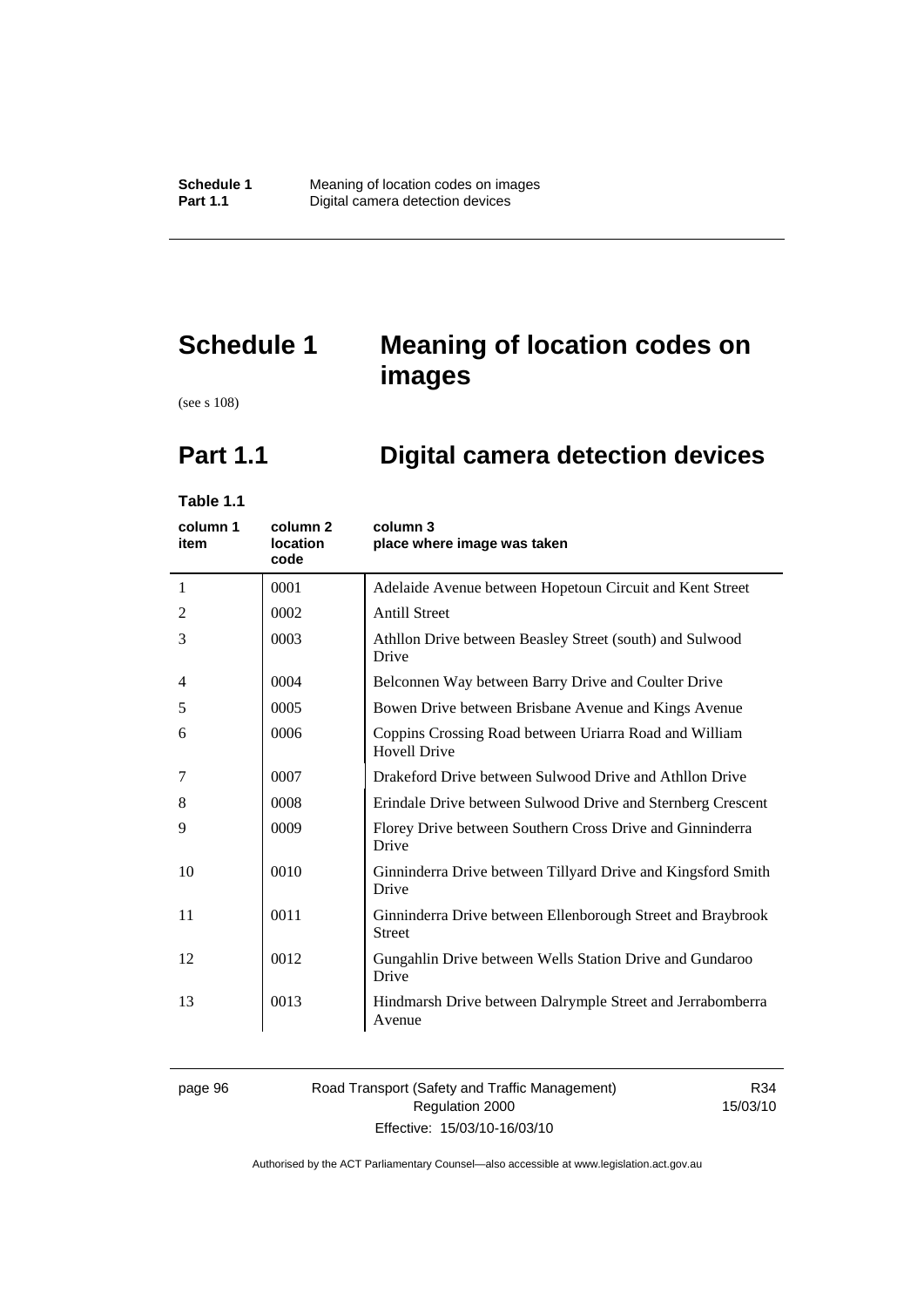# Schedule 1 Meaning of location codes on images

(see s 108)

## Part 1.1 Digital camera detection devices

**Table 1.1**

| column 1 item | column 2 location code | column 3 place where image was taken |
|---|---|---|
| 1 | 0001 | Adelaide Avenue between Hopetoun Circuit and Kent Street |
| 2 | 0002 | Antill Street |
| 3 | 0003 | Athllon Drive between Beasley Street (south) and Sulwood Drive |
| 4 | 0004 | Belconnen Way between Barry Drive and Coulter Drive |
| 5 | 0005 | Bowen Drive between Brisbane Avenue and Kings Avenue |
| 6 | 0006 | Coppins Crossing Road between Uriarra Road and William Hovell Drive |
| 7 | 0007 | Drakeford Drive between Sulwood Drive and Athllon Drive |
| 8 | 0008 | Erindale Drive between Sulwood Drive and Sternberg Crescent |
| 9 | 0009 | Florey Drive between Southern Cross Drive and Ginninderra Drive |
| 10 | 0010 | Ginninderra Drive between Tillyard Drive and Kingsford Smith Drive |
| 11 | 0011 | Ginninderra Drive between Ellenborough Street and Braybrook Street |
| 12 | 0012 | Gungahlin Drive between Wells Station Drive and Gundaroo Drive |
| 13 | 0013 | Hindmarsh Drive between Dalrymple Street and Jerrabomberra Avenue |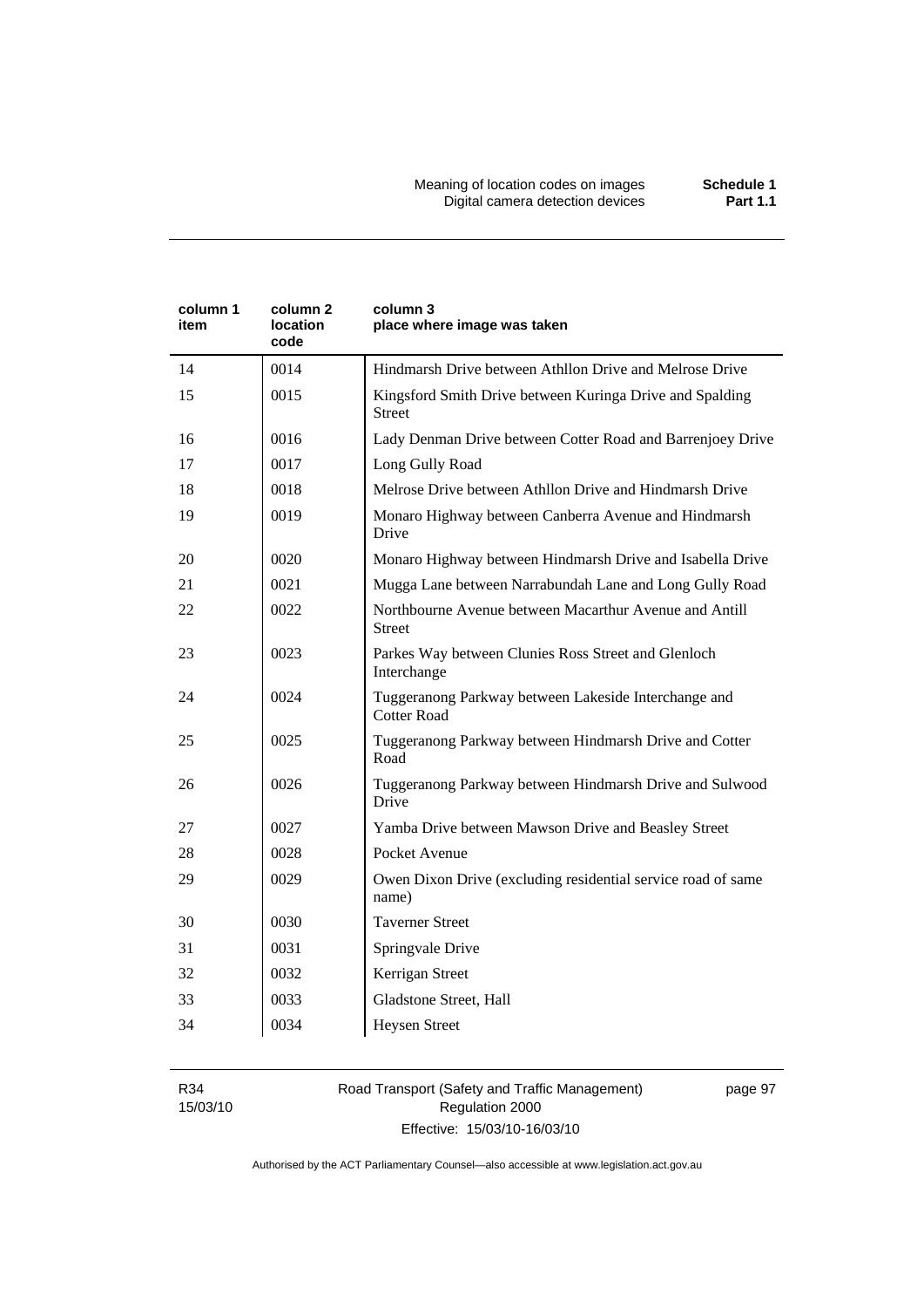| column 1 item | column 2 location code | column 3 place where image was taken |
|---|---|---|
| 14 | 0014 | Hindmarsh Drive between Athllon Drive and Melrose Drive |
| 15 | 0015 | Kingsford Smith Drive between Kuringa Drive and Spalding Street |
| 16 | 0016 | Lady Denman Drive between Cotter Road and Barrenjoey Drive |
| 17 | 0017 | Long Gully Road |
| 18 | 0018 | Melrose Drive between Athllon Drive and Hindmarsh Drive |
| 19 | 0019 | Monaro Highway between Canberra Avenue and Hindmarsh Drive |
| 20 | 0020 | Monaro Highway between Hindmarsh Drive and Isabella Drive |
| 21 | 0021 | Mugga Lane between Narrabundah Lane and Long Gully Road |
| 22 | 0022 | Northbourne Avenue between Macarthur Avenue and Antill Street |
| 23 | 0023 | Parkes Way between Clunies Ross Street and Glenloch Interchange |
| 24 | 0024 | Tuggeranong Parkway between Lakeside Interchange and Cotter Road |
| 25 | 0025 | Tuggeranong Parkway between Hindmarsh Drive and Cotter Road |
| 26 | 0026 | Tuggeranong Parkway between Hindmarsh Drive and Sulwood Drive |
| 27 | 0027 | Yamba Drive between Mawson Drive and Beasley Street |
| 28 | 0028 | Pocket Avenue |
| 29 | 0029 | Owen Dixon Drive (excluding residential service road of same name) |
| 30 | 0030 | Taverner Street |
| 31 | 0031 | Springvale Drive |
| 32 | 0032 | Kerrigan Street |
| 33 | 0033 | Gladstone Street, Hall |
| 34 | 0034 | Heysen Street |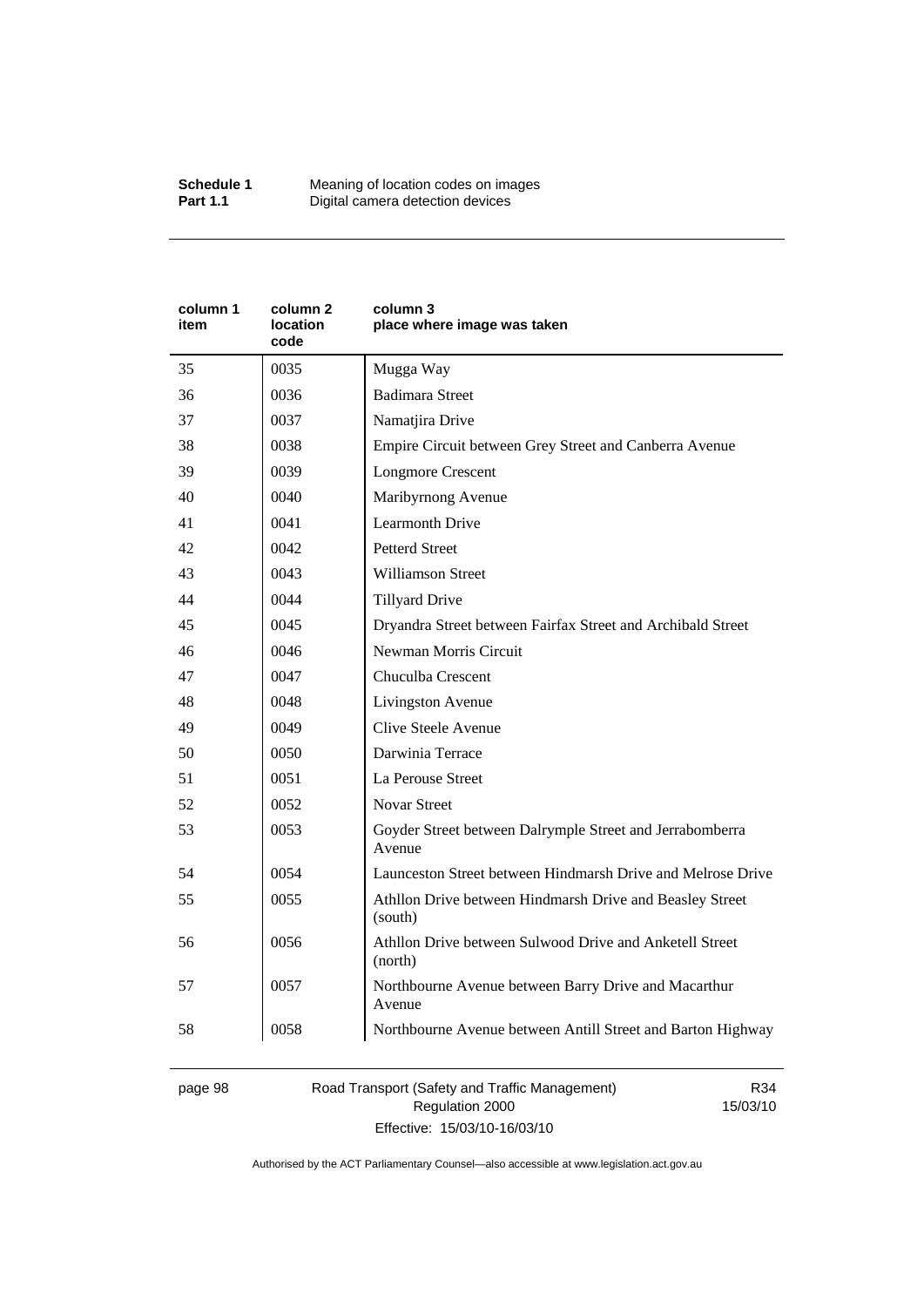| column 1 item | column 2 location code | column 3 place where image was taken |
|---|---|---|
| 35 | 0035 | Mugga Way |
| 36 | 0036 | Badimara Street |
| 37 | 0037 | Namatjira Drive |
| 38 | 0038 | Empire Circuit between Grey Street and Canberra Avenue |
| 39 | 0039 | Longmore Crescent |
| 40 | 0040 | Maribyrnong Avenue |
| 41 | 0041 | Learmonth Drive |
| 42 | 0042 | Petterd Street |
| 43 | 0043 | Williamson Street |
| 44 | 0044 | Tillyard Drive |
| 45 | 0045 | Dryandra Street between Fairfax Street and Archibald Street |
| 46 | 0046 | Newman Morris Circuit |
| 47 | 0047 | Chuculba Crescent |
| 48 | 0048 | Livingston Avenue |
| 49 | 0049 | Clive Steele Avenue |
| 50 | 0050 | Darwinia Terrace |
| 51 | 0051 | La Perouse Street |
| 52 | 0052 | Novar Street |
| 53 | 0053 | Goyder Street between Dalrymple Street and Jerrabomberra Avenue |
| 54 | 0054 | Launceston Street between Hindmarsh Drive and Melrose Drive |
| 55 | 0055 | Athllon Drive between Hindmarsh Drive and Beasley Street (south) |
| 56 | 0056 | Athllon Drive between Sulwood Drive and Anketell Street (north) |
| 57 | 0057 | Northbourne Avenue between Barry Drive and Macarthur Avenue |
| 58 | 0058 | Northbourne Avenue between Antill Street and Barton Highway |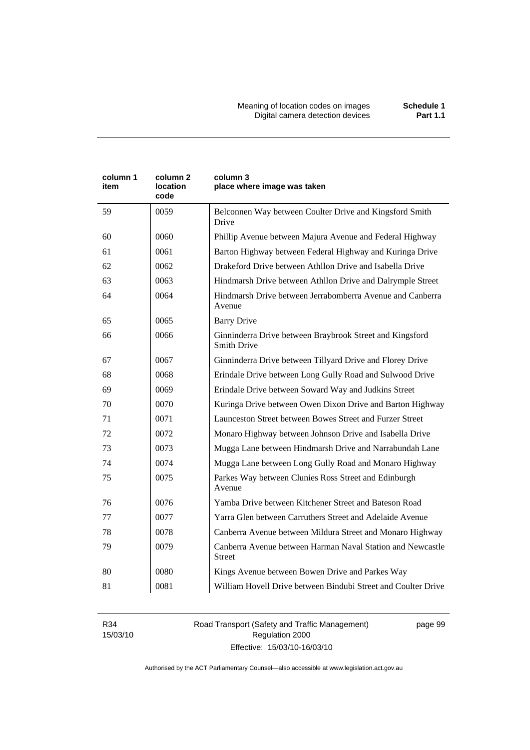| column 1 item | column 2 location code | column 3 place where image was taken |
|---|---|---|
| 59 | 0059 | Belconnen Way between Coulter Drive and Kingsford Smith Drive |
| 60 | 0060 | Phillip Avenue between Majura Avenue and Federal Highway |
| 61 | 0061 | Barton Highway between Federal Highway and Kuringa Drive |
| 62 | 0062 | Drakeford Drive between Athllon Drive and Isabella Drive |
| 63 | 0063 | Hindmarsh Drive between Athllon Drive and Dalrymple Street |
| 64 | 0064 | Hindmarsh Drive between Jerrabomberra Avenue and Canberra Avenue |
| 65 | 0065 | Barry Drive |
| 66 | 0066 | Ginninderra Drive between Braybrook Street and Kingsford Smith Drive |
| 67 | 0067 | Ginninderra Drive between Tillyard Drive and Florey Drive |
| 68 | 0068 | Erindale Drive between Long Gully Road and Sulwood Drive |
| 69 | 0069 | Erindale Drive between Soward Way and Judkins Street |
| 70 | 0070 | Kuringa Drive between Owen Dixon Drive and Barton Highway |
| 71 | 0071 | Launceston Street between Bowes Street and Furzer Street |
| 72 | 0072 | Monaro Highway between Johnson Drive and Isabella Drive |
| 73 | 0073 | Mugga Lane between Hindmarsh Drive and Narrabundah Lane |
| 74 | 0074 | Mugga Lane between Long Gully Road and Monaro Highway |
| 75 | 0075 | Parkes Way between Clunies Ross Street and Edinburgh Avenue |
| 76 | 0076 | Yamba Drive between Kitchener Street and Bateson Road |
| 77 | 0077 | Yarra Glen between Carruthers Street and Adelaide Avenue |
| 78 | 0078 | Canberra Avenue between Mildura Street and Monaro Highway |
| 79 | 0079 | Canberra Avenue between Harman Naval Station and Newcastle Street |
| 80 | 0080 | Kings Avenue between Bowen Drive and Parkes Way |
| 81 | 0081 | William Hovell Drive between Bindubi Street and Coulter Drive |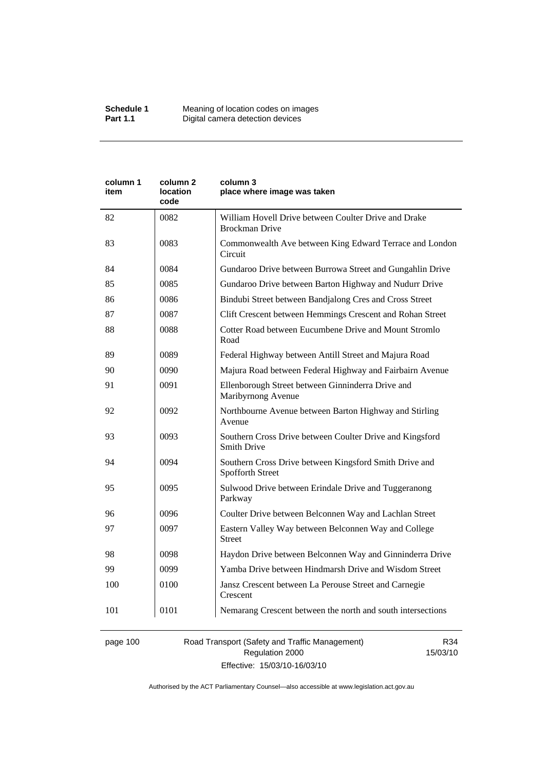| column 1 item | column 2 location code | column 3 place where image was taken |
|---|---|---|
| 82 | 0082 | William Hovell Drive between Coulter Drive and Drake Brockman Drive |
| 83 | 0083 | Commonwealth Ave between King Edward Terrace and London Circuit |
| 84 | 0084 | Gundaroo Drive between Burrowa Street and Gungahlin Drive |
| 85 | 0085 | Gundaroo Drive between Barton Highway and Nudurr Drive |
| 86 | 0086 | Bindubi Street between Bandjalong Cres and Cross Street |
| 87 | 0087 | Clift Crescent between Hemmings Crescent and Rohan Street |
| 88 | 0088 | Cotter Road between Eucumbene Drive and Mount Stromlo Road |
| 89 | 0089 | Federal Highway between Antill Street and Majura Road |
| 90 | 0090 | Majura Road between Federal Highway and Fairbairn Avenue |
| 91 | 0091 | Ellenborough Street between Ginninderra Drive and Maribyrnong Avenue |
| 92 | 0092 | Northbourne Avenue between Barton Highway and Stirling Avenue |
| 93 | 0093 | Southern Cross Drive between Coulter Drive and Kingsford Smith Drive |
| 94 | 0094 | Southern Cross Drive between Kingsford Smith Drive and Spofforth Street |
| 95 | 0095 | Sulwood Drive between Erindale Drive and Tuggeranong Parkway |
| 96 | 0096 | Coulter Drive between Belconnen Way and Lachlan Street |
| 97 | 0097 | Eastern Valley Way between Belconnen Way and College Street |
| 98 | 0098 | Haydon Drive between Belconnen Way and Ginninderra Drive |
| 99 | 0099 | Yamba Drive between Hindmarsh Drive and Wisdom Street |
| 100 | 0100 | Jansz Crescent between La Perouse Street and Carnegie Crescent |
| 101 | 0101 | Nemarang Crescent between the north and south intersections |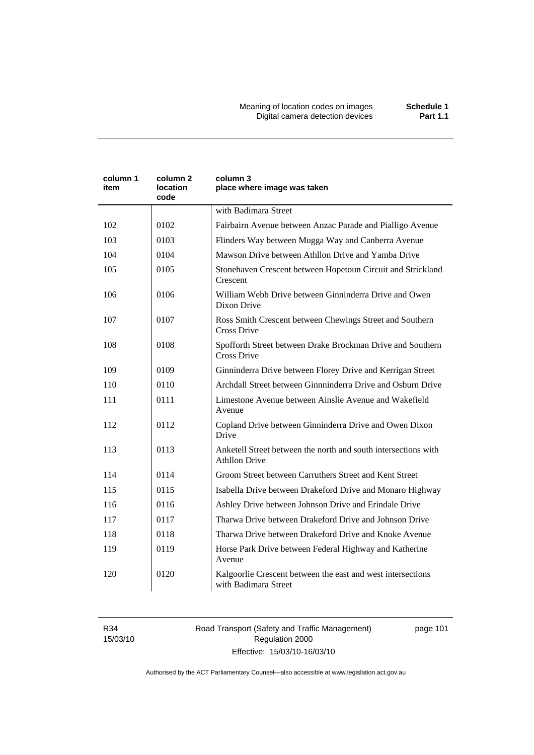| column 1 item | column 2 location code | column 3 place where image was taken |
|---|---|---|
| | | with Badimara Street |
| 102 | 0102 | Fairbairn Avenue between Anzac Parade and Pialligo Avenue |
| 103 | 0103 | Flinders Way between Mugga Way and Canberra Avenue |
| 104 | 0104 | Mawson Drive between Athllon Drive and Yamba Drive |
| 105 | 0105 | Stonehaven Crescent between Hopetoun Circuit and Strickland Crescent |
| 106 | 0106 | William Webb Drive between Ginninderra Drive and Owen Dixon Drive |
| 107 | 0107 | Ross Smith Crescent between Chewings Street and Southern Cross Drive |
| 108 | 0108 | Spofforth Street between Drake Brockman Drive and Southern Cross Drive |
| 109 | 0109 | Ginninderra Drive between Florey Drive and Kerrigan Street |
| 110 | 0110 | Archdall Street between Ginnninderra Drive and Osburn Drive |
| 111 | 0111 | Limestone Avenue between Ainslie Avenue and Wakefield Avenue |
| 112 | 0112 | Copland Drive between Ginninderra Drive and Owen Dixon Drive |
| 113 | 0113 | Anketell Street between the north and south intersections with Athllon Drive |
| 114 | 0114 | Groom Street between Carruthers Street and Kent Street |
| 115 | 0115 | Isabella Drive between Drakeford Drive and Monaro Highway |
| 116 | 0116 | Ashley Drive between Johnson Drive and Erindale Drive |
| 117 | 0117 | Tharwa Drive between Drakeford Drive and Johnson Drive |
| 118 | 0118 | Tharwa Drive between Drakeford Drive and Knoke Avenue |
| 119 | 0119 | Horse Park Drive between Federal Highway and Katherine Avenue |
| 120 | 0120 | Kalgoorlie Crescent between the east and west intersections with Badimara Street |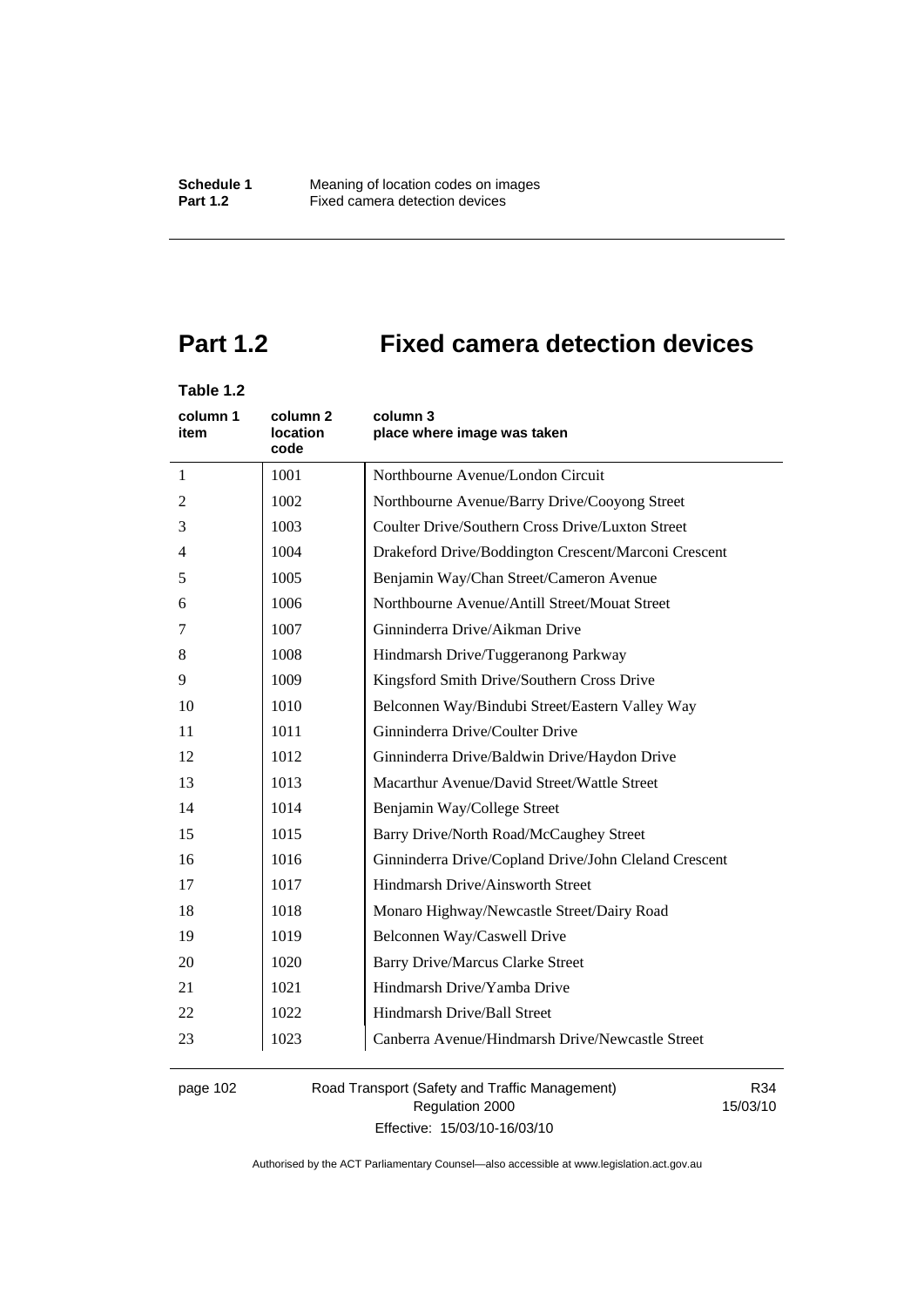# Part 1.2 Fixed camera detection devices

**Table 1.2**

| column 1 item | column 2 location code | column 3 place where image was taken |
|---|---|---|
| 1 | 1001 | Northbourne Avenue/London Circuit |
| 2 | 1002 | Northbourne Avenue/Barry Drive/Cooyong Street |
| 3 | 1003 | Coulter Drive/Southern Cross Drive/Luxton Street |
| 4 | 1004 | Drakeford Drive/Boddington Crescent/Marconi Crescent |
| 5 | 1005 | Benjamin Way/Chan Street/Cameron Avenue |
| 6 | 1006 | Northbourne Avenue/Antill Street/Mouat Street |
| 7 | 1007 | Ginninderra Drive/Aikman Drive |
| 8 | 1008 | Hindmarsh Drive/Tuggeranong Parkway |
| 9 | 1009 | Kingsford Smith Drive/Southern Cross Drive |
| 10 | 1010 | Belconnen Way/Bindubi Street/Eastern Valley Way |
| 11 | 1011 | Ginninderra Drive/Coulter Drive |
| 12 | 1012 | Ginninderra Drive/Baldwin Drive/Haydon Drive |
| 13 | 1013 | Macarthur Avenue/David Street/Wattle Street |
| 14 | 1014 | Benjamin Way/College Street |
| 15 | 1015 | Barry Drive/North Road/McCaughey Street |
| 16 | 1016 | Ginninderra Drive/Copland Drive/John Cleland Crescent |
| 17 | 1017 | Hindmarsh Drive/Ainsworth Street |
| 18 | 1018 | Monaro Highway/Newcastle Street/Dairy Road |
| 19 | 1019 | Belconnen Way/Caswell Drive |
| 20 | 1020 | Barry Drive/Marcus Clarke Street |
| 21 | 1021 | Hindmarsh Drive/Yamba Drive |
| 22 | 1022 | Hindmarsh Drive/Ball Street |
| 23 | 1023 | Canberra Avenue/Hindmarsh Drive/Newcastle Street |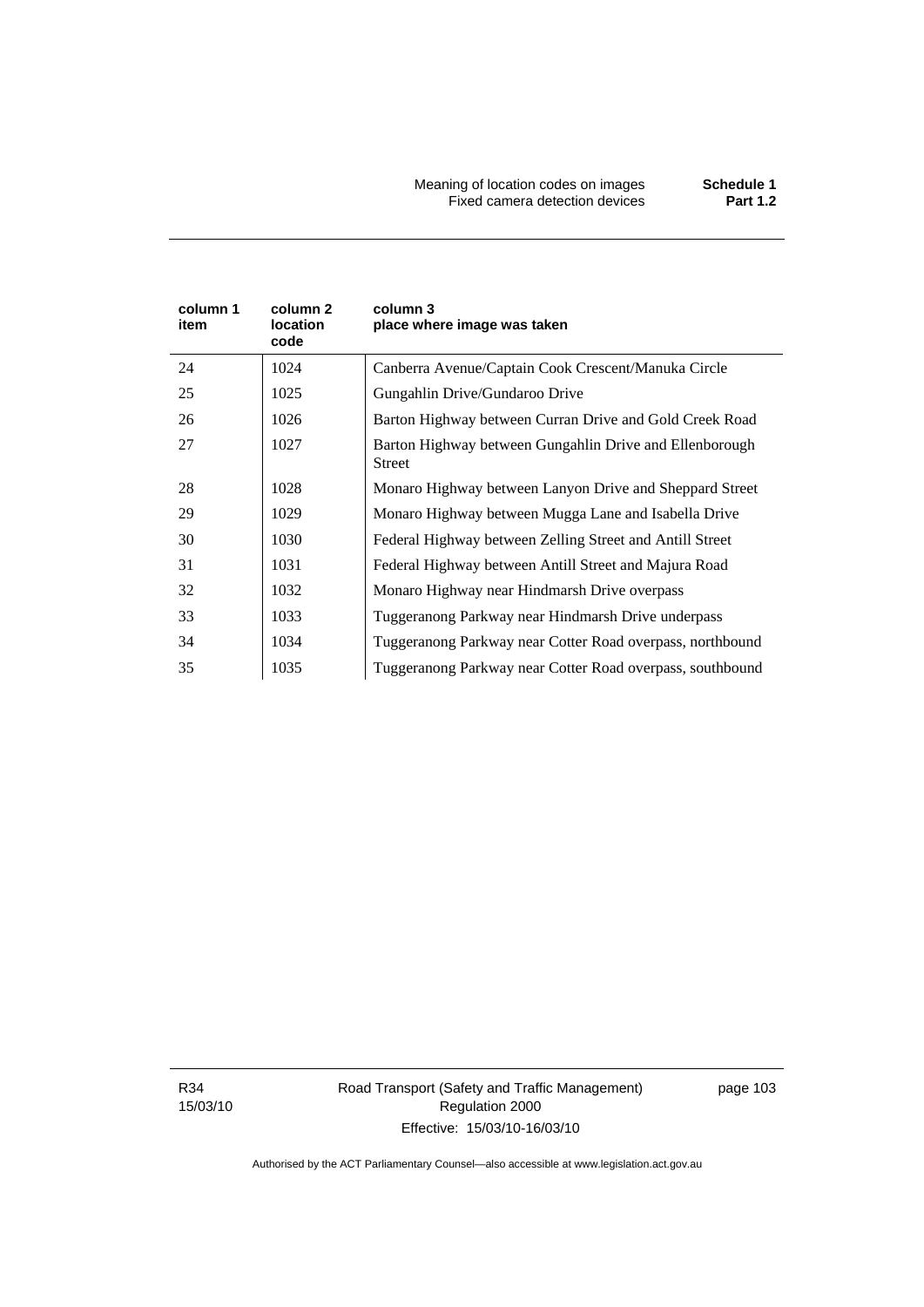| column 1 item | column 2 location code | column 3 place where image was taken |
|---|---|---|
| 24 | 1024 | Canberra Avenue/Captain Cook Crescent/Manuka Circle |
| 25 | 1025 | Gungahlin Drive/Gundaroo Drive |
| 26 | 1026 | Barton Highway between Curran Drive and Gold Creek Road |
| 27 | 1027 | Barton Highway between Gungahlin Drive and Ellenborough Street |
| 28 | 1028 | Monaro Highway between Lanyon Drive and Sheppard Street |
| 29 | 1029 | Monaro Highway between Mugga Lane and Isabella Drive |
| 30 | 1030 | Federal Highway between Zelling Street and Antill Street |
| 31 | 1031 | Federal Highway between Antill Street and Majura Road |
| 32 | 1032 | Monaro Highway near Hindmarsh Drive overpass |
| 33 | 1033 | Tuggeranong Parkway near Hindmarsh Drive underpass |
| 34 | 1034 | Tuggeranong Parkway near Cotter Road overpass, northbound |
| 35 | 1035 | Tuggeranong Parkway near Cotter Road overpass, southbound |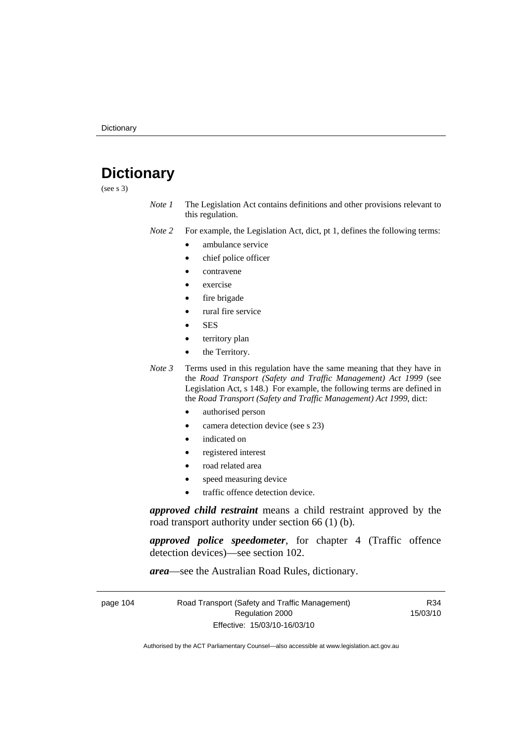# Dictionary

(see s 3)

*Note 1* The Legislation Act contains definitions and other provisions relevant to this regulation.

*Note 2* For example, the Legislation Act, dict, pt 1, defines the following terms:

- ambulance service
- chief police officer
- contravene
- exercise
- fire brigade
- rural fire service
- SES
- territory plan
- the Territory.

*Note 3* Terms used in this regulation have the same meaning that they have in the *Road Transport (Safety and Traffic Management) Act 1999* (see Legislation Act, s 148.) For example, the following terms are defined in the *Road Transport (Safety and Traffic Management) Act 1999*, dict:

- authorised person
- camera detection device (see s 23)
- indicated on
- registered interest
- road related area
- speed measuring device
- traffic offence detection device.

***approved child restraint*** means a child restraint approved by the road transport authority under section 66 (1) (b).

***approved police speedometer***, for chapter 4 (Traffic offence detection devices)—see section 102.

***area***—see the Australian Road Rules, dictionary.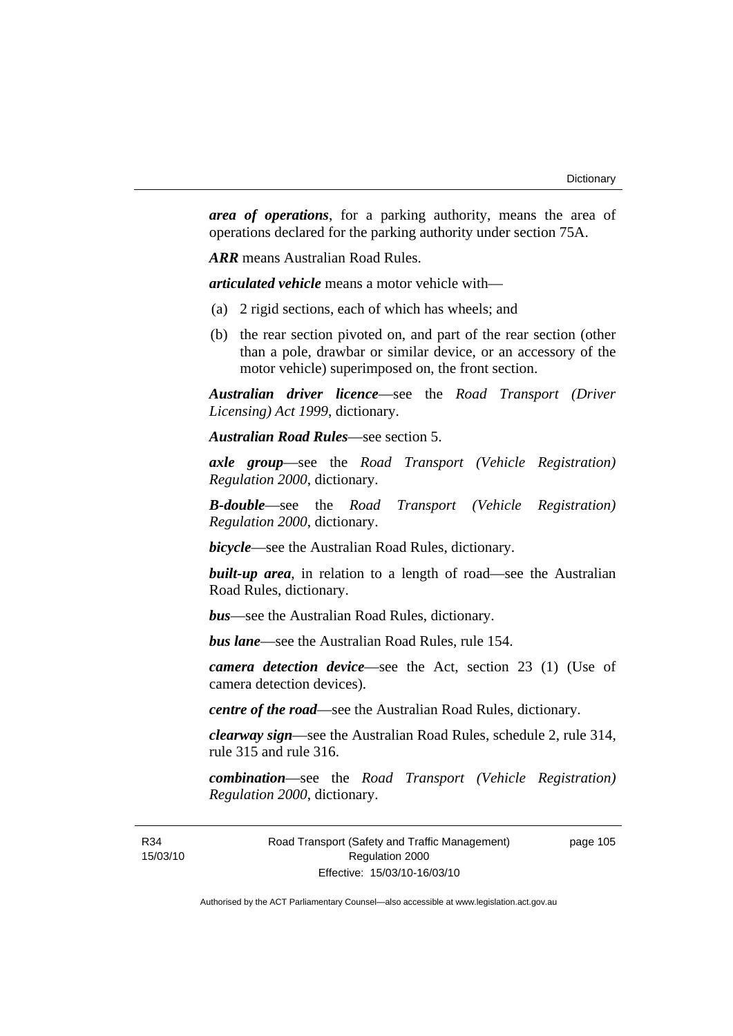***area of operations***, for a parking authority, means the area of operations declared for the parking authority under section 75A.

***ARR*** means Australian Road Rules.

***articulated vehicle*** means a motor vehicle with—

(a) 2 rigid sections, each of which has wheels; and

(b) the rear section pivoted on, and part of the rear section (other than a pole, drawbar or similar device, or an accessory of the motor vehicle) superimposed on, the front section.

***Australian driver licence***—see the *Road Transport (Driver Licensing) Act 1999*, dictionary.

***Australian Road Rules***—see section 5.

***axle group***—see the *Road Transport (Vehicle Registration) Regulation 2000*, dictionary.

***B-double***—see the *Road Transport (Vehicle Registration) Regulation 2000*, dictionary.

***bicycle***—see the Australian Road Rules, dictionary.

***built-up area***, in relation to a length of road—see the Australian Road Rules, dictionary.

***bus***—see the Australian Road Rules, dictionary.

***bus lane***—see the Australian Road Rules, rule 154.

***camera detection device***—see the Act, section 23 (1) (Use of camera detection devices).

***centre of the road***—see the Australian Road Rules, dictionary.

***clearway sign***—see the Australian Road Rules, schedule 2, rule 314, rule 315 and rule 316.

***combination***—see the *Road Transport (Vehicle Registration) Regulation 2000*, dictionary.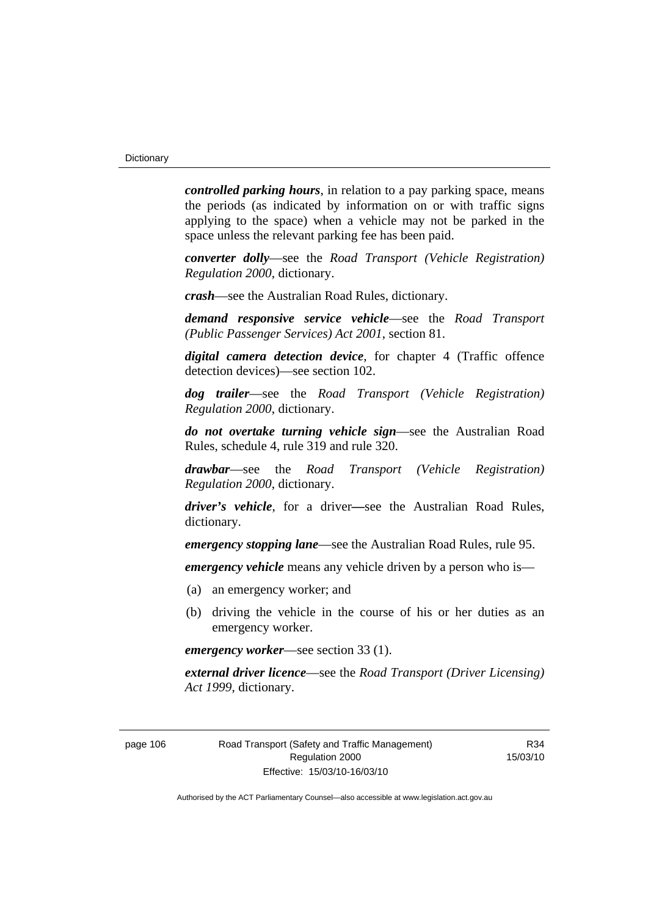***controlled parking hours***, in relation to a pay parking space, means the periods (as indicated by information on or with traffic signs applying to the space) when a vehicle may not be parked in the space unless the relevant parking fee has been paid.

***converter dolly***—see the *Road Transport (Vehicle Registration) Regulation 2000*, dictionary.

***crash***—see the Australian Road Rules, dictionary.

***demand responsive service vehicle***—see the *Road Transport (Public Passenger Services) Act 2001*, section 81.

***digital camera detection device***, for chapter 4 (Traffic offence detection devices)—see section 102.

***dog trailer***—see the *Road Transport (Vehicle Registration) Regulation 2000*, dictionary.

***do not overtake turning vehicle sign***—see the Australian Road Rules, schedule 4, rule 319 and rule 320.

***drawbar***—see the *Road Transport (Vehicle Registration) Regulation 2000*, dictionary.

***driver's vehicle***, for a driver—see the Australian Road Rules, dictionary.

***emergency stopping lane***—see the Australian Road Rules, rule 95.

***emergency vehicle*** means any vehicle driven by a person who is—

(a) an emergency worker; and

(b) driving the vehicle in the course of his or her duties as an emergency worker.

***emergency worker***—see section 33 (1).

***external driver licence***—see the *Road Transport (Driver Licensing) Act 1999*, dictionary.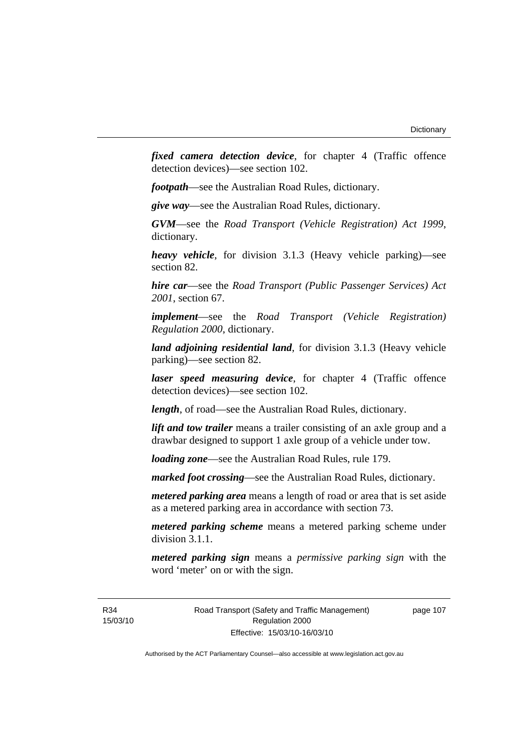***fixed camera detection device***, for chapter 4 (Traffic offence detection devices)—see section 102.

***footpath***—see the Australian Road Rules, dictionary.

***give way***—see the Australian Road Rules, dictionary.

***GVM***—see the *Road Transport (Vehicle Registration) Act 1999*, dictionary.

***heavy vehicle***, for division 3.1.3 (Heavy vehicle parking)—see section 82.

***hire car***—see the *Road Transport (Public Passenger Services) Act 2001*, section 67.

***implement***—see the *Road Transport (Vehicle Registration) Regulation 2000*, dictionary.

***land adjoining residential land***, for division 3.1.3 (Heavy vehicle parking)—see section 82.

***laser speed measuring device***, for chapter 4 (Traffic offence detection devices)—see section 102.

***length***, of road—see the Australian Road Rules, dictionary.

***lift and tow trailer*** means a trailer consisting of an axle group and a drawbar designed to support 1 axle group of a vehicle under tow.

***loading zone***—see the Australian Road Rules, rule 179.

***marked foot crossing***—see the Australian Road Rules, dictionary.

***metered parking area*** means a length of road or area that is set aside as a metered parking area in accordance with section 73.

***metered parking scheme*** means a metered parking scheme under division 3.1.1.

***metered parking sign*** means a *permissive parking sign* with the word 'meter' on or with the sign.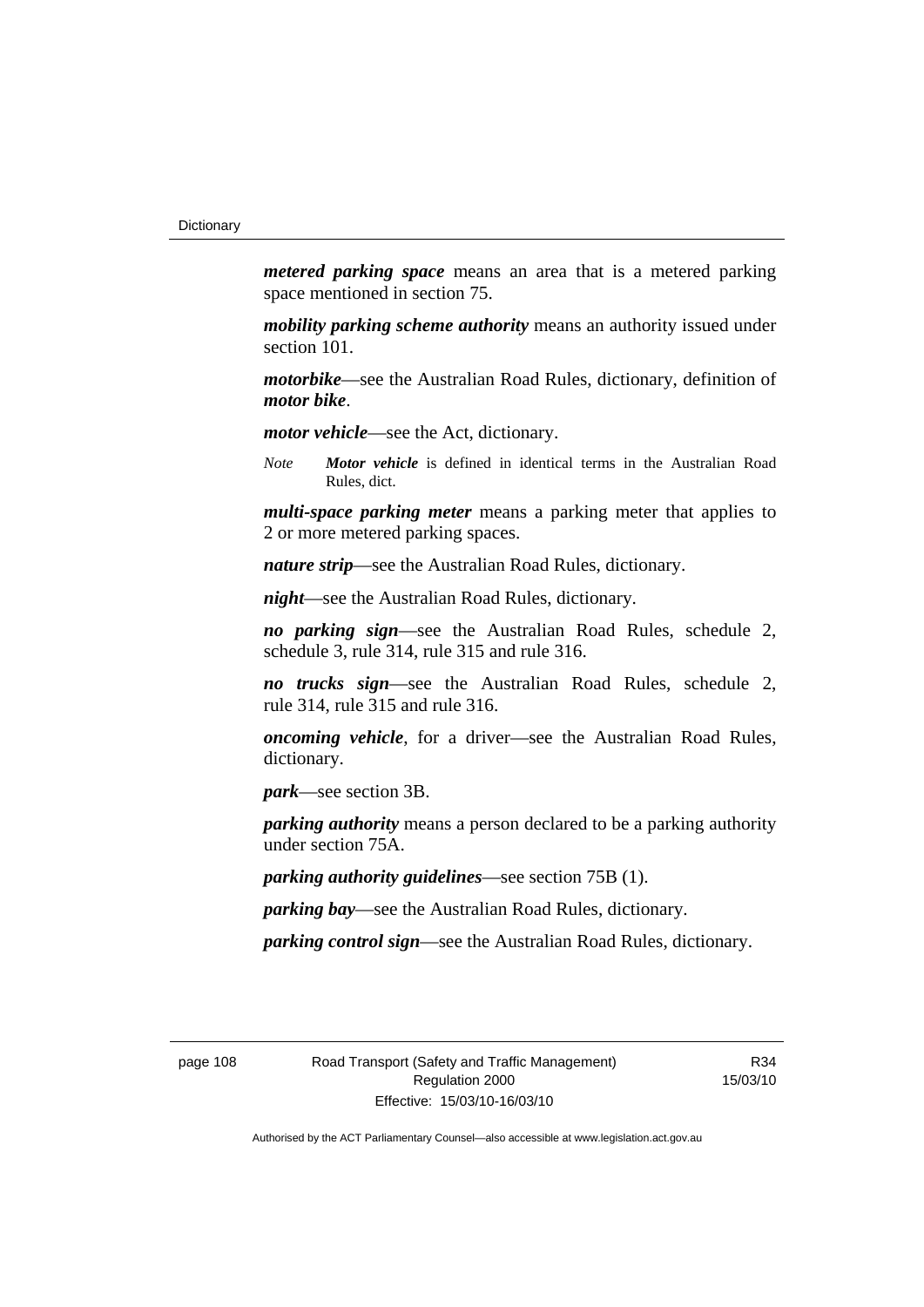***metered parking space*** means an area that is a metered parking space mentioned in section 75.

***mobility parking scheme authority*** means an authority issued under section 101.

***motorbike***—see the Australian Road Rules, dictionary, definition of ***motor bike***.

***motor vehicle***—see the Act, dictionary.

*Note* ***Motor vehicle*** is defined in identical terms in the Australian Road Rules, dict.

***multi-space parking meter*** means a parking meter that applies to 2 or more metered parking spaces.

***nature strip***—see the Australian Road Rules, dictionary.

***night***—see the Australian Road Rules, dictionary.

***no parking sign***—see the Australian Road Rules, schedule 2, schedule 3, rule 314, rule 315 and rule 316.

***no trucks sign***—see the Australian Road Rules, schedule 2, rule 314, rule 315 and rule 316.

***oncoming vehicle***, for a driver—see the Australian Road Rules, dictionary.

***park***—see section 3B.

***parking authority*** means a person declared to be a parking authority under section 75A.

***parking authority guidelines***—see section 75B (1).

***parking bay***—see the Australian Road Rules, dictionary.

***parking control sign***—see the Australian Road Rules, dictionary.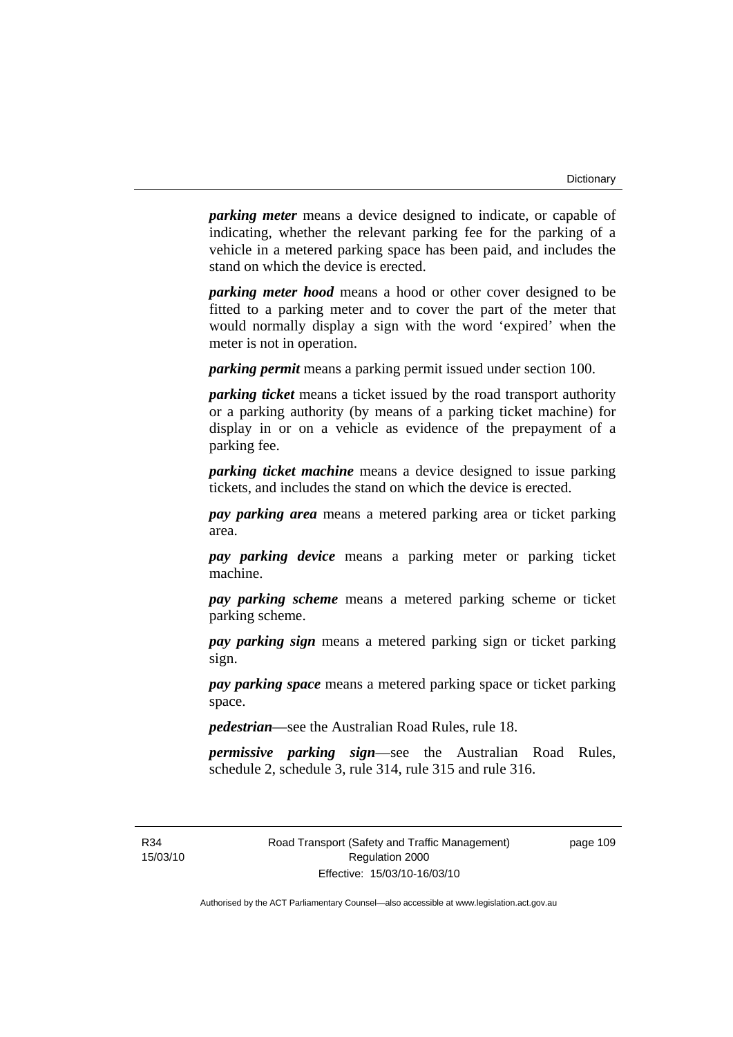***parking meter*** means a device designed to indicate, or capable of indicating, whether the relevant parking fee for the parking of a vehicle in a metered parking space has been paid, and includes the stand on which the device is erected.

***parking meter hood*** means a hood or other cover designed to be fitted to a parking meter and to cover the part of the meter that would normally display a sign with the word 'expired' when the meter is not in operation.

***parking permit*** means a parking permit issued under section 100.

***parking ticket*** means a ticket issued by the road transport authority or a parking authority (by means of a parking ticket machine) for display in or on a vehicle as evidence of the prepayment of a parking fee.

***parking ticket machine*** means a device designed to issue parking tickets, and includes the stand on which the device is erected.

***pay parking area*** means a metered parking area or ticket parking area.

***pay parking device*** means a parking meter or parking ticket machine.

***pay parking scheme*** means a metered parking scheme or ticket parking scheme.

***pay parking sign*** means a metered parking sign or ticket parking sign.

***pay parking space*** means a metered parking space or ticket parking space.

***pedestrian***—see the Australian Road Rules, rule 18.

***permissive parking sign***—see the Australian Road Rules, schedule 2, schedule 3, rule 314, rule 315 and rule 316.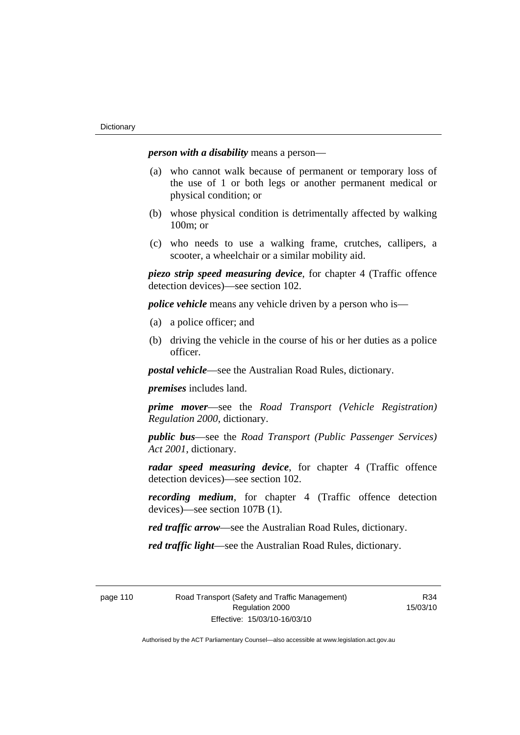***person with a disability*** means a person—

(a) who cannot walk because of permanent or temporary loss of the use of 1 or both legs or another permanent medical or physical condition; or

(b) whose physical condition is detrimentally affected by walking 100m; or

(c) who needs to use a walking frame, crutches, callipers, a scooter, a wheelchair or a similar mobility aid.

***piezo strip speed measuring device***, for chapter 4 (Traffic offence detection devices)—see section 102.

***police vehicle*** means any vehicle driven by a person who is—

(a) a police officer; and

(b) driving the vehicle in the course of his or her duties as a police officer.

***postal vehicle***—see the Australian Road Rules, dictionary.

***premises*** includes land.

***prime mover***—see the *Road Transport (Vehicle Registration) Regulation 2000*, dictionary.

***public bus***—see the *Road Transport (Public Passenger Services) Act 2001*, dictionary.

***radar speed measuring device***, for chapter 4 (Traffic offence detection devices)—see section 102.

***recording medium***, for chapter 4 (Traffic offence detection devices)—see section 107B (1).

***red traffic arrow***—see the Australian Road Rules, dictionary.

***red traffic light***—see the Australian Road Rules, dictionary.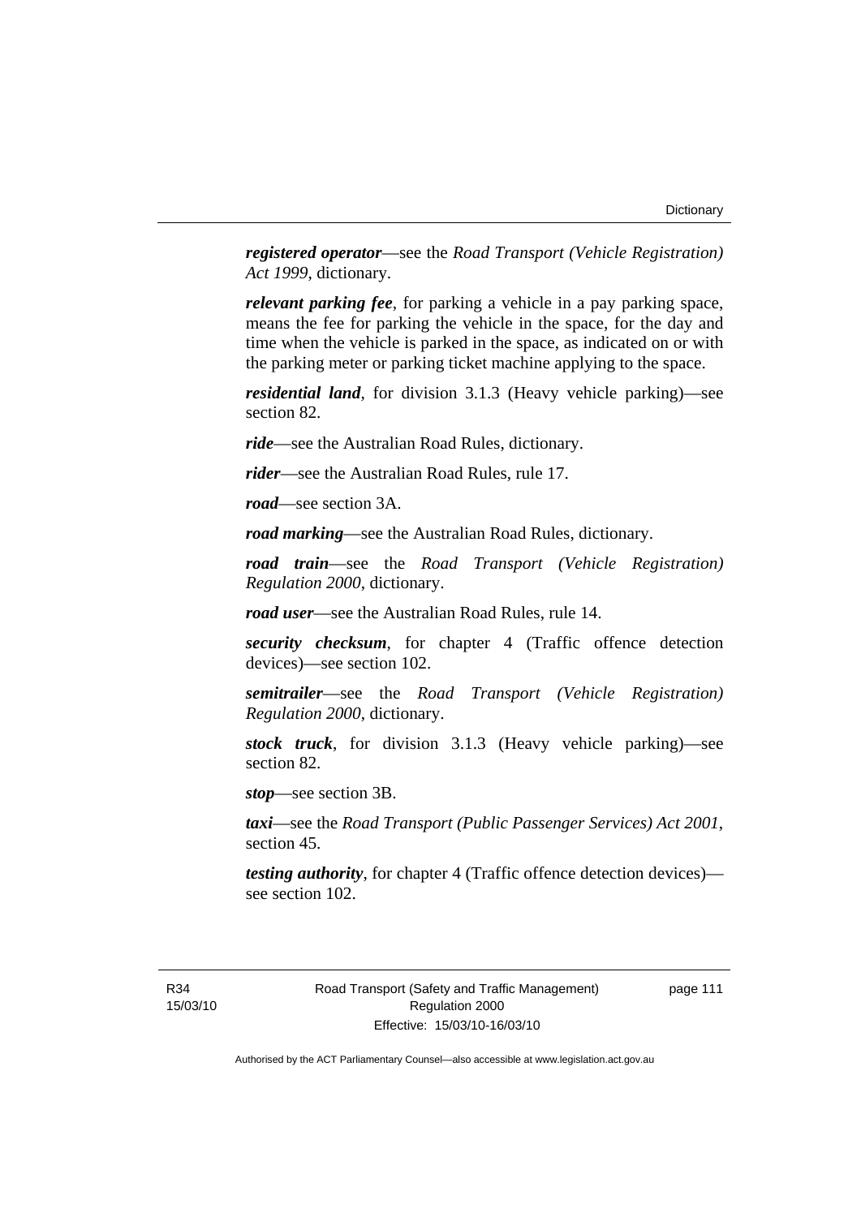***registered operator***—see the *Road Transport (Vehicle Registration) Act 1999*, dictionary.

***relevant parking fee***, for parking a vehicle in a pay parking space, means the fee for parking the vehicle in the space, for the day and time when the vehicle is parked in the space, as indicated on or with the parking meter or parking ticket machine applying to the space.

***residential land***, for division 3.1.3 (Heavy vehicle parking)—see section 82.

***ride***—see the Australian Road Rules, dictionary.

***rider***—see the Australian Road Rules, rule 17.

***road***—see section 3A.

***road marking***—see the Australian Road Rules, dictionary.

***road train***—see the *Road Transport (Vehicle Registration) Regulation 2000*, dictionary.

***road user***—see the Australian Road Rules, rule 14.

***security checksum***, for chapter 4 (Traffic offence detection devices)—see section 102.

***semitrailer***—see the *Road Transport (Vehicle Registration) Regulation 2000*, dictionary.

***stock truck***, for division 3.1.3 (Heavy vehicle parking)—see section 82.

***stop***—see section 3B.

***taxi***—see the *Road Transport (Public Passenger Services) Act 2001*, section 45.

***testing authority***, for chapter 4 (Traffic offence detection devices)—see section 102.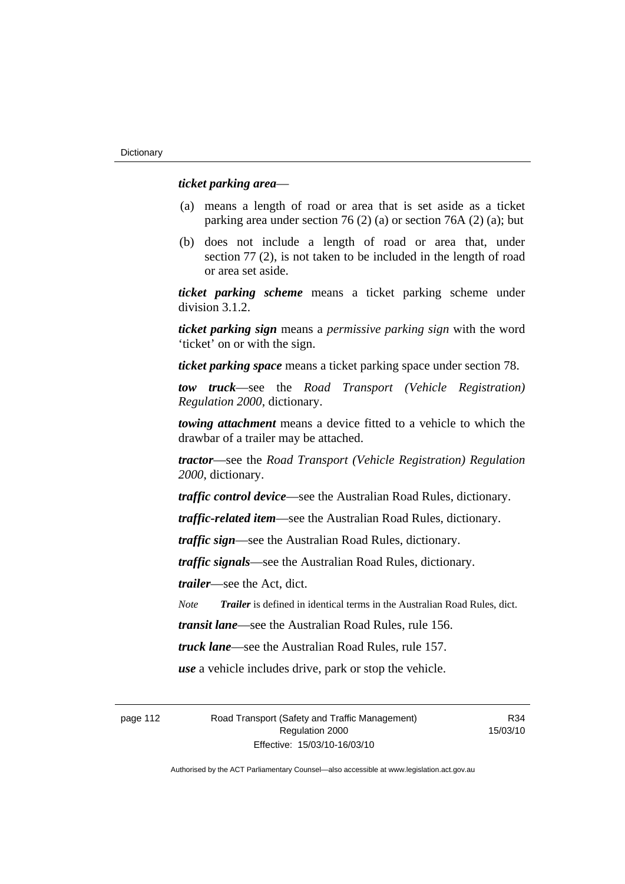***ticket parking area***—

(a) means a length of road or area that is set aside as a ticket parking area under section 76 (2) (a) or section 76A (2) (a); but

(b) does not include a length of road or area that, under section 77 (2), is not taken to be included in the length of road or area set aside.

***ticket parking scheme*** means a ticket parking scheme under division 3.1.2.

***ticket parking sign*** means a *permissive parking sign* with the word 'ticket' on or with the sign.

***ticket parking space*** means a ticket parking space under section 78.

***tow truck***—see the *Road Transport (Vehicle Registration) Regulation 2000*, dictionary.

***towing attachment*** means a device fitted to a vehicle to which the drawbar of a trailer may be attached.

***tractor***—see the *Road Transport (Vehicle Registration) Regulation 2000*, dictionary.

***traffic control device***—see the Australian Road Rules, dictionary.

***traffic-related item***—see the Australian Road Rules, dictionary.

***traffic sign***—see the Australian Road Rules, dictionary.

***traffic signals***—see the Australian Road Rules, dictionary.

***trailer***—see the Act, dict.

*Note* ***Trailer*** is defined in identical terms in the Australian Road Rules, dict.

***transit lane***—see the Australian Road Rules, rule 156.

***truck lane***—see the Australian Road Rules, rule 157.

***use*** a vehicle includes drive, park or stop the vehicle.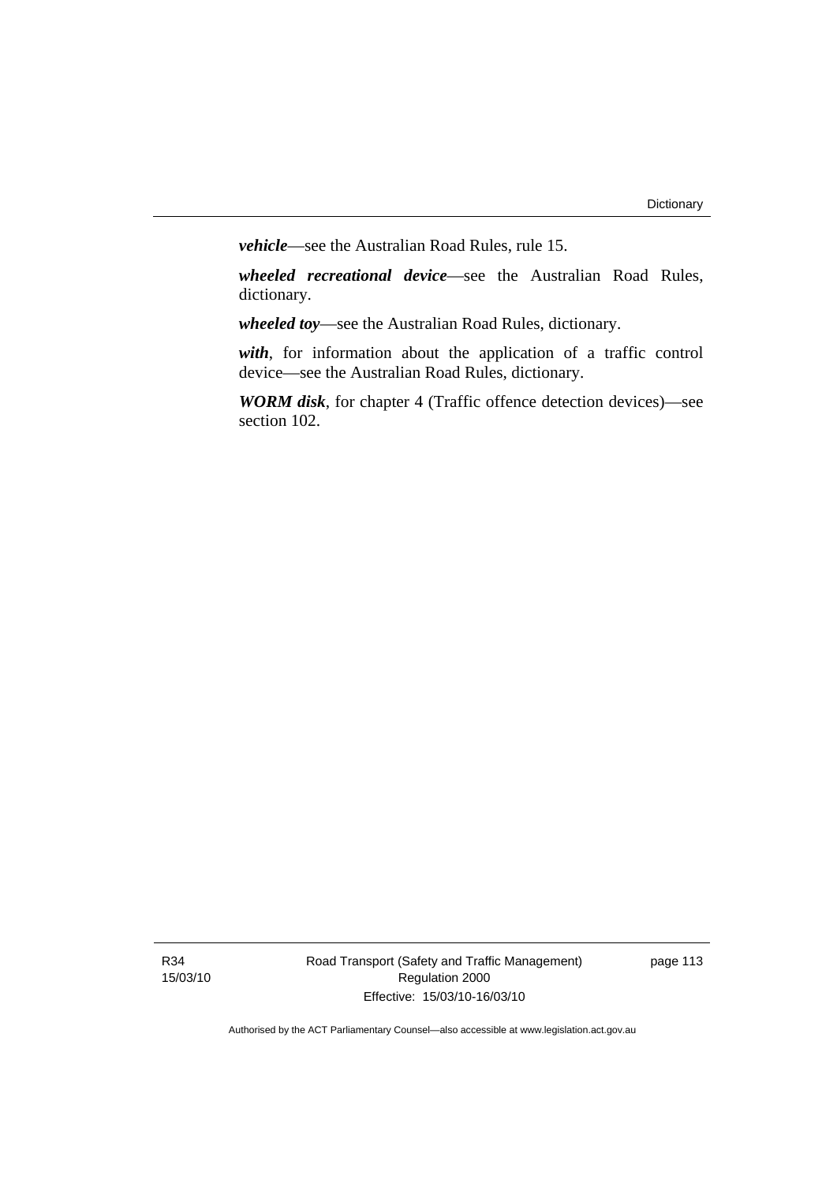***vehicle***—see the Australian Road Rules, rule 15.

***wheeled recreational device***—see the Australian Road Rules, dictionary.

***wheeled toy***—see the Australian Road Rules, dictionary.

***with***, for information about the application of a traffic control device—see the Australian Road Rules, dictionary.

***WORM disk***, for chapter 4 (Traffic offence detection devices)—see section 102.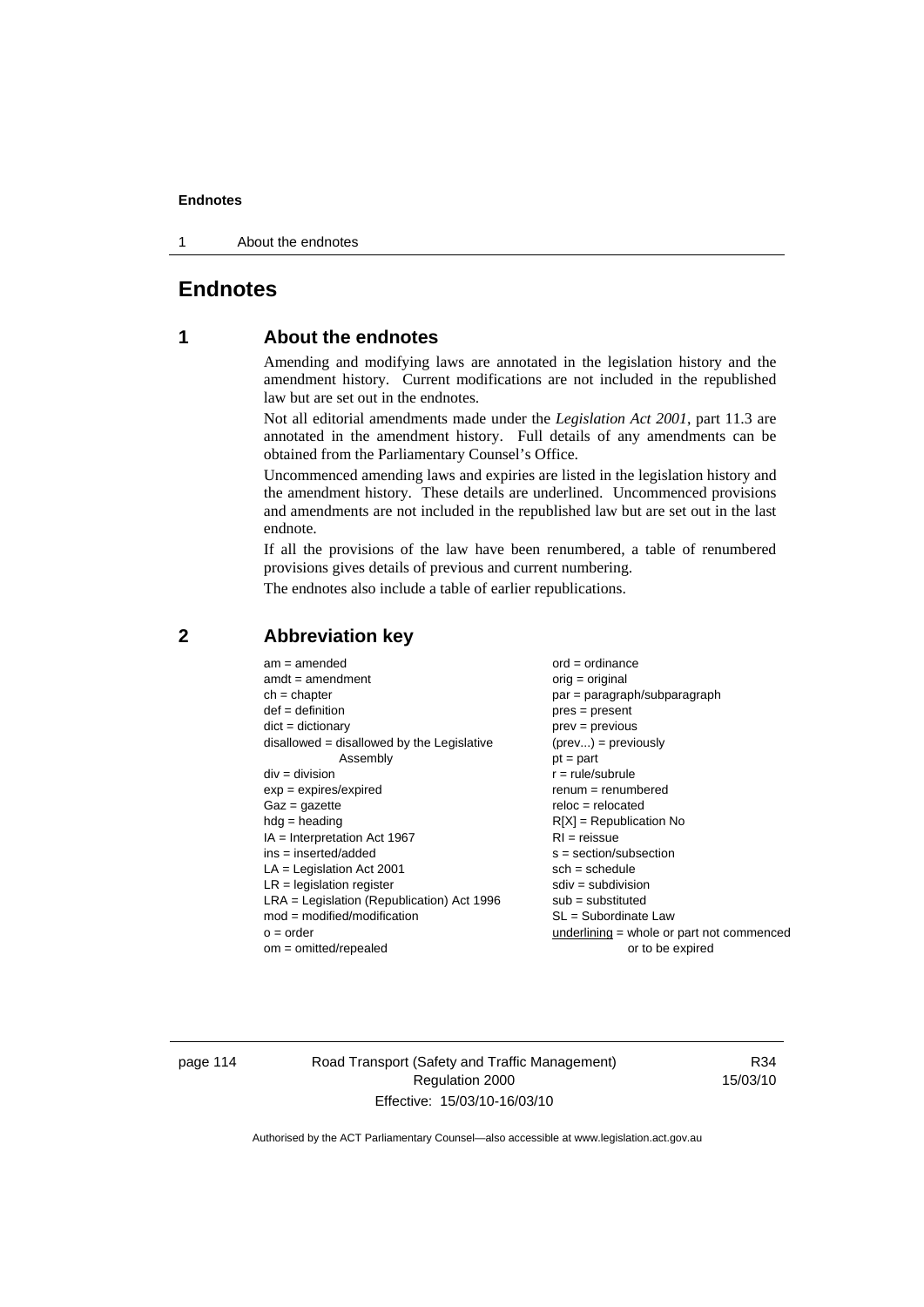# Endnotes

## 1 About the endnotes

Amending and modifying laws are annotated in the legislation history and the amendment history. Current modifications are not included in the republished law but are set out in the endnotes.

Not all editorial amendments made under the *Legislation Act 2001*, part 11.3 are annotated in the amendment history. Full details of any amendments can be obtained from the Parliamentary Counsel's Office.

Uncommenced amending laws and expiries are listed in the legislation history and the amendment history. These details are underlined. Uncommenced provisions and amendments are not included in the republished law but are set out in the last endnote.

If all the provisions of the law have been renumbered, a table of renumbered provisions gives details of previous and current numbering.

The endnotes also include a table of earlier republications.

## 2 Abbreviation key

am = amended
amdt = amendment
ch = chapter
def = definition
dict = dictionary
disallowed = disallowed by the Legislative Assembly
div = division
exp = expires/expired
Gaz = gazette
hdg = heading
IA = Interpretation Act 1967
ins = inserted/added
LA = Legislation Act 2001
LR = legislation register
LRA = Legislation (Republication) Act 1996
mod = modified/modification
o = order
om = omitted/repealed
ord = ordinance
orig = original
par = paragraph/subparagraph
pres = present
prev = previous
(prev...) = previously
pt = part
r = rule/subrule
renum = renumbered
reloc = relocated
R[X] = Republication No
RI = reissue
s = section/subsection
sch = schedule
sdiv = subdivision
sub = substituted
SL = Subordinate Law
underlining = whole or part not commenced or to be expired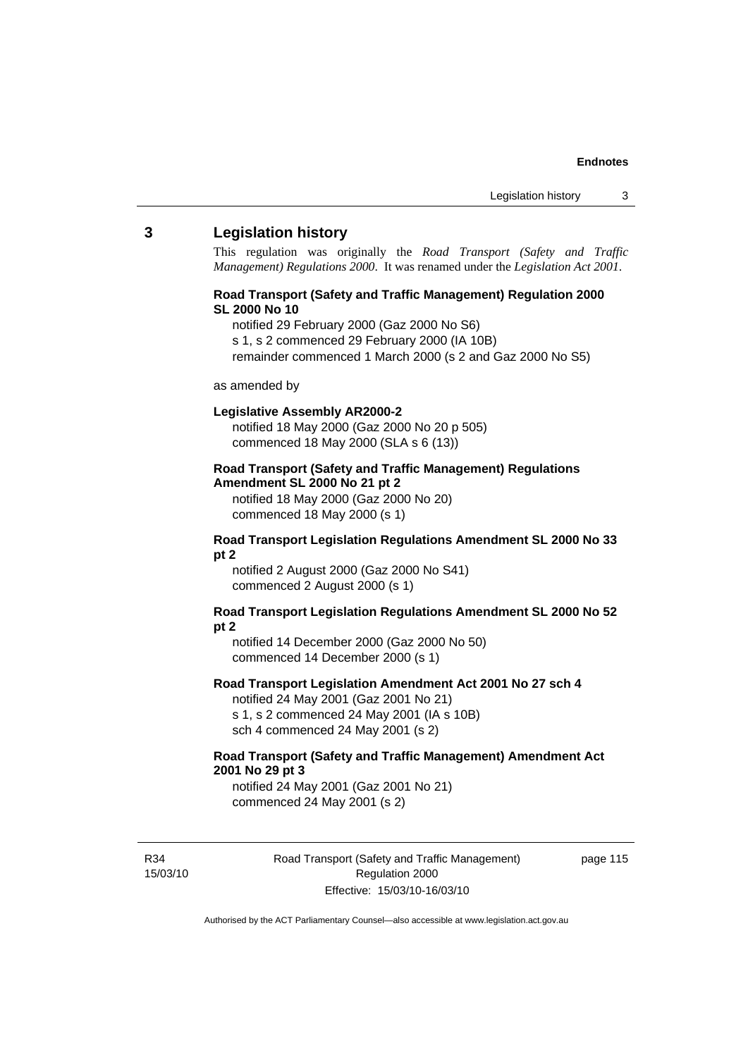## 3 Legislation history

This regulation was originally the *Road Transport (Safety and Traffic Management) Regulations 2000*. It was renamed under the *Legislation Act 2001*.

**Road Transport (Safety and Traffic Management) Regulation 2000 SL 2000 No 10**

notified 29 February 2000 (Gaz 2000 No S6)
s 1, s 2 commenced 29 February 2000 (IA 10B)
remainder commenced 1 March 2000 (s 2 and Gaz 2000 No S5)

as amended by

**Legislative Assembly AR2000-2**

notified 18 May 2000 (Gaz 2000 No 20 p 505)
commenced 18 May 2000 (SLA s 6 (13))

**Road Transport (Safety and Traffic Management) Regulations Amendment SL 2000 No 21 pt 2**

notified 18 May 2000 (Gaz 2000 No 20)
commenced 18 May 2000 (s 1)

**Road Transport Legislation Regulations Amendment SL 2000 No 33 pt 2**

notified 2 August 2000 (Gaz 2000 No S41)
commenced 2 August 2000 (s 1)

**Road Transport Legislation Regulations Amendment SL 2000 No 52 pt 2**

notified 14 December 2000 (Gaz 2000 No 50)
commenced 14 December 2000 (s 1)

**Road Transport Legislation Amendment Act 2001 No 27 sch 4**

notified 24 May 2001 (Gaz 2001 No 21)
s 1, s 2 commenced 24 May 2001 (IA s 10B)
sch 4 commenced 24 May 2001 (s 2)

**Road Transport (Safety and Traffic Management) Amendment Act 2001 No 29 pt 3**

notified 24 May 2001 (Gaz 2001 No 21)
commenced 24 May 2001 (s 2)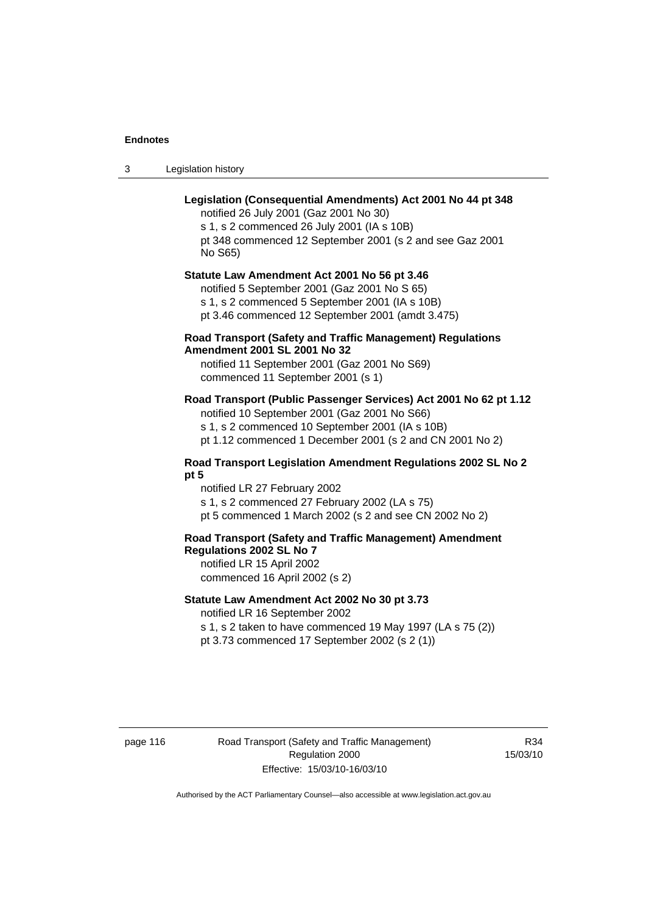**Legislation (Consequential Amendments) Act 2001 No 44 pt 348**

notified 26 July 2001 (Gaz 2001 No 30)
s 1, s 2 commenced 26 July 2001 (IA s 10B)
pt 348 commenced 12 September 2001 (s 2 and see Gaz 2001 No S65)

**Statute Law Amendment Act 2001 No 56 pt 3.46**

notified 5 September 2001 (Gaz 2001 No S 65)
s 1, s 2 commenced 5 September 2001 (IA s 10B)
pt 3.46 commenced 12 September 2001 (amdt 3.475)

**Road Transport (Safety and Traffic Management) Regulations Amendment 2001 SL 2001 No 32**

notified 11 September 2001 (Gaz 2001 No S69)
commenced 11 September 2001 (s 1)

**Road Transport (Public Passenger Services) Act 2001 No 62 pt 1.12**

notified 10 September 2001 (Gaz 2001 No S66)
s 1, s 2 commenced 10 September 2001 (IA s 10B)
pt 1.12 commenced 1 December 2001 (s 2 and CN 2001 No 2)

**Road Transport Legislation Amendment Regulations 2002 SL No 2 pt 5**

notified LR 27 February 2002
s 1, s 2 commenced 27 February 2002 (LA s 75)
pt 5 commenced 1 March 2002 (s 2 and see CN 2002 No 2)

**Road Transport (Safety and Traffic Management) Amendment Regulations 2002 SL No 7**

notified LR 15 April 2002
commenced 16 April 2002 (s 2)

**Statute Law Amendment Act 2002 No 30 pt 3.73**

notified LR 16 September 2002
s 1, s 2 taken to have commenced 19 May 1997 (LA s 75 (2))
pt 3.73 commenced 17 September 2002 (s 2 (1))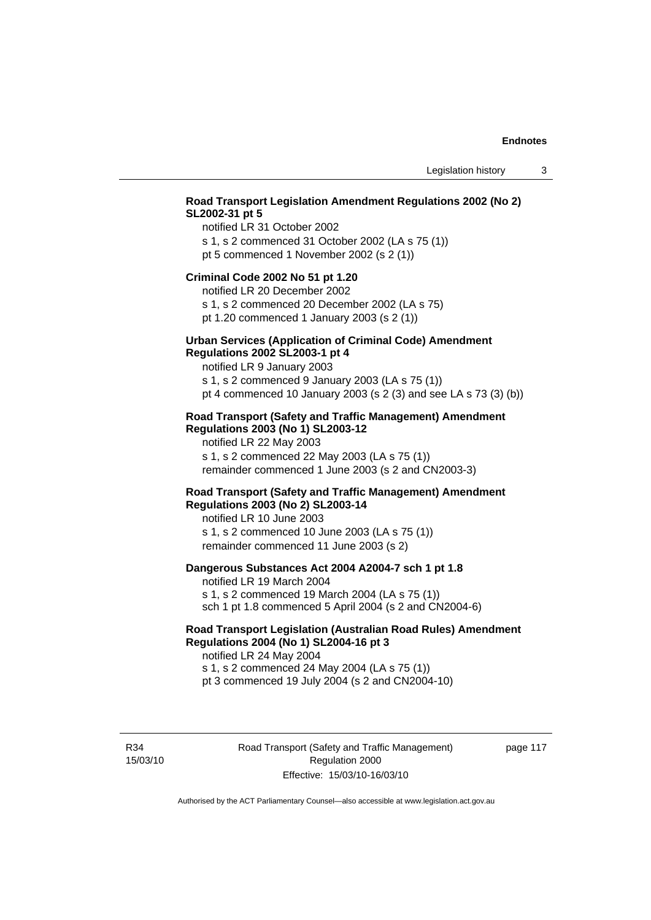**Road Transport Legislation Amendment Regulations 2002 (No 2) SL2002-31 pt 5**

notified LR 31 October 2002
s 1, s 2 commenced 31 October 2002 (LA s 75 (1))
pt 5 commenced 1 November 2002 (s 2 (1))

**Criminal Code 2002 No 51 pt 1.20**

notified LR 20 December 2002
s 1, s 2 commenced 20 December 2002 (LA s 75)
pt 1.20 commenced 1 January 2003 (s 2 (1))

**Urban Services (Application of Criminal Code) Amendment Regulations 2002 SL2003-1 pt 4**

notified LR 9 January 2003
s 1, s 2 commenced 9 January 2003 (LA s 75 (1))
pt 4 commenced 10 January 2003 (s 2 (3) and see LA s 73 (3) (b))

**Road Transport (Safety and Traffic Management) Amendment Regulations 2003 (No 1) SL2003-12**

notified LR 22 May 2003
s 1, s 2 commenced 22 May 2003 (LA s 75 (1))
remainder commenced 1 June 2003 (s 2 and CN2003-3)

**Road Transport (Safety and Traffic Management) Amendment Regulations 2003 (No 2) SL2003-14**

notified LR 10 June 2003
s 1, s 2 commenced 10 June 2003 (LA s 75 (1))
remainder commenced 11 June 2003 (s 2)

**Dangerous Substances Act 2004 A2004-7 sch 1 pt 1.8**

notified LR 19 March 2004
s 1, s 2 commenced 19 March 2004 (LA s 75 (1))
sch 1 pt 1.8 commenced 5 April 2004 (s 2 and CN2004-6)

**Road Transport Legislation (Australian Road Rules) Amendment Regulations 2004 (No 1) SL2004-16 pt 3**

notified LR 24 May 2004
s 1, s 2 commenced 24 May 2004 (LA s 75 (1))
pt 3 commenced 19 July 2004 (s 2 and CN2004-10)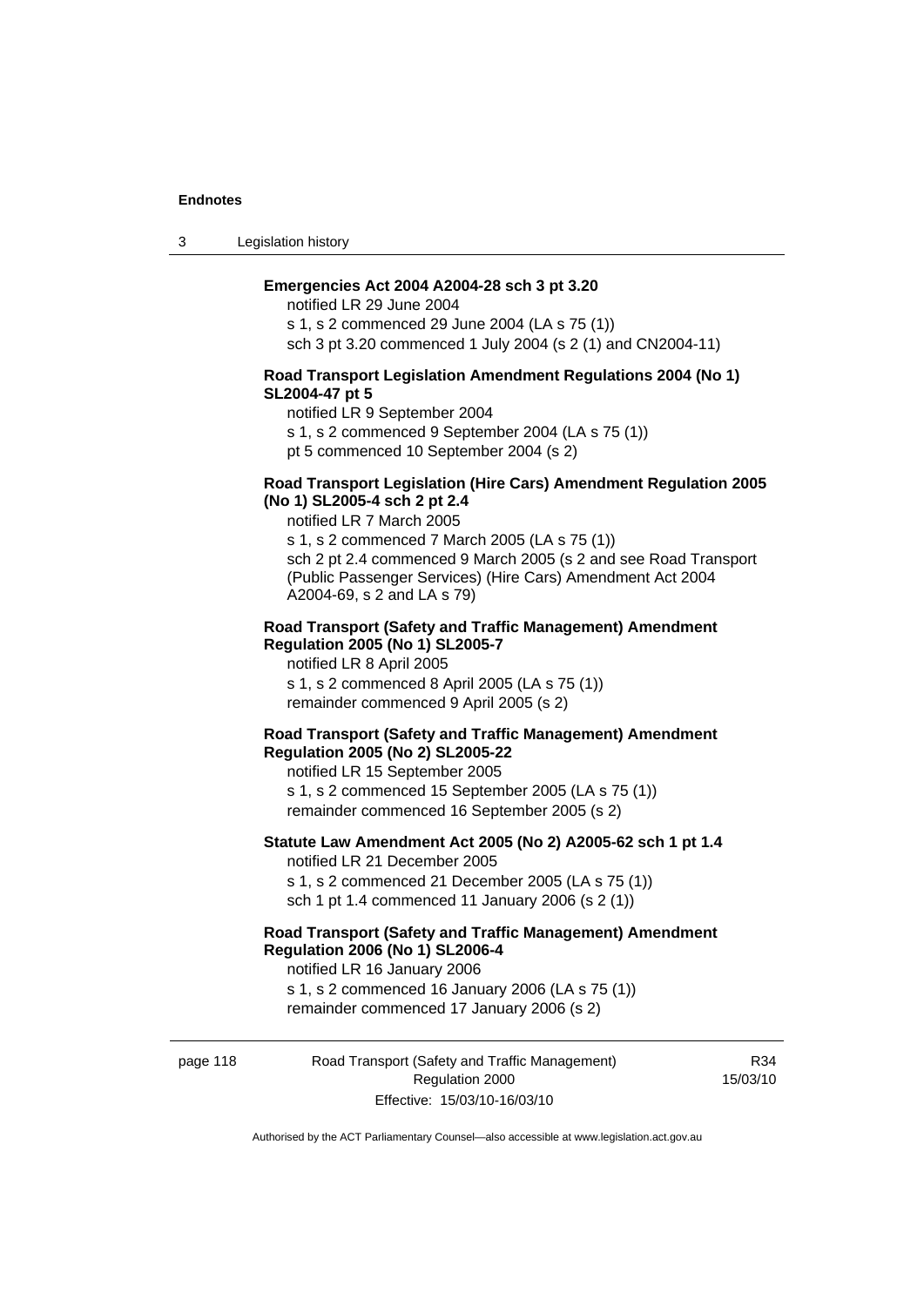**Emergencies Act 2004 A2004-28 sch 3 pt 3.20**

notified LR 29 June 2004

s 1, s 2 commenced 29 June 2004 (LA s 75 (1))

sch 3 pt 3.20 commenced 1 July 2004 (s 2 (1) and CN2004-11)

**Road Transport Legislation Amendment Regulations 2004 (No 1) SL2004-47 pt 5**

notified LR 9 September 2004

s 1, s 2 commenced 9 September 2004 (LA s 75 (1))

pt 5 commenced 10 September 2004 (s 2)

**Road Transport Legislation (Hire Cars) Amendment Regulation 2005 (No 1) SL2005-4 sch 2 pt 2.4**

notified LR 7 March 2005

s 1, s 2 commenced 7 March 2005 (LA s 75 (1))

sch 2 pt 2.4 commenced 9 March 2005 (s 2 and see Road Transport (Public Passenger Services) (Hire Cars) Amendment Act 2004 A2004-69, s 2 and LA s 79)

**Road Transport (Safety and Traffic Management) Amendment Regulation 2005 (No 1) SL2005-7**

notified LR 8 April 2005

s 1, s 2 commenced 8 April 2005 (LA s 75 (1))

remainder commenced 9 April 2005 (s 2)

**Road Transport (Safety and Traffic Management) Amendment Regulation 2005 (No 2) SL2005-22**

notified LR 15 September 2005

s 1, s 2 commenced 15 September 2005 (LA s 75 (1))

remainder commenced 16 September 2005 (s 2)

**Statute Law Amendment Act 2005 (No 2) A2005-62 sch 1 pt 1.4**

notified LR 21 December 2005

s 1, s 2 commenced 21 December 2005 (LA s 75 (1))

sch 1 pt 1.4 commenced 11 January 2006 (s 2 (1))

**Road Transport (Safety and Traffic Management) Amendment Regulation 2006 (No 1) SL2006-4**

notified LR 16 January 2006

s 1, s 2 commenced 16 January 2006 (LA s 75 (1))

remainder commenced 17 January 2006 (s 2)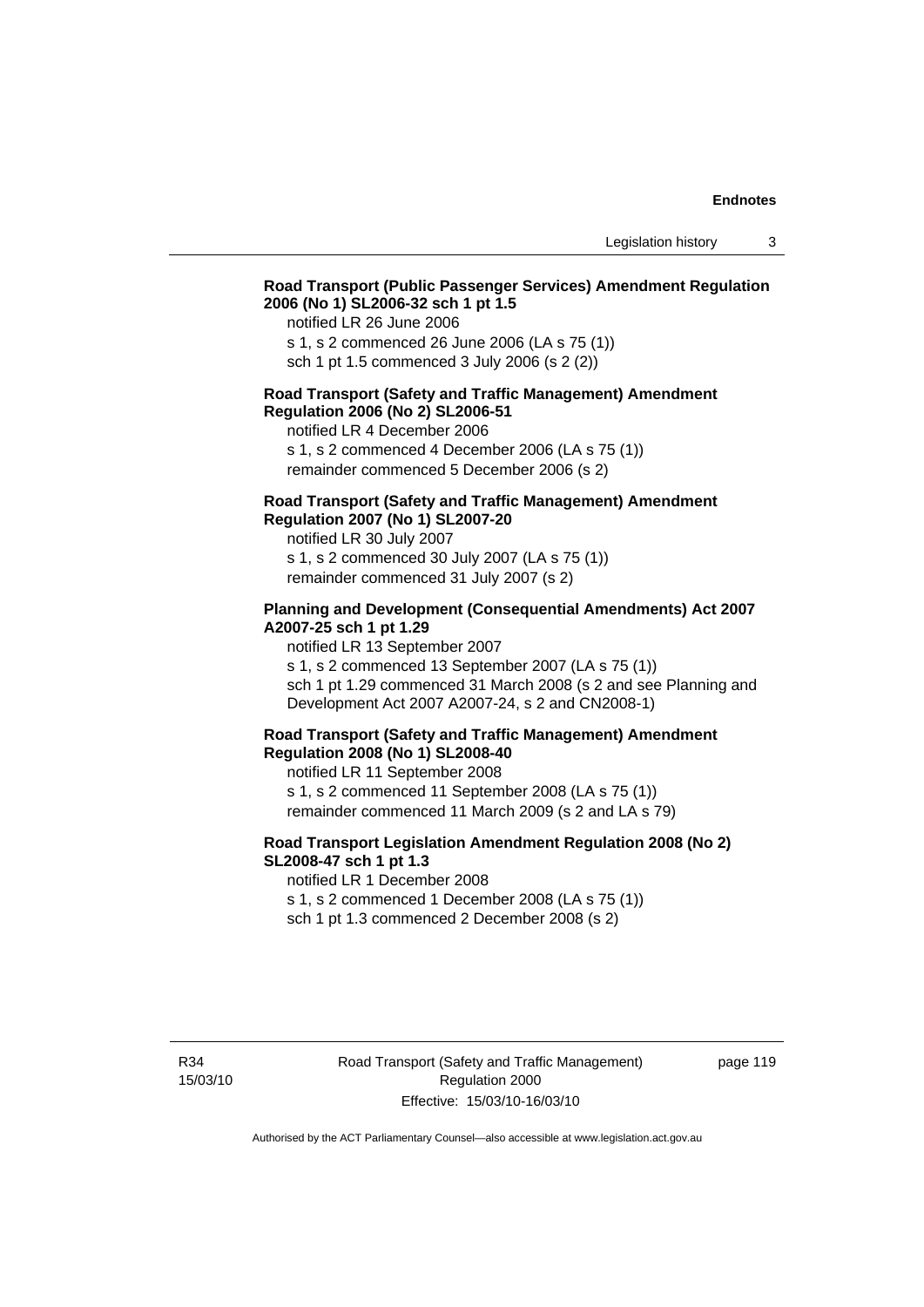**Road Transport (Public Passenger Services) Amendment Regulation 2006 (No 1) SL2006-32 sch 1 pt 1.5**

notified LR 26 June 2006
s 1, s 2 commenced 26 June 2006 (LA s 75 (1))
sch 1 pt 1.5 commenced 3 July 2006 (s 2 (2))

**Road Transport (Safety and Traffic Management) Amendment Regulation 2006 (No 2) SL2006-51**

notified LR 4 December 2006
s 1, s 2 commenced 4 December 2006 (LA s 75 (1))
remainder commenced 5 December 2006 (s 2)

**Road Transport (Safety and Traffic Management) Amendment Regulation 2007 (No 1) SL2007-20**

notified LR 30 July 2007
s 1, s 2 commenced 30 July 2007 (LA s 75 (1))
remainder commenced 31 July 2007 (s 2)

**Planning and Development (Consequential Amendments) Act 2007 A2007-25 sch 1 pt 1.29**

notified LR 13 September 2007
s 1, s 2 commenced 13 September 2007 (LA s 75 (1))
sch 1 pt 1.29 commenced 31 March 2008 (s 2 and see Planning and Development Act 2007 A2007-24, s 2 and CN2008-1)

**Road Transport (Safety and Traffic Management) Amendment Regulation 2008 (No 1) SL2008-40**

notified LR 11 September 2008
s 1, s 2 commenced 11 September 2008 (LA s 75 (1))
remainder commenced 11 March 2009 (s 2 and LA s 79)

**Road Transport Legislation Amendment Regulation 2008 (No 2) SL2008-47 sch 1 pt 1.3**

notified LR 1 December 2008
s 1, s 2 commenced 1 December 2008 (LA s 75 (1))
sch 1 pt 1.3 commenced 2 December 2008 (s 2)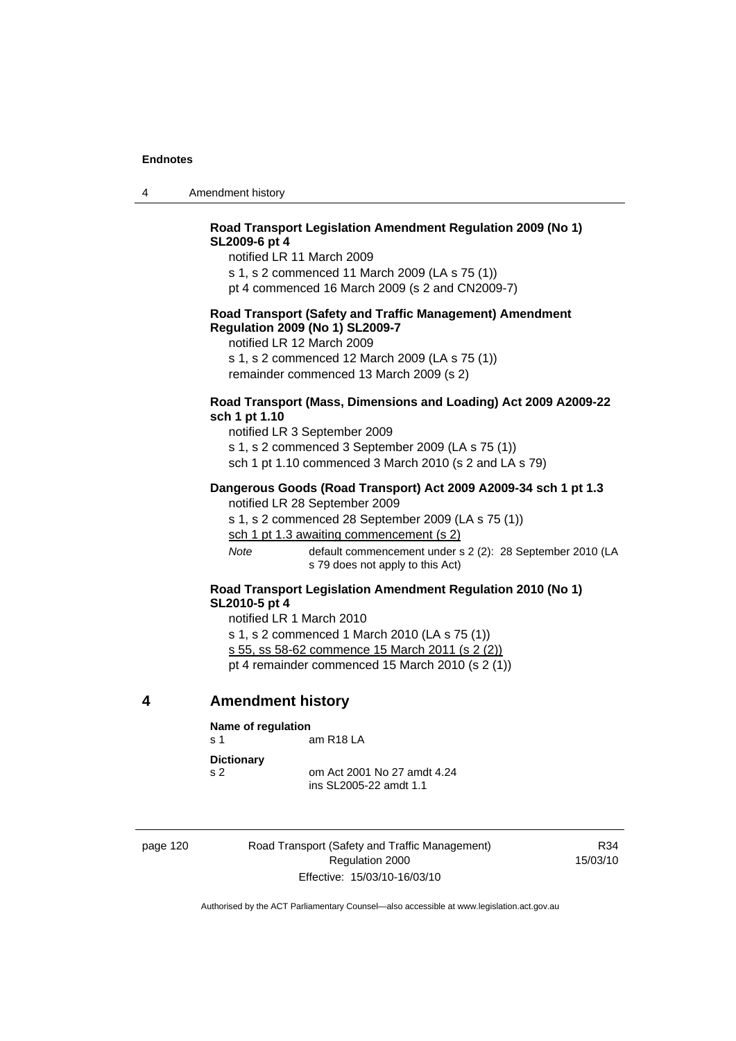**Road Transport Legislation Amendment Regulation 2009 (No 1) SL2009-6 pt 4**

notified LR 11 March 2009

s 1, s 2 commenced 11 March 2009 (LA s 75 (1))

pt 4 commenced 16 March 2009 (s 2 and CN2009-7)

**Road Transport (Safety and Traffic Management) Amendment Regulation 2009 (No 1) SL2009-7**

notified LR 12 March 2009

s 1, s 2 commenced 12 March 2009 (LA s 75 (1))

remainder commenced 13 March 2009 (s 2)

**Road Transport (Mass, Dimensions and Loading) Act 2009 A2009-22 sch 1 pt 1.10**

notified LR 3 September 2009

s 1, s 2 commenced 3 September 2009 (LA s 75 (1))

sch 1 pt 1.10 commenced 3 March 2010 (s 2 and LA s 79)

**Dangerous Goods (Road Transport) Act 2009 A2009-34 sch 1 pt 1.3**

notified LR 28 September 2009

s 1, s 2 commenced 28 September 2009 (LA s 75 (1))

sch 1 pt 1.3 awaiting commencement (s 2)

*Note* default commencement under s 2 (2): 28 September 2010 (LA s 79 does not apply to this Act)

**Road Transport Legislation Amendment Regulation 2010 (No 1) SL2010-5 pt 4**

notified LR 1 March 2010

s 1, s 2 commenced 1 March 2010 (LA s 75 (1))

s 55, ss 58-62 commence 15 March 2011 (s 2 (2))

pt 4 remainder commenced 15 March 2010 (s 2 (1))

## 4 Amendment history

**Name of regulation**

s 1 am R18 LA

**Dictionary**

s 2 om Act 2001 No 27 amdt 4.24
ins SL2005-22 amdt 1.1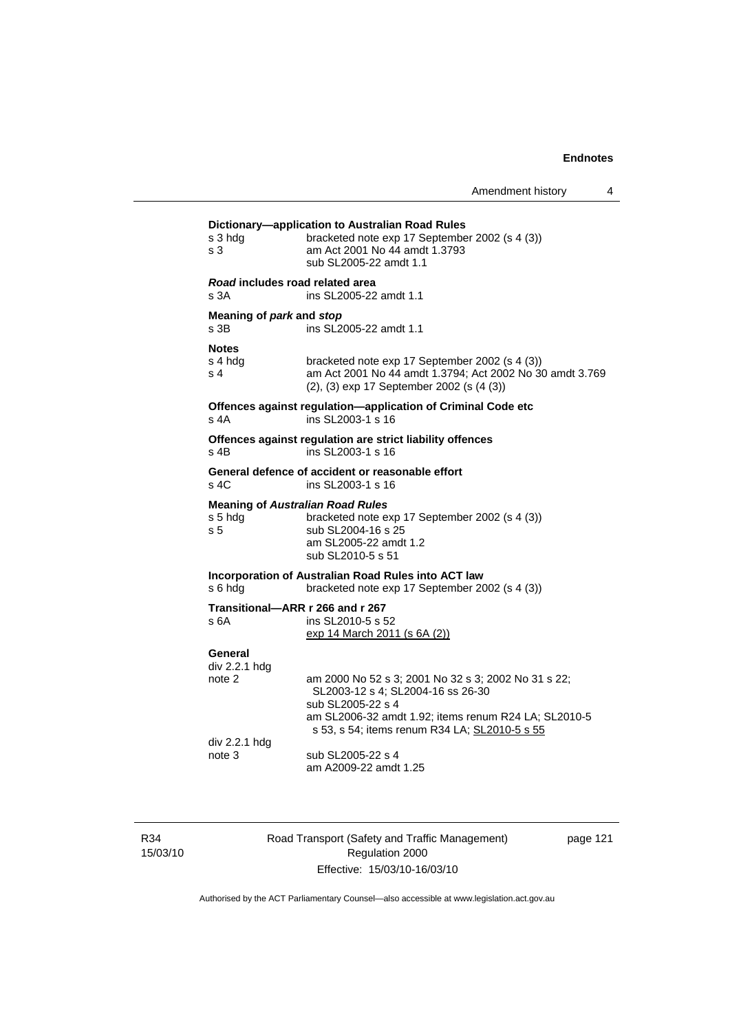**Dictionary—application to Australian Road Rules**

s 3 hdg bracketed note exp 17 September 2002 (s 4 (3))
s 3 am Act 2001 No 44 amdt 1.3793
sub SL2005-22 amdt 1.1

***Road* includes road related area**

s 3A ins SL2005-22 amdt 1.1

**Meaning of *park* and *stop***

s 3B ins SL2005-22 amdt 1.1

**Notes**

s 4 hdg bracketed note exp 17 September 2002 (s 4 (3))
s 4 am Act 2001 No 44 amdt 1.3794; Act 2002 No 30 amdt 3.769
(2), (3) exp 17 September 2002 (s (4 (3))

**Offences against regulation—application of Criminal Code etc**

s 4A ins SL2003-1 s 16

**Offences against regulation are strict liability offences**

s 4B ins SL2003-1 s 16

**General defence of accident or reasonable effort**

s 4C ins SL2003-1 s 16

**Meaning of *Australian Road Rules***

s 5 hdg bracketed note exp 17 September 2002 (s 4 (3))
s 5 sub SL2004-16 s 25
am SL2005-22 amdt 1.2
sub SL2010-5 s 51

**Incorporation of Australian Road Rules into ACT law**

s 6 hdg bracketed note exp 17 September 2002 (s 4 (3))

**Transitional—ARR r 266 and r 267**

s 6A ins SL2010-5 s 52
exp 14 March 2011 (s 6A (2))

**General**

div 2.2.1 hdg
note 2 am 2000 No 52 s 3; 2001 No 32 s 3; 2002 No 31 s 22; SL2003-12 s 4; SL2004-16 ss 26-30
sub SL2005-22 s 4
am SL2006-32 amdt 1.92; items renum R24 LA; SL2010-5 s 53, s 54; items renum R34 LA; SL2010-5 s 55

div 2.2.1 hdg
note 3 sub SL2005-22 s 4
am A2009-22 amdt 1.25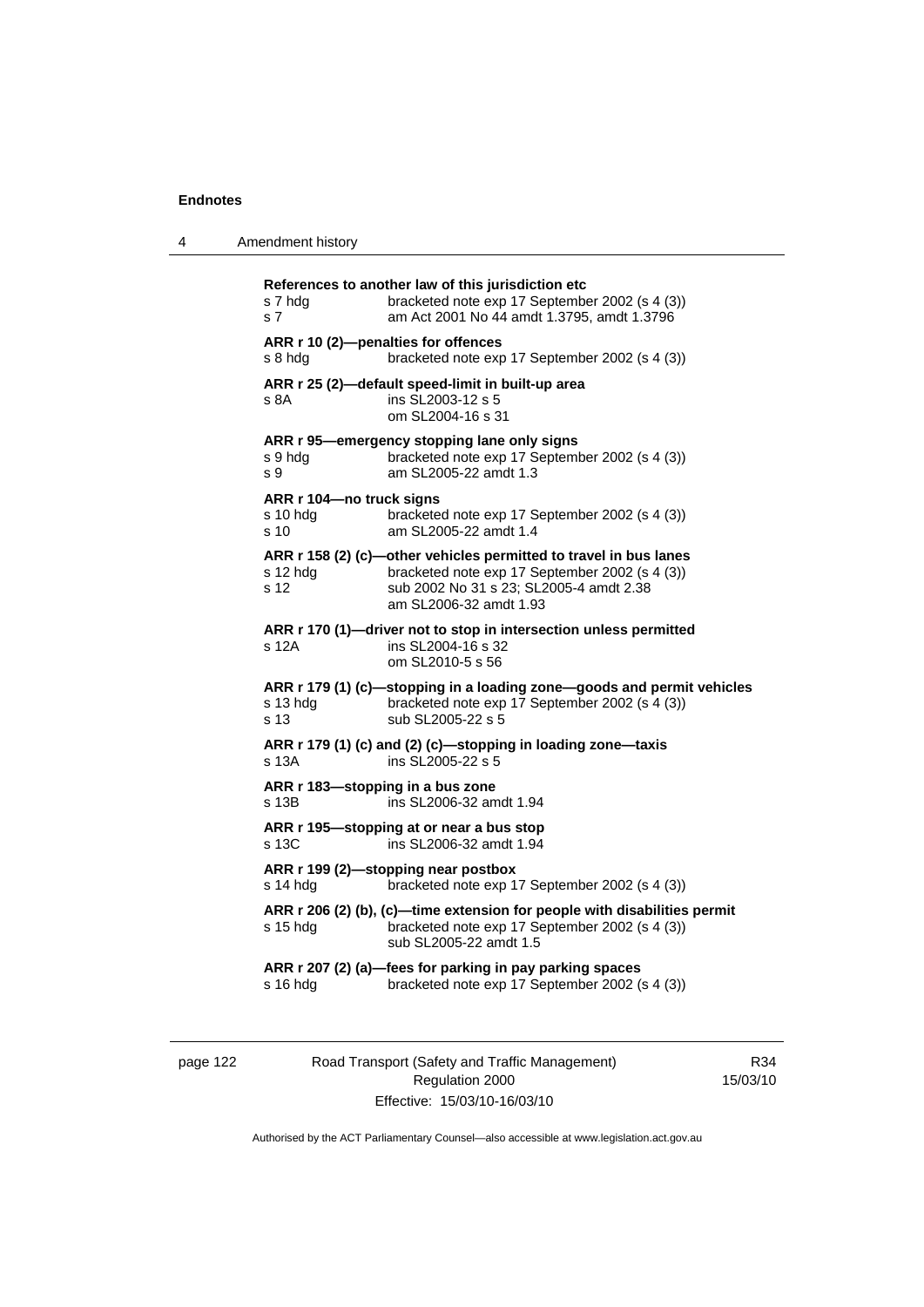**References to another law of this jurisdiction etc**

s 7 hdg bracketed note exp 17 September 2002 (s 4 (3))
s 7 am Act 2001 No 44 amdt 1.3795, amdt 1.3796

**ARR r 10 (2)—penalties for offences**

s 8 hdg bracketed note exp 17 September 2002 (s 4 (3))

**ARR r 25 (2)—default speed-limit in built-up area**

s 8A ins SL2003-12 s 5
om SL2004-16 s 31

**ARR r 95—emergency stopping lane only signs**

s 9 hdg bracketed note exp 17 September 2002 (s 4 (3))
s 9 am SL2005-22 amdt 1.3

**ARR r 104—no truck signs**

s 10 hdg bracketed note exp 17 September 2002 (s 4 (3))
s 10 am SL2005-22 amdt 1.4

**ARR r 158 (2) (c)—other vehicles permitted to travel in bus lanes**

s 12 hdg bracketed note exp 17 September 2002 (s 4 (3))
s 12 sub 2002 No 31 s 23; SL2005-4 amdt 2.38
am SL2006-32 amdt 1.93

**ARR r 170 (1)—driver not to stop in intersection unless permitted**

s 12A ins SL2004-16 s 32
om SL2010-5 s 56

**ARR r 179 (1) (c)—stopping in a loading zone—goods and permit vehicles**

s 13 hdg bracketed note exp 17 September 2002 (s 4 (3))
s 13 sub SL2005-22 s 5

**ARR r 179 (1) (c) and (2) (c)—stopping in loading zone—taxis**

s 13A ins SL2005-22 s 5

**ARR r 183—stopping in a bus zone**

s 13B ins SL2006-32 amdt 1.94

**ARR r 195—stopping at or near a bus stop**

s 13C ins SL2006-32 amdt 1.94

**ARR r 199 (2)—stopping near postbox**

s 14 hdg bracketed note exp 17 September 2002 (s 4 (3))

**ARR r 206 (2) (b), (c)—time extension for people with disabilities permit**

s 15 hdg bracketed note exp 17 September 2002 (s 4 (3))
sub SL2005-22 amdt 1.5

**ARR r 207 (2) (a)—fees for parking in pay parking spaces**

s 16 hdg bracketed note exp 17 September 2002 (s 4 (3))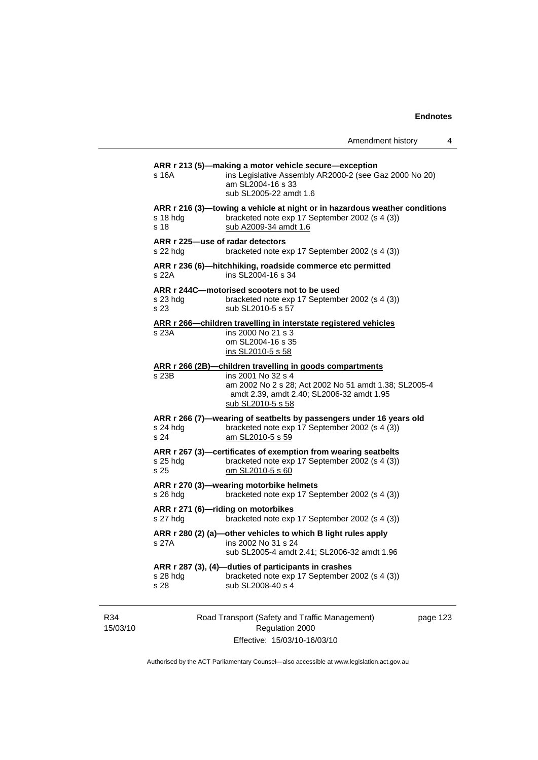**ARR r 213 (5)—making a motor vehicle secure—exception**

s 16A ins Legislative Assembly AR2000-2 (see Gaz 2000 No 20)
am SL2004-16 s 33
sub SL2005-22 amdt 1.6

**ARR r 216 (3)—towing a vehicle at night or in hazardous weather conditions**

s 18 hdg bracketed note exp 17 September 2002 (s 4 (3))
s 18 sub A2009-34 amdt 1.6

**ARR r 225—use of radar detectors**

s 22 hdg bracketed note exp 17 September 2002 (s 4 (3))

**ARR r 236 (6)—hitchhiking, roadside commerce etc permitted**

s 22A ins SL2004-16 s 34

**ARR r 244C—motorised scooters not to be used**

s 23 hdg bracketed note exp 17 September 2002 (s 4 (3))
s 23 sub SL2010-5 s 57

**ARR r 266—children travelling in interstate registered vehicles**

s 23A ins 2000 No 21 s 3
om SL2004-16 s 35
ins SL2010-5 s 58

**ARR r 266 (2B)—children travelling in goods compartments**

s 23B ins 2001 No 32 s 4
am 2002 No 2 s 28; Act 2002 No 51 amdt 1.38; SL2005-4 amdt 2.39, amdt 2.40; SL2006-32 amdt 1.95
sub SL2010-5 s 58

**ARR r 266 (7)—wearing of seatbelts by passengers under 16 years old**

s 24 hdg bracketed note exp 17 September 2002 (s 4 (3))
s 24 am SL2010-5 s 59

**ARR r 267 (3)—certificates of exemption from wearing seatbelts**

s 25 hdg bracketed note exp 17 September 2002 (s 4 (3))
s 25 om SL2010-5 s 60

**ARR r 270 (3)—wearing motorbike helmets**

s 26 hdg bracketed note exp 17 September 2002 (s 4 (3))

**ARR r 271 (6)—riding on motorbikes**

s 27 hdg bracketed note exp 17 September 2002 (s 4 (3))

**ARR r 280 (2) (a)—other vehicles to which B light rules apply**

s 27A ins 2002 No 31 s 24
sub SL2005-4 amdt 2.41; SL2006-32 amdt 1.96

**ARR r 287 (3), (4)—duties of participants in crashes**

s 28 hdg bracketed note exp 17 September 2002 (s 4 (3))
s 28 sub SL2008-40 s 4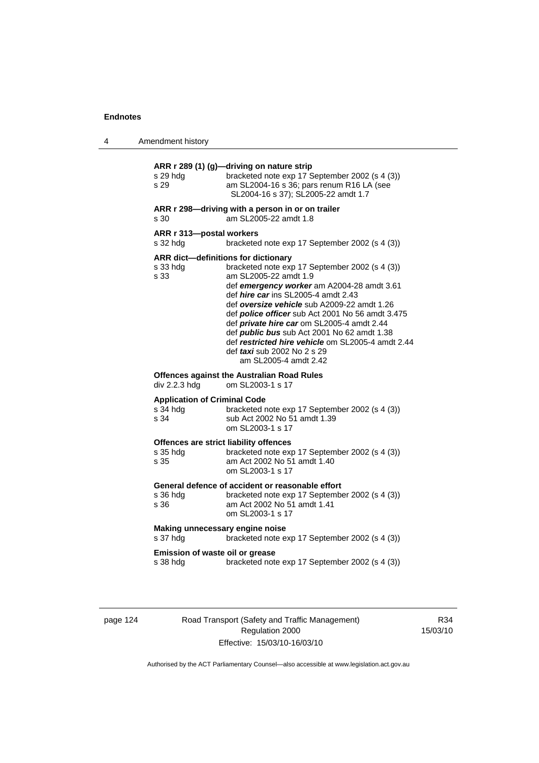**ARR r 289 (1) (g)—driving on nature strip**

s 29 hdg bracketed note exp 17 September 2002 (s 4 (3))
s 29 am SL2004-16 s 36; pars renum R16 LA (see SL2004-16 s 37); SL2005-22 amdt 1.7

**ARR r 298—driving with a person in or on trailer**

s 30 am SL2005-22 amdt 1.8

**ARR r 313—postal workers**

s 32 hdg bracketed note exp 17 September 2002 (s 4 (3))

**ARR dict—definitions for dictionary**

s 33 hdg bracketed note exp 17 September 2002 (s 4 (3))
s 33 am SL2005-22 amdt 1.9
def ***emergency worker*** am A2004-28 amdt 3.61
def ***hire car*** ins SL2005-4 amdt 2.43
def ***oversize vehicle*** sub A2009-22 amdt 1.26
def ***police officer*** sub Act 2001 No 56 amdt 3.475
def ***private hire car*** om SL2005-4 amdt 2.44
def ***public bus*** sub Act 2001 No 62 amdt 1.38
def ***restricted hire vehicle*** om SL2005-4 amdt 2.44
def ***taxi*** sub 2002 No 2 s 29
am SL2005-4 amdt 2.42

**Offences against the Australian Road Rules**

div 2.2.3 hdg om SL2003-1 s 17

**Application of Criminal Code**

s 34 hdg bracketed note exp 17 September 2002 (s 4 (3))
s 34 sub Act 2002 No 51 amdt 1.39
om SL2003-1 s 17

**Offences are strict liability offences**

s 35 hdg bracketed note exp 17 September 2002 (s 4 (3))
s 35 am Act 2002 No 51 amdt 1.40
om SL2003-1 s 17

**General defence of accident or reasonable effort**

s 36 hdg bracketed note exp 17 September 2002 (s 4 (3))
s 36 am Act 2002 No 51 amdt 1.41
om SL2003-1 s 17

**Making unnecessary engine noise**

s 37 hdg bracketed note exp 17 September 2002 (s 4 (3))

**Emission of waste oil or grease**

s 38 hdg bracketed note exp 17 September 2002 (s 4 (3))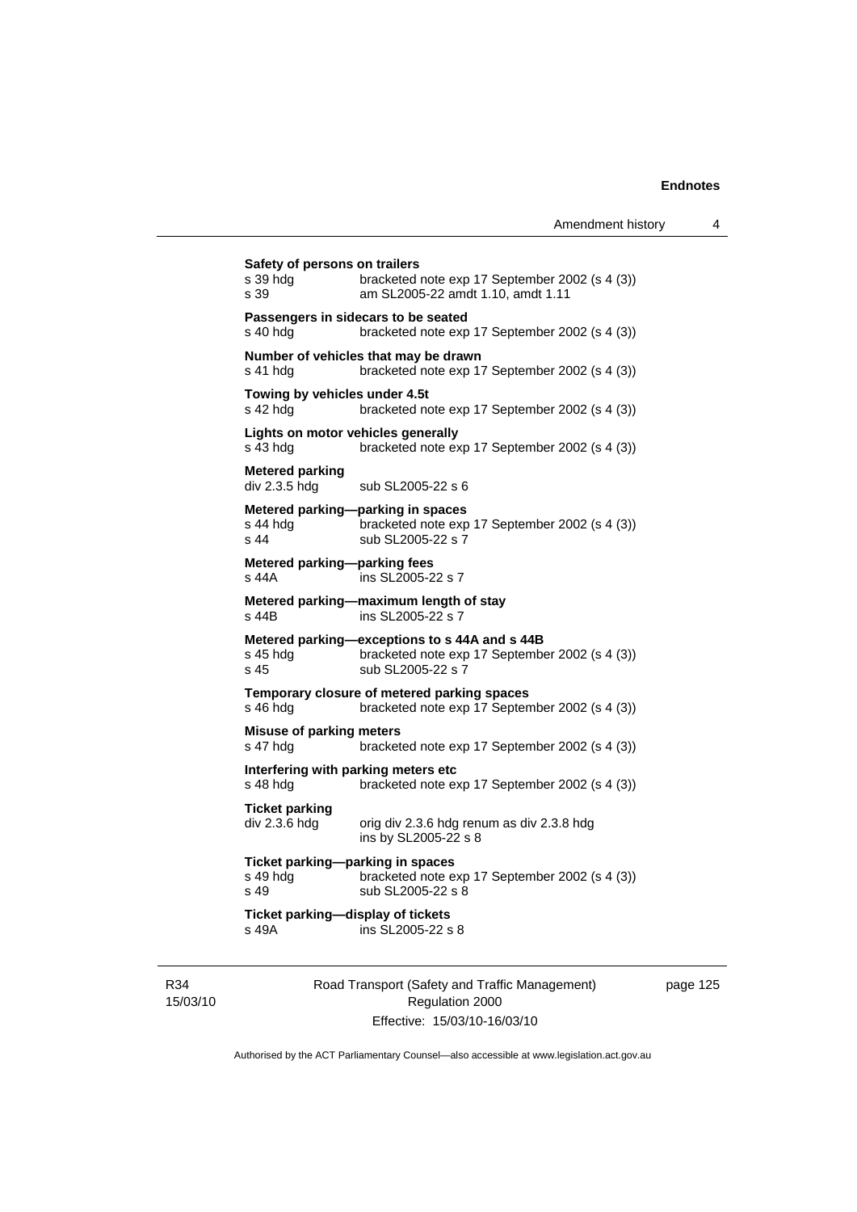**Safety of persons on trailers**
s 39 hdg bracketed note exp 17 September 2002 (s 4 (3))
s 39 am SL2005-22 amdt 1.10, amdt 1.11

**Passengers in sidecars to be seated**
s 40 hdg bracketed note exp 17 September 2002 (s 4 (3))

**Number of vehicles that may be drawn**
s 41 hdg bracketed note exp 17 September 2002 (s 4 (3))

**Towing by vehicles under 4.5t**
s 42 hdg bracketed note exp 17 September 2002 (s 4 (3))

**Lights on motor vehicles generally**
s 43 hdg bracketed note exp 17 September 2002 (s 4 (3))

**Metered parking**
div 2.3.5 hdg sub SL2005-22 s 6

**Metered parking—parking in spaces**
s 44 hdg bracketed note exp 17 September 2002 (s 4 (3))
s 44 sub SL2005-22 s 7

**Metered parking—parking fees**
s 44A ins SL2005-22 s 7

**Metered parking—maximum length of stay**
s 44B ins SL2005-22 s 7

**Metered parking—exceptions to s 44A and s 44B**
s 45 hdg bracketed note exp 17 September 2002 (s 4 (3))
s 45 sub SL2005-22 s 7

**Temporary closure of metered parking spaces**
s 46 hdg bracketed note exp 17 September 2002 (s 4 (3))

**Misuse of parking meters**
s 47 hdg bracketed note exp 17 September 2002 (s 4 (3))

**Interfering with parking meters etc**
s 48 hdg bracketed note exp 17 September 2002 (s 4 (3))

**Ticket parking**
div 2.3.6 hdg orig div 2.3.6 hdg renum as div 2.3.8 hdg
ins by SL2005-22 s 8

**Ticket parking—parking in spaces**
s 49 hdg bracketed note exp 17 September 2002 (s 4 (3))
s 49 sub SL2005-22 s 8

**Ticket parking—display of tickets**
s 49A ins SL2005-22 s 8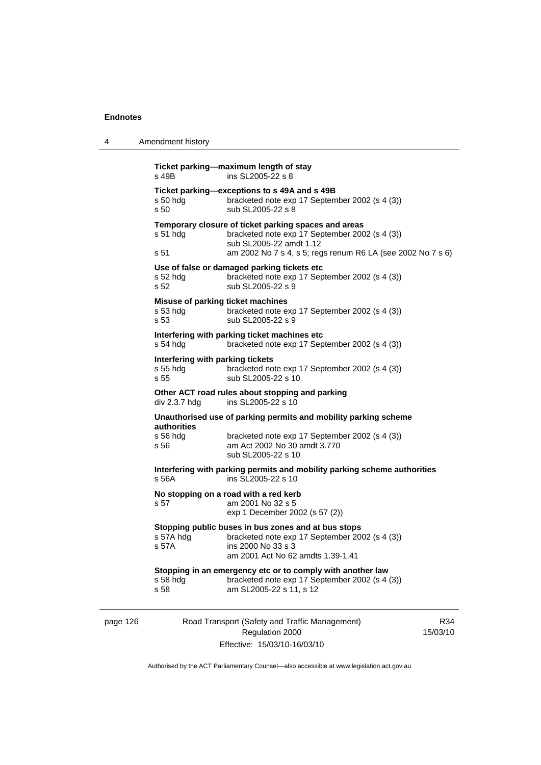**Ticket parking—maximum length of stay**
s 49B ins SL2005-22 s 8

**Ticket parking—exceptions to s 49A and s 49B**
s 50 hdg bracketed note exp 17 September 2002 (s 4 (3))
s 50 sub SL2005-22 s 8

**Temporary closure of ticket parking spaces and areas**
s 51 hdg bracketed note exp 17 September 2002 (s 4 (3))
sub SL2005-22 amdt 1.12
s 51 am 2002 No 7 s 4, s 5; regs renum R6 LA (see 2002 No 7 s 6)

**Use of false or damaged parking tickets etc**
s 52 hdg bracketed note exp 17 September 2002 (s 4 (3))
s 52 sub SL2005-22 s 9

**Misuse of parking ticket machines**
s 53 hdg bracketed note exp 17 September 2002 (s 4 (3))
s 53 sub SL2005-22 s 9

**Interfering with parking ticket machines etc**
s 54 hdg bracketed note exp 17 September 2002 (s 4 (3))

**Interfering with parking tickets**
s 55 hdg bracketed note exp 17 September 2002 (s 4 (3))
s 55 sub SL2005-22 s 10

**Other ACT road rules about stopping and parking**
div 2.3.7 hdg ins SL2005-22 s 10

**Unauthorised use of parking permits and mobility parking scheme authorities**
s 56 hdg bracketed note exp 17 September 2002 (s 4 (3))
s 56 am Act 2002 No 30 amdt 3.770
sub SL2005-22 s 10

**Interfering with parking permits and mobility parking scheme authorities**
s 56A ins SL2005-22 s 10

**No stopping on a road with a red kerb**
s 57 am 2001 No 32 s 5
exp 1 December 2002 (s 57 (2))

**Stopping public buses in bus zones and at bus stops**
s 57A hdg bracketed note exp 17 September 2002 (s 4 (3))
s 57A ins 2000 No 33 s 3
am 2001 Act No 62 amdts 1.39-1.41

**Stopping in an emergency etc or to comply with another law**
s 58 hdg bracketed note exp 17 September 2002 (s 4 (3))
s 58 am SL2005-22 s 11, s 12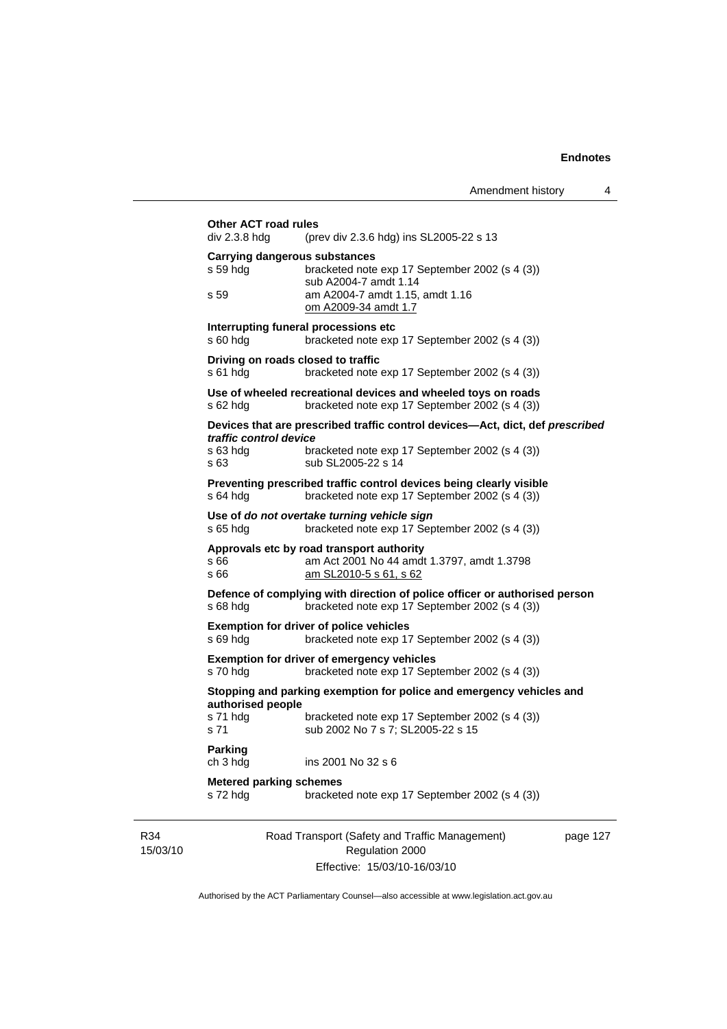**Other ACT road rules**
div 2.3.8 hdg (prev div 2.3.6 hdg) ins SL2005-22 s 13

**Carrying dangerous substances**
s 59 hdg bracketed note exp 17 September 2002 (s 4 (3))
sub A2004-7 amdt 1.14
s 59 am A2004-7 amdt 1.15, amdt 1.16
om A2009-34 amdt 1.7

**Interrupting funeral processions etc**
s 60 hdg bracketed note exp 17 September 2002 (s 4 (3))

**Driving on roads closed to traffic**
s 61 hdg bracketed note exp 17 September 2002 (s 4 (3))

**Use of wheeled recreational devices and wheeled toys on roads**
s 62 hdg bracketed note exp 17 September 2002 (s 4 (3))

**Devices that are prescribed traffic control devices—Act, dict, def *prescribed traffic control device***
s 63 hdg bracketed note exp 17 September 2002 (s 4 (3))
s 63 sub SL2005-22 s 14

**Preventing prescribed traffic control devices being clearly visible**
s 64 hdg bracketed note exp 17 September 2002 (s 4 (3))

**Use of *do not overtake turning vehicle sign***
s 65 hdg bracketed note exp 17 September 2002 (s 4 (3))

**Approvals etc by road transport authority**
s 66 am Act 2001 No 44 amdt 1.3797, amdt 1.3798
s 66 am SL2010-5 s 61, s 62

**Defence of complying with direction of police officer or authorised person**
s 68 hdg bracketed note exp 17 September 2002 (s 4 (3))

**Exemption for driver of police vehicles**
s 69 hdg bracketed note exp 17 September 2002 (s 4 (3))

**Exemption for driver of emergency vehicles**
s 70 hdg bracketed note exp 17 September 2002 (s 4 (3))

**Stopping and parking exemption for police and emergency vehicles and authorised people**
s 71 hdg bracketed note exp 17 September 2002 (s 4 (3))
s 71 sub 2002 No 7 s 7; SL2005-22 s 15

**Parking**
ch 3 hdg ins 2001 No 32 s 6

**Metered parking schemes**
s 72 hdg bracketed note exp 17 September 2002 (s 4 (3))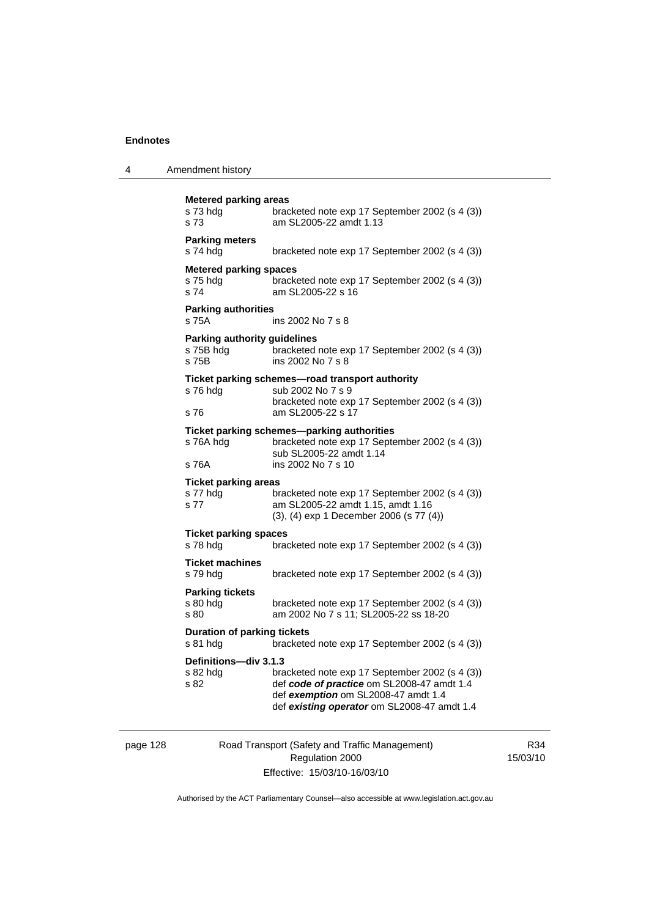**Metered parking areas**

s 73 hdg bracketed note exp 17 September 2002 (s 4 (3))
s 73 am SL2005-22 amdt 1.13

**Parking meters**

s 74 hdg bracketed note exp 17 September 2002 (s 4 (3))

**Metered parking spaces**

s 75 hdg bracketed note exp 17 September 2002 (s 4 (3))
s 74 am SL2005-22 s 16

**Parking authorities**

s 75A ins 2002 No 7 s 8

**Parking authority guidelines**

s 75B hdg bracketed note exp 17 September 2002 (s 4 (3))
s 75B ins 2002 No 7 s 8

**Ticket parking schemes—road transport authority**

s 76 hdg sub 2002 No 7 s 9
bracketed note exp 17 September 2002 (s 4 (3))
s 76 am SL2005-22 s 17

**Ticket parking schemes—parking authorities**

s 76A hdg bracketed note exp 17 September 2002 (s 4 (3))
sub SL2005-22 amdt 1.14
s 76A ins 2002 No 7 s 10

**Ticket parking areas**

s 77 hdg bracketed note exp 17 September 2002 (s 4 (3))
s 77 am SL2005-22 amdt 1.15, amdt 1.16
(3), (4) exp 1 December 2006 (s 77 (4))

**Ticket parking spaces**

s 78 hdg bracketed note exp 17 September 2002 (s 4 (3))

**Ticket machines**

s 79 hdg bracketed note exp 17 September 2002 (s 4 (3))

**Parking tickets**

s 80 hdg bracketed note exp 17 September 2002 (s 4 (3))
s 80 am 2002 No 7 s 11; SL2005-22 ss 18-20

**Duration of parking tickets**

s 81 hdg bracketed note exp 17 September 2002 (s 4 (3))

**Definitions—div 3.1.3**

s 82 hdg bracketed note exp 17 September 2002 (s 4 (3))
s 82 def ***code of practice*** om SL2008-47 amdt 1.4
def ***exemption*** om SL2008-47 amdt 1.4
def ***existing operator*** om SL2008-47 amdt 1.4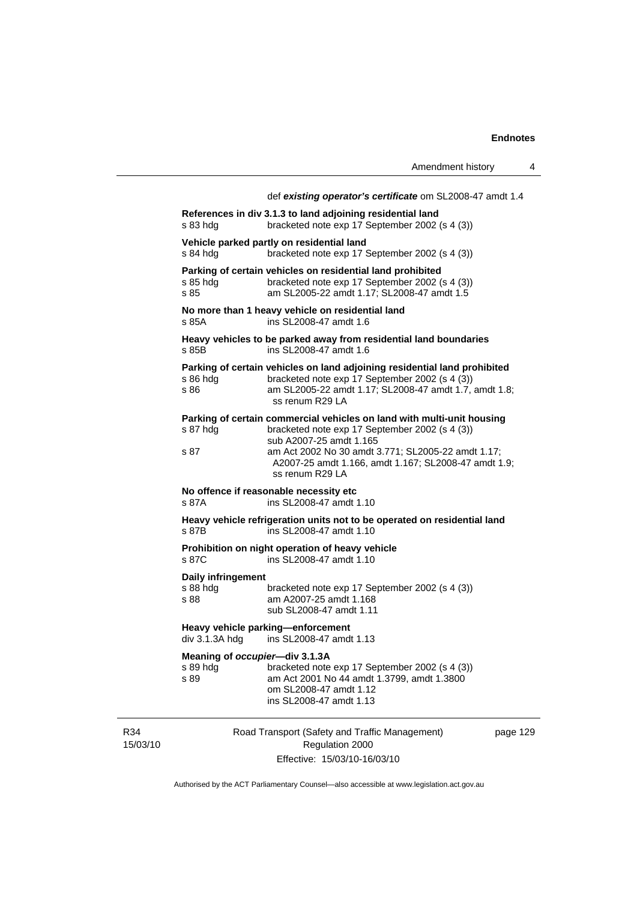def ***existing operator's certificate*** om SL2008-47 amdt 1.4

**References in div 3.1.3 to land adjoining residential land**
s 83 hdg bracketed note exp 17 September 2002 (s 4 (3))

**Vehicle parked partly on residential land**
s 84 hdg bracketed note exp 17 September 2002 (s 4 (3))

**Parking of certain vehicles on residential land prohibited**
s 85 hdg bracketed note exp 17 September 2002 (s 4 (3))
s 85 am SL2005-22 amdt 1.17; SL2008-47 amdt 1.5

**No more than 1 heavy vehicle on residential land**
s 85A ins SL2008-47 amdt 1.6

**Heavy vehicles to be parked away from residential land boundaries**
s 85B ins SL2008-47 amdt 1.6

**Parking of certain vehicles on land adjoining residential land prohibited**
s 86 hdg bracketed note exp 17 September 2002 (s 4 (3))
s 86 am SL2005-22 amdt 1.17; SL2008-47 amdt 1.7, amdt 1.8; ss renum R29 LA

**Parking of certain commercial vehicles on land with multi-unit housing**
s 87 hdg bracketed note exp 17 September 2002 (s 4 (3))
sub A2007-25 amdt 1.165
s 87 am Act 2002 No 30 amdt 3.771; SL2005-22 amdt 1.17; A2007-25 amdt 1.166, amdt 1.167; SL2008-47 amdt 1.9; ss renum R29 LA

**No offence if reasonable necessity etc**
s 87A ins SL2008-47 amdt 1.10

**Heavy vehicle refrigeration units not to be operated on residential land**
s 87B ins SL2008-47 amdt 1.10

**Prohibition on night operation of heavy vehicle**
s 87C ins SL2008-47 amdt 1.10

**Daily infringement**
s 88 hdg bracketed note exp 17 September 2002 (s 4 (3))
s 88 am A2007-25 amdt 1.168
sub SL2008-47 amdt 1.11

**Heavy vehicle parking—enforcement**
div 3.1.3A hdg ins SL2008-47 amdt 1.13

**Meaning of *occupier*—div 3.1.3A**
s 89 hdg bracketed note exp 17 September 2002 (s 4 (3))
s 89 am Act 2001 No 44 amdt 1.3799, amdt 1.3800
om SL2008-47 amdt 1.12
ins SL2008-47 amdt 1.13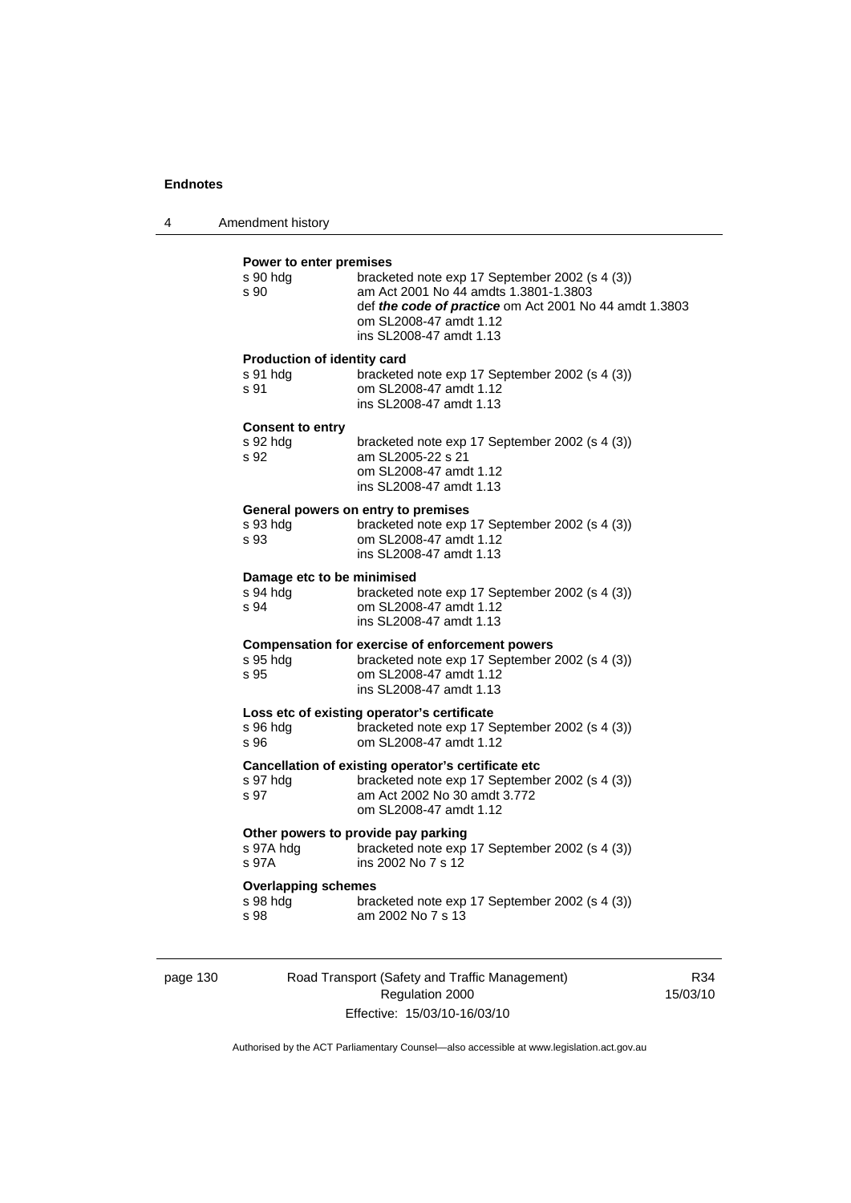**Power to enter premises**

s 90 hdg bracketed note exp 17 September 2002 (s 4 (3))

s 90 am Act 2001 No 44 amdts 1.3801-1.3803

def ***the code of practice*** om Act 2001 No 44 amdt 1.3803

om SL2008-47 amdt 1.12

ins SL2008-47 amdt 1.13

**Production of identity card**

s 91 hdg bracketed note exp 17 September 2002 (s 4 (3))

s 91 om SL2008-47 amdt 1.12

ins SL2008-47 amdt 1.13

**Consent to entry**

s 92 hdg bracketed note exp 17 September 2002 (s 4 (3))

s 92 am SL2005-22 s 21

om SL2008-47 amdt 1.12

ins SL2008-47 amdt 1.13

**General powers on entry to premises**

s 93 hdg bracketed note exp 17 September 2002 (s 4 (3))

s 93 om SL2008-47 amdt 1.12

ins SL2008-47 amdt 1.13

**Damage etc to be minimised**

s 94 hdg bracketed note exp 17 September 2002 (s 4 (3))

s 94 om SL2008-47 amdt 1.12

ins SL2008-47 amdt 1.13

**Compensation for exercise of enforcement powers**

s 95 hdg bracketed note exp 17 September 2002 (s 4 (3))

s 95 om SL2008-47 amdt 1.12

ins SL2008-47 amdt 1.13

**Loss etc of existing operator's certificate**

s 96 hdg bracketed note exp 17 September 2002 (s 4 (3))

s 96 om SL2008-47 amdt 1.12

**Cancellation of existing operator's certificate etc**

s 97 hdg bracketed note exp 17 September 2002 (s 4 (3))

s 97 am Act 2002 No 30 amdt 3.772

om SL2008-47 amdt 1.12

**Other powers to provide pay parking**

s 97A hdg bracketed note exp 17 September 2002 (s 4 (3))

s 97A ins 2002 No 7 s 12

**Overlapping schemes**

s 98 hdg bracketed note exp 17 September 2002 (s 4 (3))

s 98 am 2002 No 7 s 13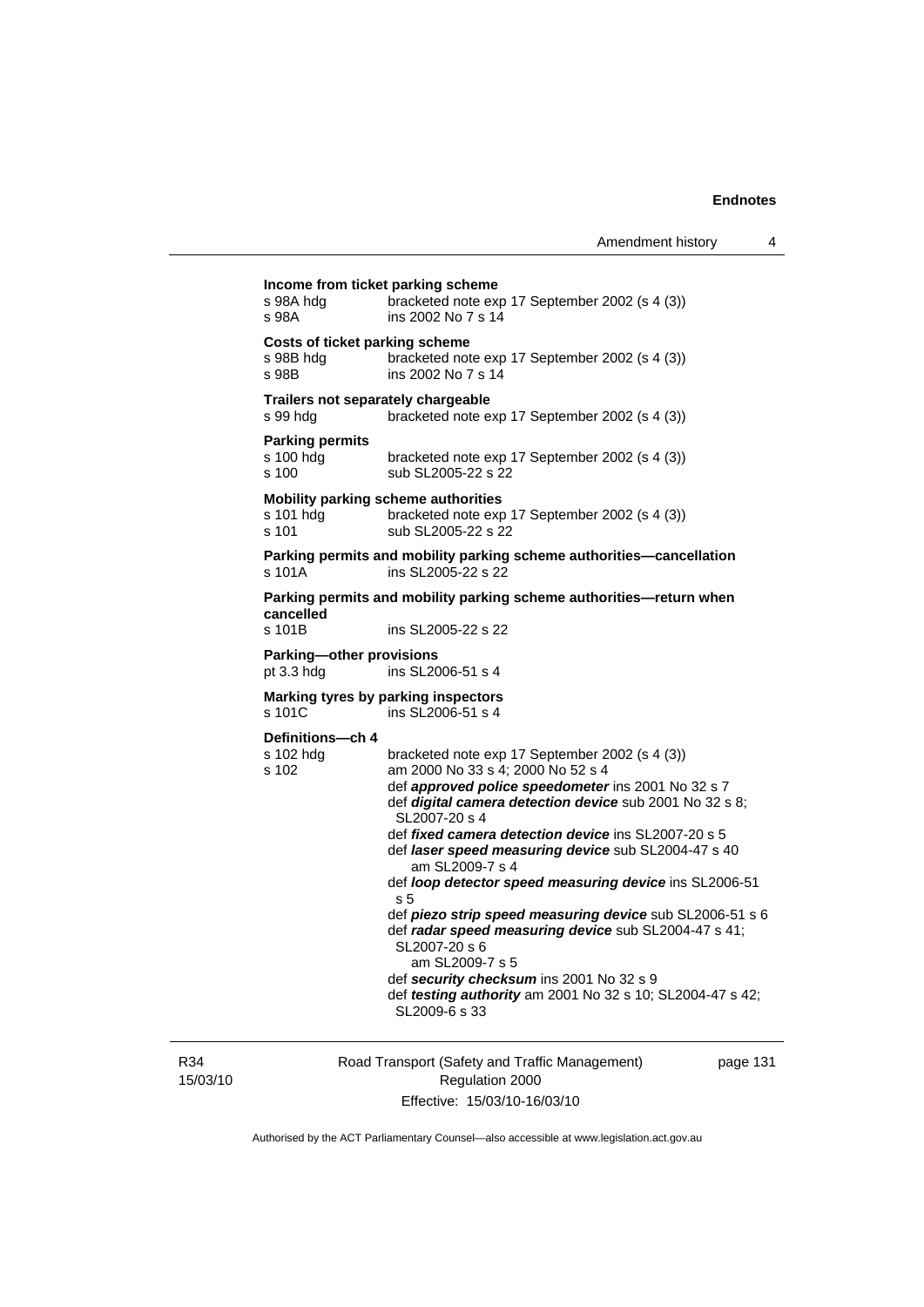**Income from ticket parking scheme**

s 98A hdg — bracketed note exp 17 September 2002 (s 4 (3))
s 98A — ins 2002 No 7 s 14

**Costs of ticket parking scheme**

s 98B hdg — bracketed note exp 17 September 2002 (s 4 (3))
s 98B — ins 2002 No 7 s 14

**Trailers not separately chargeable**

s 99 hdg — bracketed note exp 17 September 2002 (s 4 (3))

**Parking permits**

s 100 hdg — bracketed note exp 17 September 2002 (s 4 (3))
s 100 — sub SL2005-22 s 22

**Mobility parking scheme authorities**

s 101 hdg — bracketed note exp 17 September 2002 (s 4 (3))
s 101 — sub SL2005-22 s 22

**Parking permits and mobility parking scheme authorities—cancellation**

s 101A — ins SL2005-22 s 22

**Parking permits and mobility parking scheme authorities—return when cancelled**

s 101B — ins SL2005-22 s 22

**Parking—other provisions**

pt 3.3 hdg — ins SL2006-51 s 4

**Marking tyres by parking inspectors**

s 101C — ins SL2006-51 s 4

**Definitions—ch 4**

s 102 hdg — bracketed note exp 17 September 2002 (s 4 (3))
s 102 — am 2000 No 33 s 4; 2000 No 52 s 4
def ***approved police speedometer*** ins 2001 No 32 s 7
def ***digital camera detection device*** sub 2001 No 32 s 8; SL2007-20 s 4
def ***fixed camera detection device*** ins SL2007-20 s 5
def ***laser speed measuring device*** sub SL2004-47 s 40
am SL2009-7 s 4
def ***loop detector speed measuring device*** ins SL2006-51 s 5
def ***piezo strip speed measuring device*** sub SL2006-51 s 6
def ***radar speed measuring device*** sub SL2004-47 s 41; SL2007-20 s 6
am SL2009-7 s 5
def ***security checksum*** ins 2001 No 32 s 9
def ***testing authority*** am 2001 No 32 s 10; SL2004-47 s 42; SL2009-6 s 33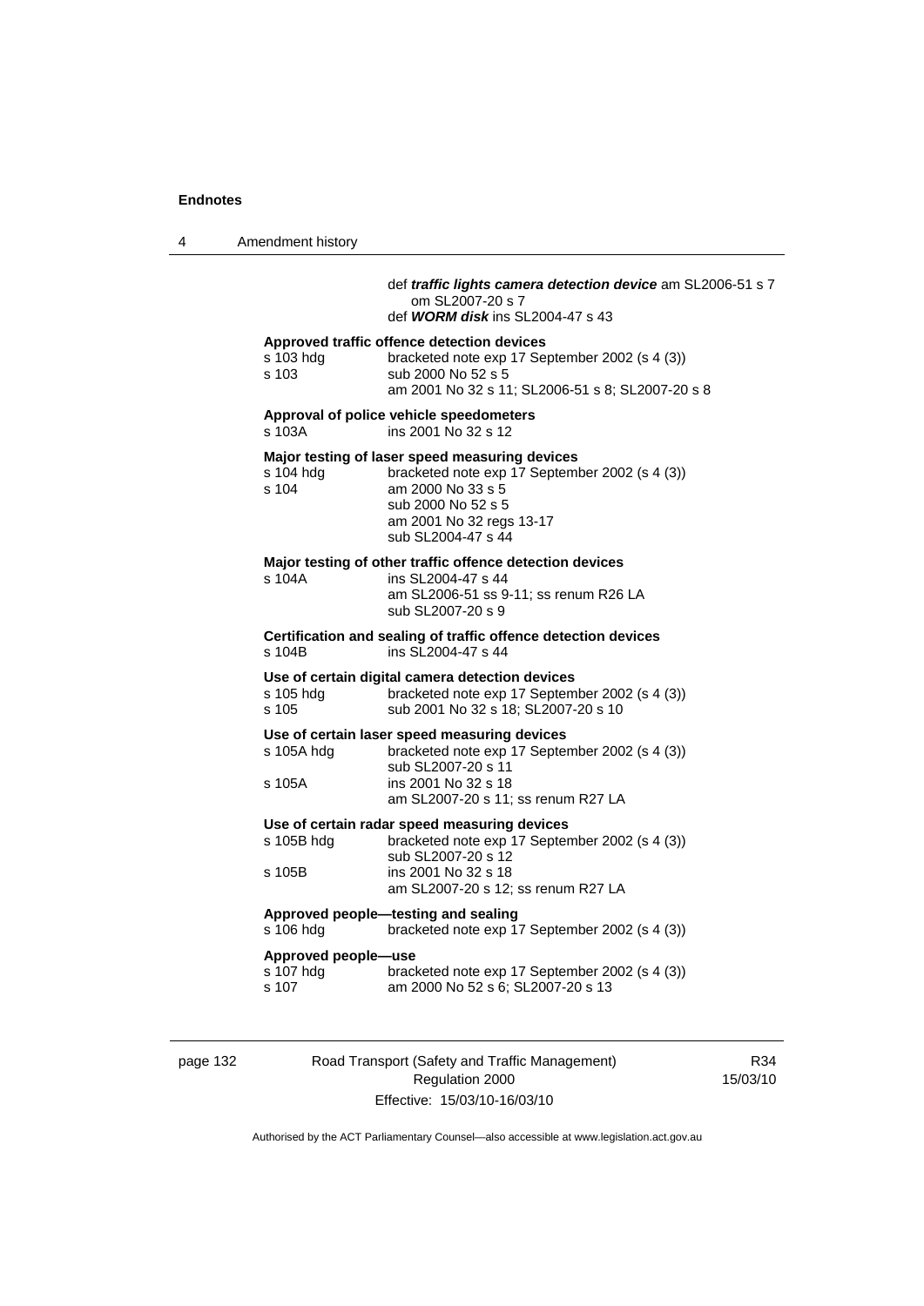def ***traffic lights camera detection device*** am SL2006-51 s 7
om SL2007-20 s 7
def ***WORM disk*** ins SL2004-47 s 43

**Approved traffic offence detection devices**

| | |
|---|---|
| s 103 hdg | bracketed note exp 17 September 2002 (s 4 (3)) |
| s 103 | sub 2000 No 52 s 5 |
| | am 2001 No 32 s 11; SL2006-51 s 8; SL2007-20 s 8 |

**Approval of police vehicle speedometers**

| | |
|---|---|
| s 103A | ins 2001 No 32 s 12 |

**Major testing of laser speed measuring devices**

| | |
|---|---|
| s 104 hdg | bracketed note exp 17 September 2002 (s 4 (3)) |
| s 104 | am 2000 No 33 s 5 |
| | sub 2000 No 52 s 5 |
| | am 2001 No 32 regs 13-17 |
| | sub SL2004-47 s 44 |

**Major testing of other traffic offence detection devices**

| | |
|---|---|
| s 104A | ins SL2004-47 s 44 |
| | am SL2006-51 ss 9-11; ss renum R26 LA |
| | sub SL2007-20 s 9 |

**Certification and sealing of traffic offence detection devices**

| | |
|---|---|
| s 104B | ins SL2004-47 s 44 |

**Use of certain digital camera detection devices**

| | |
|---|---|
| s 105 hdg | bracketed note exp 17 September 2002 (s 4 (3)) |
| s 105 | sub 2001 No 32 s 18; SL2007-20 s 10 |

**Use of certain laser speed measuring devices**

| | |
|---|---|
| s 105A hdg | bracketed note exp 17 September 2002 (s 4 (3)) |
| | sub SL2007-20 s 11 |
| s 105A | ins 2001 No 32 s 18 |
| | am SL2007-20 s 11; ss renum R27 LA |

**Use of certain radar speed measuring devices**

| | |
|---|---|
| s 105B hdg | bracketed note exp 17 September 2002 (s 4 (3)) |
| | sub SL2007-20 s 12 |
| s 105B | ins 2001 No 32 s 18 |
| | am SL2007-20 s 12; ss renum R27 LA |

**Approved people—testing and sealing**

| | |
|---|---|
| s 106 hdg | bracketed note exp 17 September 2002 (s 4 (3)) |

**Approved people—use**

| | |
|---|---|
| s 107 hdg | bracketed note exp 17 September 2002 (s 4 (3)) |
| s 107 | am 2000 No 52 s 6; SL2007-20 s 13 |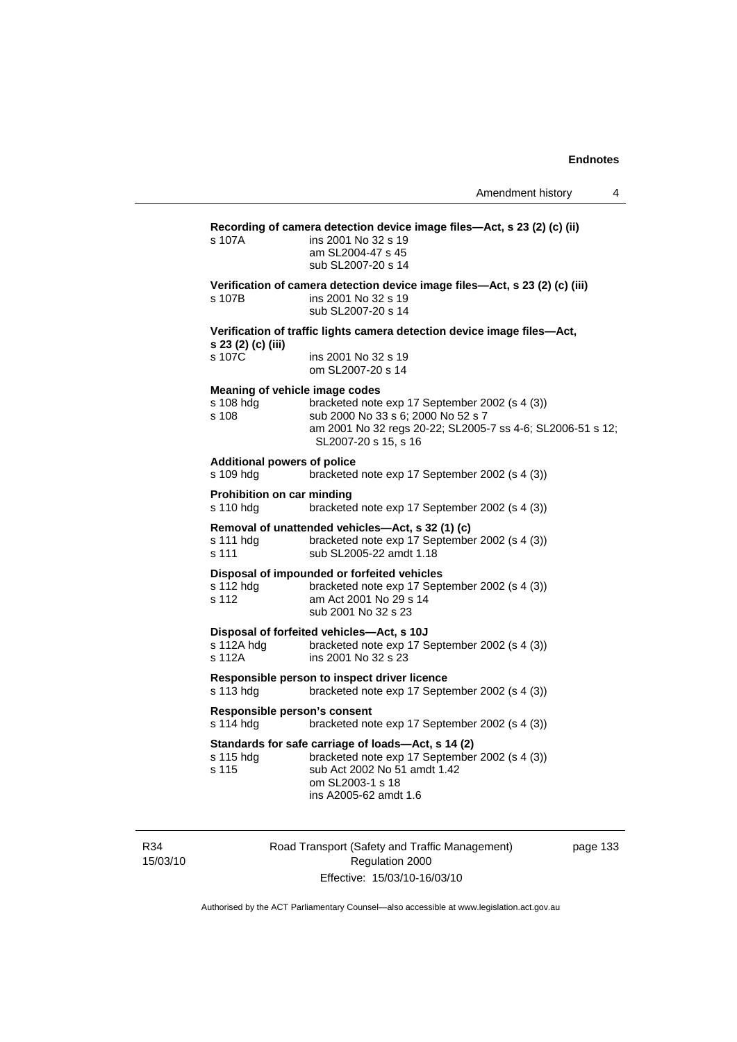**Recording of camera detection device image files—Act, s 23 (2) (c) (ii)**

| | |
|---|---|
| s 107A | ins 2001 No 32 s 19<br>am SL2004-47 s 45<br>sub SL2007-20 s 14 |

**Verification of camera detection device image files—Act, s 23 (2) (c) (iii)**

| | |
|---|---|
| s 107B | ins 2001 No 32 s 19<br>sub SL2007-20 s 14 |

**Verification of traffic lights camera detection device image files—Act, s 23 (2) (c) (iii)**

| | |
|---|---|
| s 107C | ins 2001 No 32 s 19<br>om SL2007-20 s 14 |

**Meaning of vehicle image codes**

| | |
|---|---|
| s 108 hdg | bracketed note exp 17 September 2002 (s 4 (3)) |
| s 108 | sub 2000 No 33 s 6; 2000 No 52 s 7<br>am 2001 No 32 regs 20-22; SL2005-7 ss 4-6; SL2006-51 s 12; SL2007-20 s 15, s 16 |

**Additional powers of police**

| | |
|---|---|
| s 109 hdg | bracketed note exp 17 September 2002 (s 4 (3)) |

**Prohibition on car minding**

| | |
|---|---|
| s 110 hdg | bracketed note exp 17 September 2002 (s 4 (3)) |

**Removal of unattended vehicles—Act, s 32 (1) (c)**

| | |
|---|---|
| s 111 hdg | bracketed note exp 17 September 2002 (s 4 (3)) |
| s 111 | sub SL2005-22 amdt 1.18 |

**Disposal of impounded or forfeited vehicles**

| | |
|---|---|
| s 112 hdg | bracketed note exp 17 September 2002 (s 4 (3)) |
| s 112 | am Act 2001 No 29 s 14<br>sub 2001 No 32 s 23 |

**Disposal of forfeited vehicles—Act, s 10J**

| | |
|---|---|
| s 112A hdg | bracketed note exp 17 September 2002 (s 4 (3)) |
| s 112A | ins 2001 No 32 s 23 |

**Responsible person to inspect driver licence**

| | |
|---|---|
| s 113 hdg | bracketed note exp 17 September 2002 (s 4 (3)) |

**Responsible person's consent**

| | |
|---|---|
| s 114 hdg | bracketed note exp 17 September 2002 (s 4 (3)) |

**Standards for safe carriage of loads—Act, s 14 (2)**

| | |
|---|---|
| s 115 hdg | bracketed note exp 17 September 2002 (s 4 (3)) |
| s 115 | sub Act 2002 No 51 amdt 1.42<br>om SL2003-1 s 18<br>ins A2005-62 amdt 1.6 |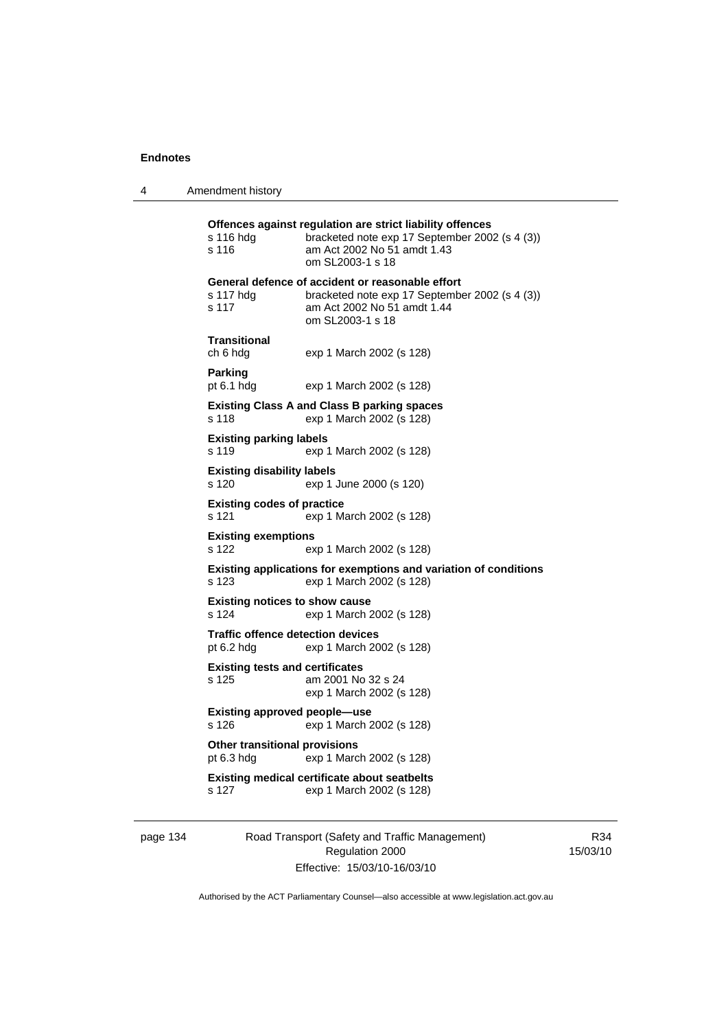**Offences against regulation are strict liability offences**

s 116 hdg bracketed note exp 17 September 2002 (s 4 (3))
s 116 am Act 2002 No 51 amdt 1.43
om SL2003-1 s 18

**General defence of accident or reasonable effort**

s 117 hdg bracketed note exp 17 September 2002 (s 4 (3))
s 117 am Act 2002 No 51 amdt 1.44
om SL2003-1 s 18

**Transitional**

ch 6 hdg exp 1 March 2002 (s 128)

**Parking**

pt 6.1 hdg exp 1 March 2002 (s 128)

**Existing Class A and Class B parking spaces**

s 118 exp 1 March 2002 (s 128)

**Existing parking labels**

s 119 exp 1 March 2002 (s 128)

**Existing disability labels**

s 120 exp 1 June 2000 (s 120)

**Existing codes of practice**

s 121 exp 1 March 2002 (s 128)

**Existing exemptions**

s 122 exp 1 March 2002 (s 128)

**Existing applications for exemptions and variation of conditions**

s 123 exp 1 March 2002 (s 128)

**Existing notices to show cause**

s 124 exp 1 March 2002 (s 128)

**Traffic offence detection devices**

pt 6.2 hdg exp 1 March 2002 (s 128)

**Existing tests and certificates**

s 125 am 2001 No 32 s 24
exp 1 March 2002 (s 128)

**Existing approved people—use**

s 126 exp 1 March 2002 (s 128)

**Other transitional provisions**

pt 6.3 hdg exp 1 March 2002 (s 128)

**Existing medical certificate about seatbelts**

s 127 exp 1 March 2002 (s 128)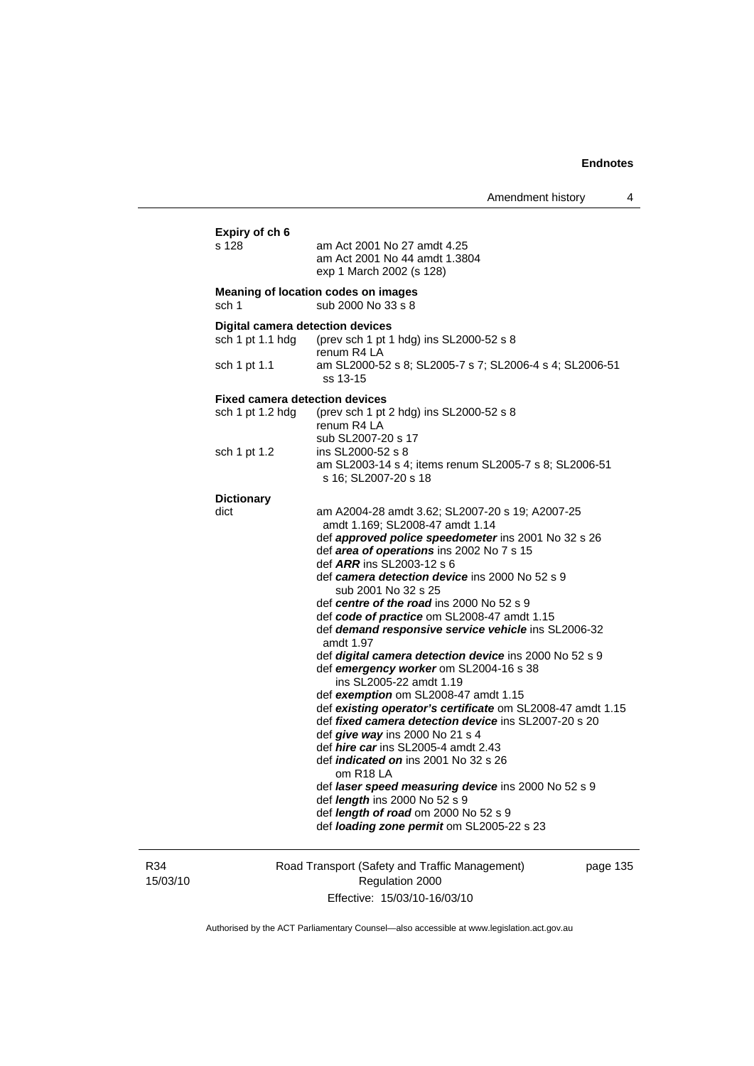**Expiry of ch 6**

s 128 am Act 2001 No 27 amdt 4.25
am Act 2001 No 44 amdt 1.3804
exp 1 March 2002 (s 128)

**Meaning of location codes on images**

sch 1 sub 2000 No 33 s 8

**Digital camera detection devices**

sch 1 pt 1.1 hdg (prev sch 1 pt 1 hdg) ins SL2000-52 s 8
renum R4 LA

sch 1 pt 1.1 am SL2000-52 s 8; SL2005-7 s 7; SL2006-4 s 4; SL2006-51 ss 13-15

**Fixed camera detection devices**

sch 1 pt 1.2 hdg (prev sch 1 pt 2 hdg) ins SL2000-52 s 8
renum R4 LA
sub SL2007-20 s 17

sch 1 pt 1.2 ins SL2000-52 s 8
am SL2003-14 s 4; items renum SL2005-7 s 8; SL2006-51 s 16; SL2007-20 s 18

**Dictionary**

dict am A2004-28 amdt 3.62; SL2007-20 s 19; A2007-25 amdt 1.169; SL2008-47 amdt 1.14
def ***approved police speedometer*** ins 2001 No 32 s 26
def ***area of operations*** ins 2002 No 7 s 15
def ***ARR*** ins SL2003-12 s 6
def ***camera detection device*** ins 2000 No 52 s 9
sub 2001 No 32 s 25
def ***centre of the road*** ins 2000 No 52 s 9
def ***code of practice*** om SL2008-47 amdt 1.15
def ***demand responsive service vehicle*** ins SL2006-32 amdt 1.97
def ***digital camera detection device*** ins 2000 No 52 s 9
def ***emergency worker*** om SL2004-16 s 38
ins SL2005-22 amdt 1.19
def ***exemption*** om SL2008-47 amdt 1.15
def ***existing operator's certificate*** om SL2008-47 amdt 1.15
def ***fixed camera detection device*** ins SL2007-20 s 20
def ***give way*** ins 2000 No 21 s 4
def ***hire car*** ins SL2005-4 amdt 2.43
def ***indicated on*** ins 2001 No 32 s 26
om R18 LA
def ***laser speed measuring device*** ins 2000 No 52 s 9
def ***length*** ins 2000 No 52 s 9
def ***length of road*** om 2000 No 52 s 9
def ***loading zone permit*** om SL2005-22 s 23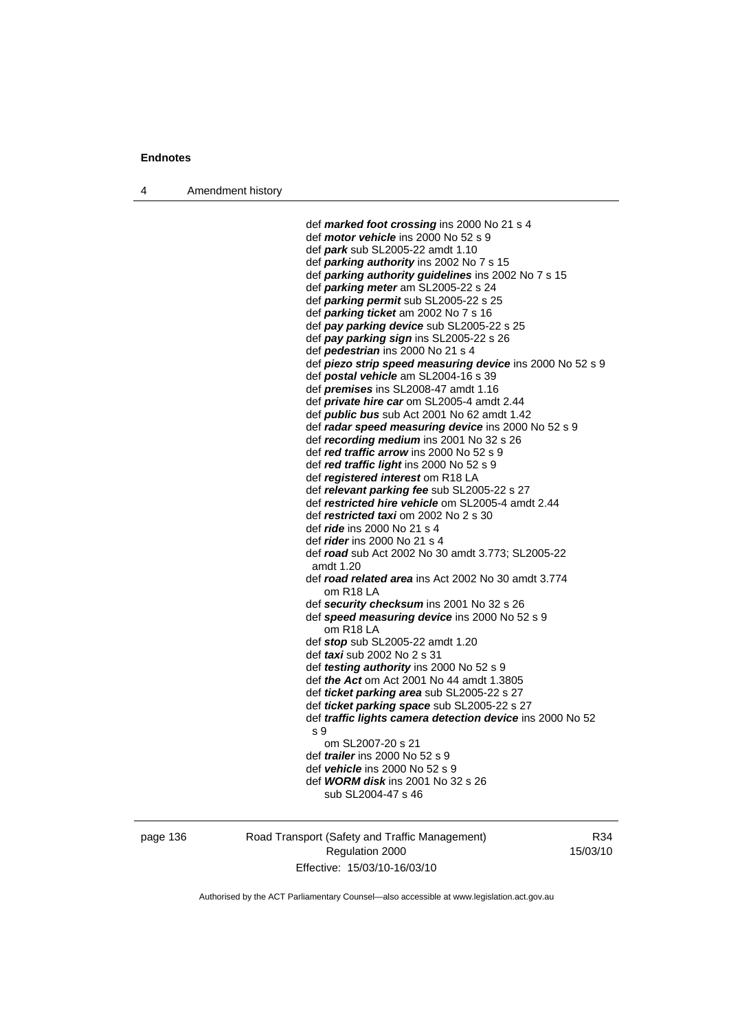def ***marked foot crossing*** ins 2000 No 21 s 4
def ***motor vehicle*** ins 2000 No 52 s 9
def ***park*** sub SL2005-22 amdt 1.10
def ***parking authority*** ins 2002 No 7 s 15
def ***parking authority guidelines*** ins 2002 No 7 s 15
def ***parking meter*** am SL2005-22 s 24
def ***parking permit*** sub SL2005-22 s 25
def ***parking ticket*** am 2002 No 7 s 16
def ***pay parking device*** sub SL2005-22 s 25
def ***pay parking sign*** ins SL2005-22 s 26
def ***pedestrian*** ins 2000 No 21 s 4
def ***piezo strip speed measuring device*** ins 2000 No 52 s 9
def ***postal vehicle*** am SL2004-16 s 39
def ***premises*** ins SL2008-47 amdt 1.16
def ***private hire car*** om SL2005-4 amdt 2.44
def ***public bus*** sub Act 2001 No 62 amdt 1.42
def ***radar speed measuring device*** ins 2000 No 52 s 9
def ***recording medium*** ins 2001 No 32 s 26
def ***red traffic arrow*** ins 2000 No 52 s 9
def ***red traffic light*** ins 2000 No 52 s 9
def ***registered interest*** om R18 LA
def ***relevant parking fee*** sub SL2005-22 s 27
def ***restricted hire vehicle*** om SL2005-4 amdt 2.44
def ***restricted taxi*** om 2002 No 2 s 30
def ***ride*** ins 2000 No 21 s 4
def ***rider*** ins 2000 No 21 s 4
def ***road*** sub Act 2002 No 30 amdt 3.773; SL2005-22 amdt 1.20
def ***road related area*** ins Act 2002 No 30 amdt 3.774
om R18 LA
def ***security checksum*** ins 2001 No 32 s 26
def ***speed measuring device*** ins 2000 No 52 s 9
om R18 LA
def ***stop*** sub SL2005-22 amdt 1.20
def ***taxi*** sub 2002 No 2 s 31
def ***testing authority*** ins 2000 No 52 s 9
def ***the Act*** om Act 2001 No 44 amdt 1.3805
def ***ticket parking area*** sub SL2005-22 s 27
def ***ticket parking space*** sub SL2005-22 s 27
def ***traffic lights camera detection device*** ins 2000 No 52 s 9
om SL2007-20 s 21
def ***trailer*** ins 2000 No 52 s 9
def ***vehicle*** ins 2000 No 52 s 9
def ***WORM disk*** ins 2001 No 32 s 26
sub SL2004-47 s 46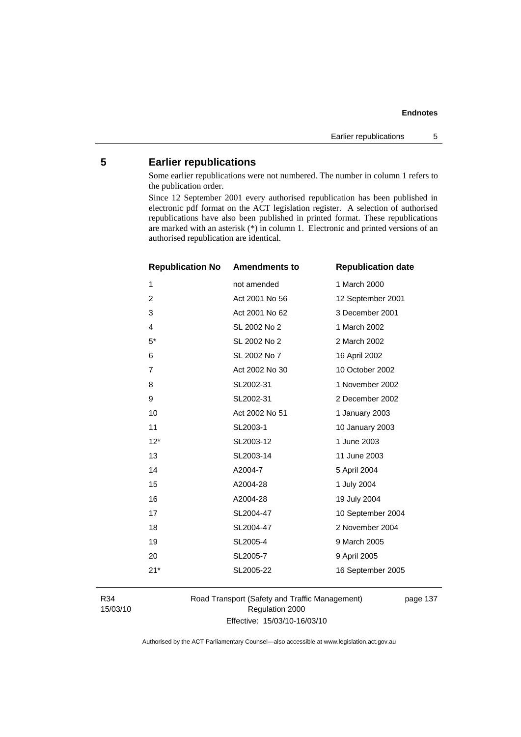## 5 Earlier republications

Some earlier republications were not numbered. The number in column 1 refers to the publication order.

Since 12 September 2001 every authorised republication has been published in electronic pdf format on the ACT legislation register. A selection of authorised republications have also been published in printed format. These republications are marked with an asterisk (*) in column 1. Electronic and printed versions of an authorised republication are identical.

| Republication No | Amendments to | Republication date |
|---|---|---|
| 1 | not amended | 1 March 2000 |
| 2 | Act 2001 No 56 | 12 September 2001 |
| 3 | Act 2001 No 62 | 3 December 2001 |
| 4 | SL 2002 No 2 | 1 March 2002 |
| 5* | SL 2002 No 2 | 2 March 2002 |
| 6 | SL 2002 No 7 | 16 April 2002 |
| 7 | Act 2002 No 30 | 10 October 2002 |
| 8 | SL2002-31 | 1 November 2002 |
| 9 | SL2002-31 | 2 December 2002 |
| 10 | Act 2002 No 51 | 1 January 2003 |
| 11 | SL2003-1 | 10 January 2003 |
| 12* | SL2003-12 | 1 June 2003 |
| 13 | SL2003-14 | 11 June 2003 |
| 14 | A2004-7 | 5 April 2004 |
| 15 | A2004-28 | 1 July 2004 |
| 16 | A2004-28 | 19 July 2004 |
| 17 | SL2004-47 | 10 September 2004 |
| 18 | SL2004-47 | 2 November 2004 |
| 19 | SL2005-4 | 9 March 2005 |
| 20 | SL2005-7 | 9 April 2005 |
| 21* | SL2005-22 | 16 September 2005 |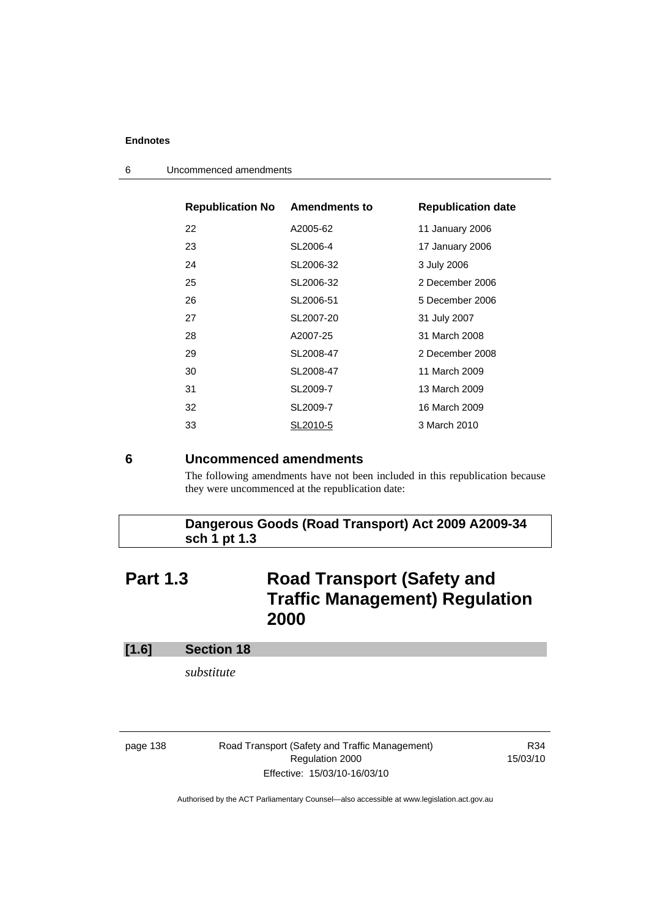| Republication No | Amendments to | Republication date |
| --- | --- | --- |
| 22 | A2005-62 | 11 January 2006 |
| 23 | SL2006-4 | 17 January 2006 |
| 24 | SL2006-32 | 3 July 2006 |
| 25 | SL2006-32 | 2 December 2006 |
| 26 | SL2006-51 | 5 December 2006 |
| 27 | SL2007-20 | 31 July 2007 |
| 28 | A2007-25 | 31 March 2008 |
| 29 | SL2008-47 | 2 December 2008 |
| 30 | SL2008-47 | 11 March 2009 |
| 31 | SL2009-7 | 13 March 2009 |
| 32 | SL2009-7 | 16 March 2009 |
| 33 | SL2010-5 | 3 March 2010 |

## 6 Uncommenced amendments

The following amendments have not been included in this republication because they were uncommenced at the republication date:

**Dangerous Goods (Road Transport) Act 2009 A2009-34 sch 1 pt 1.3**

# Part 1.3 Road Transport (Safety and Traffic Management) Regulation 2000

### [1.6] Section 18

*substitute*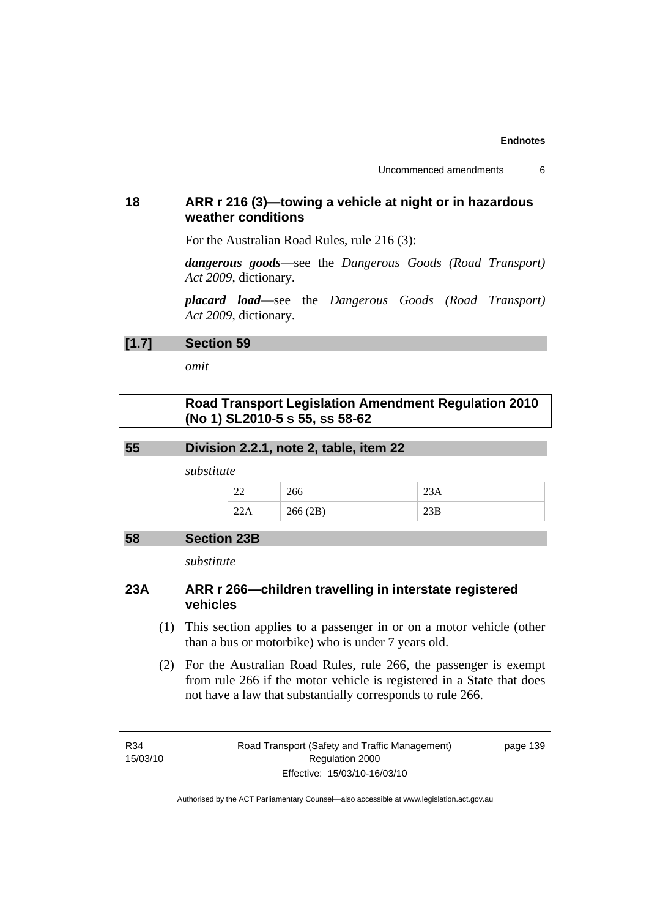## 18 ARR r 216 (3)—towing a vehicle at night or in hazardous weather conditions

For the Australian Road Rules, rule 216 (3):

***dangerous goods***—see the *Dangerous Goods (Road Transport) Act 2009*, dictionary.

***placard load***—see the *Dangerous Goods (Road Transport) Act 2009*, dictionary.

### [1.7] Section 59

*omit*

### Road Transport Legislation Amendment Regulation 2010 (No 1) SL2010-5 s 55, ss 58-62

### 55 Division 2.2.1, note 2, table, item 22

*substitute*

| | | |
|---|---|---|
| 22 | 266 | 23A |
| 22A | 266 (2B) | 23B |

### 58 Section 23B

*substitute*

## 23A ARR r 266—children travelling in interstate registered vehicles

(1) This section applies to a passenger in or on a motor vehicle (other than a bus or motorbike) who is under 7 years old.

(2) For the Australian Road Rules, rule 266, the passenger is exempt from rule 266 if the motor vehicle is registered in a State that does not have a law that substantially corresponds to rule 266.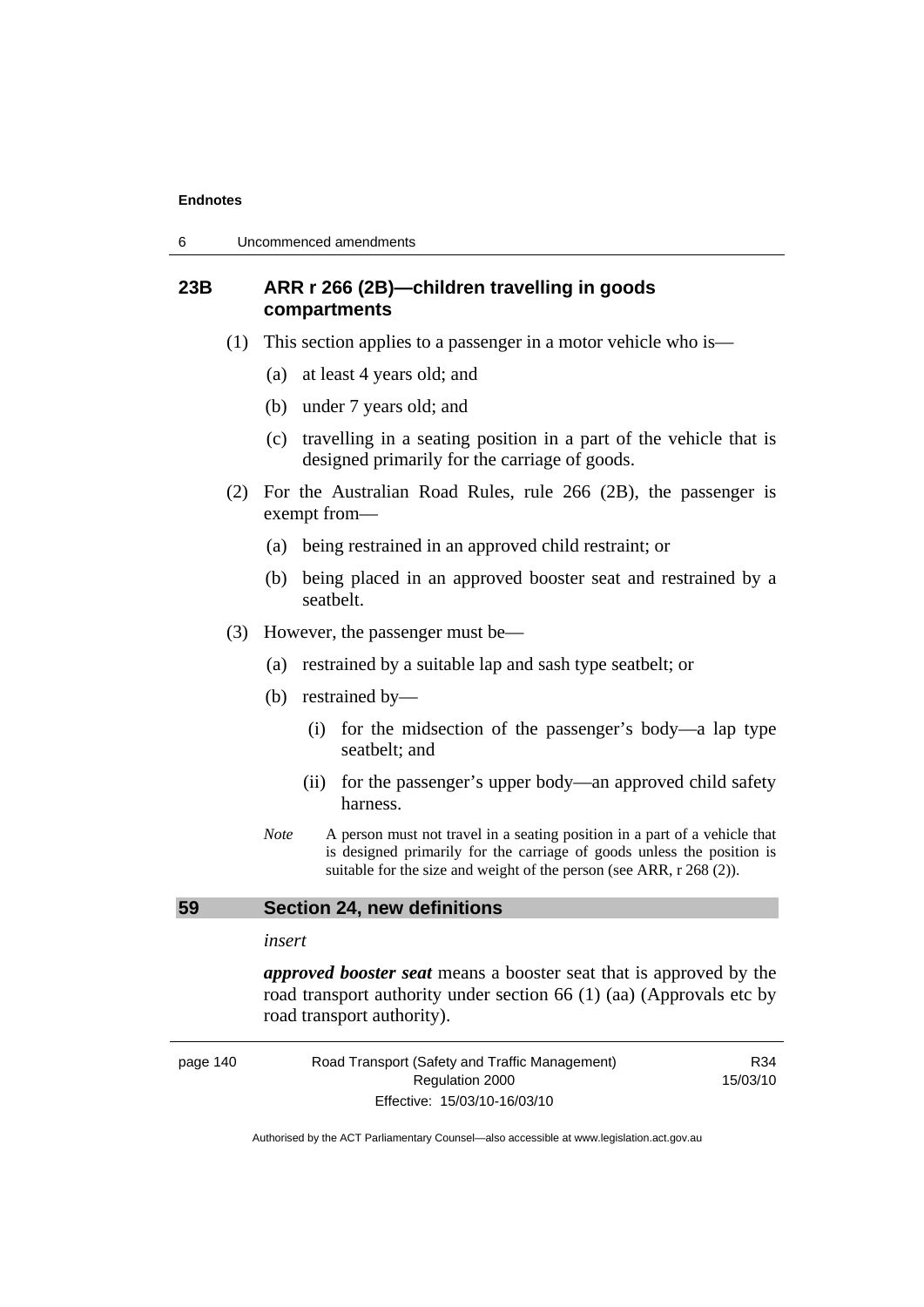### 23B ARR r 266 (2B)—children travelling in goods compartments

(1) This section applies to a passenger in a motor vehicle who is—

(a) at least 4 years old; and

(b) under 7 years old; and

(c) travelling in a seating position in a part of the vehicle that is designed primarily for the carriage of goods.

(2) For the Australian Road Rules, rule 266 (2B), the passenger is exempt from—

(a) being restrained in an approved child restraint; or

(b) being placed in an approved booster seat and restrained by a seatbelt.

(3) However, the passenger must be—

(a) restrained by a suitable lap and sash type seatbelt; or

(b) restrained by—

(i) for the midsection of the passenger's body—a lap type seatbelt; and

(ii) for the passenger's upper body—an approved child safety harness.

*Note* A person must not travel in a seating position in a part of a vehicle that is designed primarily for the carriage of goods unless the position is suitable for the size and weight of the person (see ARR, r 268 (2)).

## 59 Section 24, new definitions

*insert*

***approved booster seat*** means a booster seat that is approved by the road transport authority under section 66 (1) (aa) (Approvals etc by road transport authority).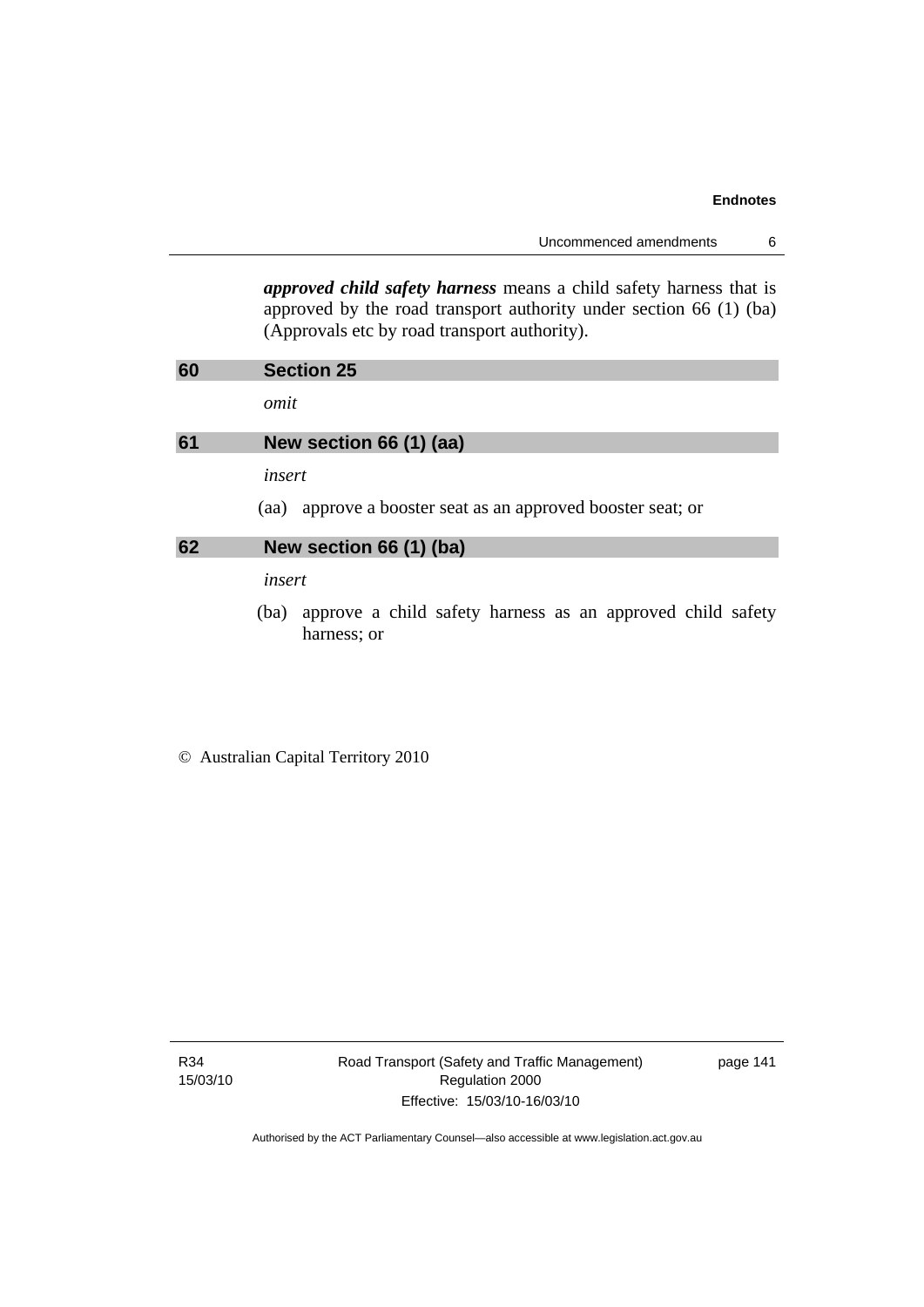***approved child safety harness*** means a child safety harness that is approved by the road transport authority under section 66 (1) (ba) (Approvals etc by road transport authority).

## 60 Section 25

*omit*

## 61 New section 66 (1) (aa)

*insert*

(aa) approve a booster seat as an approved booster seat; or

## 62 New section 66 (1) (ba)

*insert*

(ba) approve a child safety harness as an approved child safety harness; or

© Australian Capital Territory 2010